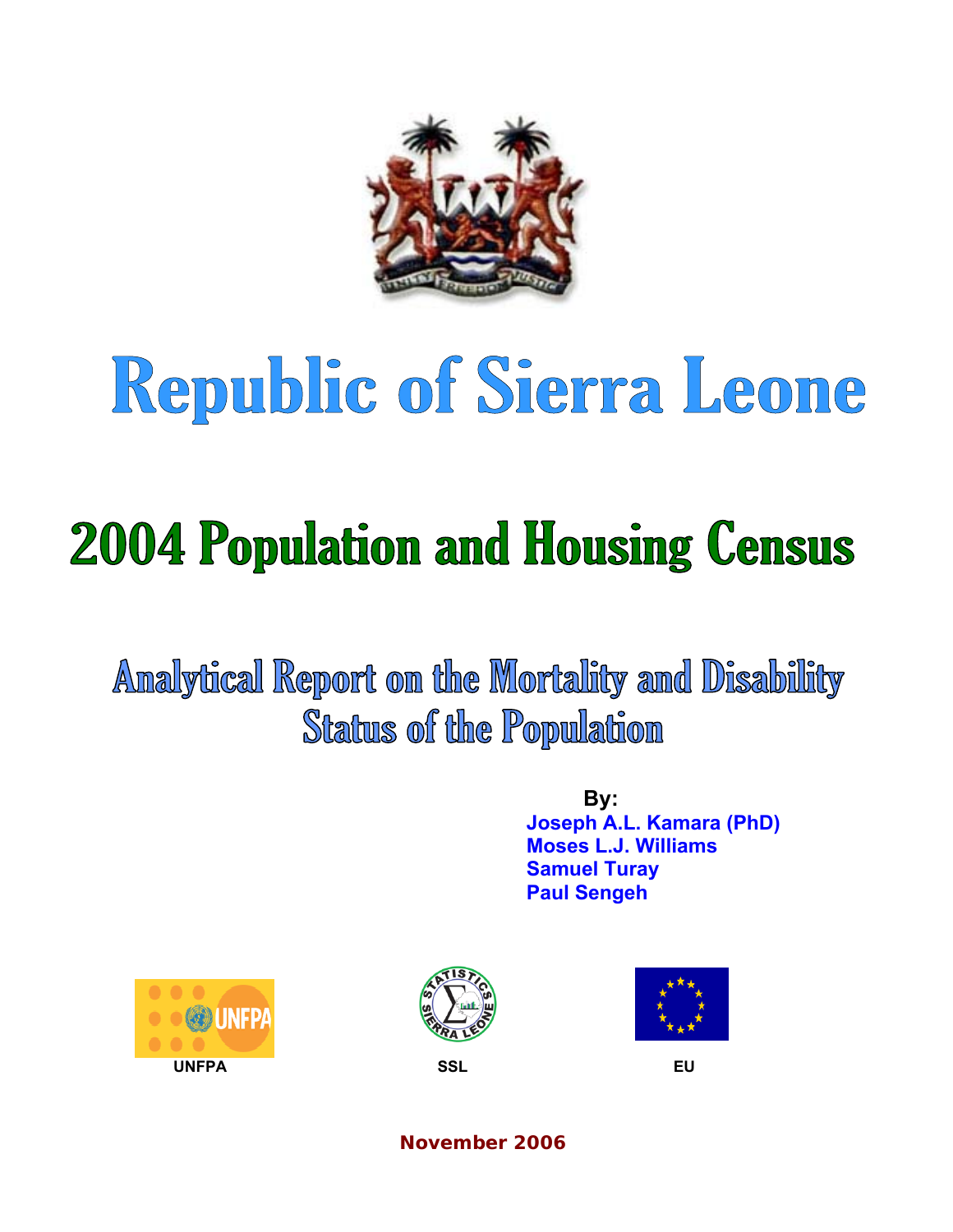# Republic of Sierra Leone

# 2004 Population and Housing Census

## Analytical Report on the Mortality and Disability Status of the Population

**By:**

**Joseph A.L. Kamara (PhD)**
**Moses L.J. Williams**
**Samuel Turay**
**Paul Sengeh**

UNFPA

SSL

EU

**November 2006**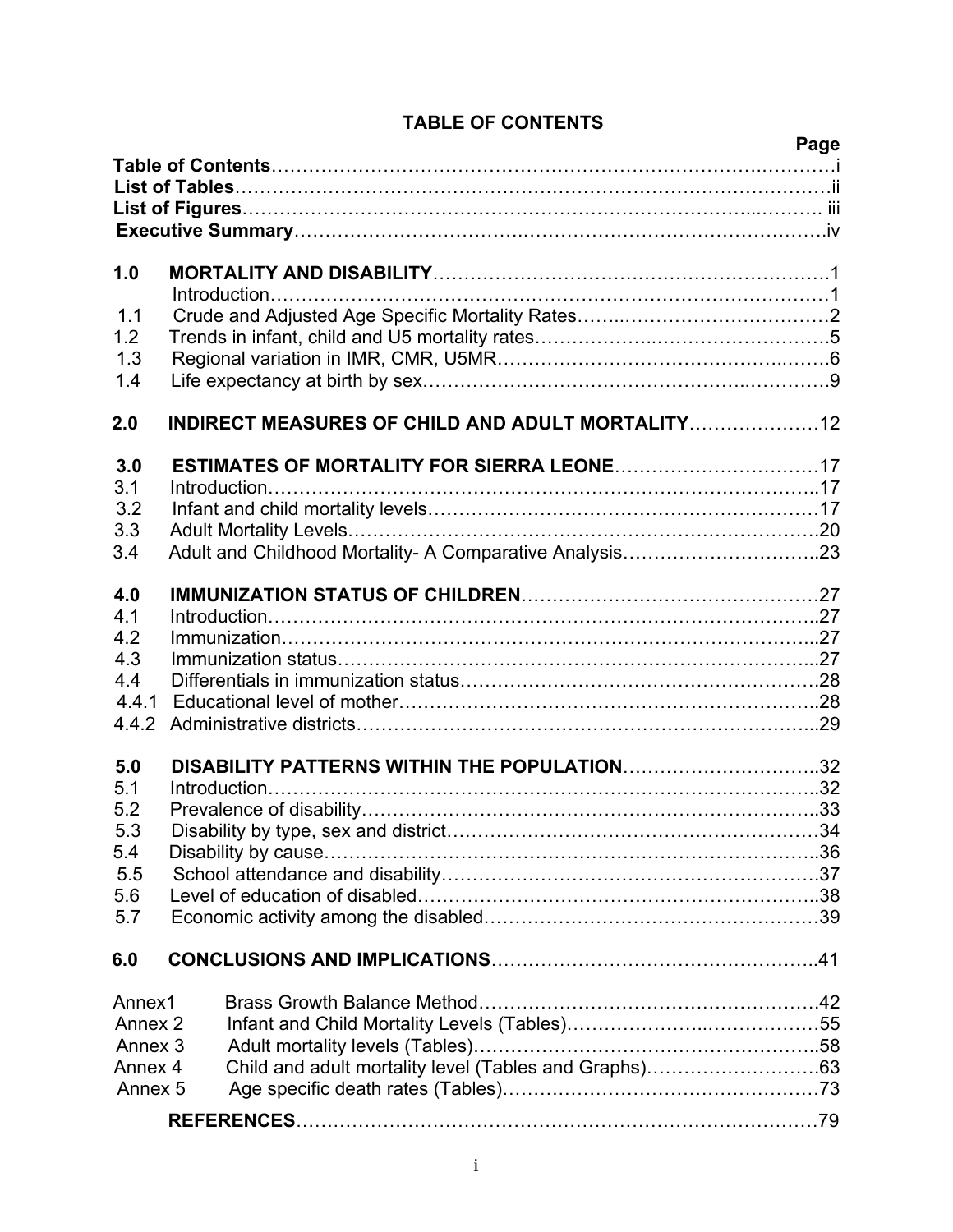# TABLE OF CONTENTS

| | | Page |
|---|---|---|
| **Table of Contents** | | i |
| **List of Tables** | | ii |
| **List of Figures** | | iii |
| **Executive Summary** | | iv |
| **1.0** | **MORTALITY AND DISABILITY** | 1 |
| | Introduction | 1 |
| 1.1 | Crude and Adjusted Age Specific Mortality Rates | 2 |
| 1.2 | Trends in infant, child and U5 mortality rates | 5 |
| 1.3 | Regional variation in IMR, CMR, U5MR | 6 |
| 1.4 | Life expectancy at birth by sex | 9 |
| **2.0** | **INDIRECT MEASURES OF CHILD AND ADULT MORTALITY** | 12 |
| **3.0** | **ESTIMATES OF MORTALITY FOR SIERRA LEONE** | 17 |
| 3.1 | Introduction | 17 |
| 3.2 | Infant and child mortality levels | 17 |
| 3.3 | Adult Mortality Levels | 20 |
| 3.4 | Adult and Childhood Mortality- A Comparative Analysis | 23 |
| **4.0** | **IMMUNIZATION STATUS OF CHILDREN** | 27 |
| 4.1 | Introduction | 27 |
| 4.2 | Immunization | 27 |
| 4.3 | Immunization status | 27 |
| 4.4 | Differentials in immunization status | 28 |
| 4.4.1 | Educational level of mother | 28 |
| 4.4.2 | Administrative districts | 29 |
| **5.0** | **DISABILITY PATTERNS WITHIN THE POPULATION** | 32 |
| 5.1 | Introduction | 32 |
| 5.2 | Prevalence of disability | 33 |
| 5.3 | Disability by type, sex and district | 34 |
| 5.4 | Disability by cause | 36 |
| 5.5 | School attendance and disability | 37 |
| 5.6 | Level of education of disabled | 38 |
| 5.7 | Economic activity among the disabled | 39 |
| **6.0** | **CONCLUSIONS AND IMPLICATIONS** | 41 |
| Annex1 | Brass Growth Balance Method | 42 |
| Annex 2 | Infant and Child Mortality Levels (Tables) | 55 |
| Annex 3 | Adult mortality levels (Tables) | 58 |
| Annex 4 | Child and adult mortality level (Tables and Graphs) | 63 |
| Annex 5 | Age specific death rates (Tables) | 73 |
| | **REFERENCES** | 79 |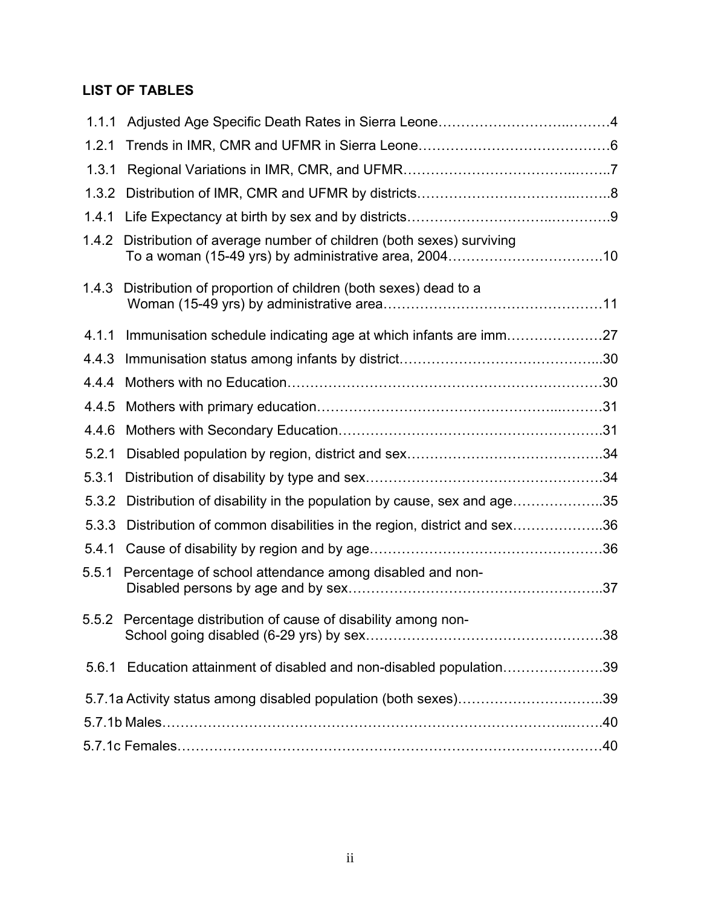## LIST OF TABLES

1.1.1 Adjusted Age Specific Death Rates in Sierra Leone……………………..………4

1.2.1 Trends in IMR, CMR and UFMR in Sierra Leone……………………….…………6

1.3.1 Regional Variations in IMR, CMR, and UFMR…………………………..……..7

1.3.2 Distribution of IMR, CMR and UFMR by districts………………………..……..8

1.4.1 Life Expectancy at birth by sex and by districts……………………...…………..9

1.4.2 Distribution of average number of children (both sexes) surviving To a woman (15-49 yrs) by administrative area, 2004…………………………….10

1.4.3 Distribution of proportion of children (both sexes) dead to a Woman (15-49 yrs) by administrative area…………………………………………11

4.1.1 Immunisation schedule indicating age at which infants are imm………………..27

4.4.3 Immunisation status among infants by district……………………………………...30

4.4.4 Mothers with no Education……………………………………………….…………30

4.4.5 Mothers with primary education……………………………………………..………31

4.4.6 Mothers with Secondary Education……………………………………………….31

5.2.1 Disabled population by region, district and sex……………….……………….…..34

5.3.1 Distribution of disability by type and sex…………………………………………….34

5.3.2 Distribution of disability in the population by cause, sex and age………………..35

5.3.3 Distribution of common disabilities in the region, district and sex………………..36

5.4.1 Cause of disability by region and by age……………………………………………36

5.5.1 Percentage of school attendance among disabled and non-Disabled persons by age and by sex………………………………………………..37

5.5.2 Percentage distribution of cause of disability among non-School going disabled (6-29 yrs) by sex…………………………………………….38

5.6.1 Education attainment of disabled and non-disabled population………………….39

5.7.1a Activity status among disabled population (both sexes)…………………………..39

5.7.1b Males………………………………………………………………………………...…….40

5.7.1c Females………………………………………………………………………………40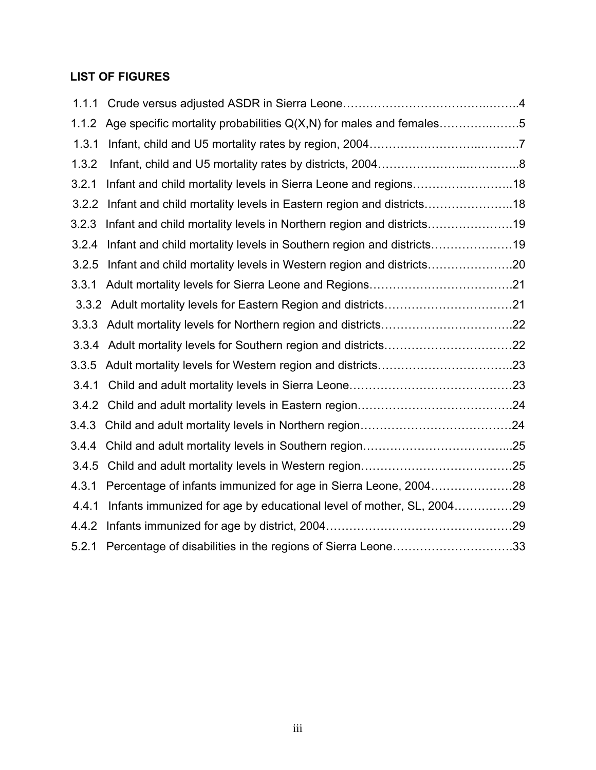**LIST OF FIGURES**

1.1.1 Crude versus adjusted ASDR in Sierra Leone……………………………….……..4

1.1.2 Age specific mortality probabilities Q(X,N) for males and females……………..…….5

1.3.1 Infant, child and U5 mortality rates by region, 2004……………………..……….7

1.3.2 Infant, child and U5 mortality rates by districts, 2004………………….…………..8

3.2.1 Infant and child mortality levels in Sierra Leone and regions……………………..18

3.2.2 Infant and child mortality levels in Eastern region and districts…………………..18

3.2.3 Infant and child mortality levels in Northern region and districts………………….19

3.2.4 Infant and child mortality levels in Southern region and districts…………………19

3.2.5 Infant and child mortality levels in Western region and districts………………….20

3.3.1 Adult mortality levels for Sierra Leone and Regions…………………………….21

3.3.2 Adult mortality levels for Eastern Region and districts……………………………21

3.3.3 Adult mortality levels for Northern region and districts…………………………..22

3.3.4 Adult mortality levels for Southern region and districts……………………………22

3.3.5 Adult mortality levels for Western region and districts……………………………..23

3.4.1 Child and adult mortality levels in Sierra Leone……………………………………23

3.4.2 Child and adult mortality levels in Eastern region………………………………….24

3.4.3 Child and adult mortality levels in Northern region…………………………………24

3.4.4 Child and adult mortality levels in Southern region………………………………...25

3.4.5 Child and adult mortality levels in Western region…………………………………25

4.3.1 Percentage of infants immunized for age in Sierra Leone, 2004…………………28

4.4.1 Infants immunized for age by educational level of mother, SL, 2004……………29

4.4.2 Infants immunized for age by district, 2004………………………………………29

5.2.1 Percentage of disabilities in the regions of Sierra Leone………………………….33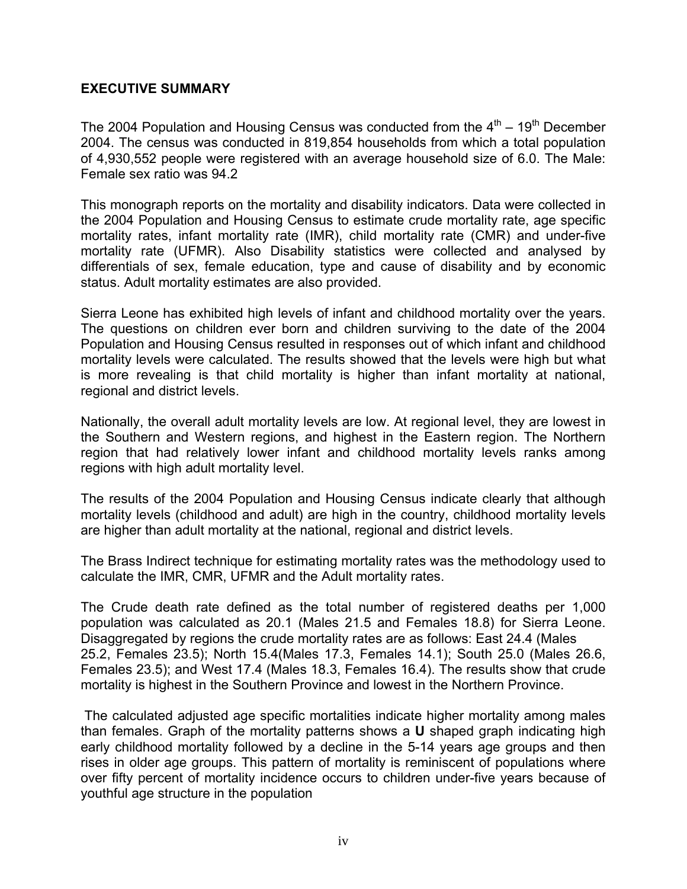## EXECUTIVE SUMMARY

The 2004 Population and Housing Census was conducted from the 4th – 19th December 2004. The census was conducted in 819,854 households from which a total population of 4,930,552 people were registered with an average household size of 6.0. The Male: Female sex ratio was 94.2

This monograph reports on the mortality and disability indicators. Data were collected in the 2004 Population and Housing Census to estimate crude mortality rate, age specific mortality rates, infant mortality rate (IMR), child mortality rate (CMR) and under-five mortality rate (UFMR). Also Disability statistics were collected and analysed by differentials of sex, female education, type and cause of disability and by economic status. Adult mortality estimates are also provided.

Sierra Leone has exhibited high levels of infant and childhood mortality over the years. The questions on children ever born and children surviving to the date of the 2004 Population and Housing Census resulted in responses out of which infant and childhood mortality levels were calculated. The results showed that the levels were high but what is more revealing is that child mortality is higher than infant mortality at national, regional and district levels.

Nationally, the overall adult mortality levels are low. At regional level, they are lowest in the Southern and Western regions, and highest in the Eastern region. The Northern region that had relatively lower infant and childhood mortality levels ranks among regions with high adult mortality level.

The results of the 2004 Population and Housing Census indicate clearly that although mortality levels (childhood and adult) are high in the country, childhood mortality levels are higher than adult mortality at the national, regional and district levels.

The Brass Indirect technique for estimating mortality rates was the methodology used to calculate the IMR, CMR, UFMR and the Adult mortality rates.

The Crude death rate defined as the total number of registered deaths per 1,000 population was calculated as 20.1 (Males 21.5 and Females 18.8) for Sierra Leone. Disaggregated by regions the crude mortality rates are as follows: East 24.4 (Males 25.2, Females 23.5); North 15.4(Males 17.3, Females 14.1); South 25.0 (Males 26.6, Females 23.5); and West 17.4 (Males 18.3, Females 16.4). The results show that crude mortality is highest in the Southern Province and lowest in the Northern Province.

The calculated adjusted age specific mortalities indicate higher mortality among males than females. Graph of the mortality patterns shows a **U** shaped graph indicating high early childhood mortality followed by a decline in the 5-14 years age groups and then rises in older age groups. This pattern of mortality is reminiscent of populations where over fifty percent of mortality incidence occurs to children under-five years because of youthful age structure in the population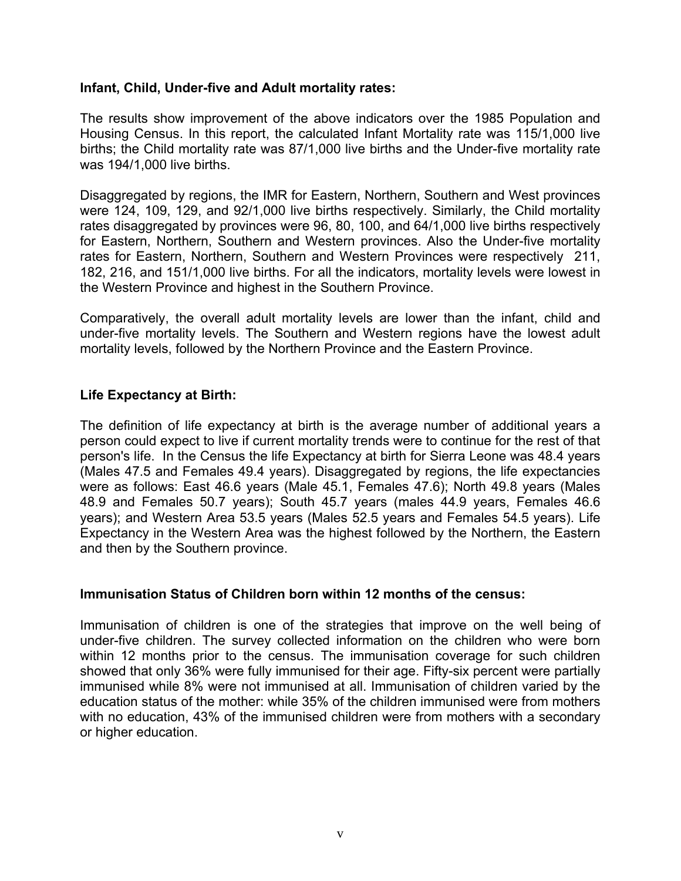**Infant, Child, Under-five and Adult mortality rates:**

The results show improvement of the above indicators over the 1985 Population and Housing Census. In this report, the calculated Infant Mortality rate was 115/1,000 live births; the Child mortality rate was 87/1,000 live births and the Under-five mortality rate was 194/1,000 live births.

Disaggregated by regions, the IMR for Eastern, Northern, Southern and West provinces were 124, 109, 129, and 92/1,000 live births respectively. Similarly, the Child mortality rates disaggregated by provinces were 96, 80, 100, and 64/1,000 live births respectively for Eastern, Northern, Southern and Western provinces. Also the Under-five mortality rates for Eastern, Northern, Southern and Western Provinces were respectively 211, 182, 216, and 151/1,000 live births. For all the indicators, mortality levels were lowest in the Western Province and highest in the Southern Province.

Comparatively, the overall adult mortality levels are lower than the infant, child and under-five mortality levels. The Southern and Western regions have the lowest adult mortality levels, followed by the Northern Province and the Eastern Province.

**Life Expectancy at Birth:**

The definition of life expectancy at birth is the average number of additional years a person could expect to live if current mortality trends were to continue for the rest of that person's life. In the Census the life Expectancy at birth for Sierra Leone was 48.4 years (Males 47.5 and Females 49.4 years). Disaggregated by regions, the life expectancies were as follows: East 46.6 years (Male 45.1, Females 47.6); North 49.8 years (Males 48.9 and Females 50.7 years); South 45.7 years (males 44.9 years, Females 46.6 years); and Western Area 53.5 years (Males 52.5 years and Females 54.5 years). Life Expectancy in the Western Area was the highest followed by the Northern, the Eastern and then by the Southern province.

**Immunisation Status of Children born within 12 months of the census:**

Immunisation of children is one of the strategies that improve on the well being of under-five children. The survey collected information on the children who were born within 12 months prior to the census. The immunisation coverage for such children showed that only 36% were fully immunised for their age. Fifty-six percent were partially immunised while 8% were not immunised at all. Immunisation of children varied by the education status of the mother: while 35% of the children immunised were from mothers with no education, 43% of the immunised children were from mothers with a secondary or higher education.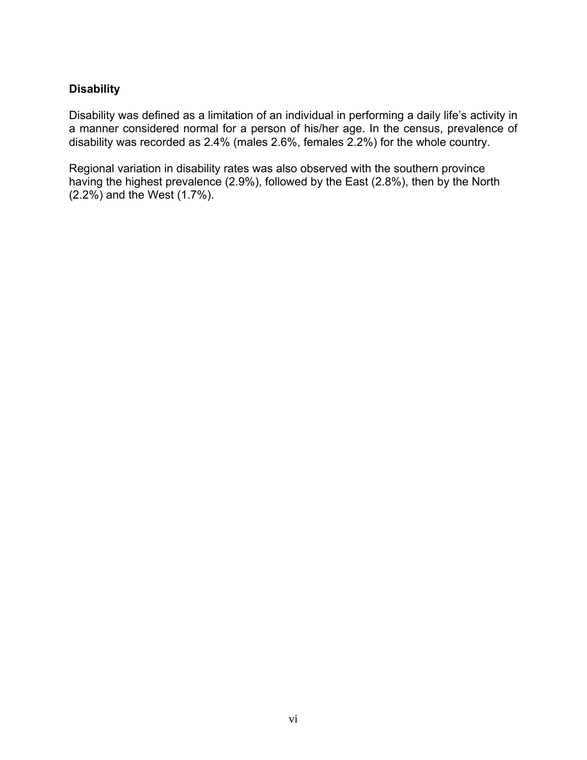**Disability**

Disability was defined as a limitation of an individual in performing a daily life's activity in a manner considered normal for a person of his/her age. In the census, prevalence of disability was recorded as 2.4% (males 2.6%, females 2.2%) for the whole country.

Regional variation in disability rates was also observed with the southern province having the highest prevalence (2.9%), followed by the East (2.8%), then by the North (2.2%) and the West (1.7%).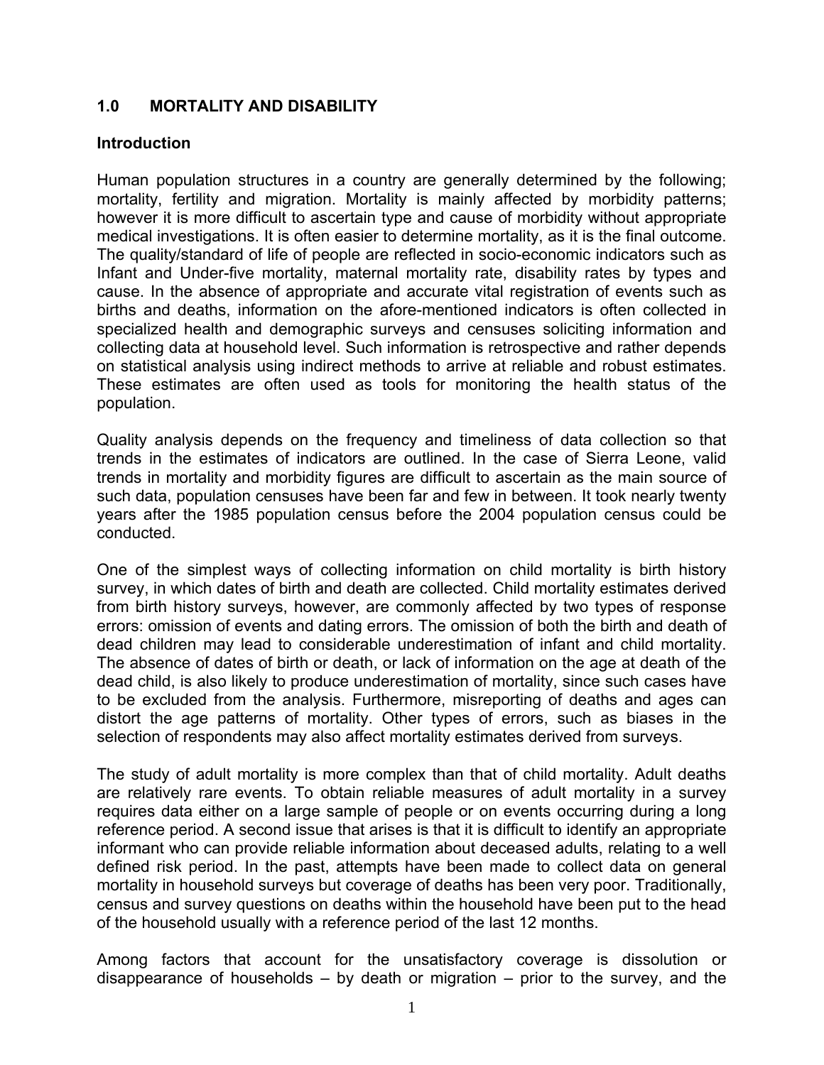# 1.0 MORTALITY AND DISABILITY

## Introduction

Human population structures in a country are generally determined by the following; mortality, fertility and migration. Mortality is mainly affected by morbidity patterns; however it is more difficult to ascertain type and cause of morbidity without appropriate medical investigations. It is often easier to determine mortality, as it is the final outcome. The quality/standard of life of people are reflected in socio-economic indicators such as Infant and Under-five mortality, maternal mortality rate, disability rates by types and cause. In the absence of appropriate and accurate vital registration of events such as births and deaths, information on the afore-mentioned indicators is often collected in specialized health and demographic surveys and censuses soliciting information and collecting data at household level. Such information is retrospective and rather depends on statistical analysis using indirect methods to arrive at reliable and robust estimates. These estimates are often used as tools for monitoring the health status of the population.

Quality analysis depends on the frequency and timeliness of data collection so that trends in the estimates of indicators are outlined. In the case of Sierra Leone, valid trends in mortality and morbidity figures are difficult to ascertain as the main source of such data, population censuses have been far and few in between. It took nearly twenty years after the 1985 population census before the 2004 population census could be conducted.

One of the simplest ways of collecting information on child mortality is birth history survey, in which dates of birth and death are collected. Child mortality estimates derived from birth history surveys, however, are commonly affected by two types of response errors: omission of events and dating errors. The omission of both the birth and death of dead children may lead to considerable underestimation of infant and child mortality. The absence of dates of birth or death, or lack of information on the age at death of the dead child, is also likely to produce underestimation of mortality, since such cases have to be excluded from the analysis. Furthermore, misreporting of deaths and ages can distort the age patterns of mortality. Other types of errors, such as biases in the selection of respondents may also affect mortality estimates derived from surveys.

The study of adult mortality is more complex than that of child mortality. Adult deaths are relatively rare events. To obtain reliable measures of adult mortality in a survey requires data either on a large sample of people or on events occurring during a long reference period. A second issue that arises is that it is difficult to identify an appropriate informant who can provide reliable information about deceased adults, relating to a well defined risk period. In the past, attempts have been made to collect data on general mortality in household surveys but coverage of deaths has been very poor. Traditionally, census and survey questions on deaths within the household have been put to the head of the household usually with a reference period of the last 12 months.

Among factors that account for the unsatisfactory coverage is dissolution or disappearance of households – by death or migration – prior to the survey, and the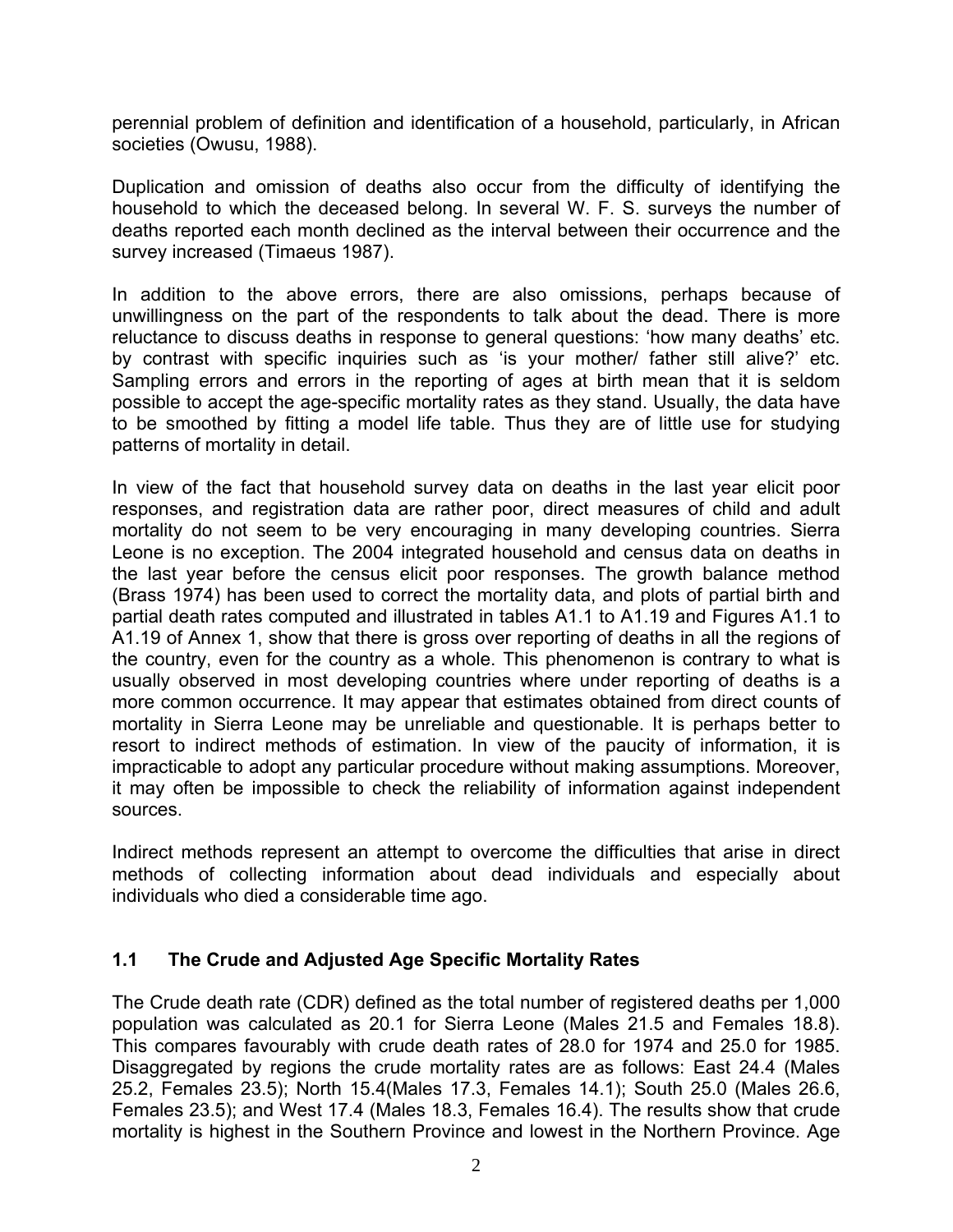perennial problem of definition and identification of a household, particularly, in African societies (Owusu, 1988).

Duplication and omission of deaths also occur from the difficulty of identifying the household to which the deceased belong. In several W. F. S. surveys the number of deaths reported each month declined as the interval between their occurrence and the survey increased (Timaeus 1987).

In addition to the above errors, there are also omissions, perhaps because of unwillingness on the part of the respondents to talk about the dead. There is more reluctance to discuss deaths in response to general questions: 'how many deaths' etc. by contrast with specific inquiries such as 'is your mother/ father still alive?' etc. Sampling errors and errors in the reporting of ages at birth mean that it is seldom possible to accept the age-specific mortality rates as they stand. Usually, the data have to be smoothed by fitting a model life table. Thus they are of little use for studying patterns of mortality in detail.

In view of the fact that household survey data on deaths in the last year elicit poor responses, and registration data are rather poor, direct measures of child and adult mortality do not seem to be very encouraging in many developing countries. Sierra Leone is no exception. The 2004 integrated household and census data on deaths in the last year before the census elicit poor responses. The growth balance method (Brass 1974) has been used to correct the mortality data, and plots of partial birth and partial death rates computed and illustrated in tables A1.1 to A1.19 and Figures A1.1 to A1.19 of Annex 1, show that there is gross over reporting of deaths in all the regions of the country, even for the country as a whole. This phenomenon is contrary to what is usually observed in most developing countries where under reporting of deaths is a more common occurrence. It may appear that estimates obtained from direct counts of mortality in Sierra Leone may be unreliable and questionable. It is perhaps better to resort to indirect methods of estimation. In view of the paucity of information, it is impracticable to adopt any particular procedure without making assumptions. Moreover, it may often be impossible to check the reliability of information against independent sources.

Indirect methods represent an attempt to overcome the difficulties that arise in direct methods of collecting information about dead individuals and especially about individuals who died a considerable time ago.

## 1.1 The Crude and Adjusted Age Specific Mortality Rates

The Crude death rate (CDR) defined as the total number of registered deaths per 1,000 population was calculated as 20.1 for Sierra Leone (Males 21.5 and Females 18.8). This compares favourably with crude death rates of 28.0 for 1974 and 25.0 for 1985. Disaggregated by regions the crude mortality rates are as follows: East 24.4 (Males 25.2, Females 23.5); North 15.4(Males 17.3, Females 14.1); South 25.0 (Males 26.6, Females 23.5); and West 17.4 (Males 18.3, Females 16.4). The results show that crude mortality is highest in the Southern Province and lowest in the Northern Province. Age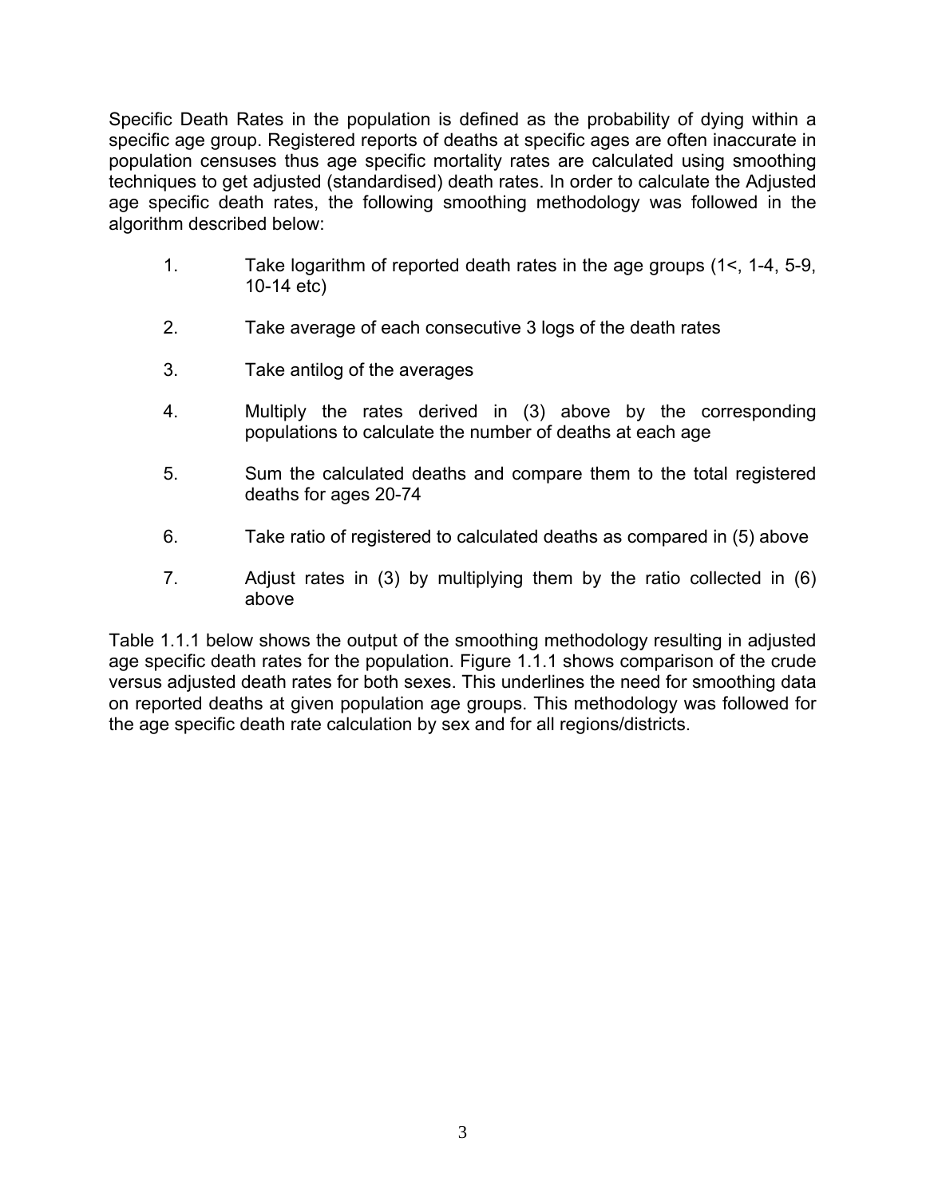Specific Death Rates in the population is defined as the probability of dying within a specific age group. Registered reports of deaths at specific ages are often inaccurate in population censuses thus age specific mortality rates are calculated using smoothing techniques to get adjusted (standardised) death rates. In order to calculate the Adjusted age specific death rates, the following smoothing methodology was followed in the algorithm described below:

1. Take logarithm of reported death rates in the age groups (1<, 1-4, 5-9, 10-14 etc)

2. Take average of each consecutive 3 logs of the death rates

3. Take antilog of the averages

4. Multiply the rates derived in (3) above by the corresponding populations to calculate the number of deaths at each age

5. Sum the calculated deaths and compare them to the total registered deaths for ages 20-74

6. Take ratio of registered to calculated deaths as compared in (5) above

7. Adjust rates in (3) by multiplying them by the ratio collected in (6) above

Table 1.1.1 below shows the output of the smoothing methodology resulting in adjusted age specific death rates for the population. Figure 1.1.1 shows comparison of the crude versus adjusted death rates for both sexes. This underlines the need for smoothing data on reported deaths at given population age groups. This methodology was followed for the age specific death rate calculation by sex and for all regions/districts.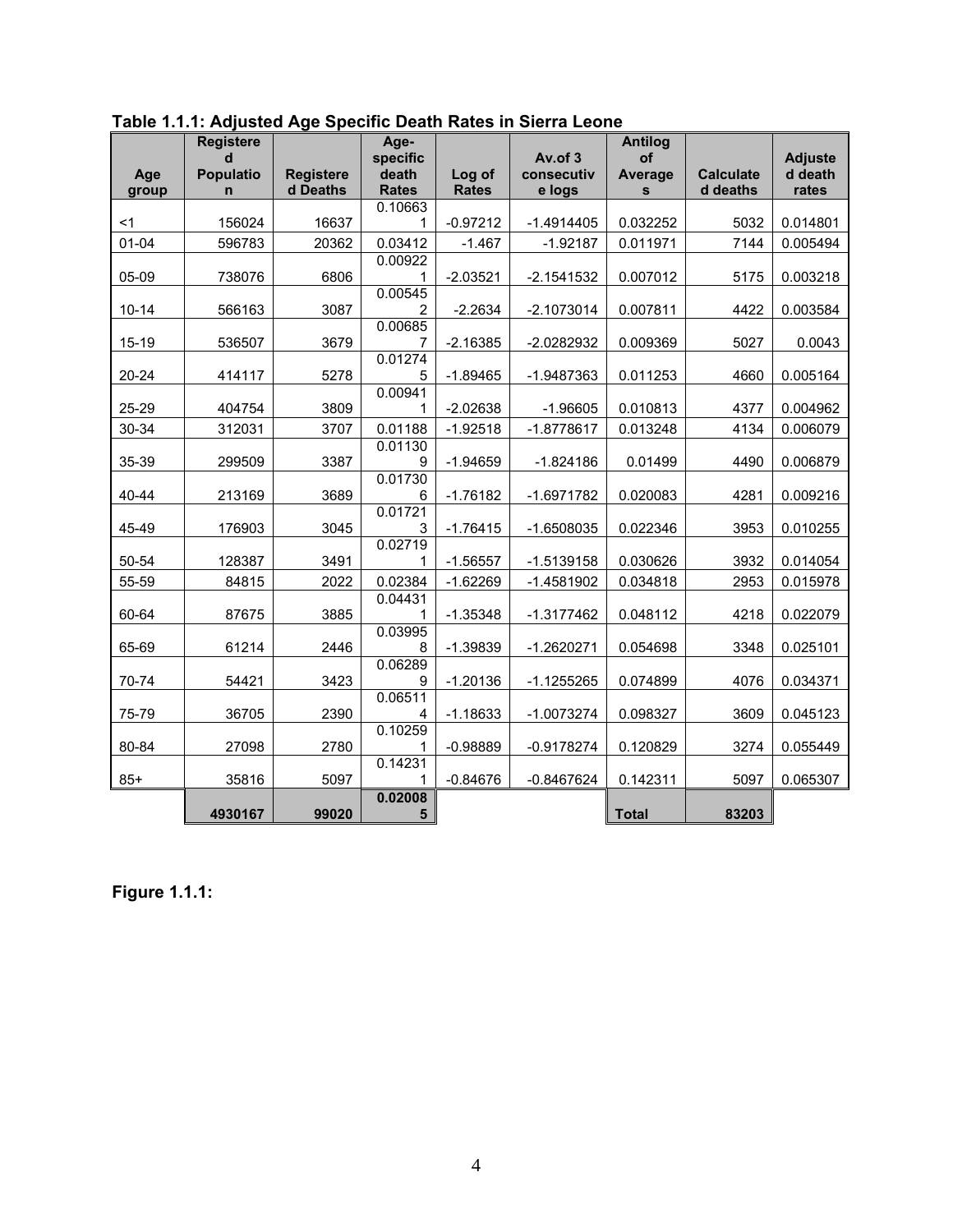**Table 1.1.1: Adjusted Age Specific Death Rates in Sierra Leone**

| Age group | Registered Population | Registered Deaths | Age-specific death Rates | Log of Rates | Av.of 3 consecutive logs | Antilog of Averages | Calculated deaths | Adjusted death rates |
|---|---|---|---|---|---|---|---|---|
| <1 | 156024 | 16637 | 0.106631 | -0.97212 | -1.4914405 | 0.032252 | 5032 | 0.014801 |
| 01-04 | 596783 | 20362 | 0.03412 | -1.467 | -1.92187 | 0.011971 | 7144 | 0.005494 |
| 05-09 | 738076 | 6806 | 0.009221 | -2.03521 | -2.1541532 | 0.007012 | 5175 | 0.003218 |
| 10-14 | 566163 | 3087 | 0.005452 | -2.2634 | -2.1073014 | 0.007811 | 4422 | 0.003584 |
| 15-19 | 536507 | 3679 | 0.006857 | -2.16385 | -2.0282932 | 0.009369 | 5027 | 0.0043 |
| 20-24 | 414117 | 5278 | 0.012745 | -1.89465 | -1.9487363 | 0.011253 | 4660 | 0.005164 |
| 25-29 | 404754 | 3809 | 0.009411 | -2.02638 | -1.96605 | 0.010813 | 4377 | 0.004962 |
| 30-34 | 312031 | 3707 | 0.01188 | -1.92518 | -1.8778617 | 0.013248 | 4134 | 0.006079 |
| 35-39 | 299509 | 3387 | 0.011309 | -1.94659 | -1.824186 | 0.01499 | 4490 | 0.006879 |
| 40-44 | 213169 | 3689 | 0.017306 | -1.76182 | -1.6971782 | 0.020083 | 4281 | 0.009216 |
| 45-49 | 176903 | 3045 | 0.017213 | -1.76415 | -1.6508035 | 0.022346 | 3953 | 0.010255 |
| 50-54 | 128387 | 3491 | 0.027191 | -1.56557 | -1.5139158 | 0.030626 | 3932 | 0.014054 |
| 55-59 | 84815 | 2022 | 0.02384 | -1.62269 | -1.4581902 | 0.034818 | 2953 | 0.015978 |
| 60-64 | 87675 | 3885 | 0.044311 | -1.35348 | -1.3177462 | 0.048112 | 4218 | 0.022079 |
| 65-69 | 61214 | 2446 | 0.039958 | -1.39839 | -1.2620271 | 0.054698 | 3348 | 0.025101 |
| 70-74 | 54421 | 3423 | 0.062899 | -1.20136 | -1.1255265 | 0.074899 | 4076 | 0.034371 |
| 75-79 | 36705 | 2390 | 0.065114 | -1.18633 | -1.0073274 | 0.098327 | 3609 | 0.045123 |
| 80-84 | 27098 | 2780 | 0.102591 | -0.98889 | -0.9178274 | 0.120829 | 3274 | 0.055449 |
| 85+ | 35816 | 5097 | 0.142311 | -0.84676 | -0.8467624 | 0.142311 | 5097 | 0.065307 |
| | **4930167** | **99020** | **0.020085** | | | **Total** | **83203** | |

**Figure 1.1.1:**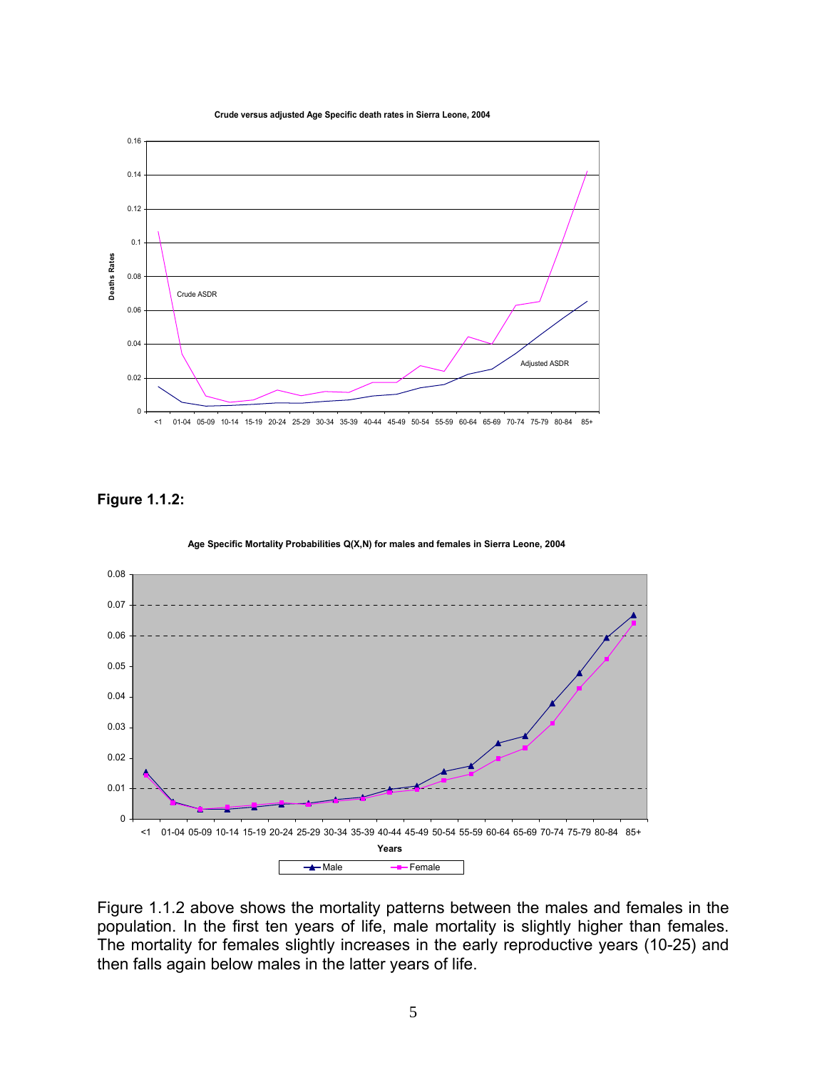Crude versus adjusted Age Specific death rates in Sierra Leone, 2004

**Figure 1.1.2:**

Age Specific Mortality Probabilities Q(X,N) for males and females in Sierra Leone, 2004

Figure 1.1.2 above shows the mortality patterns between the males and females in the population. In the first ten years of life, male mortality is slightly higher than females. The mortality for females slightly increases in the early reproductive years (10-25) and then falls again below males in the latter years of life.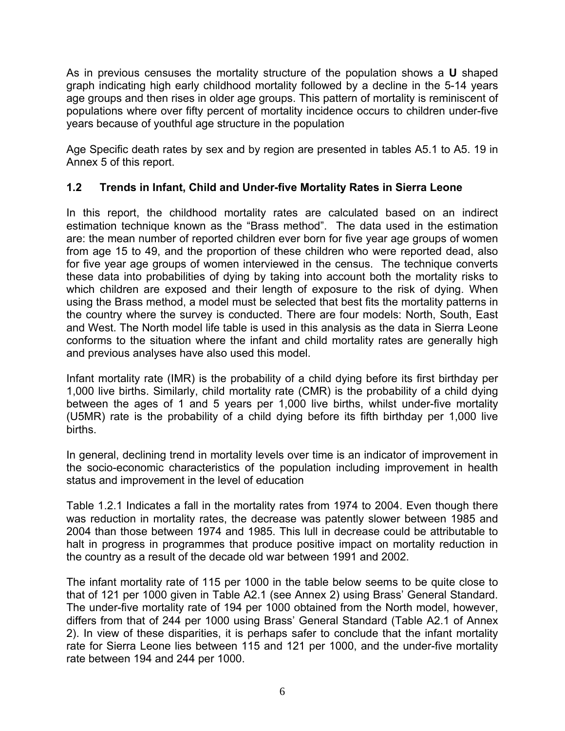As in previous censuses the mortality structure of the population shows a **U** shaped graph indicating high early childhood mortality followed by a decline in the 5-14 years age groups and then rises in older age groups. This pattern of mortality is reminiscent of populations where over fifty percent of mortality incidence occurs to children under-five years because of youthful age structure in the population

Age Specific death rates by sex and by region are presented in tables A5.1 to A5. 19 in Annex 5 of this report.

## 1.2 Trends in Infant, Child and Under-five Mortality Rates in Sierra Leone

In this report, the childhood mortality rates are calculated based on an indirect estimation technique known as the "Brass method". The data used in the estimation are: the mean number of reported children ever born for five year age groups of women from age 15 to 49, and the proportion of these children who were reported dead, also for five year age groups of women interviewed in the census. The technique converts these data into probabilities of dying by taking into account both the mortality risks to which children are exposed and their length of exposure to the risk of dying. When using the Brass method, a model must be selected that best fits the mortality patterns in the country where the survey is conducted. There are four models: North, South, East and West. The North model life table is used in this analysis as the data in Sierra Leone conforms to the situation where the infant and child mortality rates are generally high and previous analyses have also used this model.

Infant mortality rate (IMR) is the probability of a child dying before its first birthday per 1,000 live births. Similarly, child mortality rate (CMR) is the probability of a child dying between the ages of 1 and 5 years per 1,000 live births, whilst under-five mortality (U5MR) rate is the probability of a child dying before its fifth birthday per 1,000 live births.

In general, declining trend in mortality levels over time is an indicator of improvement in the socio-economic characteristics of the population including improvement in health status and improvement in the level of education

Table 1.2.1 Indicates a fall in the mortality rates from 1974 to 2004. Even though there was reduction in mortality rates, the decrease was patently slower between 1985 and 2004 than those between 1974 and 1985. This lull in decrease could be attributable to halt in progress in programmes that produce positive impact on mortality reduction in the country as a result of the decade old war between 1991 and 2002.

The infant mortality rate of 115 per 1000 in the table below seems to be quite close to that of 121 per 1000 given in Table A2.1 (see Annex 2) using Brass' General Standard. The under-five mortality rate of 194 per 1000 obtained from the North model, however, differs from that of 244 per 1000 using Brass' General Standard (Table A2.1 of Annex 2). In view of these disparities, it is perhaps safer to conclude that the infant mortality rate for Sierra Leone lies between 115 and 121 per 1000, and the under-five mortality rate between 194 and 244 per 1000.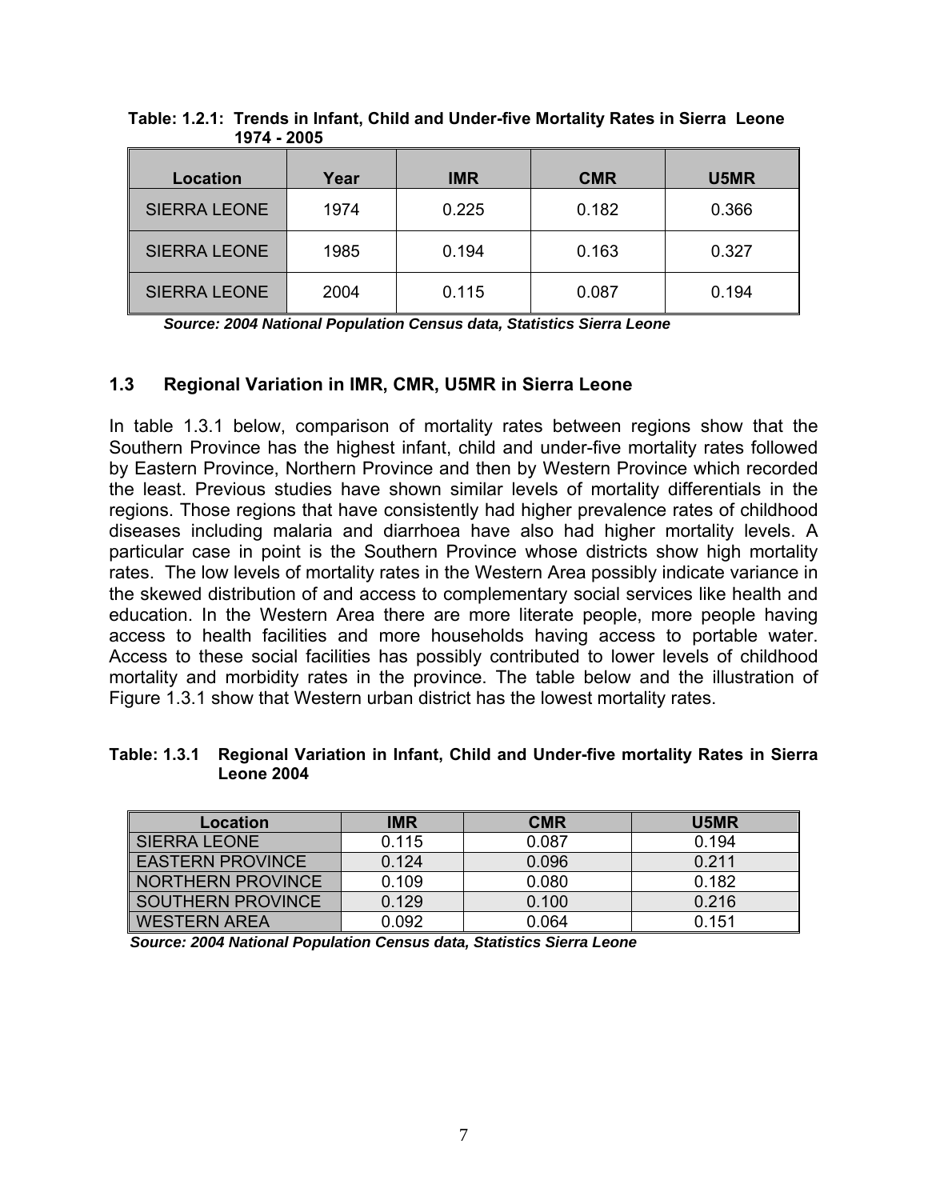**Table: 1.2.1: Trends in Infant, Child and Under-five Mortality Rates in Sierra Leone 1974 - 2005**

| Location | Year | IMR | CMR | U5MR |
|---|---|---|---|---|
| SIERRA LEONE | 1974 | 0.225 | 0.182 | 0.366 |
| SIERRA LEONE | 1985 | 0.194 | 0.163 | 0.327 |
| SIERRA LEONE | 2004 | 0.115 | 0.087 | 0.194 |

***Source: 2004 National Population Census data, Statistics Sierra Leone***

## 1.3 Regional Variation in IMR, CMR, U5MR in Sierra Leone

In table 1.3.1 below, comparison of mortality rates between regions show that the Southern Province has the highest infant, child and under-five mortality rates followed by Eastern Province, Northern Province and then by Western Province which recorded the least. Previous studies have shown similar levels of mortality differentials in the regions. Those regions that have consistently had higher prevalence rates of childhood diseases including malaria and diarrhoea have also had higher mortality levels. A particular case in point is the Southern Province whose districts show high mortality rates. The low levels of mortality rates in the Western Area possibly indicate variance in the skewed distribution of and access to complementary social services like health and education. In the Western Area there are more literate people, more people having access to health facilities and more households having access to portable water. Access to these social facilities has possibly contributed to lower levels of childhood mortality and morbidity rates in the province. The table below and the illustration of Figure 1.3.1 show that Western urban district has the lowest mortality rates.

**Table: 1.3.1 Regional Variation in Infant, Child and Under-five mortality Rates in Sierra Leone 2004**

| Location | IMR | CMR | U5MR |
|---|---|---|---|
| SIERRA LEONE | 0.115 | 0.087 | 0.194 |
| EASTERN PROVINCE | 0.124 | 0.096 | 0.211 |
| NORTHERN PROVINCE | 0.109 | 0.080 | 0.182 |
| SOUTHERN PROVINCE | 0.129 | 0.100 | 0.216 |
| WESTERN AREA | 0.092 | 0.064 | 0.151 |

***Source: 2004 National Population Census data, Statistics Sierra Leone***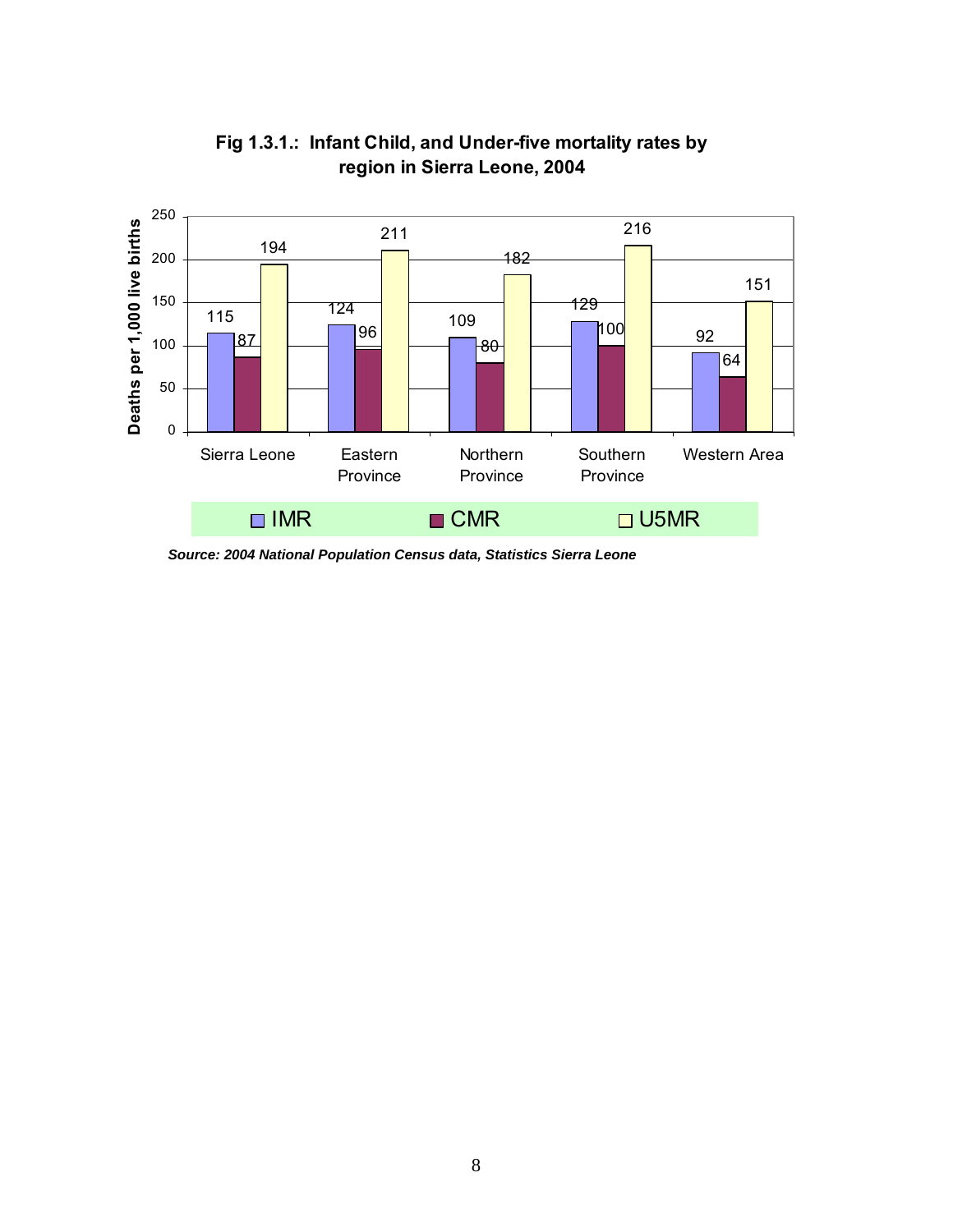**Fig 1.3.1.: Infant Child, and Under-five mortality rates by region in Sierra Leone, 2004**

| Region | IMR | CMR | U5MR |
|---|---|---|---|
| Sierra Leone | 115 | 87 | 194 |
| Eastern Province | 124 | 96 | 211 |
| Northern Province | 109 | 80 | 182 |
| Southern Province | 129 | 100 | 216 |
| Western Area | 92 | 64 | 151 |

Deaths per 1,000 live births

***Source: 2004 National Population Census data, Statistics Sierra Leone***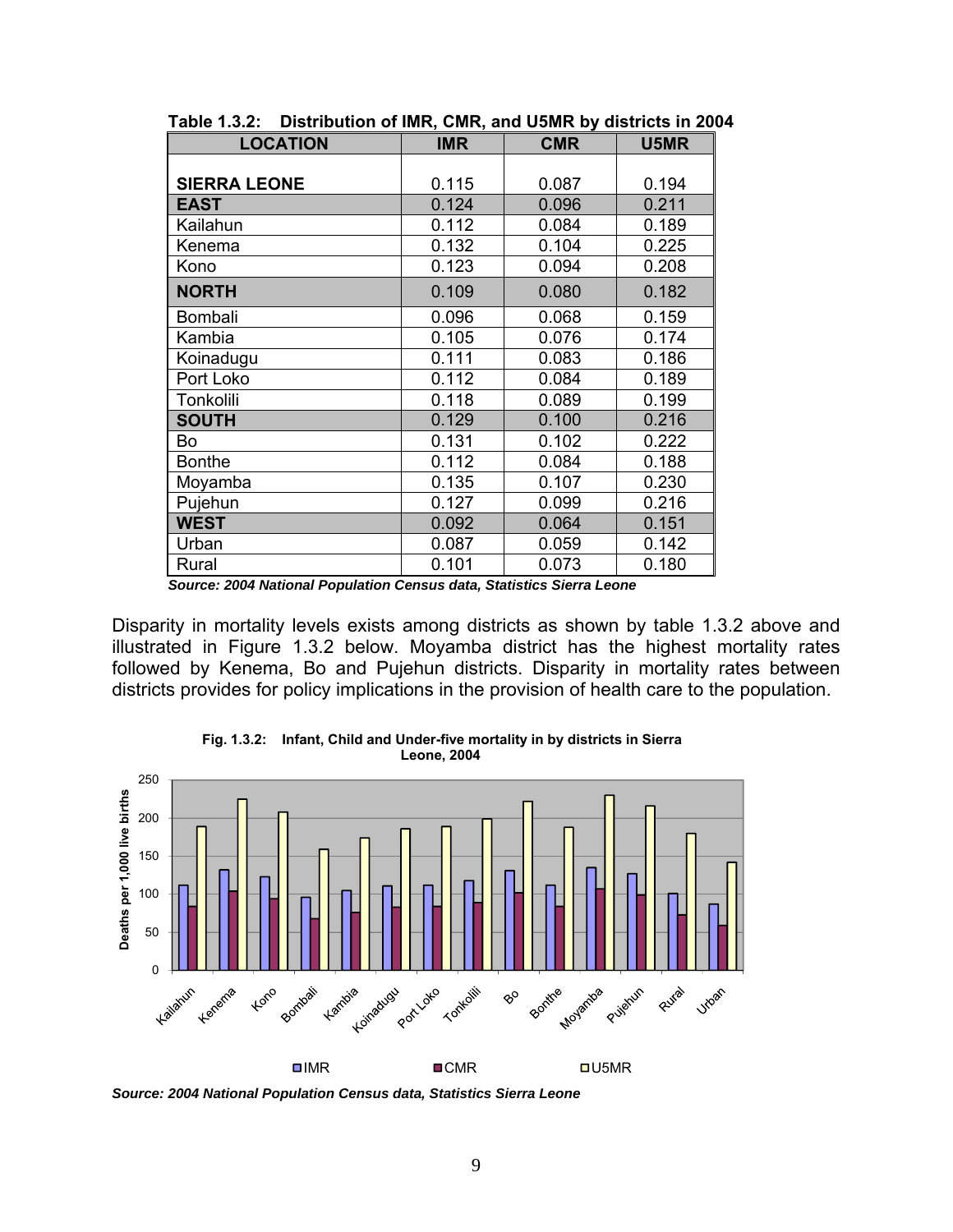**Table 1.3.2: Distribution of IMR, CMR, and U5MR by districts in 2004**

| LOCATION | IMR | CMR | U5MR |
|---|---|---|---|
| **SIERRA LEONE** | 0.115 | 0.087 | 0.194 |
| **EAST** | 0.124 | 0.096 | 0.211 |
| Kailahun | 0.112 | 0.084 | 0.189 |
| Kenema | 0.132 | 0.104 | 0.225 |
| Kono | 0.123 | 0.094 | 0.208 |
| **NORTH** | 0.109 | 0.080 | 0.182 |
| Bombali | 0.096 | 0.068 | 0.159 |
| Kambia | 0.105 | 0.076 | 0.174 |
| Koinadugu | 0.111 | 0.083 | 0.186 |
| Port Loko | 0.112 | 0.084 | 0.189 |
| Tonkolili | 0.118 | 0.089 | 0.199 |
| **SOUTH** | 0.129 | 0.100 | 0.216 |
| Bo | 0.131 | 0.102 | 0.222 |
| Bonthe | 0.112 | 0.084 | 0.188 |
| Moyamba | 0.135 | 0.107 | 0.230 |
| Pujehun | 0.127 | 0.099 | 0.216 |
| **WEST** | 0.092 | 0.064 | 0.151 |
| Urban | 0.087 | 0.059 | 0.142 |
| Rural | 0.101 | 0.073 | 0.180 |

***Source: 2004 National Population Census data, Statistics Sierra Leone***

Disparity in mortality levels exists among districts as shown by table 1.3.2 above and illustrated in Figure 1.3.2 below. Moyamba district has the highest mortality rates followed by Kenema, Bo and Pujehun districts. Disparity in mortality rates between districts provides for policy implications in the provision of health care to the population.

**Fig. 1.3.2: Infant, Child and Under-five mortality in by districts in Sierra Leone, 2004**

***Source: 2004 National Population Census data, Statistics Sierra Leone***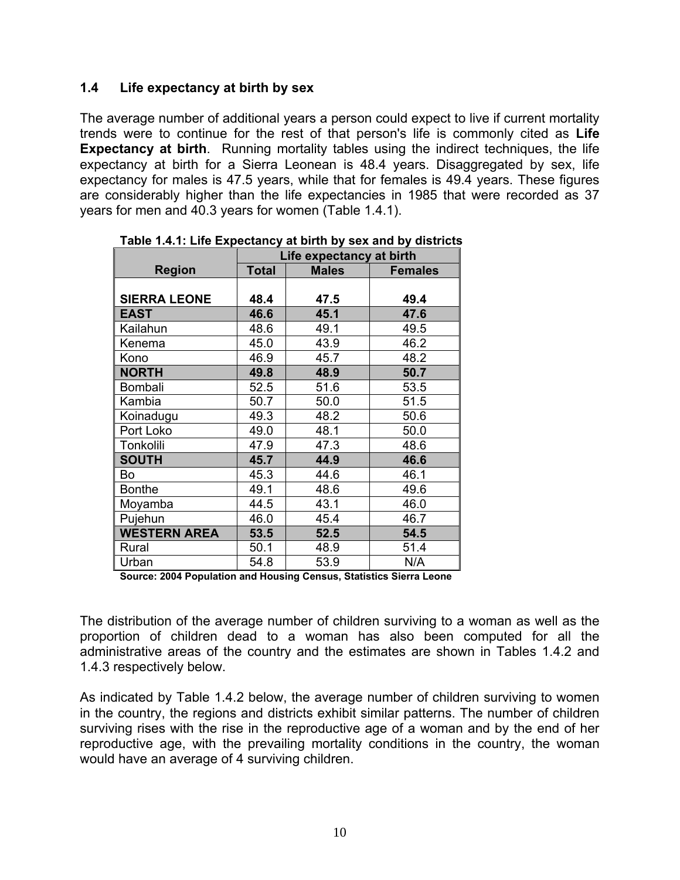## 1.4 Life expectancy at birth by sex

The average number of additional years a person could expect to live if current mortality trends were to continue for the rest of that person's life is commonly cited as **Life Expectancy at birth**. Running mortality tables using the indirect techniques, the life expectancy at birth for a Sierra Leonean is 48.4 years. Disaggregated by sex, life expectancy for males is 47.5 years, while that for females is 49.4 years. These figures are considerably higher than the life expectancies in 1985 that were recorded as 37 years for men and 40.3 years for women (Table 1.4.1).

**Table 1.4.1: Life Expectancy at birth by sex and by districts**

| Region | Life expectancy at birth | | |
|---|---|---|---|
| | **Total** | **Males** | **Females** |
| **SIERRA LEONE** | **48.4** | **47.5** | **49.4** |
| **EAST** | **46.6** | **45.1** | **47.6** |
| Kailahun | 48.6 | 49.1 | 49.5 |
| Kenema | 45.0 | 43.9 | 46.2 |
| Kono | 46.9 | 45.7 | 48.2 |
| **NORTH** | **49.8** | **48.9** | **50.7** |
| Bombali | 52.5 | 51.6 | 53.5 |
| Kambia | 50.7 | 50.0 | 51.5 |
| Koinadugu | 49.3 | 48.2 | 50.6 |
| Port Loko | 49.0 | 48.1 | 50.0 |
| Tonkolili | 47.9 | 47.3 | 48.6 |
| **SOUTH** | **45.7** | **44.9** | **46.6** |
| Bo | 45.3 | 44.6 | 46.1 |
| Bonthe | 49.1 | 48.6 | 49.6 |
| Moyamba | 44.5 | 43.1 | 46.0 |
| Pujehun | 46.0 | 45.4 | 46.7 |
| **WESTERN AREA** | **53.5** | **52.5** | **54.5** |
| Rural | 50.1 | 48.9 | 51.4 |
| Urban | 54.8 | 53.9 | N/A |

**Source: 2004 Population and Housing Census, Statistics Sierra Leone**

The distribution of the average number of children surviving to a woman as well as the proportion of children dead to a woman has also been computed for all the administrative areas of the country and the estimates are shown in Tables 1.4.2 and 1.4.3 respectively below.

As indicated by Table 1.4.2 below, the average number of children surviving to women in the country, the regions and districts exhibit similar patterns. The number of children surviving rises with the rise in the reproductive age of a woman and by the end of her reproductive age, with the prevailing mortality conditions in the country, the woman would have an average of 4 surviving children.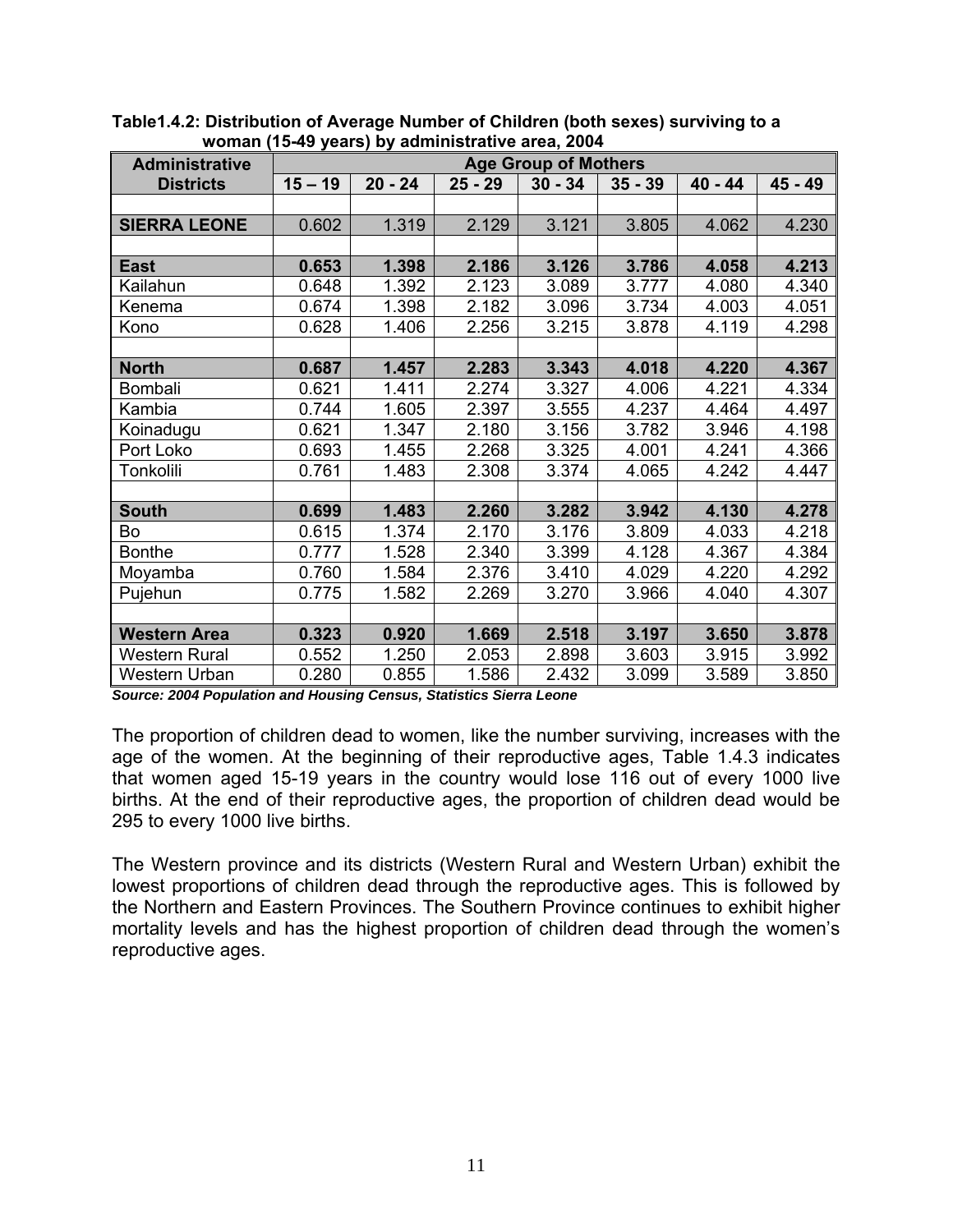**Table1.4.2: Distribution of Average Number of Children (both sexes) surviving to a woman (15-49 years) by administrative area, 2004**

| Administrative Districts | Age Group of Mothers | | | | | | |
|---|---|---|---|---|---|---|---|
| | 15 – 19 | 20 - 24 | 25 - 29 | 30 - 34 | 35 - 39 | 40 - 44 | 45 - 49 |
| | | | | | | | |
| **SIERRA LEONE** | 0.602 | 1.319 | 2.129 | 3.121 | 3.805 | 4.062 | 4.230 |
| | | | | | | | |
| **East** | **0.653** | **1.398** | **2.186** | **3.126** | **3.786** | **4.058** | **4.213** |
| Kailahun | 0.648 | 1.392 | 2.123 | 3.089 | 3.777 | 4.080 | 4.340 |
| Kenema | 0.674 | 1.398 | 2.182 | 3.096 | 3.734 | 4.003 | 4.051 |
| Kono | 0.628 | 1.406 | 2.256 | 3.215 | 3.878 | 4.119 | 4.298 |
| | | | | | | | |
| **North** | **0.687** | **1.457** | **2.283** | **3.343** | **4.018** | **4.220** | **4.367** |
| Bombali | 0.621 | 1.411 | 2.274 | 3.327 | 4.006 | 4.221 | 4.334 |
| Kambia | 0.744 | 1.605 | 2.397 | 3.555 | 4.237 | 4.464 | 4.497 |
| Koinadugu | 0.621 | 1.347 | 2.180 | 3.156 | 3.782 | 3.946 | 4.198 |
| Port Loko | 0.693 | 1.455 | 2.268 | 3.325 | 4.001 | 4.241 | 4.366 |
| Tonkolili | 0.761 | 1.483 | 2.308 | 3.374 | 4.065 | 4.242 | 4.447 |
| | | | | | | | |
| **South** | **0.699** | **1.483** | **2.260** | **3.282** | **3.942** | **4.130** | **4.278** |
| Bo | 0.615 | 1.374 | 2.170 | 3.176 | 3.809 | 4.033 | 4.218 |
| Bonthe | 0.777 | 1.528 | 2.340 | 3.399 | 4.128 | 4.367 | 4.384 |
| Moyamba | 0.760 | 1.584 | 2.376 | 3.410 | 4.029 | 4.220 | 4.292 |
| Pujehun | 0.775 | 1.582 | 2.269 | 3.270 | 3.966 | 4.040 | 4.307 |
| | | | | | | | |
| **Western Area** | **0.323** | **0.920** | **1.669** | **2.518** | **3.197** | **3.650** | **3.878** |
| Western Rural | 0.552 | 1.250 | 2.053 | 2.898 | 3.603 | 3.915 | 3.992 |
| Western Urban | 0.280 | 0.855 | 1.586 | 2.432 | 3.099 | 3.589 | 3.850 |

***Source: 2004 Population and Housing Census, Statistics Sierra Leone***

The proportion of children dead to women, like the number surviving, increases with the age of the women. At the beginning of their reproductive ages, Table 1.4.3 indicates that women aged 15-19 years in the country would lose 116 out of every 1000 live births. At the end of their reproductive ages, the proportion of children dead would be 295 to every 1000 live births.

The Western province and its districts (Western Rural and Western Urban) exhibit the lowest proportions of children dead through the reproductive ages. This is followed by the Northern and Eastern Provinces. The Southern Province continues to exhibit higher mortality levels and has the highest proportion of children dead through the women's reproductive ages.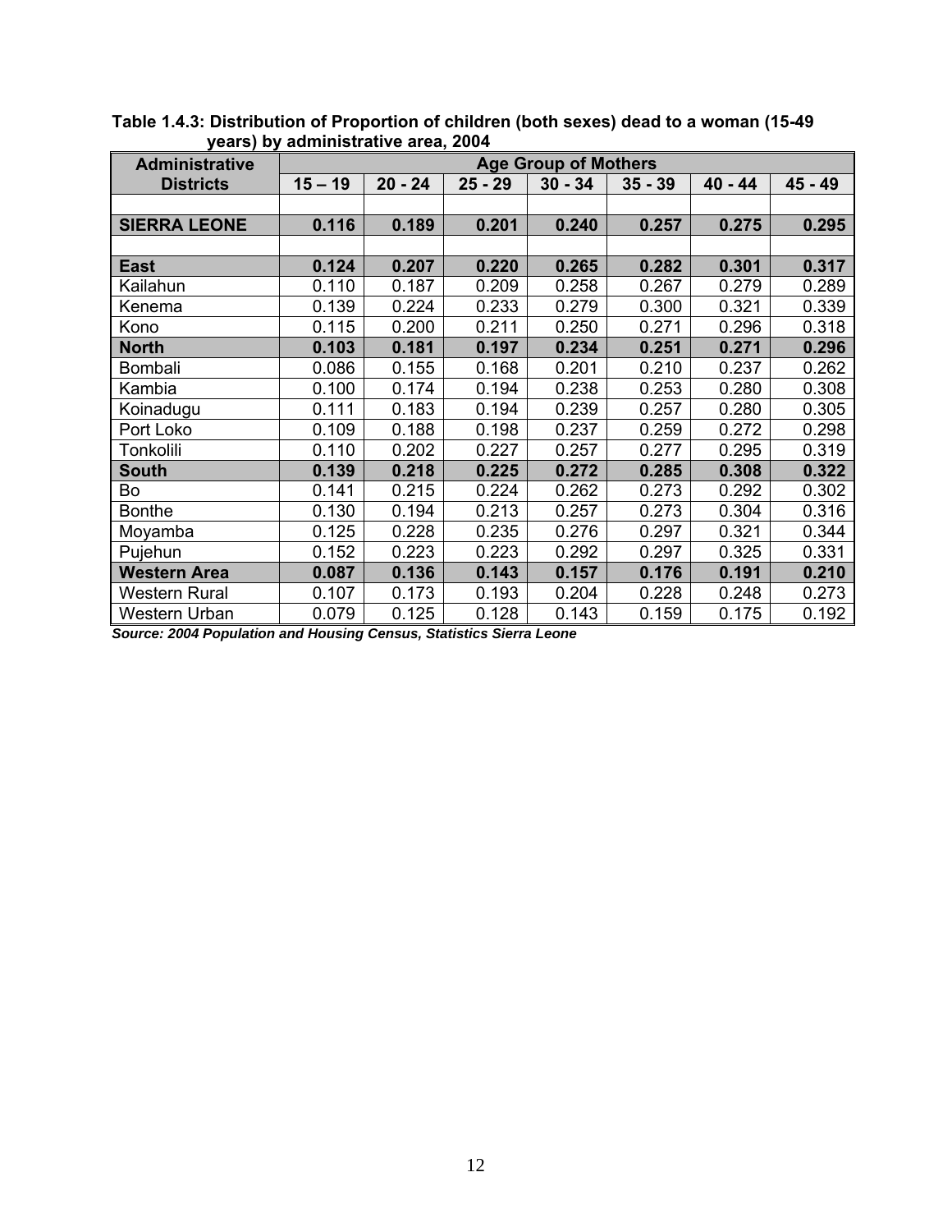**Table 1.4.3: Distribution of Proportion of children (both sexes) dead to a woman (15-49 years) by administrative area, 2004**

| Administrative Districts | Age Group of Mothers | | | | | | |
|---|---|---|---|---|---|---|---|
| | 15 – 19 | 20 - 24 | 25 - 29 | 30 - 34 | 35 - 39 | 40 - 44 | 45 - 49 |
| | | | | | | | |
| **SIERRA LEONE** | **0.116** | **0.189** | **0.201** | **0.240** | **0.257** | **0.275** | **0.295** |
| | | | | | | | |
| **East** | **0.124** | **0.207** | **0.220** | **0.265** | **0.282** | **0.301** | **0.317** |
| Kailahun | 0.110 | 0.187 | 0.209 | 0.258 | 0.267 | 0.279 | 0.289 |
| Kenema | 0.139 | 0.224 | 0.233 | 0.279 | 0.300 | 0.321 | 0.339 |
| Kono | 0.115 | 0.200 | 0.211 | 0.250 | 0.271 | 0.296 | 0.318 |
| **North** | **0.103** | **0.181** | **0.197** | **0.234** | **0.251** | **0.271** | **0.296** |
| Bombali | 0.086 | 0.155 | 0.168 | 0.201 | 0.210 | 0.237 | 0.262 |
| Kambia | 0.100 | 0.174 | 0.194 | 0.238 | 0.253 | 0.280 | 0.308 |
| Koinadugu | 0.111 | 0.183 | 0.194 | 0.239 | 0.257 | 0.280 | 0.305 |
| Port Loko | 0.109 | 0.188 | 0.198 | 0.237 | 0.259 | 0.272 | 0.298 |
| Tonkolili | 0.110 | 0.202 | 0.227 | 0.257 | 0.277 | 0.295 | 0.319 |
| **South** | **0.139** | **0.218** | **0.225** | **0.272** | **0.285** | **0.308** | **0.322** |
| Bo | 0.141 | 0.215 | 0.224 | 0.262 | 0.273 | 0.292 | 0.302 |
| Bonthe | 0.130 | 0.194 | 0.213 | 0.257 | 0.273 | 0.304 | 0.316 |
| Moyamba | 0.125 | 0.228 | 0.235 | 0.276 | 0.297 | 0.321 | 0.344 |
| Pujehun | 0.152 | 0.223 | 0.223 | 0.292 | 0.297 | 0.325 | 0.331 |
| **Western Area** | **0.087** | **0.136** | **0.143** | **0.157** | **0.176** | **0.191** | **0.210** |
| Western Rural | 0.107 | 0.173 | 0.193 | 0.204 | 0.228 | 0.248 | 0.273 |
| Western Urban | 0.079 | 0.125 | 0.128 | 0.143 | 0.159 | 0.175 | 0.192 |

***Source: 2004 Population and Housing Census, Statistics Sierra Leone***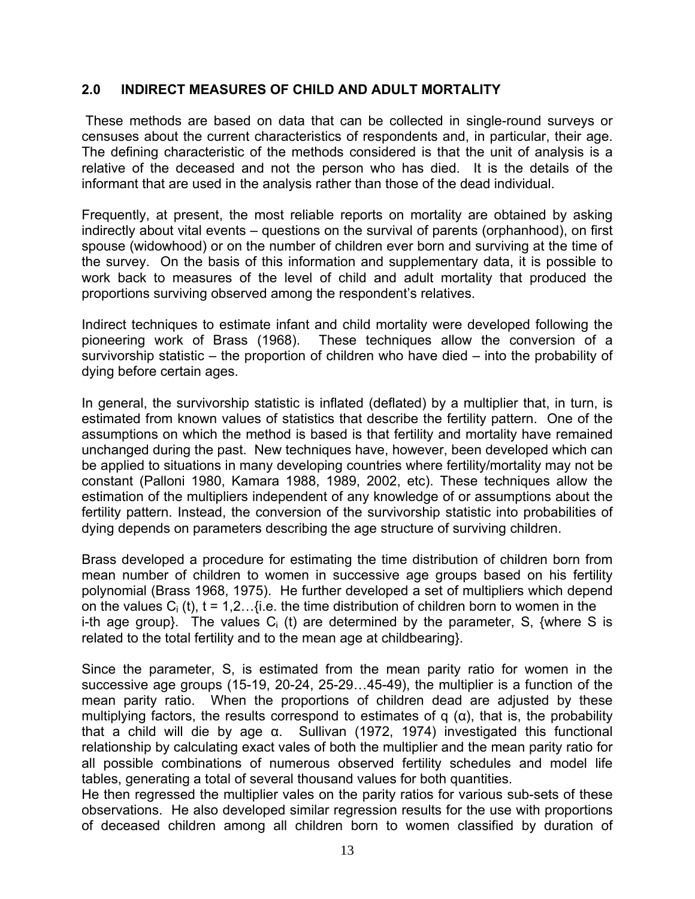## 2.0 INDIRECT MEASURES OF CHILD AND ADULT MORTALITY

These methods are based on data that can be collected in single-round surveys or censuses about the current characteristics of respondents and, in particular, their age. The defining characteristic of the methods considered is that the unit of analysis is a relative of the deceased and not the person who has died. It is the details of the informant that are used in the analysis rather than those of the dead individual.

Frequently, at present, the most reliable reports on mortality are obtained by asking indirectly about vital events – questions on the survival of parents (orphanhood), on first spouse (widowhood) or on the number of children ever born and surviving at the time of the survey. On the basis of this information and supplementary data, it is possible to work back to measures of the level of child and adult mortality that produced the proportions surviving observed among the respondent's relatives.

Indirect techniques to estimate infant and child mortality were developed following the pioneering work of Brass (1968). These techniques allow the conversion of a survivorship statistic – the proportion of children who have died – into the probability of dying before certain ages.

In general, the survivorship statistic is inflated (deflated) by a multiplier that, in turn, is estimated from known values of statistics that describe the fertility pattern. One of the assumptions on which the method is based is that fertility and mortality have remained unchanged during the past. New techniques have, however, been developed which can be applied to situations in many developing countries where fertility/mortality may not be constant (Palloni 1980, Kamara 1988, 1989, 2002, etc). These techniques allow the estimation of the multipliers independent of any knowledge of or assumptions about the fertility pattern. Instead, the conversion of the survivorship statistic into probabilities of dying depends on parameters describing the age structure of surviving children.

Brass developed a procedure for estimating the time distribution of children born from mean number of children to women in successive age groups based on his fertility polynomial (Brass 1968, 1975). He further developed a set of multipliers which depend on the values $C_i$ (t), t = 1,2…{i.e. the time distribution of children born to women in the i-th age group}. The values $C_i$ (t) are determined by the parameter, S, {where S is related to the total fertility and to the mean age at childbearing}.

Since the parameter, S, is estimated from the mean parity ratio for women in the successive age groups (15-19, 20-24, 25-29…45-49), the multiplier is a function of the mean parity ratio. When the proportions of children dead are adjusted by these multiplying factors, the results correspond to estimates of q (α), that is, the probability that a child will die by age α. Sullivan (1972, 1974) investigated this functional relationship by calculating exact vales of both the multiplier and the mean parity ratio for all possible combinations of numerous observed fertility schedules and model life tables, generating a total of several thousand values for both quantities.

He then regressed the multiplier vales on the parity ratios for various sub-sets of these observations. He also developed similar regression results for the use with proportions of deceased children among all children born to women classified by duration of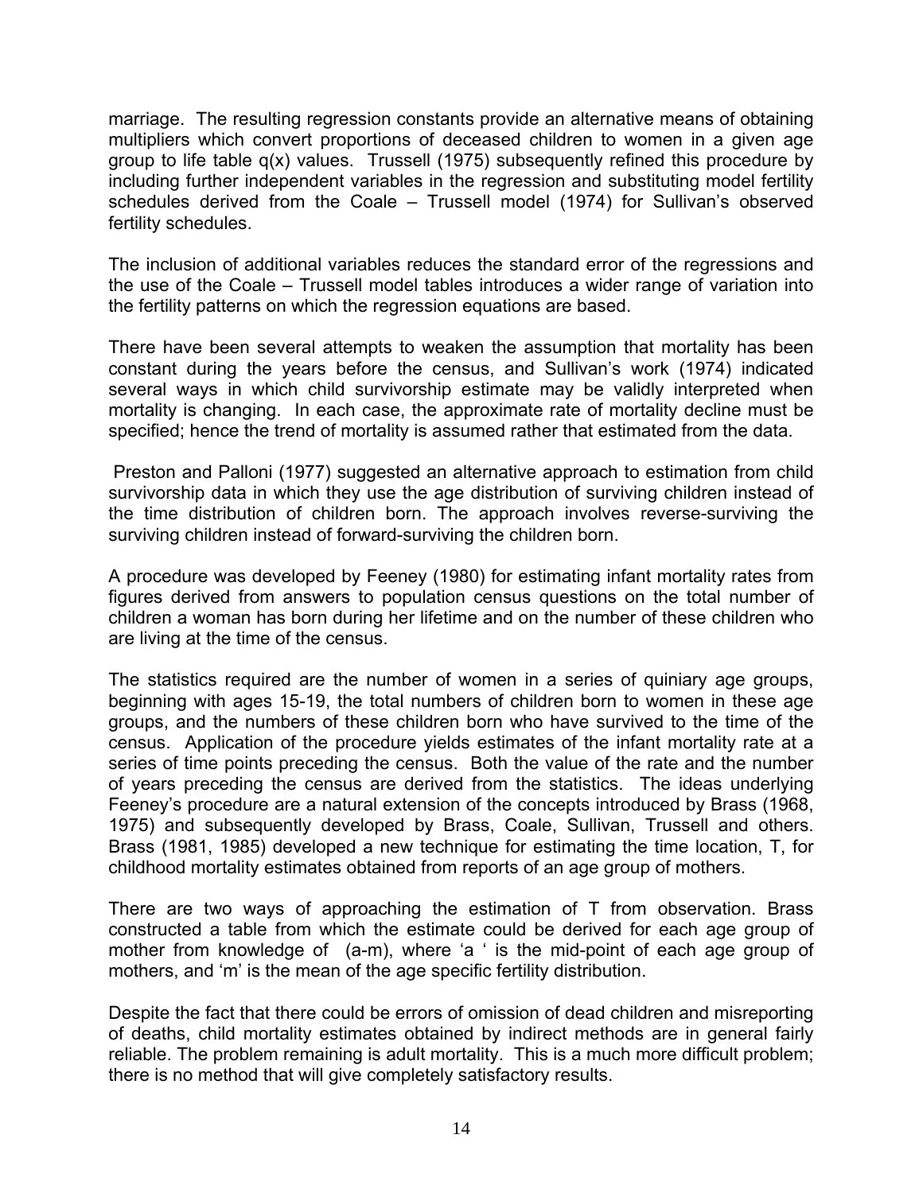marriage. The resulting regression constants provide an alternative means of obtaining multipliers which convert proportions of deceased children to women in a given age group to life table q(x) values. Trussell (1975) subsequently refined this procedure by including further independent variables in the regression and substituting model fertility schedules derived from the Coale – Trussell model (1974) for Sullivan's observed fertility schedules.

The inclusion of additional variables reduces the standard error of the regressions and the use of the Coale – Trussell model tables introduces a wider range of variation into the fertility patterns on which the regression equations are based.

There have been several attempts to weaken the assumption that mortality has been constant during the years before the census, and Sullivan's work (1974) indicated several ways in which child survivorship estimate may be validly interpreted when mortality is changing. In each case, the approximate rate of mortality decline must be specified; hence the trend of mortality is assumed rather that estimated from the data.

Preston and Palloni (1977) suggested an alternative approach to estimation from child survivorship data in which they use the age distribution of surviving children instead of the time distribution of children born. The approach involves reverse-surviving the surviving children instead of forward-surviving the children born.

A procedure was developed by Feeney (1980) for estimating infant mortality rates from figures derived from answers to population census questions on the total number of children a woman has born during her lifetime and on the number of these children who are living at the time of the census.

The statistics required are the number of women in a series of quiniary age groups, beginning with ages 15-19, the total numbers of children born to women in these age groups, and the numbers of these children born who have survived to the time of the census. Application of the procedure yields estimates of the infant mortality rate at a series of time points preceding the census. Both the value of the rate and the number of years preceding the census are derived from the statistics. The ideas underlying Feeney's procedure are a natural extension of the concepts introduced by Brass (1968, 1975) and subsequently developed by Brass, Coale, Sullivan, Trussell and others. Brass (1981, 1985) developed a new technique for estimating the time location, T, for childhood mortality estimates obtained from reports of an age group of mothers.

There are two ways of approaching the estimation of T from observation. Brass constructed a table from which the estimate could be derived for each age group of mother from knowledge of (a-m), where 'a ' is the mid-point of each age group of mothers, and 'm' is the mean of the age specific fertility distribution.

Despite the fact that there could be errors of omission of dead children and misreporting of deaths, child mortality estimates obtained by indirect methods are in general fairly reliable. The problem remaining is adult mortality. This is a much more difficult problem; there is no method that will give completely satisfactory results.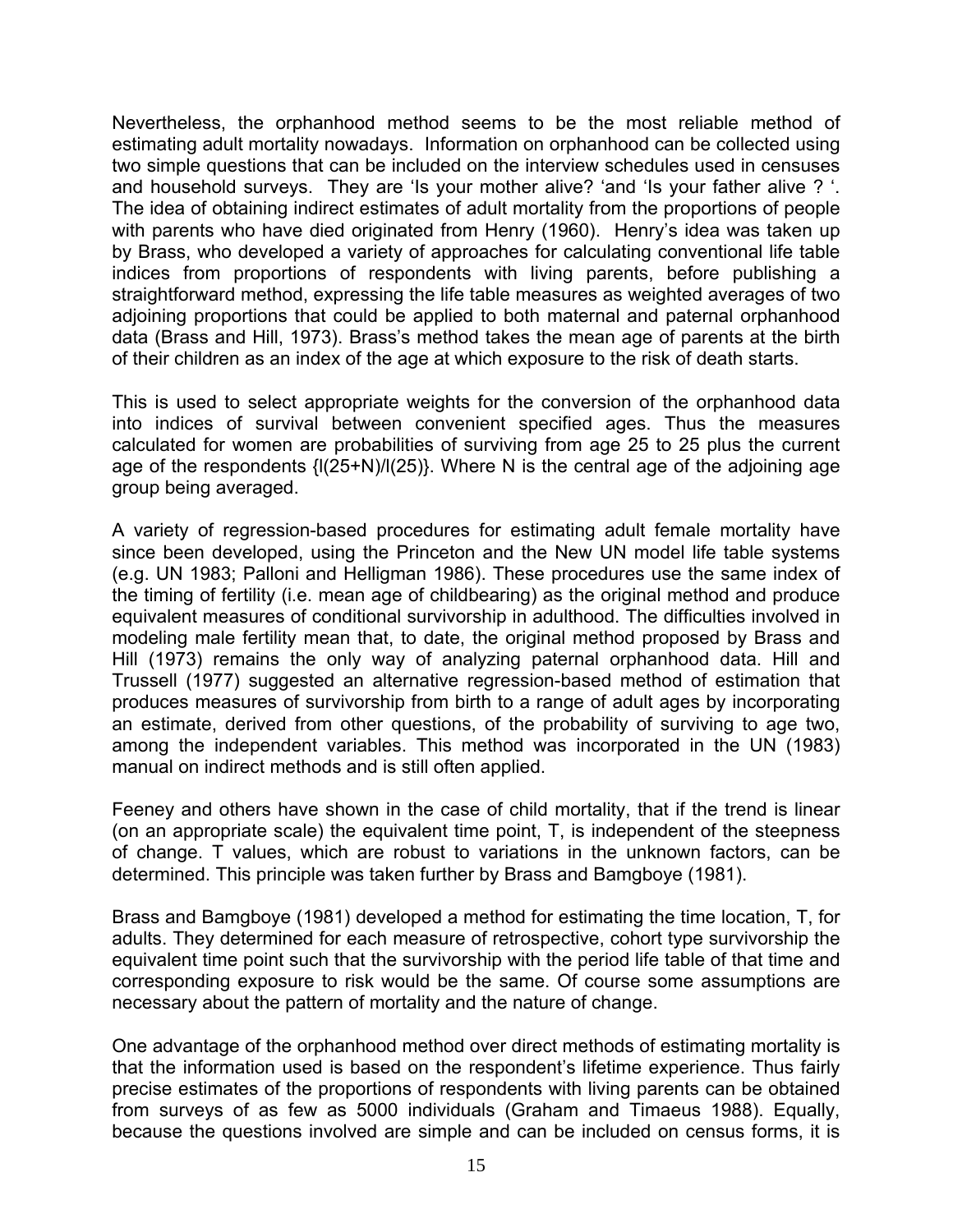Nevertheless, the orphanhood method seems to be the most reliable method of estimating adult mortality nowadays. Information on orphanhood can be collected using two simple questions that can be included on the interview schedules used in censuses and household surveys. They are 'Is your mother alive? 'and 'Is your father alive ? '. The idea of obtaining indirect estimates of adult mortality from the proportions of people with parents who have died originated from Henry (1960). Henry's idea was taken up by Brass, who developed a variety of approaches for calculating conventional life table indices from proportions of respondents with living parents, before publishing a straightforward method, expressing the life table measures as weighted averages of two adjoining proportions that could be applied to both maternal and paternal orphanhood data (Brass and Hill, 1973). Brass's method takes the mean age of parents at the birth of their children as an index of the age at which exposure to the risk of death starts.

This is used to select appropriate weights for the conversion of the orphanhood data into indices of survival between convenient specified ages. Thus the measures calculated for women are probabilities of surviving from age 25 to 25 plus the current age of the respondents $\{l(25+N)/l(25)\}$. Where N is the central age of the adjoining age group being averaged.

A variety of regression-based procedures for estimating adult female mortality have since been developed, using the Princeton and the New UN model life table systems (e.g. UN 1983; Palloni and Helligman 1986). These procedures use the same index of the timing of fertility (i.e. mean age of childbearing) as the original method and produce equivalent measures of conditional survivorship in adulthood. The difficulties involved in modeling male fertility mean that, to date, the original method proposed by Brass and Hill (1973) remains the only way of analyzing paternal orphanhood data. Hill and Trussell (1977) suggested an alternative regression-based method of estimation that produces measures of survivorship from birth to a range of adult ages by incorporating an estimate, derived from other questions, of the probability of surviving to age two, among the independent variables. This method was incorporated in the UN (1983) manual on indirect methods and is still often applied.

Feeney and others have shown in the case of child mortality, that if the trend is linear (on an appropriate scale) the equivalent time point, T, is independent of the steepness of change. T values, which are robust to variations in the unknown factors, can be determined. This principle was taken further by Brass and Bamgboye (1981).

Brass and Bamgboye (1981) developed a method for estimating the time location, T, for adults. They determined for each measure of retrospective, cohort type survivorship the equivalent time point such that the survivorship with the period life table of that time and corresponding exposure to risk would be the same. Of course some assumptions are necessary about the pattern of mortality and the nature of change.

One advantage of the orphanhood method over direct methods of estimating mortality is that the information used is based on the respondent's lifetime experience. Thus fairly precise estimates of the proportions of respondents with living parents can be obtained from surveys of as few as 5000 individuals (Graham and Timaeus 1988). Equally, because the questions involved are simple and can be included on census forms, it is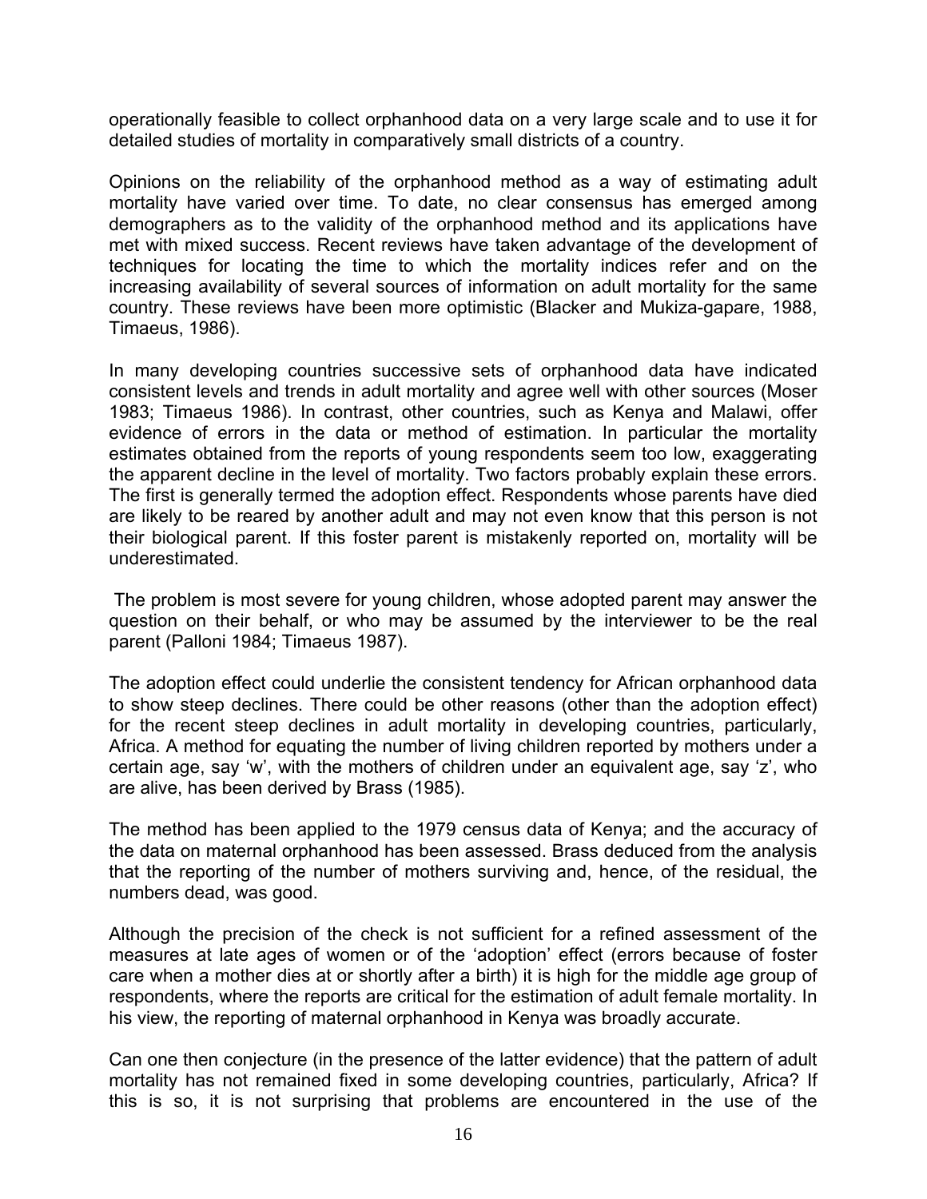operationally feasible to collect orphanhood data on a very large scale and to use it for detailed studies of mortality in comparatively small districts of a country.

Opinions on the reliability of the orphanhood method as a way of estimating adult mortality have varied over time. To date, no clear consensus has emerged among demographers as to the validity of the orphanhood method and its applications have met with mixed success. Recent reviews have taken advantage of the development of techniques for locating the time to which the mortality indices refer and on the increasing availability of several sources of information on adult mortality for the same country. These reviews have been more optimistic (Blacker and Mukiza-gapare, 1988, Timaeus, 1986).

In many developing countries successive sets of orphanhood data have indicated consistent levels and trends in adult mortality and agree well with other sources (Moser 1983; Timaeus 1986). In contrast, other countries, such as Kenya and Malawi, offer evidence of errors in the data or method of estimation. In particular the mortality estimates obtained from the reports of young respondents seem too low, exaggerating the apparent decline in the level of mortality. Two factors probably explain these errors. The first is generally termed the adoption effect. Respondents whose parents have died are likely to be reared by another adult and may not even know that this person is not their biological parent. If this foster parent is mistakenly reported on, mortality will be underestimated.

The problem is most severe for young children, whose adopted parent may answer the question on their behalf, or who may be assumed by the interviewer to be the real parent (Palloni 1984; Timaeus 1987).

The adoption effect could underlie the consistent tendency for African orphanhood data to show steep declines. There could be other reasons (other than the adoption effect) for the recent steep declines in adult mortality in developing countries, particularly, Africa. A method for equating the number of living children reported by mothers under a certain age, say 'w', with the mothers of children under an equivalent age, say 'z', who are alive, has been derived by Brass (1985).

The method has been applied to the 1979 census data of Kenya; and the accuracy of the data on maternal orphanhood has been assessed. Brass deduced from the analysis that the reporting of the number of mothers surviving and, hence, of the residual, the numbers dead, was good.

Although the precision of the check is not sufficient for a refined assessment of the measures at late ages of women or of the 'adoption' effect (errors because of foster care when a mother dies at or shortly after a birth) it is high for the middle age group of respondents, where the reports are critical for the estimation of adult female mortality. In his view, the reporting of maternal orphanhood in Kenya was broadly accurate.

Can one then conjecture (in the presence of the latter evidence) that the pattern of adult mortality has not remained fixed in some developing countries, particularly, Africa? If this is so, it is not surprising that problems are encountered in the use of the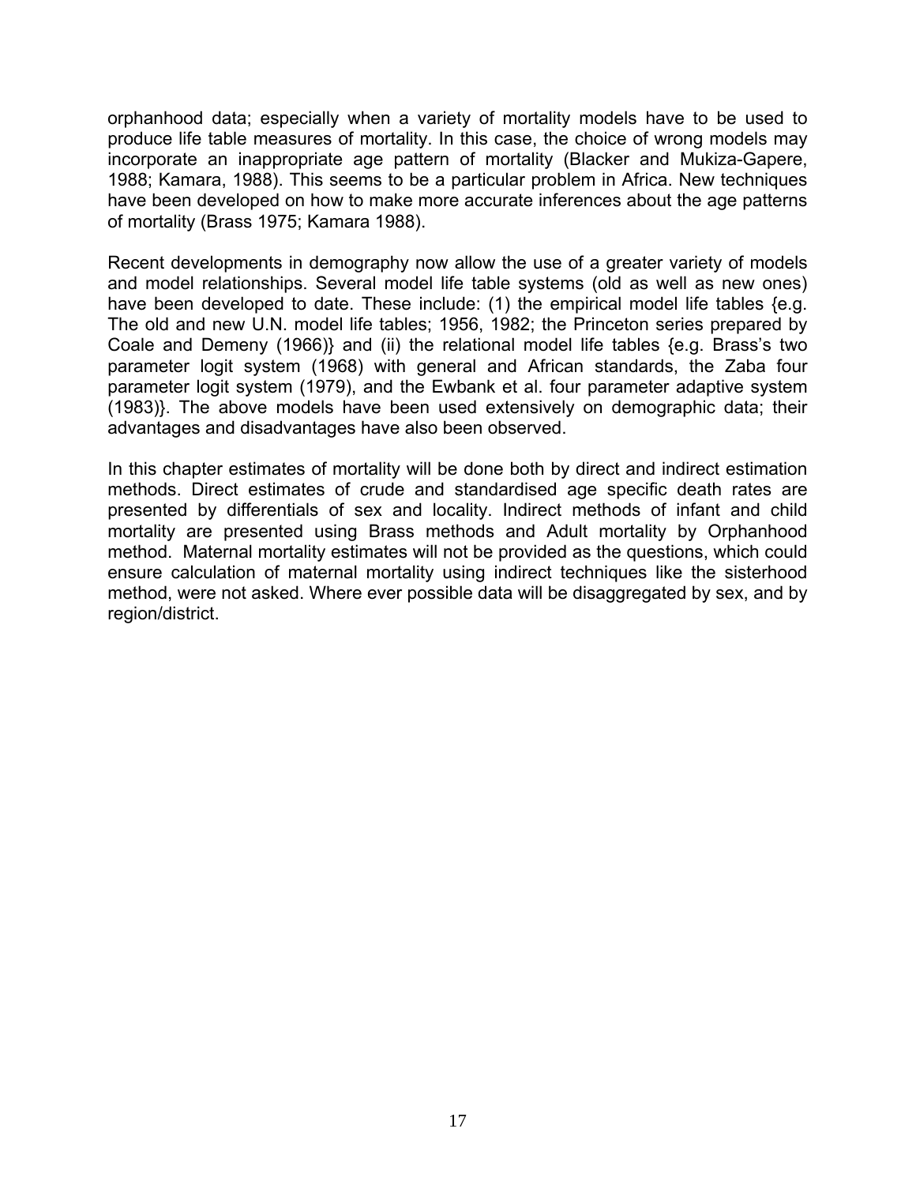orphanhood data; especially when a variety of mortality models have to be used to produce life table measures of mortality. In this case, the choice of wrong models may incorporate an inappropriate age pattern of mortality (Blacker and Mukiza-Gapere, 1988; Kamara, 1988). This seems to be a particular problem in Africa. New techniques have been developed on how to make more accurate inferences about the age patterns of mortality (Brass 1975; Kamara 1988).

Recent developments in demography now allow the use of a greater variety of models and model relationships. Several model life table systems (old as well as new ones) have been developed to date. These include: (1) the empirical model life tables {e.g. The old and new U.N. model life tables; 1956, 1982; the Princeton series prepared by Coale and Demeny (1966)} and (ii) the relational model life tables {e.g. Brass's two parameter logit system (1968) with general and African standards, the Zaba four parameter logit system (1979), and the Ewbank et al. four parameter adaptive system (1983)}. The above models have been used extensively on demographic data; their advantages and disadvantages have also been observed.

In this chapter estimates of mortality will be done both by direct and indirect estimation methods. Direct estimates of crude and standardised age specific death rates are presented by differentials of sex and locality. Indirect methods of infant and child mortality are presented using Brass methods and Adult mortality by Orphanhood method. Maternal mortality estimates will not be provided as the questions, which could ensure calculation of maternal mortality using indirect techniques like the sisterhood method, were not asked. Where ever possible data will be disaggregated by sex, and by region/district.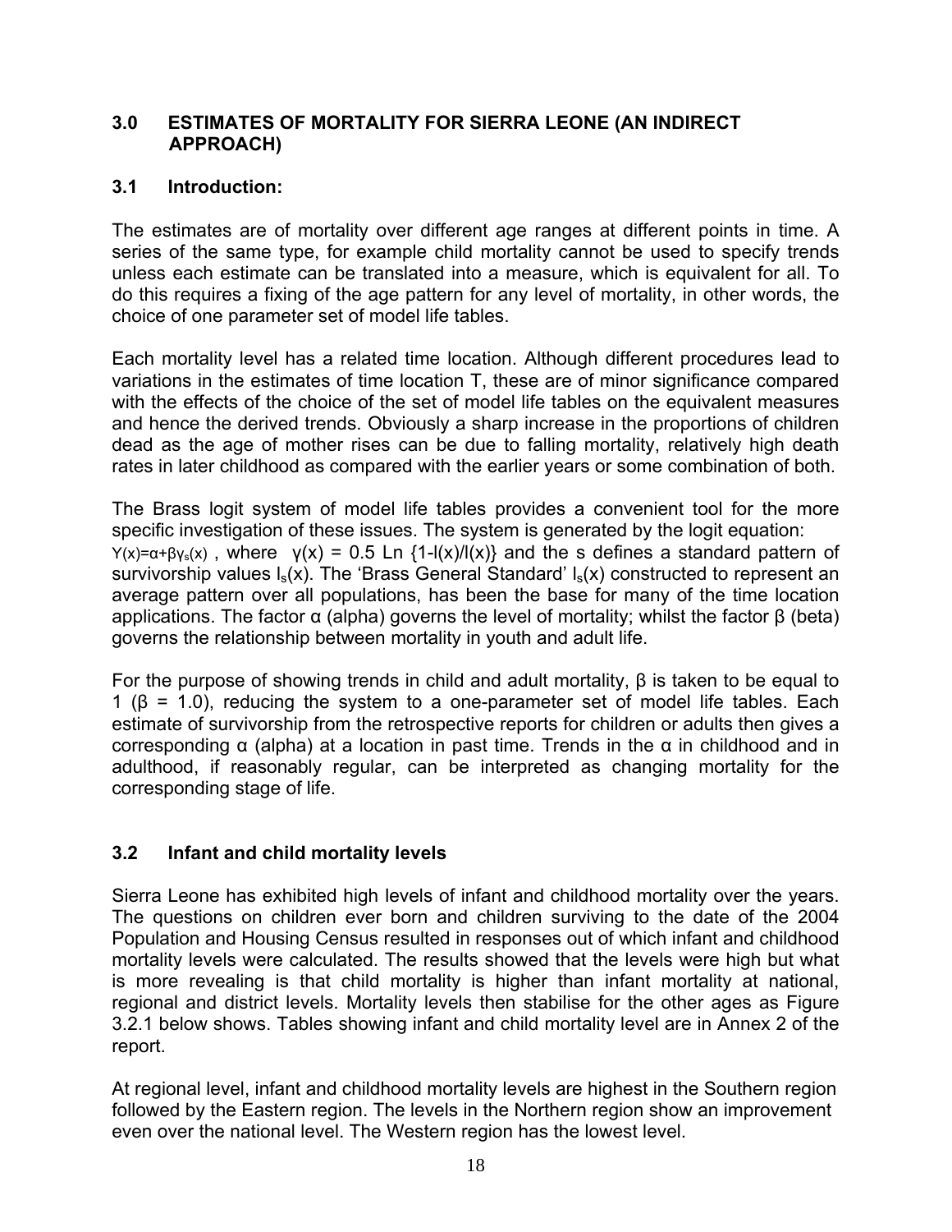## 3.0 ESTIMATES OF MORTALITY FOR SIERRA LEONE (AN INDIRECT APPROACH)

### 3.1 Introduction:

The estimates are of mortality over different age ranges at different points in time. A series of the same type, for example child mortality cannot be used to specify trends unless each estimate can be translated into a measure, which is equivalent for all. To do this requires a fixing of the age pattern for any level of mortality, in other words, the choice of one parameter set of model life tables.

Each mortality level has a related time location. Although different procedures lead to variations in the estimates of time location T, these are of minor significance compared with the effects of the choice of the set of model life tables on the equivalent measures and hence the derived trends. Obviously a sharp increase in the proportions of children dead as the age of mother rises can be due to falling mortality, relatively high death rates in later childhood as compared with the earlier years or some combination of both.

The Brass logit system of model life tables provides a convenient tool for the more specific investigation of these issues. The system is generated by the logit equation: $Y(x)=\alpha+\beta\gamma_s(x)$ , where $\gamma(x) = 0.5 \text{ Ln } \{1\text{-}l(x)/l(x)\}$ and the s defines a standard pattern of survivorship values $l_s(x)$. The 'Brass General Standard' $l_s(x)$ constructed to represent an average pattern over all populations, has been the base for many of the time location applications. The factor α (alpha) governs the level of mortality; whilst the factor β (beta) governs the relationship between mortality in youth and adult life.

For the purpose of showing trends in child and adult mortality, β is taken to be equal to 1 (β = 1.0), reducing the system to a one-parameter set of model life tables. Each estimate of survivorship from the retrospective reports for children or adults then gives a corresponding α (alpha) at a location in past time. Trends in the α in childhood and in adulthood, if reasonably regular, can be interpreted as changing mortality for the corresponding stage of life.

### 3.2 Infant and child mortality levels

Sierra Leone has exhibited high levels of infant and childhood mortality over the years. The questions on children ever born and children surviving to the date of the 2004 Population and Housing Census resulted in responses out of which infant and childhood mortality levels were calculated. The results showed that the levels were high but what is more revealing is that child mortality is higher than infant mortality at national, regional and district levels. Mortality levels then stabilise for the other ages as Figure 3.2.1 below shows. Tables showing infant and child mortality level are in Annex 2 of the report.

At regional level, infant and childhood mortality levels are highest in the Southern region followed by the Eastern region. The levels in the Northern region show an improvement even over the national level. The Western region has the lowest level.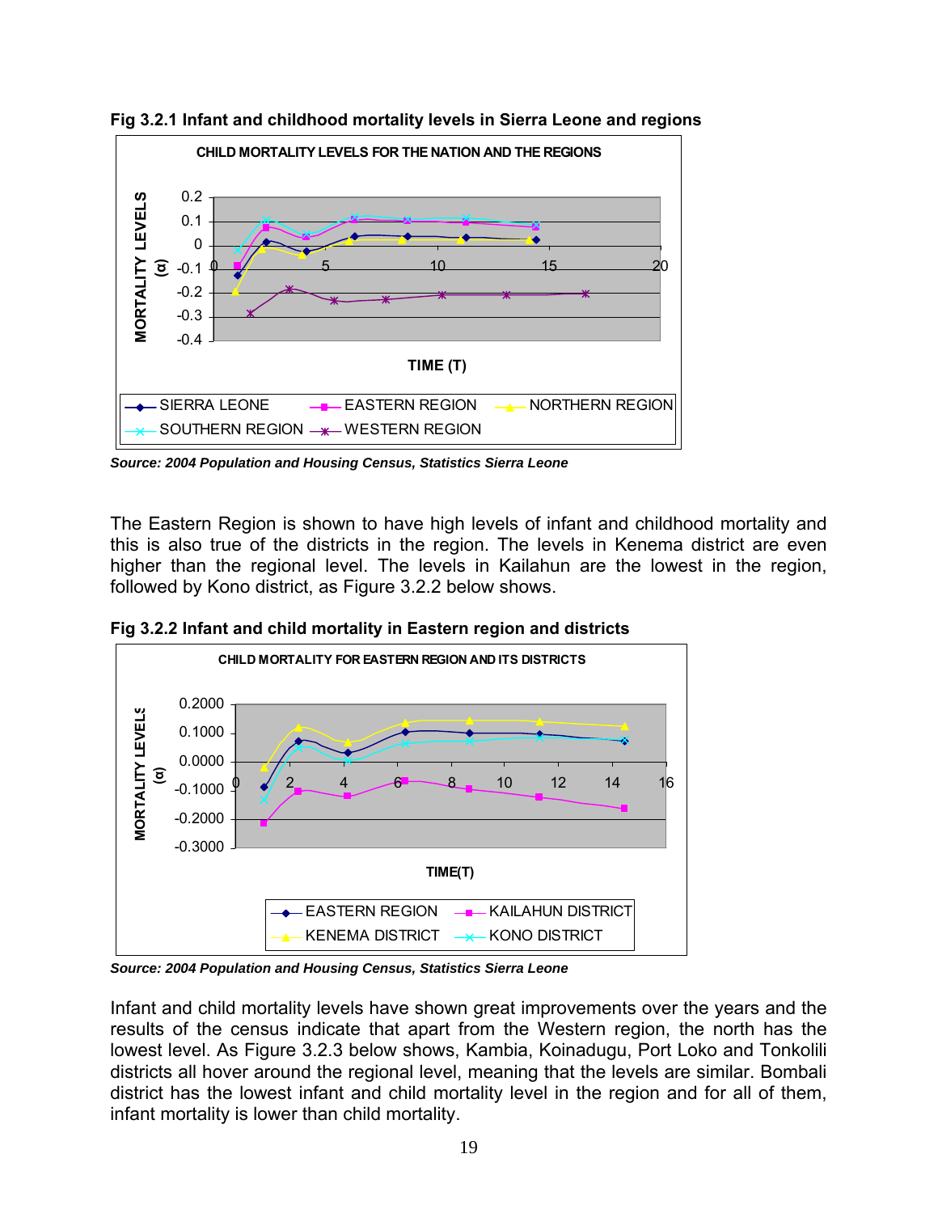**Fig 3.2.1 Infant and childhood mortality levels in Sierra Leone and regions**

*Source: 2004 Population and Housing Census, Statistics Sierra Leone*

The Eastern Region is shown to have high levels of infant and childhood mortality and this is also true of the districts in the region. The levels in Kenema district are even higher than the regional level. The levels in Kailahun are the lowest in the region, followed by Kono district, as Figure 3.2.2 below shows.

**Fig 3.2.2 Infant and child mortality in Eastern region and districts**

*Source: 2004 Population and Housing Census, Statistics Sierra Leone*

Infant and child mortality levels have shown great improvements over the years and the results of the census indicate that apart from the Western region, the north has the lowest level. As Figure 3.2.3 below shows, Kambia, Koinadugu, Port Loko and Tonkolili districts all hover around the regional level, meaning that the levels are similar. Bombali district has the lowest infant and child mortality level in the region and for all of them, infant mortality is lower than child mortality.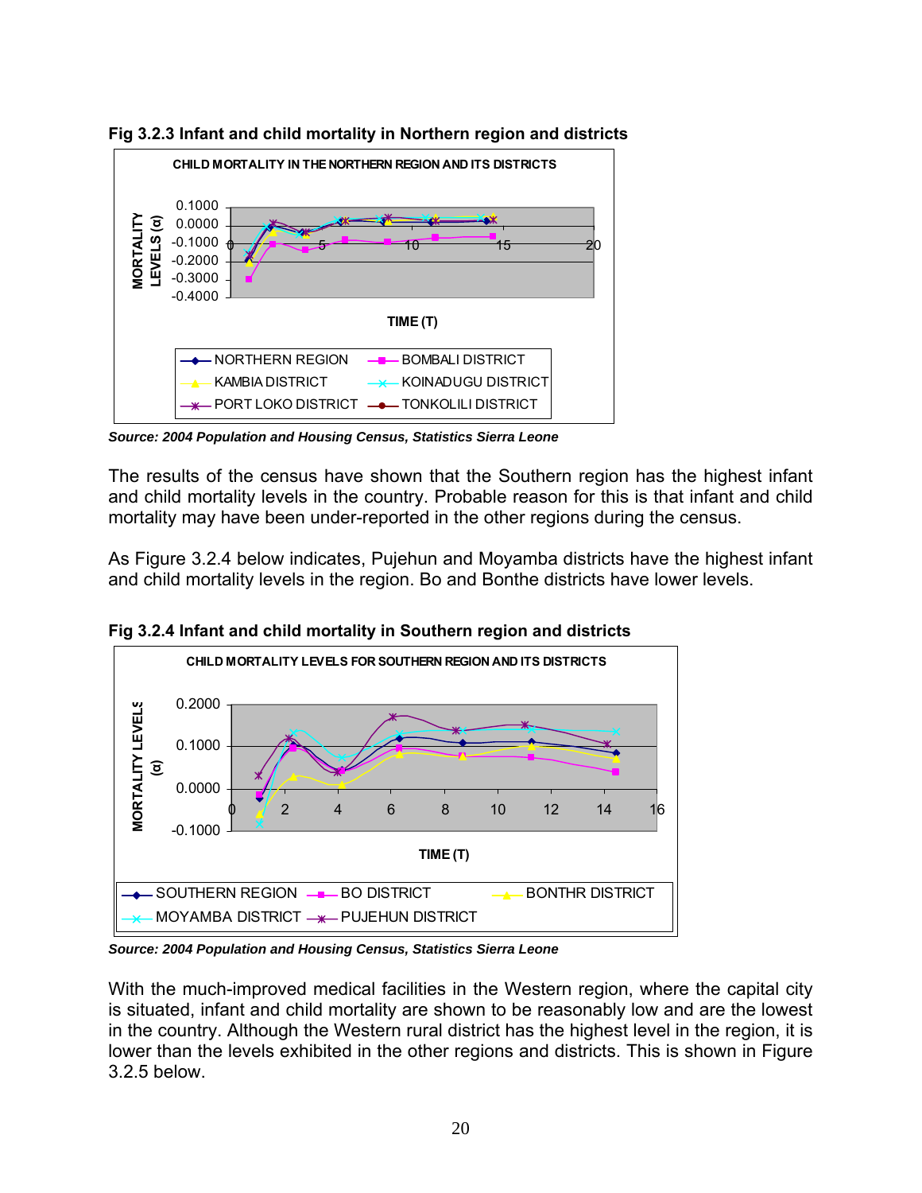**Fig 3.2.3 Infant and child mortality in Northern region and districts**

*Source: 2004 Population and Housing Census, Statistics Sierra Leone*

The results of the census have shown that the Southern region has the highest infant and child mortality levels in the country. Probable reason for this is that infant and child mortality may have been under-reported in the other regions during the census.

As Figure 3.2.4 below indicates, Pujehun and Moyamba districts have the highest infant and child mortality levels in the region. Bo and Bonthe districts have lower levels.

**Fig 3.2.4 Infant and child mortality in Southern region and districts**

*Source: 2004 Population and Housing Census, Statistics Sierra Leone*

With the much-improved medical facilities in the Western region, where the capital city is situated, infant and child mortality are shown to be reasonably low and are the lowest in the country. Although the Western rural district has the highest level in the region, it is lower than the levels exhibited in the other regions and districts. This is shown in Figure 3.2.5 below.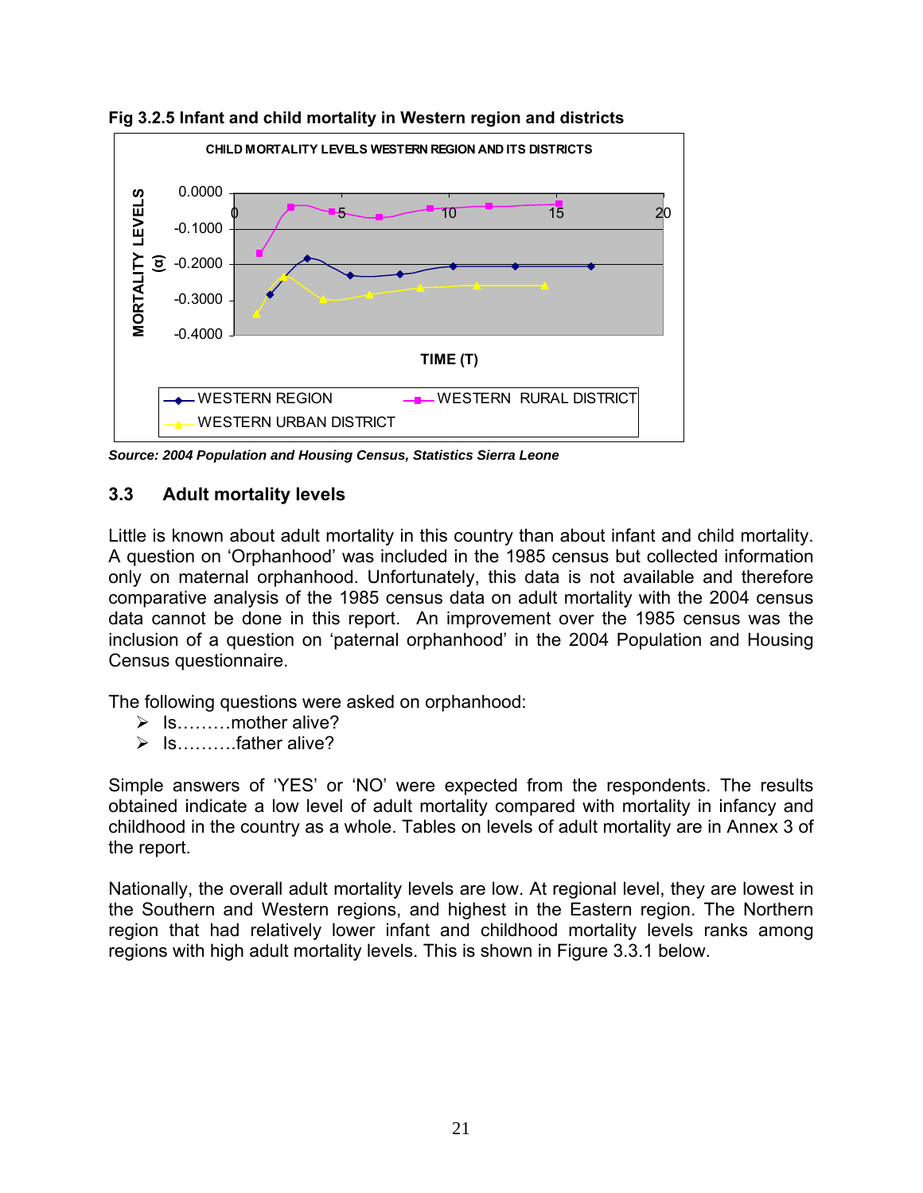**Fig 3.2.5 Infant and child mortality in Western region and districts**

*Source: 2004 Population and Housing Census, Statistics Sierra Leone*

## 3.3 Adult mortality levels

Little is known about adult mortality in this country than about infant and child mortality. A question on 'Orphanhood' was included in the 1985 census but collected information only on maternal orphanhood. Unfortunately, this data is not available and therefore comparative analysis of the 1985 census data on adult mortality with the 2004 census data cannot be done in this report. An improvement over the 1985 census was the inclusion of a question on 'paternal orphanhood' in the 2004 Population and Housing Census questionnaire.

The following questions were asked on orphanhood:

- Is………mother alive?
- Is……….father alive?

Simple answers of 'YES' or 'NO' were expected from the respondents. The results obtained indicate a low level of adult mortality compared with mortality in infancy and childhood in the country as a whole. Tables on levels of adult mortality are in Annex 3 of the report.

Nationally, the overall adult mortality levels are low. At regional level, they are lowest in the Southern and Western regions, and highest in the Eastern region. The Northern region that had relatively lower infant and childhood mortality levels ranks among regions with high adult mortality levels. This is shown in Figure 3.3.1 below.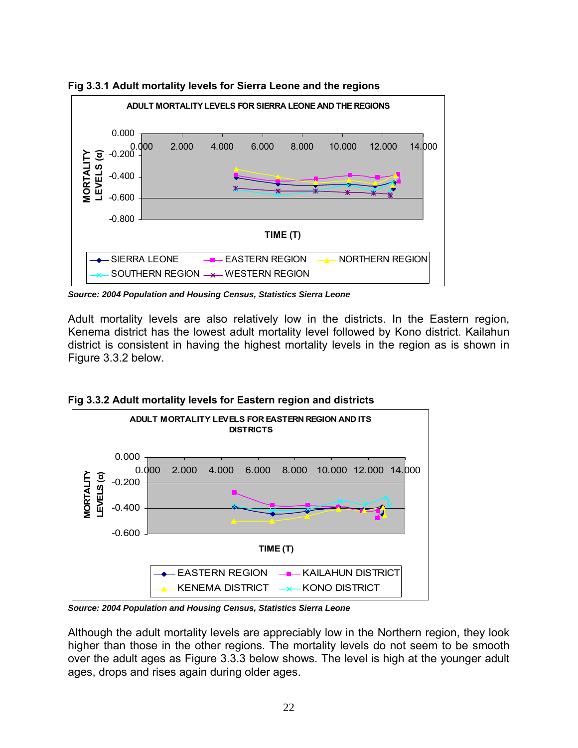**Fig 3.3.1 Adult mortality levels for Sierra Leone and the regions**

*Source: 2004 Population and Housing Census, Statistics Sierra Leone*

Adult mortality levels are also relatively low in the districts. In the Eastern region, Kenema district has the lowest adult mortality level followed by Kono district. Kailahun district is consistent in having the highest mortality levels in the region as is shown in Figure 3.3.2 below.

**Fig 3.3.2 Adult mortality levels for Eastern region and districts**

*Source: 2004 Population and Housing Census, Statistics Sierra Leone*

Although the adult mortality levels are appreciably low in the Northern region, they look higher than those in the other regions. The mortality levels do not seem to be smooth over the adult ages as Figure 3.3.3 below shows. The level is high at the younger adult ages, drops and rises again during older ages.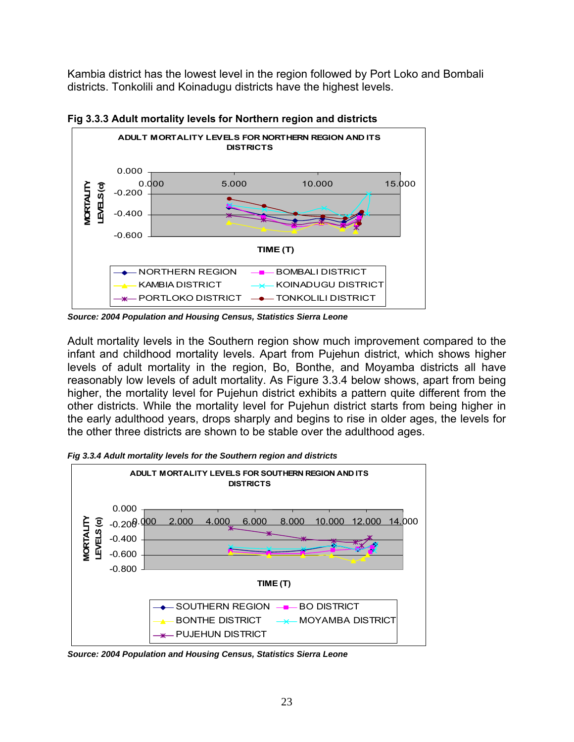Kambia district has the lowest level in the region followed by Port Loko and Bombali districts. Tonkolili and Koinadugu districts have the highest levels.

**Fig 3.3.3 Adult mortality levels for Northern region and districts**

*Source: 2004 Population and Housing Census, Statistics Sierra Leone*

Adult mortality levels in the Southern region show much improvement compared to the infant and childhood mortality levels. Apart from Pujehun district, which shows higher levels of adult mortality in the region, Bo, Bonthe, and Moyamba districts all have reasonably low levels of adult mortality. As Figure 3.3.4 below shows, apart from being higher, the mortality level for Pujehun district exhibits a pattern quite different from the other districts. While the mortality level for Pujehun district starts from being higher in the early adulthood years, drops sharply and begins to rise in older ages, the levels for the other three districts are shown to be stable over the adulthood ages.

***Fig 3.3.4 Adult mortality levels for the Southern region and districts***

*Source: 2004 Population and Housing Census, Statistics Sierra Leone*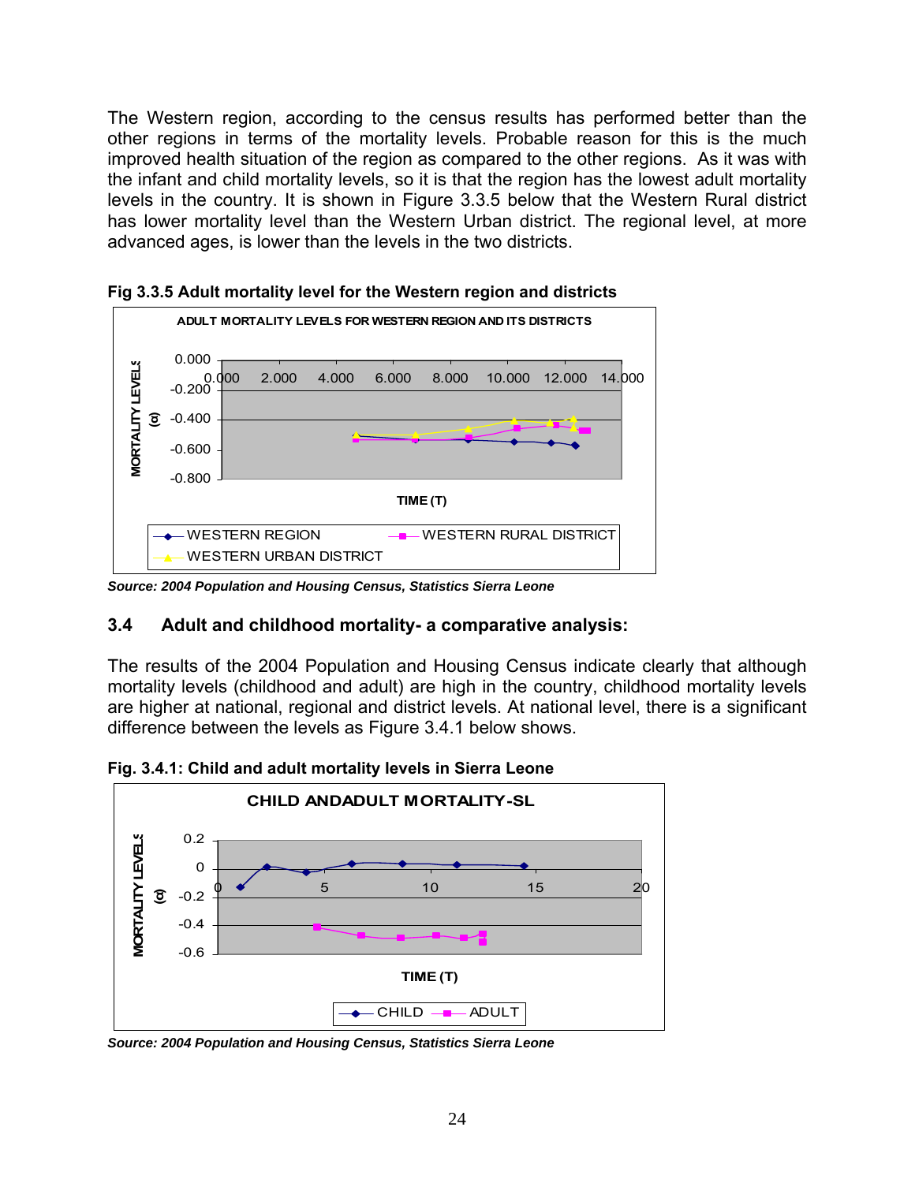The Western region, according to the census results has performed better than the other regions in terms of the mortality levels. Probable reason for this is the much improved health situation of the region as compared to the other regions. As it was with the infant and child mortality levels, so it is that the region has the lowest adult mortality levels in the country. It is shown in Figure 3.3.5 below that the Western Rural district has lower mortality level than the Western Urban district. The regional level, at more advanced ages, is lower than the levels in the two districts.

**Fig 3.3.5 Adult mortality level for the Western region and districts**

***Source: 2004 Population and Housing Census, Statistics Sierra Leone***

### 3.4 Adult and childhood mortality- a comparative analysis:

The results of the 2004 Population and Housing Census indicate clearly that although mortality levels (childhood and adult) are high in the country, childhood mortality levels are higher at national, regional and district levels. At national level, there is a significant difference between the levels as Figure 3.4.1 below shows.

**Fig. 3.4.1: Child and adult mortality levels in Sierra Leone**

***Source: 2004 Population and Housing Census, Statistics Sierra Leone***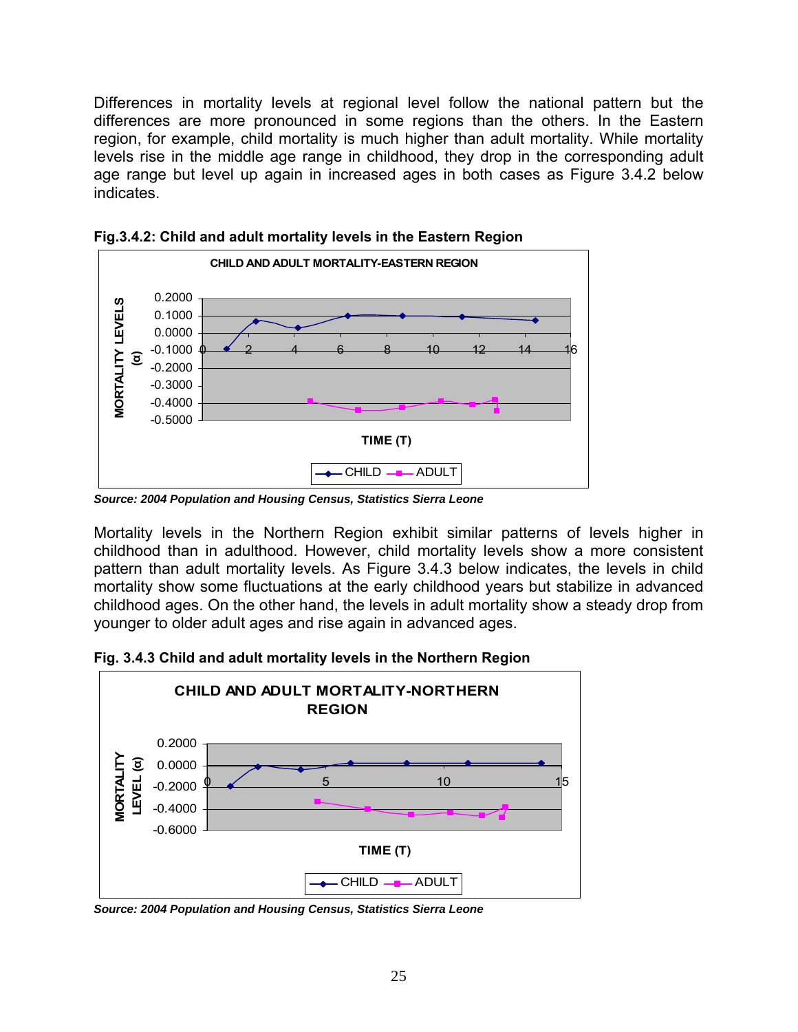Differences in mortality levels at regional level follow the national pattern but the differences are more pronounced in some regions than the others. In the Eastern region, for example, child mortality is much higher than adult mortality. While mortality levels rise in the middle age range in childhood, they drop in the corresponding adult age range but level up again in increased ages in both cases as Figure 3.4.2 below indicates.

**Fig.3.4.2: Child and adult mortality levels in the Eastern Region**

***Source: 2004 Population and Housing Census, Statistics Sierra Leone***

Mortality levels in the Northern Region exhibit similar patterns of levels higher in childhood than in adulthood. However, child mortality levels show a more consistent pattern than adult mortality levels. As Figure 3.4.3 below indicates, the levels in child mortality show some fluctuations at the early childhood years but stabilize in advanced childhood ages. On the other hand, the levels in adult mortality show a steady drop from younger to older adult ages and rise again in advanced ages.

**Fig. 3.4.3 Child and adult mortality levels in the Northern Region**

***Source: 2004 Population and Housing Census, Statistics Sierra Leone***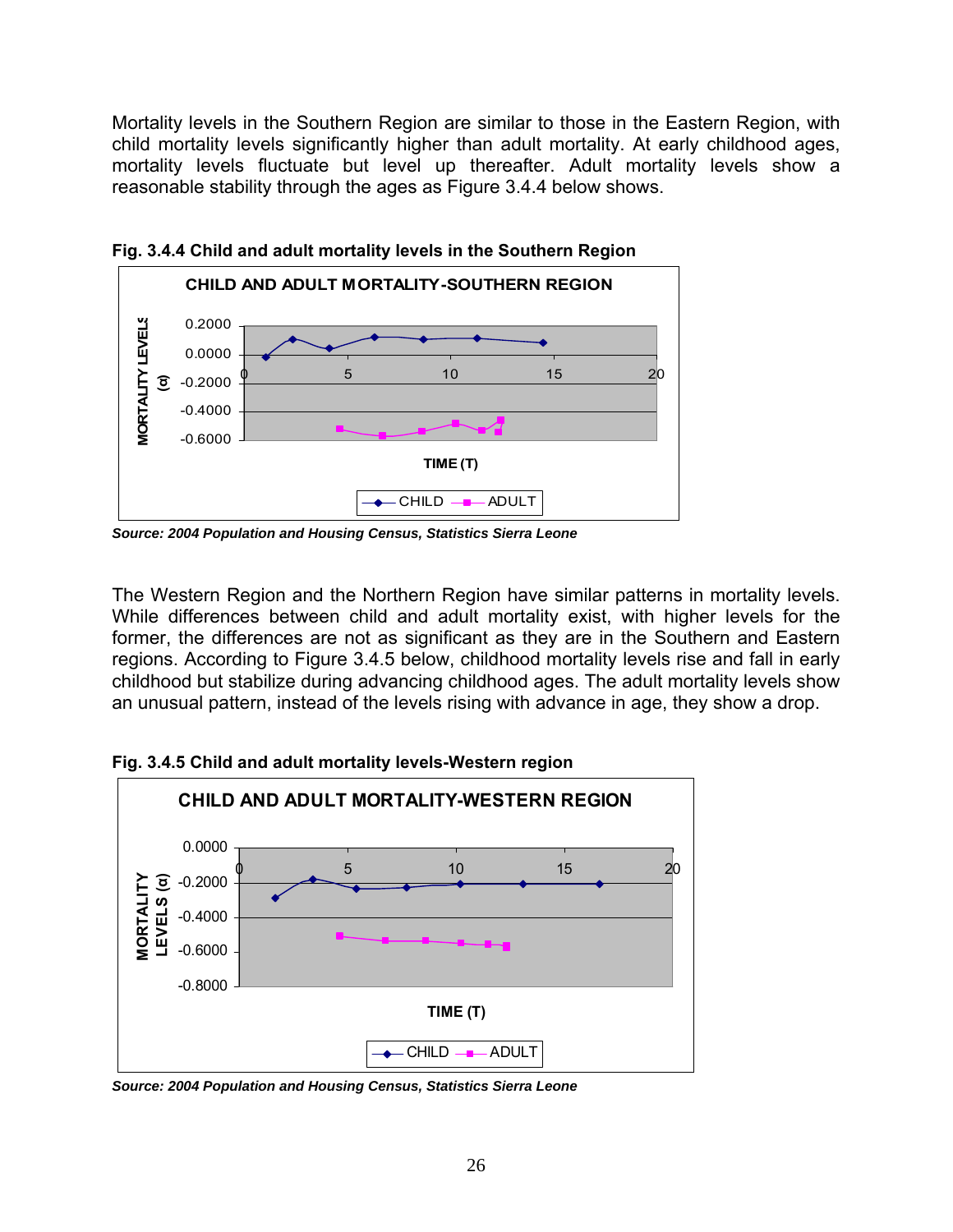Mortality levels in the Southern Region are similar to those in the Eastern Region, with child mortality levels significantly higher than adult mortality. At early childhood ages, mortality levels fluctuate but level up thereafter. Adult mortality levels show a reasonable stability through the ages as Figure 3.4.4 below shows.

**Fig. 3.4.4 Child and adult mortality levels in the Southern Region**

***Source: 2004 Population and Housing Census, Statistics Sierra Leone***

The Western Region and the Northern Region have similar patterns in mortality levels. While differences between child and adult mortality exist, with higher levels for the former, the differences are not as significant as they are in the Southern and Eastern regions. According to Figure 3.4.5 below, childhood mortality levels rise and fall in early childhood but stabilize during advancing childhood ages. The adult mortality levels show an unusual pattern, instead of the levels rising with advance in age, they show a drop.

**Fig. 3.4.5 Child and adult mortality levels-Western region**

***Source: 2004 Population and Housing Census, Statistics Sierra Leone***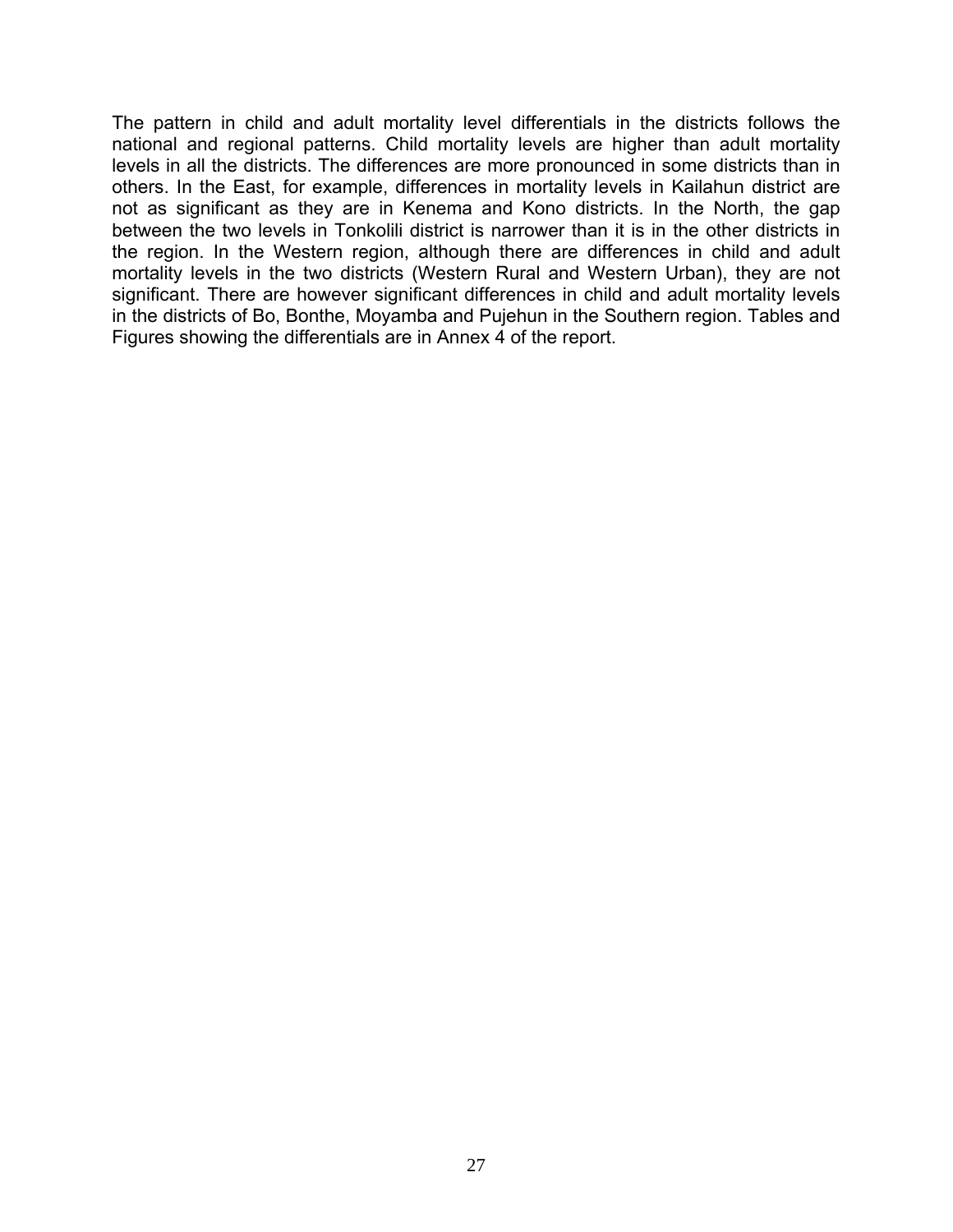The pattern in child and adult mortality level differentials in the districts follows the national and regional patterns. Child mortality levels are higher than adult mortality levels in all the districts. The differences are more pronounced in some districts than in others. In the East, for example, differences in mortality levels in Kailahun district are not as significant as they are in Kenema and Kono districts. In the North, the gap between the two levels in Tonkolili district is narrower than it is in the other districts in the region. In the Western region, although there are differences in child and adult mortality levels in the two districts (Western Rural and Western Urban), they are not significant. There are however significant differences in child and adult mortality levels in the districts of Bo, Bonthe, Moyamba and Pujehun in the Southern region. Tables and Figures showing the differentials are in Annex 4 of the report.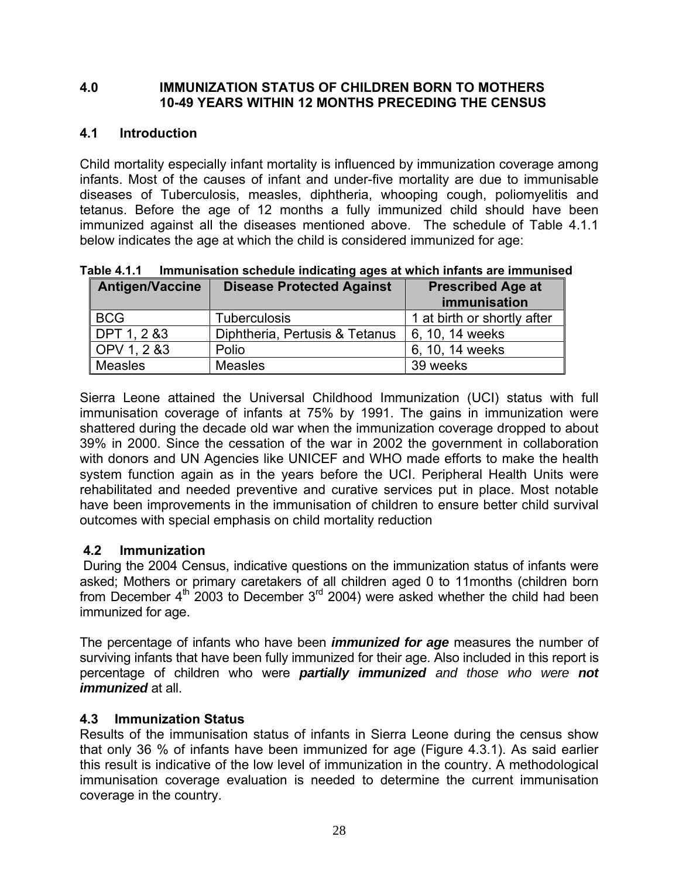## 4.0 IMMUNIZATION STATUS OF CHILDREN BORN TO MOTHERS 10-49 YEARS WITHIN 12 MONTHS PRECEDING THE CENSUS

### 4.1 Introduction

Child mortality especially infant mortality is influenced by immunization coverage among infants. Most of the causes of infant and under-five mortality are due to immunisable diseases of Tuberculosis, measles, diphtheria, whooping cough, poliomyelitis and tetanus. Before the age of 12 months a fully immunized child should have been immunized against all the diseases mentioned above. The schedule of Table 4.1.1 below indicates the age at which the child is considered immunized for age:

**Table 4.1.1 Immunisation schedule indicating ages at which infants are immunised**

| Antigen/Vaccine | Disease Protected Against | Prescribed Age at immunisation |
|---|---|---|
| BCG | Tuberculosis | 1 at birth or shortly after |
| DPT 1, 2 &3 | Diphtheria, Pertusis & Tetanus | 6, 10, 14 weeks |
| OPV 1, 2 &3 | Polio | 6, 10, 14 weeks |
| Measles | Measles | 39 weeks |

Sierra Leone attained the Universal Childhood Immunization (UCI) status with full immunisation coverage of infants at 75% by 1991. The gains in immunization were shattered during the decade old war when the immunization coverage dropped to about 39% in 2000. Since the cessation of the war in 2002 the government in collaboration with donors and UN Agencies like UNICEF and WHO made efforts to make the health system function again as in the years before the UCI. Peripheral Health Units were rehabilitated and needed preventive and curative services put in place. Most notable have been improvements in the immunisation of children to ensure better child survival outcomes with special emphasis on child mortality reduction

### 4.2 Immunization

During the 2004 Census, indicative questions on the immunization status of infants were asked; Mothers or primary caretakers of all children aged 0 to 11months (children born from December 4th 2003 to December 3rd 2004) were asked whether the child had been immunized for age.

The percentage of infants who have been ***immunized for age*** measures the number of surviving infants that have been fully immunized for their age. Also included in this report is percentage of children who were ***partially immunized*** *and those who were* ***not immunized*** at all.

### 4.3 Immunization Status

Results of the immunisation status of infants in Sierra Leone during the census show that only 36 % of infants have been immunized for age (Figure 4.3.1). As said earlier this result is indicative of the low level of immunization in the country. A methodological immunisation coverage evaluation is needed to determine the current immunisation coverage in the country.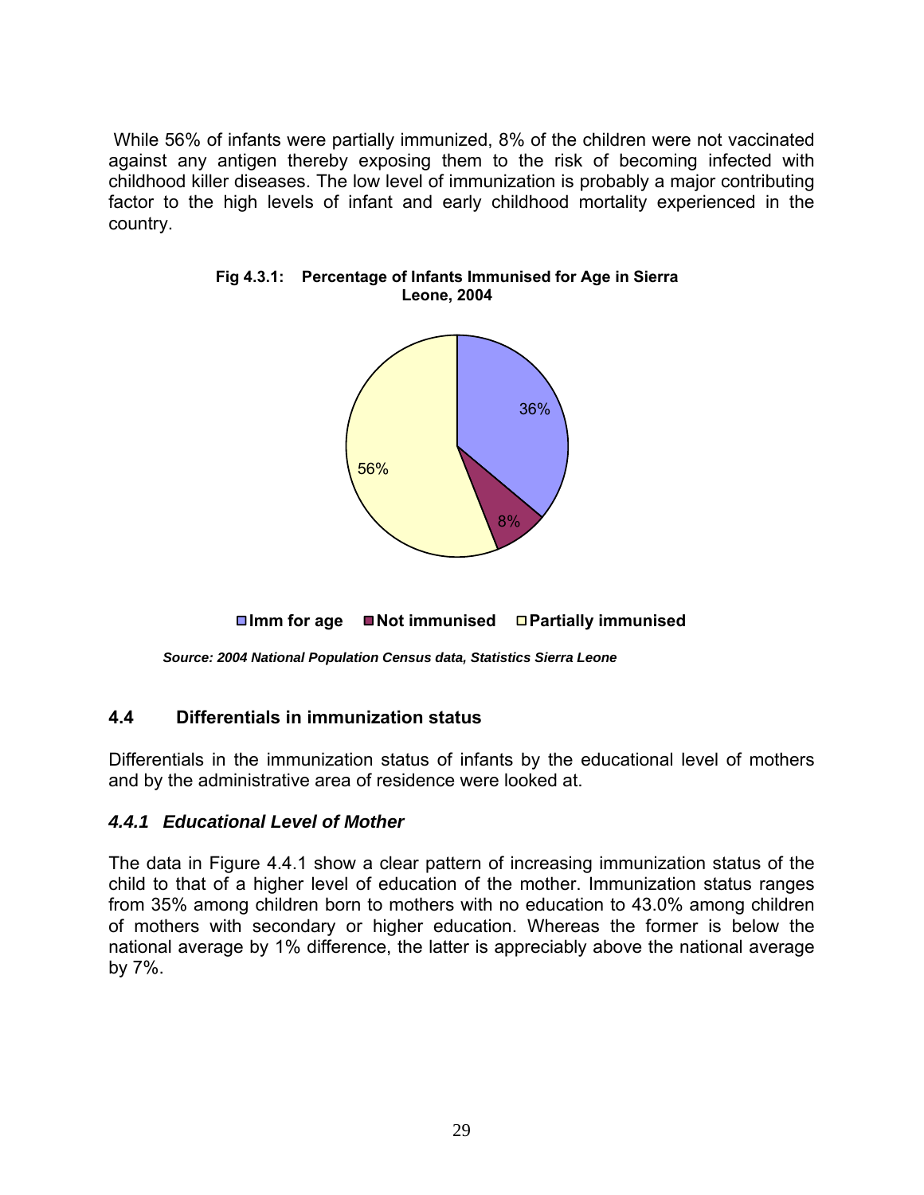While 56% of infants were partially immunized, 8% of the children were not vaccinated against any antigen thereby exposing them to the risk of becoming infected with childhood killer diseases. The low level of immunization is probably a major contributing factor to the high levels of infant and early childhood mortality experienced in the country.

**Fig 4.3.1: Percentage of Infants Immunised for Age in Sierra Leone, 2004**

| Category | Percentage |
|---|---|
| Imm for age | 36% |
| Not immunised | 8% |
| Partially immunised | 56% |

*Source: 2004 National Population Census data, Statistics Sierra Leone*

## 4.4 Differentials in immunization status

Differentials in the immunization status of infants by the educational level of mothers and by the administrative area of residence were looked at.

### *4.4.1 Educational Level of Mother*

The data in Figure 4.4.1 show a clear pattern of increasing immunization status of the child to that of a higher level of education of the mother. Immunization status ranges from 35% among children born to mothers with no education to 43.0% among children of mothers with secondary or higher education. Whereas the former is below the national average by 1% difference, the latter is appreciably above the national average by 7%.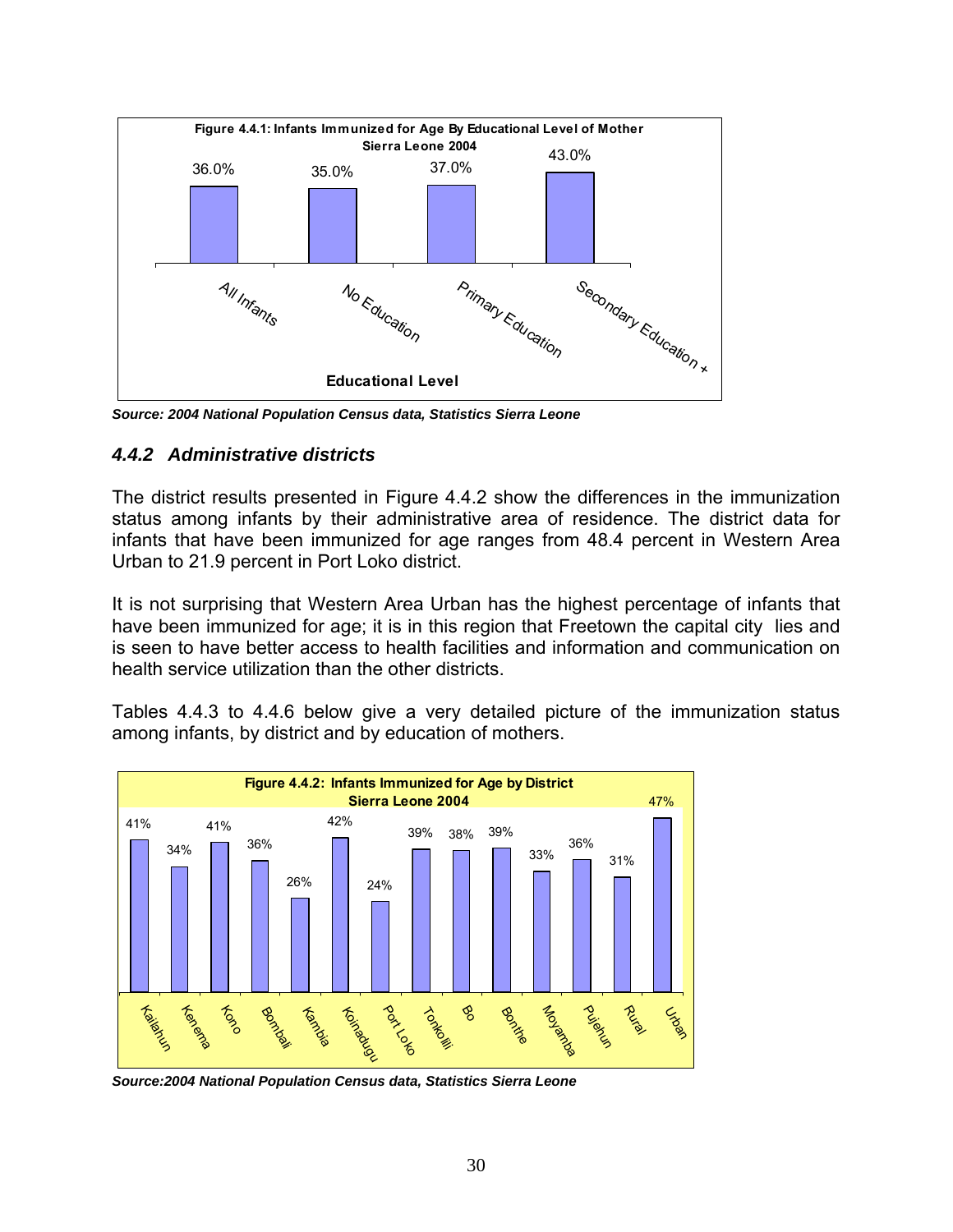**Figure 4.4.1: Infants Immunized for Age By Educational Level of Mother Sierra Leone 2004**

| Educational Level | Percent |
|---|---|
| All Infants | 36.0% |
| No Education | 35.0% |
| Primary Education | 37.0% |
| Secondary Education + | 43.0% |

***Source: 2004 National Population Census data, Statistics Sierra Leone***

### *4.4.2 Administrative districts*

The district results presented in Figure 4.4.2 show the differences in the immunization status among infants by their administrative area of residence. The district data for infants that have been immunized for age ranges from 48.4 percent in Western Area Urban to 21.9 percent in Port Loko district.

It is not surprising that Western Area Urban has the highest percentage of infants that have been immunized for age; it is in this region that Freetown the capital city lies and is seen to have better access to health facilities and information and communication on health service utilization than the other districts.

Tables 4.4.3 to 4.4.6 below give a very detailed picture of the immunization status among infants, by district and by education of mothers.

**Figure 4.4.2: Infants Immunized for Age by District Sierra Leone 2004**

| District | Percent |
|---|---|
| Kailahun | 41% |
| Kenema | 34% |
| Kono | 41% |
| Bombali | 36% |
| Kambia | 26% |
| Koinadugu | 42% |
| Port Loko | 24% |
| Tonkolili | 39% |
| Bo | 38% |
| Bonthe | 39% |
| Moyamba | 33% |
| Pujehun | 36% |
| Rural | 31% |
| Urban | 47% |

***Source:2004 National Population Census data, Statistics Sierra Leone***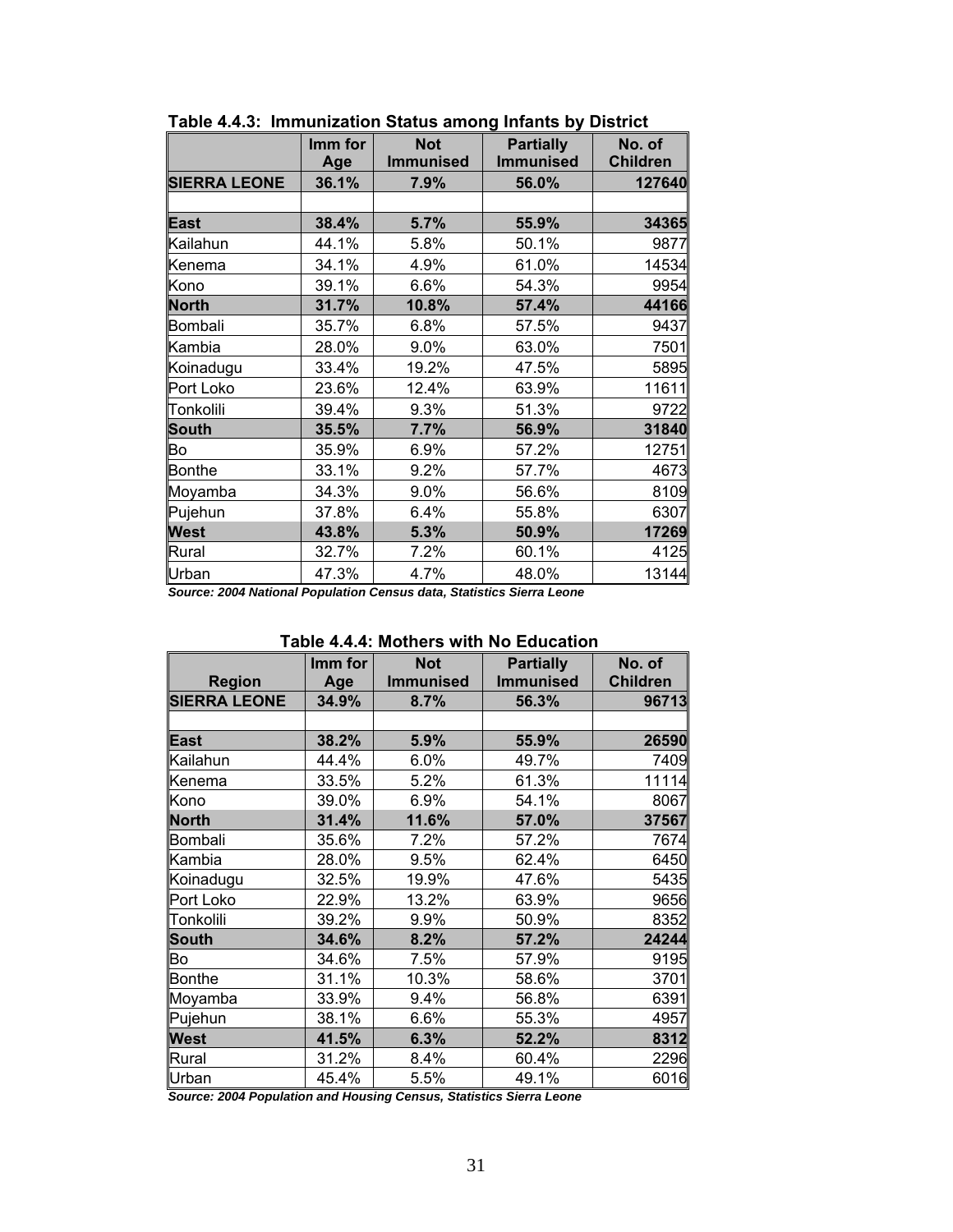**Table 4.4.3: Immunization Status among Infants by District**

| | Imm for Age | Not Immunised | Partially Immunised | No. of Children |
|---|---|---|---|---|
| **SIERRA LEONE** | **36.1%** | **7.9%** | **56.0%** | **127640** |
| | | | | |
| **East** | **38.4%** | **5.7%** | **55.9%** | **34365** |
| Kailahun | 44.1% | 5.8% | 50.1% | 9877 |
| Kenema | 34.1% | 4.9% | 61.0% | 14534 |
| Kono | 39.1% | 6.6% | 54.3% | 9954 |
| **North** | **31.7%** | **10.8%** | **57.4%** | **44166** |
| Bombali | 35.7% | 6.8% | 57.5% | 9437 |
| Kambia | 28.0% | 9.0% | 63.0% | 7501 |
| Koinadugu | 33.4% | 19.2% | 47.5% | 5895 |
| Port Loko | 23.6% | 12.4% | 63.9% | 11611 |
| Tonkolili | 39.4% | 9.3% | 51.3% | 9722 |
| **South** | **35.5%** | **7.7%** | **56.9%** | **31840** |
| Bo | 35.9% | 6.9% | 57.2% | 12751 |
| Bonthe | 33.1% | 9.2% | 57.7% | 4673 |
| Moyamba | 34.3% | 9.0% | 56.6% | 8109 |
| Pujehun | 37.8% | 6.4% | 55.8% | 6307 |
| **West** | **43.8%** | **5.3%** | **50.9%** | **17269** |
| Rural | 32.7% | 7.2% | 60.1% | 4125 |
| Urban | 47.3% | 4.7% | 48.0% | 13144 |

***Source: 2004 National Population Census data, Statistics Sierra Leone***

**Table 4.4.4: Mothers with No Education**

| Region | Imm for Age | Not Immunised | Partially Immunised | No. of Children |
|---|---|---|---|---|
| **SIERRA LEONE** | **34.9%** | **8.7%** | **56.3%** | **96713** |
| | | | | |
| **East** | **38.2%** | **5.9%** | **55.9%** | **26590** |
| Kailahun | 44.4% | 6.0% | 49.7% | 7409 |
| Kenema | 33.5% | 5.2% | 61.3% | 11114 |
| Kono | 39.0% | 6.9% | 54.1% | 8067 |
| **North** | **31.4%** | **11.6%** | **57.0%** | **37567** |
| Bombali | 35.6% | 7.2% | 57.2% | 7674 |
| Kambia | 28.0% | 9.5% | 62.4% | 6450 |
| Koinadugu | 32.5% | 19.9% | 47.6% | 5435 |
| Port Loko | 22.9% | 13.2% | 63.9% | 9656 |
| Tonkolili | 39.2% | 9.9% | 50.9% | 8352 |
| **South** | **34.6%** | **8.2%** | **57.2%** | **24244** |
| Bo | 34.6% | 7.5% | 57.9% | 9195 |
| Bonthe | 31.1% | 10.3% | 58.6% | 3701 |
| Moyamba | 33.9% | 9.4% | 56.8% | 6391 |
| Pujehun | 38.1% | 6.6% | 55.3% | 4957 |
| **West** | **41.5%** | **6.3%** | **52.2%** | **8312** |
| Rural | 31.2% | 8.4% | 60.4% | 2296 |
| Urban | 45.4% | 5.5% | 49.1% | 6016 |

***Source: 2004 Population and Housing Census, Statistics Sierra Leone***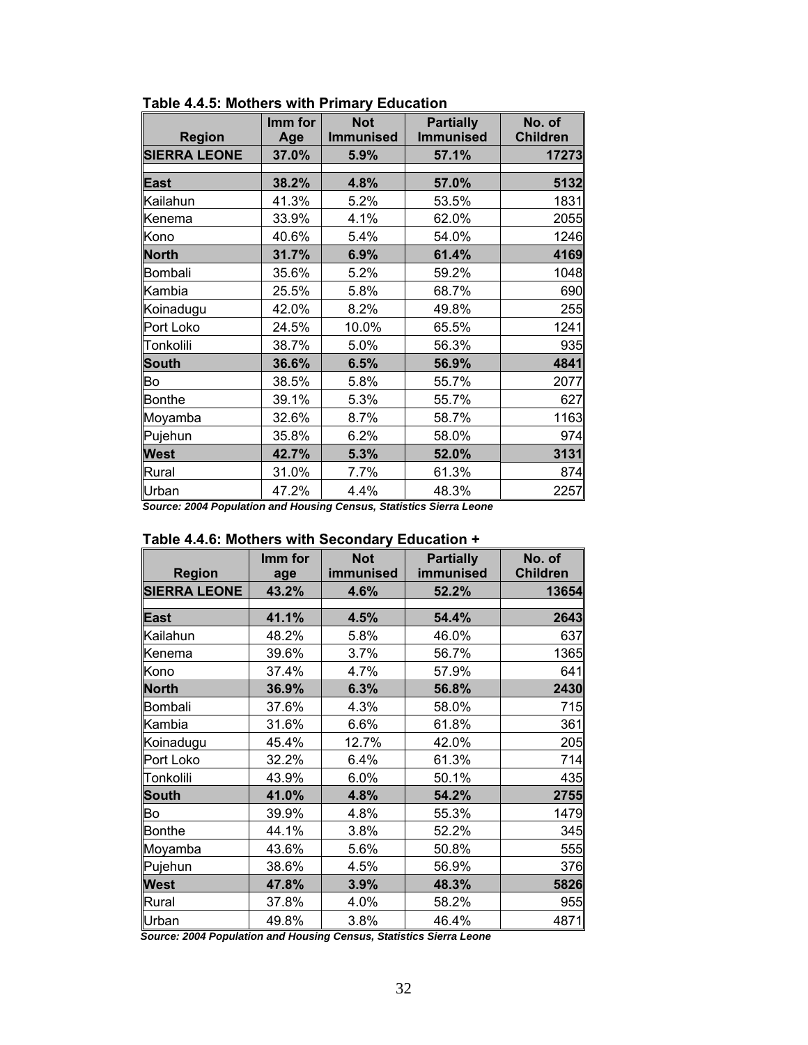**Table 4.4.5: Mothers with Primary Education**

| Region | Imm for Age | Not Immunised | Partially Immunised | No. of Children |
|---|---|---|---|---|
| **SIERRA LEONE** | **37.0%** | **5.9%** | **57.1%** | **17273** |
| | | | | |
| **East** | **38.2%** | **4.8%** | **57.0%** | **5132** |
| Kailahun | 41.3% | 5.2% | 53.5% | 1831 |
| Kenema | 33.9% | 4.1% | 62.0% | 2055 |
| Kono | 40.6% | 5.4% | 54.0% | 1246 |
| **North** | **31.7%** | **6.9%** | **61.4%** | **4169** |
| Bombali | 35.6% | 5.2% | 59.2% | 1048 |
| Kambia | 25.5% | 5.8% | 68.7% | 690 |
| Koinadugu | 42.0% | 8.2% | 49.8% | 255 |
| Port Loko | 24.5% | 10.0% | 65.5% | 1241 |
| Tonkolili | 38.7% | 5.0% | 56.3% | 935 |
| **South** | **36.6%** | **6.5%** | **56.9%** | **4841** |
| Bo | 38.5% | 5.8% | 55.7% | 2077 |
| Bonthe | 39.1% | 5.3% | 55.7% | 627 |
| Moyamba | 32.6% | 8.7% | 58.7% | 1163 |
| Pujehun | 35.8% | 6.2% | 58.0% | 974 |
| **West** | **42.7%** | **5.3%** | **52.0%** | **3131** |
| Rural | 31.0% | 7.7% | 61.3% | 874 |
| Urban | 47.2% | 4.4% | 48.3% | 2257 |

***Source: 2004 Population and Housing Census, Statistics Sierra Leone***

**Table 4.4.6: Mothers with Secondary Education +**

| Region | Imm for age | Not immunised | Partially immunised | No. of Children |
|---|---|---|---|---|
| **SIERRA LEONE** | **43.2%** | **4.6%** | **52.2%** | **13654** |
| | | | | |
| **East** | **41.1%** | **4.5%** | **54.4%** | **2643** |
| Kailahun | 48.2% | 5.8% | 46.0% | 637 |
| Kenema | 39.6% | 3.7% | 56.7% | 1365 |
| Kono | 37.4% | 4.7% | 57.9% | 641 |
| **North** | **36.9%** | **6.3%** | **56.8%** | **2430** |
| Bombali | 37.6% | 4.3% | 58.0% | 715 |
| Kambia | 31.6% | 6.6% | 61.8% | 361 |
| Koinadugu | 45.4% | 12.7% | 42.0% | 205 |
| Port Loko | 32.2% | 6.4% | 61.3% | 714 |
| Tonkolili | 43.9% | 6.0% | 50.1% | 435 |
| **South** | **41.0%** | **4.8%** | **54.2%** | **2755** |
| Bo | 39.9% | 4.8% | 55.3% | 1479 |
| Bonthe | 44.1% | 3.8% | 52.2% | 345 |
| Moyamba | 43.6% | 5.6% | 50.8% | 555 |
| Pujehun | 38.6% | 4.5% | 56.9% | 376 |
| **West** | **47.8%** | **3.9%** | **48.3%** | **5826** |
| Rural | 37.8% | 4.0% | 58.2% | 955 |
| Urban | 49.8% | 3.8% | 46.4% | 4871 |

***Source: 2004 Population and Housing Census, Statistics Sierra Leone***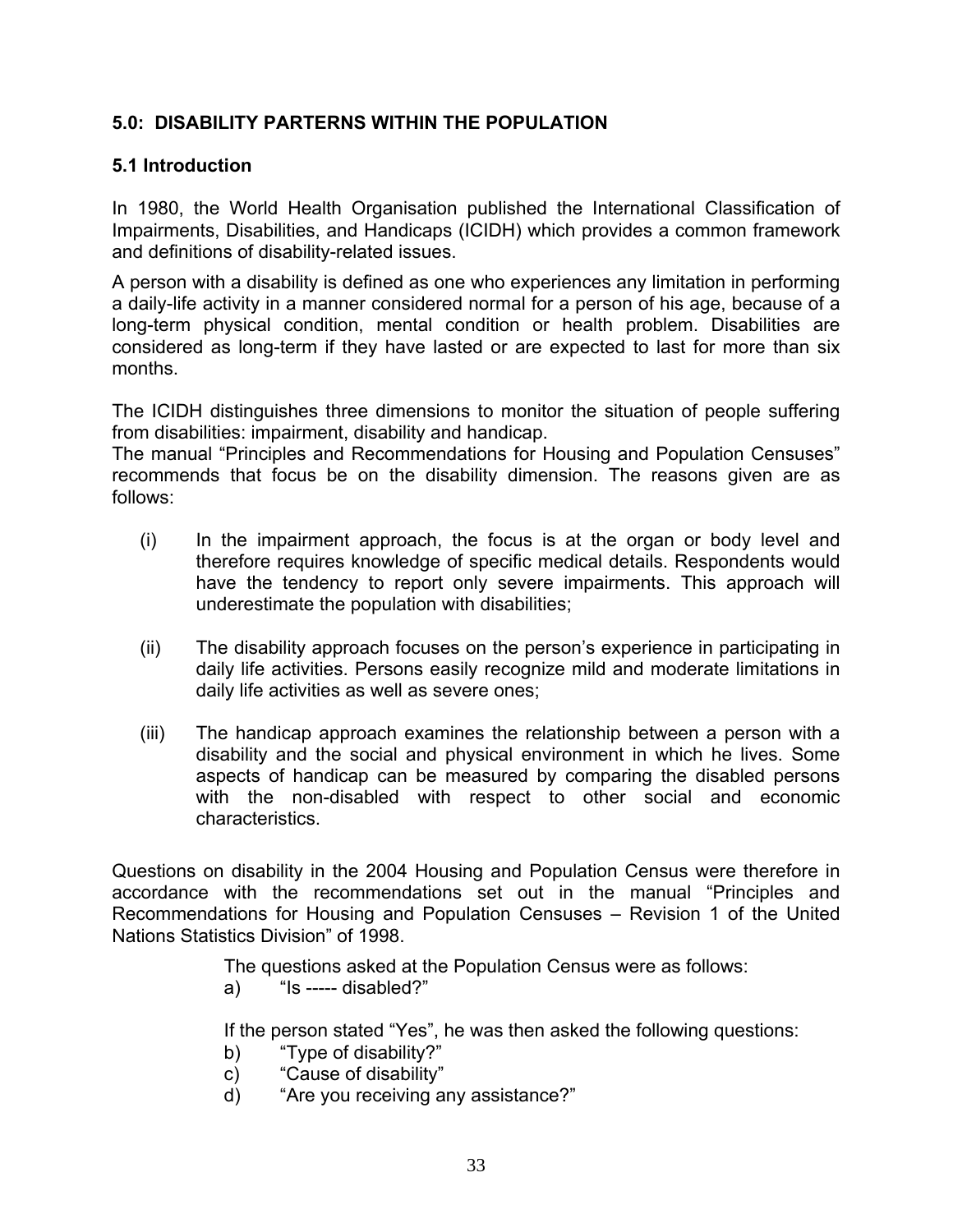## 5.0: DISABILITY PARTERNS WITHIN THE POPULATION

### 5.1 Introduction

In 1980, the World Health Organisation published the International Classification of Impairments, Disabilities, and Handicaps (ICIDH) which provides a common framework and definitions of disability-related issues.

A person with a disability is defined as one who experiences any limitation in performing a daily-life activity in a manner considered normal for a person of his age, because of a long-term physical condition, mental condition or health problem. Disabilities are considered as long-term if they have lasted or are expected to last for more than six months.

The ICIDH distinguishes three dimensions to monitor the situation of people suffering from disabilities: impairment, disability and handicap.

The manual "Principles and Recommendations for Housing and Population Censuses" recommends that focus be on the disability dimension. The reasons given are as follows:

(i) In the impairment approach, the focus is at the organ or body level and therefore requires knowledge of specific medical details. Respondents would have the tendency to report only severe impairments. This approach will underestimate the population with disabilities;

(ii) The disability approach focuses on the person's experience in participating in daily life activities. Persons easily recognize mild and moderate limitations in daily life activities as well as severe ones;

(iii) The handicap approach examines the relationship between a person with a disability and the social and physical environment in which he lives. Some aspects of handicap can be measured by comparing the disabled persons with the non-disabled with respect to other social and economic characteristics.

Questions on disability in the 2004 Housing and Population Census were therefore in accordance with the recommendations set out in the manual "Principles and Recommendations for Housing and Population Censuses – Revision 1 of the United Nations Statistics Division" of 1998.

The questions asked at the Population Census were as follows:

a) "Is ----- disabled?"

If the person stated "Yes", he was then asked the following questions:

b) "Type of disability?"
c) "Cause of disability"
d) "Are you receiving any assistance?"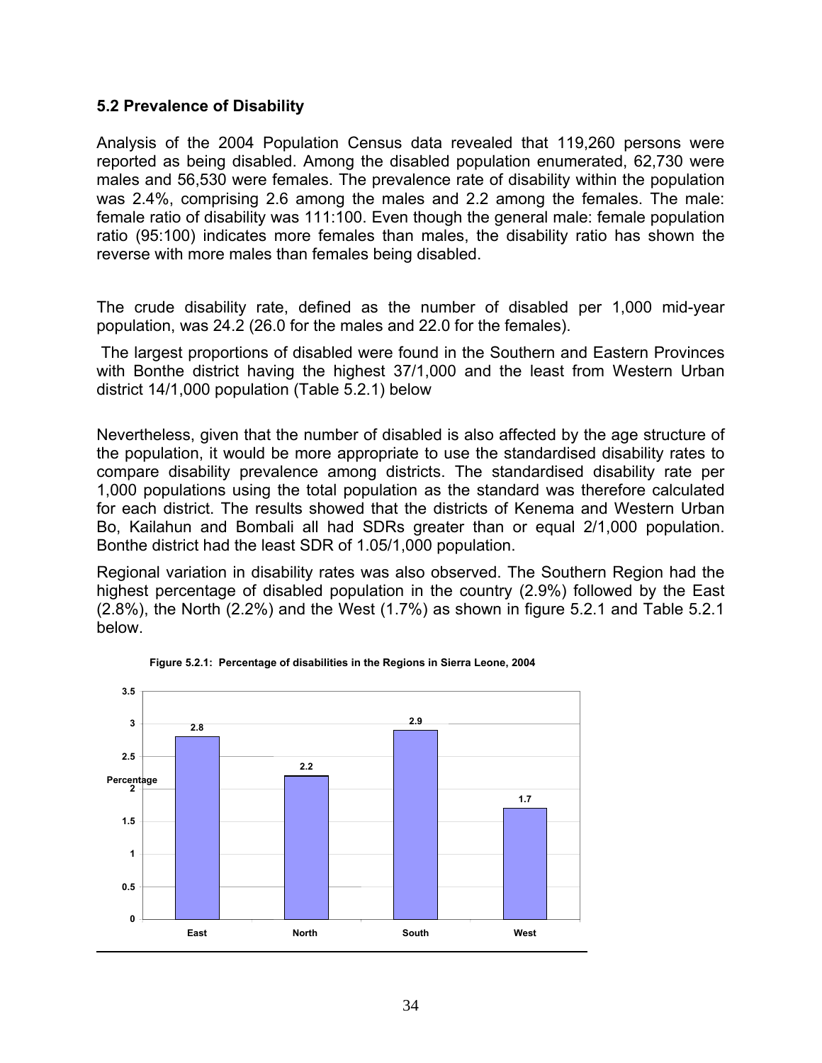### 5.2 Prevalence of Disability

Analysis of the 2004 Population Census data revealed that 119,260 persons were reported as being disabled. Among the disabled population enumerated, 62,730 were males and 56,530 were females. The prevalence rate of disability within the population was 2.4%, comprising 2.6 among the males and 2.2 among the females. The male: female ratio of disability was 111:100. Even though the general male: female population ratio (95:100) indicates more females than males, the disability ratio has shown the reverse with more males than females being disabled.

The crude disability rate, defined as the number of disabled per 1,000 mid-year population, was 24.2 (26.0 for the males and 22.0 for the females).

The largest proportions of disabled were found in the Southern and Eastern Provinces with Bonthe district having the highest 37/1,000 and the least from Western Urban district 14/1,000 population (Table 5.2.1) below

Nevertheless, given that the number of disabled is also affected by the age structure of the population, it would be more appropriate to use the standardised disability rates to compare disability prevalence among districts. The standardised disability rate per 1,000 populations using the total population as the standard was therefore calculated for each district. The results showed that the districts of Kenema and Western Urban Bo, Kailahun and Bombali all had SDRs greater than or equal 2/1,000 population. Bonthe district had the least SDR of 1.05/1,000 population.

Regional variation in disability rates was also observed. The Southern Region had the highest percentage of disabled population in the country (2.9%) followed by the East (2.8%), the North (2.2%) and the West (1.7%) as shown in figure 5.2.1 and Table 5.2.1 below.

**Figure 5.2.1: Percentage of disabilities in the Regions in Sierra Leone, 2004**

| Region | Percentage |
|---|---|
| East | 2.8 |
| North | 2.2 |
| South | 2.9 |
| West | 1.7 |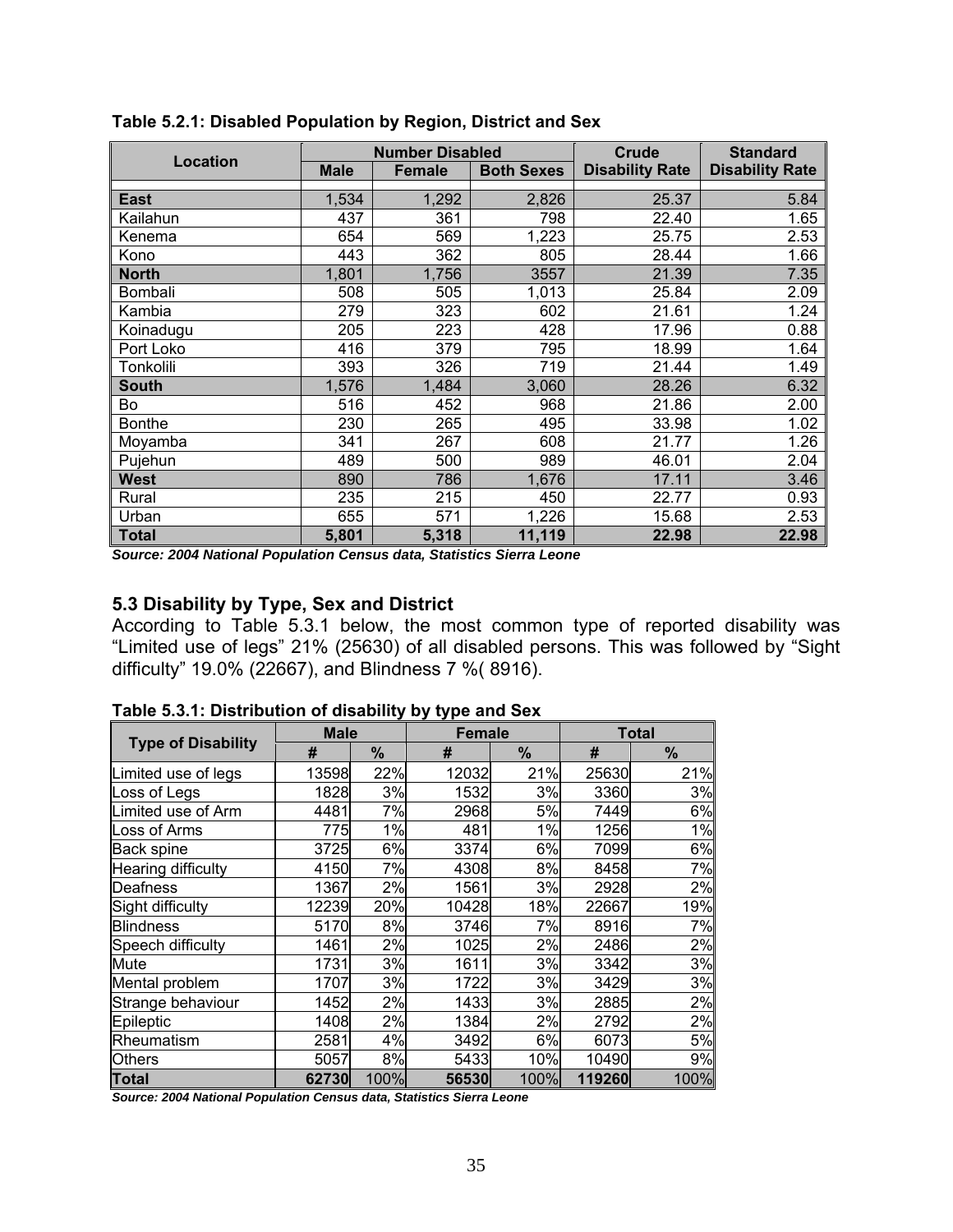**Table 5.2.1: Disabled Population by Region, District and Sex**

| Location | Number Disabled | | | Crude Disability Rate | Standard Disability Rate |
|---|---|---|---|---|---|
| | Male | Female | Both Sexes | | |
| **East** | 1,534 | 1,292 | 2,826 | 25.37 | 5.84 |
| Kailahun | 437 | 361 | 798 | 22.40 | 1.65 |
| Kenema | 654 | 569 | 1,223 | 25.75 | 2.53 |
| Kono | 443 | 362 | 805 | 28.44 | 1.66 |
| **North** | 1,801 | 1,756 | 3557 | 21.39 | 7.35 |
| Bombali | 508 | 505 | 1,013 | 25.84 | 2.09 |
| Kambia | 279 | 323 | 602 | 21.61 | 1.24 |
| Koinadugu | 205 | 223 | 428 | 17.96 | 0.88 |
| Port Loko | 416 | 379 | 795 | 18.99 | 1.64 |
| Tonkolili | 393 | 326 | 719 | 21.44 | 1.49 |
| **South** | 1,576 | 1,484 | 3,060 | 28.26 | 6.32 |
| Bo | 516 | 452 | 968 | 21.86 | 2.00 |
| Bonthe | 230 | 265 | 495 | 33.98 | 1.02 |
| Moyamba | 341 | 267 | 608 | 21.77 | 1.26 |
| Pujehun | 489 | 500 | 989 | 46.01 | 2.04 |
| **West** | 890 | 786 | 1,676 | 17.11 | 3.46 |
| Rural | 235 | 215 | 450 | 22.77 | 0.93 |
| Urban | 655 | 571 | 1,226 | 15.68 | 2.53 |
| **Total** | **5,801** | **5,318** | **11,119** | **22.98** | **22.98** |

***Source: 2004 National Population Census data, Statistics Sierra Leone***

## 5.3 Disability by Type, Sex and District

According to Table 5.3.1 below, the most common type of reported disability was "Limited use of legs" 21% (25630) of all disabled persons. This was followed by "Sight difficulty" 19.0% (22667), and Blindness 7 %( 8916).

**Table 5.3.1: Distribution of disability by type and Sex**

| Type of Disability | Male | | Female | | Total | |
|---|---|---|---|---|---|---|
| | # | % | # | % | # | % |
| Limited use of legs | 13598 | 22% | 12032 | 21% | 25630 | 21% |
| Loss of Legs | 1828 | 3% | 1532 | 3% | 3360 | 3% |
| Limited use of Arm | 4481 | 7% | 2968 | 5% | 7449 | 6% |
| Loss of Arms | 775 | 1% | 481 | 1% | 1256 | 1% |
| Back spine | 3725 | 6% | 3374 | 6% | 7099 | 6% |
| Hearing difficulty | 4150 | 7% | 4308 | 8% | 8458 | 7% |
| Deafness | 1367 | 2% | 1561 | 3% | 2928 | 2% |
| Sight difficulty | 12239 | 20% | 10428 | 18% | 22667 | 19% |
| Blindness | 5170 | 8% | 3746 | 7% | 8916 | 7% |
| Speech difficulty | 1461 | 2% | 1025 | 2% | 2486 | 2% |
| Mute | 1731 | 3% | 1611 | 3% | 3342 | 3% |
| Mental problem | 1707 | 3% | 1722 | 3% | 3429 | 3% |
| Strange behaviour | 1452 | 2% | 1433 | 3% | 2885 | 2% |
| Epileptic | 1408 | 2% | 1384 | 2% | 2792 | 2% |
| Rheumatism | 2581 | 4% | 3492 | 6% | 6073 | 5% |
| Others | 5057 | 8% | 5433 | 10% | 10490 | 9% |
| **Total** | **62730** | 100% | **56530** | 100% | **119260** | 100% |

***Source: 2004 National Population Census data, Statistics Sierra Leone***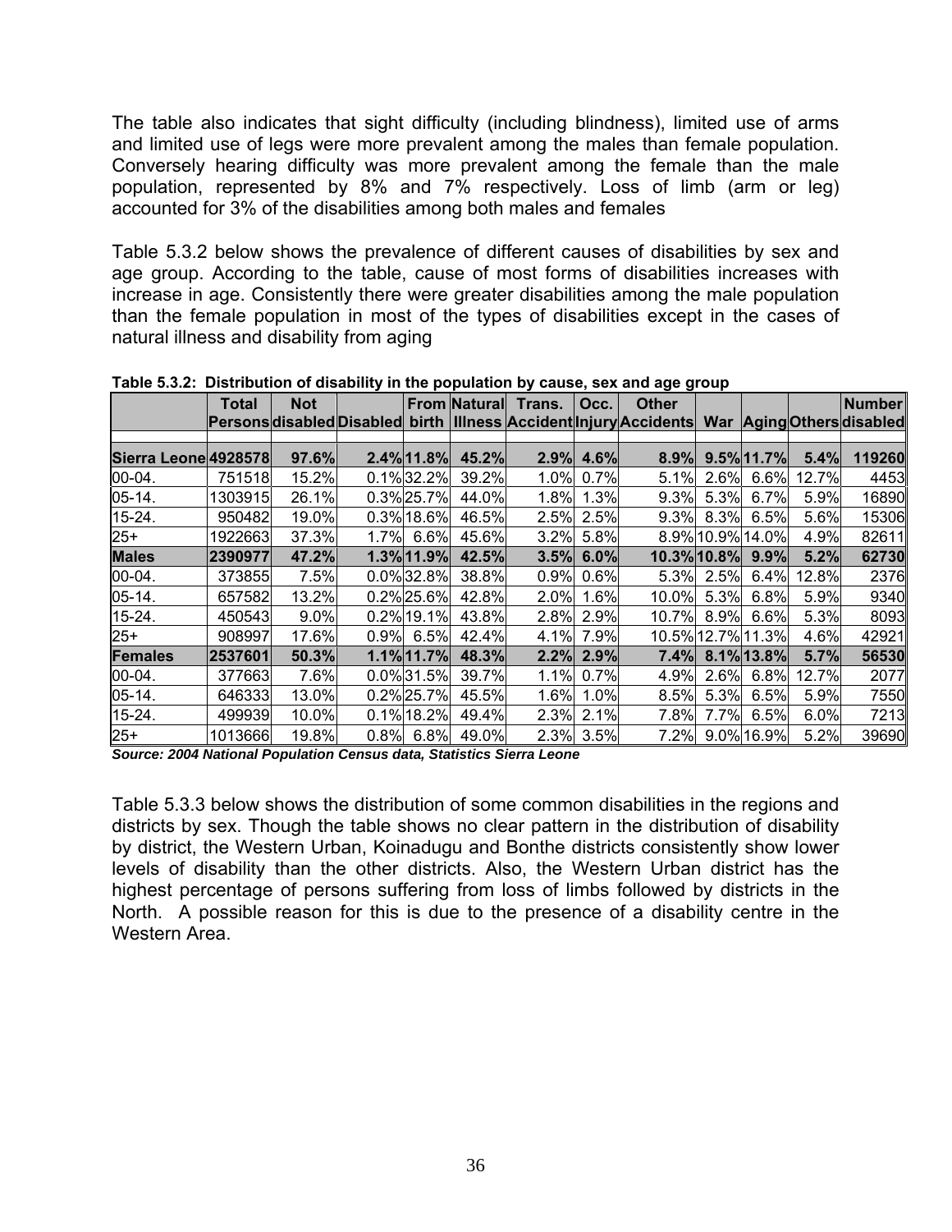The table also indicates that sight difficulty (including blindness), limited use of arms and limited use of legs were more prevalent among the males than female population. Conversely hearing difficulty was more prevalent among the female than the male population, represented by 8% and 7% respectively. Loss of limb (arm or leg) accounted for 3% of the disabilities among both males and females

Table 5.3.2 below shows the prevalence of different causes of disabilities by sex and age group. According to the table, cause of most forms of disabilities increases with increase in age. Consistently there were greater disabilities among the male population than the female population in most of the types of disabilities except in the cases of natural illness and disability from aging

**Table 5.3.2: Distribution of disability in the population by cause, sex and age group**

| | Total Persons | Not disabled | Disabled | From birth | Natural Illness | Trans. Accident | Occ. Injury | Other Accidents | War | Aging | Others | Number disabled |
|---|---|---|---|---|---|---|---|---|---|---|---|---|
| **Sierra Leone** | **4928578** | **97.6%** | **2.4%** | **11.8%** | **45.2%** | **2.9%** | **4.6%** | **8.9%** | **9.5%** | **11.7%** | **5.4%** | **119260** |
| 00-04. | 751518 | 15.2% | 0.1% | 32.2% | 39.2% | 1.0% | 0.7% | 5.1% | 2.6% | 6.6% | 12.7% | 4453 |
| 05-14. | 1303915 | 26.1% | 0.3% | 25.7% | 44.0% | 1.8% | 1.3% | 9.3% | 5.3% | 6.7% | 5.9% | 16890 |
| 15-24. | 950482 | 19.0% | 0.3% | 18.6% | 46.5% | 2.5% | 2.5% | 9.3% | 8.3% | 6.5% | 5.6% | 15306 |
| 25+ | 1922663 | 37.3% | 1.7% | 6.6% | 45.6% | 3.2% | 5.8% | 8.9% | 10.9% | 14.0% | 4.9% | 82611 |
| **Males** | **2390977** | **47.2%** | **1.3%** | **11.9%** | **42.5%** | **3.5%** | **6.0%** | **10.3%** | **10.8%** | **9.9%** | **5.2%** | **62730** |
| 00-04. | 373855 | 7.5% | 0.0% | 32.8% | 38.8% | 0.9% | 0.6% | 5.3% | 2.5% | 6.4% | 12.8% | 2376 |
| 05-14. | 657582 | 13.2% | 0.2% | 25.6% | 42.8% | 2.0% | 1.6% | 10.0% | 5.3% | 6.8% | 5.9% | 9340 |
| 15-24. | 450543 | 9.0% | 0.2% | 19.1% | 43.8% | 2.8% | 2.9% | 10.7% | 8.9% | 6.6% | 5.3% | 8093 |
| 25+ | 908997 | 17.6% | 0.9% | 6.5% | 42.4% | 4.1% | 7.9% | 10.5% | 12.7% | 11.3% | 4.6% | 42921 |
| **Females** | **2537601** | **50.3%** | **1.1%** | **11.7%** | **48.3%** | **2.2%** | **2.9%** | **7.4%** | **8.1%** | **13.8%** | **5.7%** | **56530** |
| 00-04. | 377663 | 7.6% | 0.0% | 31.5% | 39.7% | 1.1% | 0.7% | 4.9% | 2.6% | 6.8% | 12.7% | 2077 |
| 05-14. | 646333 | 13.0% | 0.2% | 25.7% | 45.5% | 1.6% | 1.0% | 8.5% | 5.3% | 6.5% | 5.9% | 7550 |
| 15-24. | 499939 | 10.0% | 0.1% | 18.2% | 49.4% | 2.3% | 2.1% | 7.8% | 7.7% | 6.5% | 6.0% | 7213 |
| 25+ | 1013666 | 19.8% | 0.8% | 6.8% | 49.0% | 2.3% | 3.5% | 7.2% | 9.0% | 16.9% | 5.2% | 39690 |

***Source: 2004 National Population Census data, Statistics Sierra Leone***

Table 5.3.3 below shows the distribution of some common disabilities in the regions and districts by sex. Though the table shows no clear pattern in the distribution of disability by district, the Western Urban, Koinadugu and Bonthe districts consistently show lower levels of disability than the other districts. Also, the Western Urban district has the highest percentage of persons suffering from loss of limbs followed by districts in the North. A possible reason for this is due to the presence of a disability centre in the Western Area.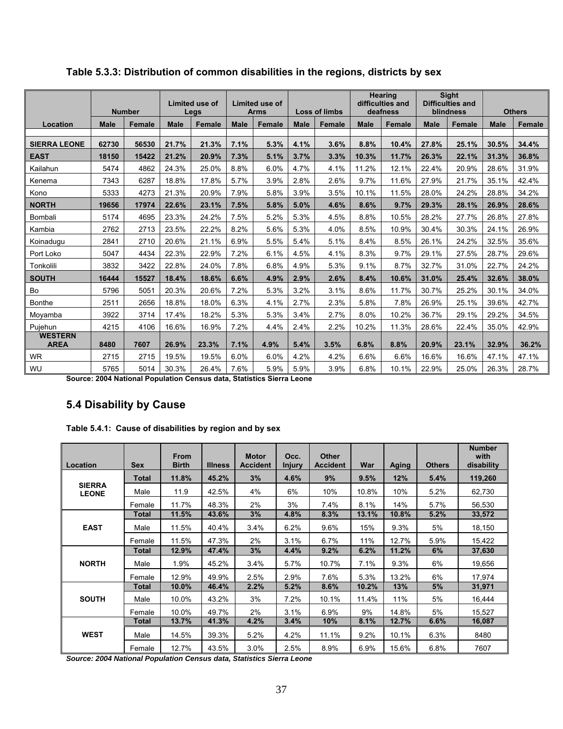**Table 5.3.3: Distribution of common disabilities in the regions, districts by sex**

| Location | Number | | Limited use of Legs | | Limited use of Arms | | Loss of limbs | | Hearing difficulties and deafness | | Sight Difficulties and blindness | | Others | |
|---|---|---|---|---|---|---|---|---|---|---|---|---|---|---|
| | Male | Female | Male | Female | Male | Female | Male | Female | Male | Female | Male | Female | Male | Female |
| **SIERRA LEONE** | **62730** | **56530** | **21.7%** | **21.3%** | **7.1%** | **5.3%** | **4.1%** | **3.6%** | **8.8%** | **10.4%** | **27.8%** | **25.1%** | **30.5%** | **34.4%** |
| **EAST** | **18150** | **15422** | **21.2%** | **20.9%** | **7.3%** | **5.1%** | **3.7%** | **3.3%** | **10.3%** | **11.7%** | **26.3%** | **22.1%** | **31.3%** | **36.8%** |
| Kailahun | 5474 | 4862 | 24.3% | 25.0% | 8.8% | 6.0% | 4.7% | 4.1% | 11.2% | 12.1% | 22.4% | 20.9% | 28.6% | 31.9% |
| Kenema | 7343 | 6287 | 18.8% | 17.8% | 5.7% | 3.9% | 2.8% | 2.6% | 9.7% | 11.6% | 27.9% | 21.7% | 35.1% | 42.4% |
| Kono | 5333 | 4273 | 21.3% | 20.9% | 7.9% | 5.8% | 3.9% | 3.5% | 10.1% | 11.5% | 28.0% | 24.2% | 28.8% | 34.2% |
| **NORTH** | **19656** | **17974** | **22.6%** | **23.1%** | **7.5%** | **5.8%** | **5.0%** | **4.6%** | **8.6%** | **9.7%** | **29.3%** | **28.1%** | **26.9%** | **28.6%** |
| Bombali | 5174 | 4695 | 23.3% | 24.2% | 7.5% | 5.2% | 5.3% | 4.5% | 8.8% | 10.5% | 28.2% | 27.7% | 26.8% | 27.8% |
| Kambia | 2762 | 2713 | 23.5% | 22.2% | 8.2% | 5.6% | 5.3% | 4.0% | 8.5% | 10.9% | 30.4% | 30.3% | 24.1% | 26.9% |
| Koinadugu | 2841 | 2710 | 20.6% | 21.1% | 6.9% | 5.5% | 5.4% | 5.1% | 8.4% | 8.5% | 26.1% | 24.2% | 32.5% | 35.6% |
| Port Loko | 5047 | 4434 | 22.3% | 22.9% | 7.2% | 6.1% | 4.5% | 4.1% | 8.3% | 9.7% | 29.1% | 27.5% | 28.7% | 29.6% |
| Tonkolili | 3832 | 3422 | 22.8% | 24.0% | 7.8% | 6.8% | 4.9% | 5.3% | 9.1% | 8.7% | 32.7% | 31.0% | 22.7% | 24.2% |
| **SOUTH** | **16444** | **15527** | **18.4%** | **18.6%** | **6.6%** | **4.9%** | **2.9%** | **2.6%** | **8.4%** | **10.6%** | **31.0%** | **25.4%** | **32.6%** | **38.0%** |
| Bo | 5796 | 5051 | 20.3% | 20.6% | 7.2% | 5.3% | 3.2% | 3.1% | 8.6% | 11.7% | 30.7% | 25.2% | 30.1% | 34.0% |
| Bonthe | 2511 | 2656 | 18.8% | 18.0% | 6.3% | 4.1% | 2.7% | 2.3% | 5.8% | 7.8% | 26.9% | 25.1% | 39.6% | 42.7% |
| Moyamba | 3922 | 3714 | 17.4% | 18.2% | 5.3% | 5.3% | 3.4% | 2.7% | 8.0% | 10.2% | 36.7% | 29.1% | 29.2% | 34.5% |
| Pujehun | 4215 | 4106 | 16.6% | 16.9% | 7.2% | 4.4% | 2.4% | 2.2% | 10.2% | 11.3% | 28.6% | 22.4% | 35.0% | 42.9% |
| **WESTERN AREA** | **8480** | **7607** | **26.9%** | **23.3%** | **7.1%** | **4.9%** | **5.4%** | **3.5%** | **6.8%** | **8.8%** | **20.9%** | **23.1%** | **32.9%** | **36.2%** |
| WR | 2715 | 2715 | 19.5% | 19.5% | 6.0% | 6.0% | 4.2% | 4.2% | 6.6% | 6.6% | 16.6% | 16.6% | 47.1% | 47.1% |
| WU | 5765 | 5014 | 30.3% | 26.4% | 7.6% | 5.9% | 5.9% | 3.9% | 6.8% | 10.1% | 22.9% | 25.0% | 26.3% | 28.7% |

**Source: 2004 National Population Census data, Statistics Sierra Leone**

## 5.4 Disability by Cause

**Table 5.4.1: Cause of disabilities by region and by sex**

| Location | Sex | From Birth | Illness | Motor Accident | Occ. Injury | Other Accident | War | Aging | Others | Number with disability |
|---|---|---|---|---|---|---|---|---|---|---|
| **SIERRA LEONE** | **Total** | **11.8%** | **45.2%** | **3%** | **4.6%** | **9%** | **9.5%** | **12%** | **5.4%** | **119,260** |
| | Male | 11.9 | 42.5% | 4% | 6% | 10% | 10.8% | 10% | 5.2% | 62,730 |
| | Female | 11.7% | 48.3% | 2% | 3% | 7.4% | 8.1% | 14% | 5.7% | 56,530 |
| **EAST** | **Total** | **11.5%** | **43.6%** | **3%** | **4.8%** | **8.3%** | **13.1%** | **10.8%** | **5.2%** | **33,572** |
| | Male | 11.5% | 40.4% | 3.4% | 6.2% | 9.6% | 15% | 9.3% | 5% | 18,150 |
| | Female | 11.5% | 47.3% | 2% | 3.1% | 6.7% | 11% | 12.7% | 5.9% | 15,422 |
| **NORTH** | **Total** | **12.9%** | **47.4%** | **3%** | **4.4%** | **9.2%** | **6.2%** | **11.2%** | **6%** | **37,630** |
| | Male | 1.9% | 45.2% | 3.4% | 5.7% | 10.7% | 7.1% | 9.3% | 6% | 19,656 |
| | Female | 12.9% | 49.9% | 2.5% | 2.9% | 7.6% | 5.3% | 13.2% | 6% | 17,974 |
| **SOUTH** | **Total** | **10.0%** | **46.4%** | **2.2%** | **5.2%** | **8.6%** | **10.2%** | **13%** | **5%** | **31,971** |
| | Male | 10.0% | 43.2% | 3% | 7.2% | 10.1% | 11.4% | 11% | 5% | 16,444 |
| | Female | 10.0% | 49.7% | 2% | 3.1% | 6.9% | 9% | 14.8% | 5% | 15,527 |
| **WEST** | **Total** | **13.7%** | **41.3%** | **4.2%** | **3.4%** | **10%** | **8.1%** | **12.7%** | **6.6%** | **16,087** |
| | Male | 14.5% | 39.3% | 5.2% | 4.2% | 11.1% | 9.2% | 10.1% | 6.3% | 8480 |
| | Female | 12.7% | 43.5% | 3.0% | 2.5% | 8.9% | 6.9% | 15.6% | 6.8% | 7607 |

***Source: 2004 National Population Census data, Statistics Sierra Leone***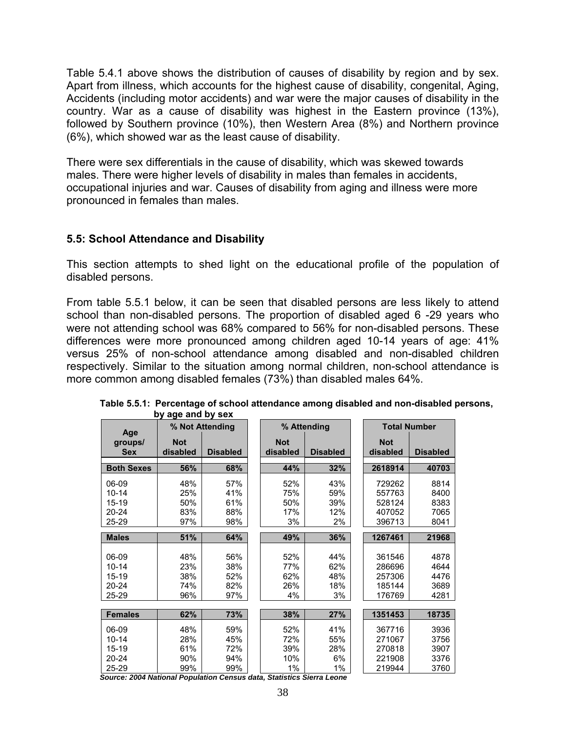Table 5.4.1 above shows the distribution of causes of disability by region and by sex. Apart from illness, which accounts for the highest cause of disability, congenital, Aging, Accidents (including motor accidents) and war were the major causes of disability in the country. War as a cause of disability was highest in the Eastern province (13%), followed by Southern province (10%), then Western Area (8%) and Northern province (6%), which showed war as the least cause of disability.

There were sex differentials in the cause of disability, which was skewed towards males. There were higher levels of disability in males than females in accidents, occupational injuries and war. Causes of disability from aging and illness were more pronounced in females than males.

## 5.5: School Attendance and Disability

This section attempts to shed light on the educational profile of the population of disabled persons.

From table 5.5.1 below, it can be seen that disabled persons are less likely to attend school than non-disabled persons. The proportion of disabled aged 6 -29 years who were not attending school was 68% compared to 56% for non-disabled persons. These differences were more pronounced among children aged 10-14 years of age: 41% versus 25% of non-school attendance among disabled and non-disabled children respectively. Similar to the situation among normal children, non-school attendance is more common among disabled females (73%) than disabled males 64%.

**Table 5.5.1: Percentage of school attendance among disabled and non-disabled persons, by age and by sex**

| Age groups/ Sex | % Not Attending | | % Attending | | Total Number | |
|---|---|---|---|---|---|---|
| | Not disabled | Disabled | Not disabled | Disabled | Not disabled | Disabled |
| **Both Sexes** | **56%** | **68%** | **44%** | **32%** | **2618914** | **40703** |
| 06-09 | 48% | 57% | 52% | 43% | 729262 | 8814 |
| 10-14 | 25% | 41% | 75% | 59% | 557763 | 8400 |
| 15-19 | 50% | 61% | 50% | 39% | 528124 | 8383 |
| 20-24 | 83% | 88% | 17% | 12% | 407052 | 7065 |
| 25-29 | 97% | 98% | 3% | 2% | 396713 | 8041 |
| **Males** | **51%** | **64%** | **49%** | **36%** | **1267461** | **21968** |
| 06-09 | 48% | 56% | 52% | 44% | 361546 | 4878 |
| 10-14 | 23% | 38% | 77% | 62% | 286696 | 4644 |
| 15-19 | 38% | 52% | 62% | 48% | 257306 | 4476 |
| 20-24 | 74% | 82% | 26% | 18% | 185144 | 3689 |
| 25-29 | 96% | 97% | 4% | 3% | 176769 | 4281 |
| **Females** | **62%** | **73%** | **38%** | **27%** | **1351453** | **18735** |
| 06-09 | 48% | 59% | 52% | 41% | 367716 | 3936 |
| 10-14 | 28% | 45% | 72% | 55% | 271067 | 3756 |
| 15-19 | 61% | 72% | 39% | 28% | 270818 | 3907 |
| 20-24 | 90% | 94% | 10% | 6% | 221908 | 3376 |
| 25-29 | 99% | 99% | 1% | 1% | 219944 | 3760 |

*Source: 2004 National Population Census data, Statistics Sierra Leone*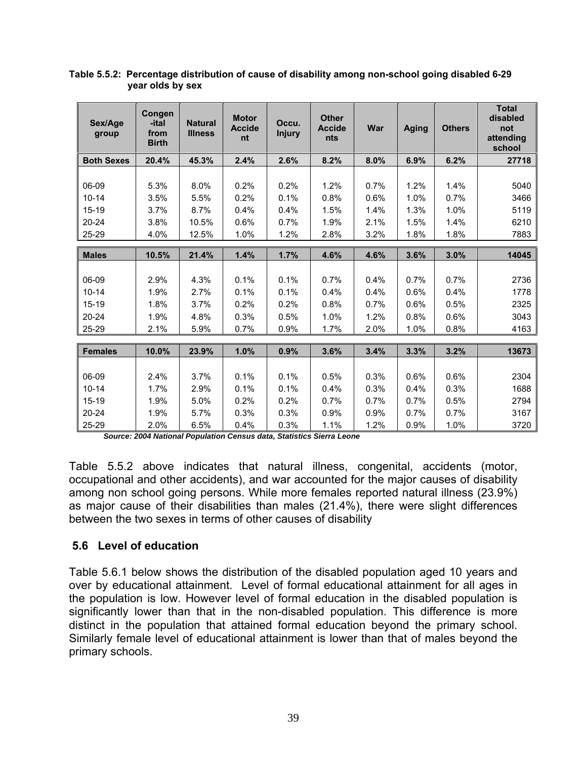**Table 5.5.2: Percentage distribution of cause of disability among non-school going disabled 6-29 year olds by sex**

| Sex/Age group | Congen -ital from Birth | Natural Illness | Motor Accident | Occu. Injury | Other Accidents | War | Aging | Others | Total disabled not attending school |
|---|---|---|---|---|---|---|---|---|---|
| **Both Sexes** | **20.4%** | **45.3%** | **2.4%** | **2.6%** | **8.2%** | **8.0%** | **6.9%** | **6.2%** | **27718** |
| 06-09 | 5.3% | 8.0% | 0.2% | 0.2% | 1.2% | 0.7% | 1.2% | 1.4% | 5040 |
| 10-14 | 3.5% | 5.5% | 0.2% | 0.1% | 0.8% | 0.6% | 1.0% | 0.7% | 3466 |
| 15-19 | 3.7% | 8.7% | 0.4% | 0.4% | 1.5% | 1.4% | 1.3% | 1.0% | 5119 |
| 20-24 | 3.8% | 10.5% | 0.6% | 0.7% | 1.9% | 2.1% | 1.5% | 1.4% | 6210 |
| 25-29 | 4.0% | 12.5% | 1.0% | 1.2% | 2.8% | 3.2% | 1.8% | 1.8% | 7883 |
| **Males** | **10.5%** | **21.4%** | **1.4%** | **1.7%** | **4.6%** | **4.6%** | **3.6%** | **3.0%** | **14045** |
| 06-09 | 2.9% | 4.3% | 0.1% | 0.1% | 0.7% | 0.4% | 0.7% | 0.7% | 2736 |
| 10-14 | 1.9% | 2.7% | 0.1% | 0.1% | 0.4% | 0.4% | 0.6% | 0.4% | 1778 |
| 15-19 | 1.8% | 3.7% | 0.2% | 0.2% | 0.8% | 0.7% | 0.6% | 0.5% | 2325 |
| 20-24 | 1.9% | 4.8% | 0.3% | 0.5% | 1.0% | 1.2% | 0.8% | 0.6% | 3043 |
| 25-29 | 2.1% | 5.9% | 0.7% | 0.9% | 1.7% | 2.0% | 1.0% | 0.8% | 4163 |
| **Females** | **10.0%** | **23.9%** | **1.0%** | **0.9%** | **3.6%** | **3.4%** | **3.3%** | **3.2%** | **13673** |
| 06-09 | 2.4% | 3.7% | 0.1% | 0.1% | 0.5% | 0.3% | 0.6% | 0.6% | 2304 |
| 10-14 | 1.7% | 2.9% | 0.1% | 0.1% | 0.4% | 0.3% | 0.4% | 0.3% | 1688 |
| 15-19 | 1.9% | 5.0% | 0.2% | 0.2% | 0.7% | 0.7% | 0.7% | 0.5% | 2794 |
| 20-24 | 1.9% | 5.7% | 0.3% | 0.3% | 0.9% | 0.9% | 0.7% | 0.7% | 3167 |
| 25-29 | 2.0% | 6.5% | 0.4% | 0.3% | 1.1% | 1.2% | 0.9% | 1.0% | 3720 |

*Source: 2004 National Population Census data, Statistics Sierra Leone*

Table 5.5.2 above indicates that natural illness, congenital, accidents (motor, occupational and other accidents), and war accounted for the major causes of disability among non school going persons. While more females reported natural illness (23.9%) as major cause of their disabilities than males (21.4%), there were slight differences between the two sexes in terms of other causes of disability

## 5.6 Level of education

Table 5.6.1 below shows the distribution of the disabled population aged 10 years and over by educational attainment. Level of formal educational attainment for all ages in the population is low. However level of formal education in the disabled population is significantly lower than that in the non-disabled population. This difference is more distinct in the population that attained formal education beyond the primary school. Similarly female level of educational attainment is lower than that of males beyond the primary schools.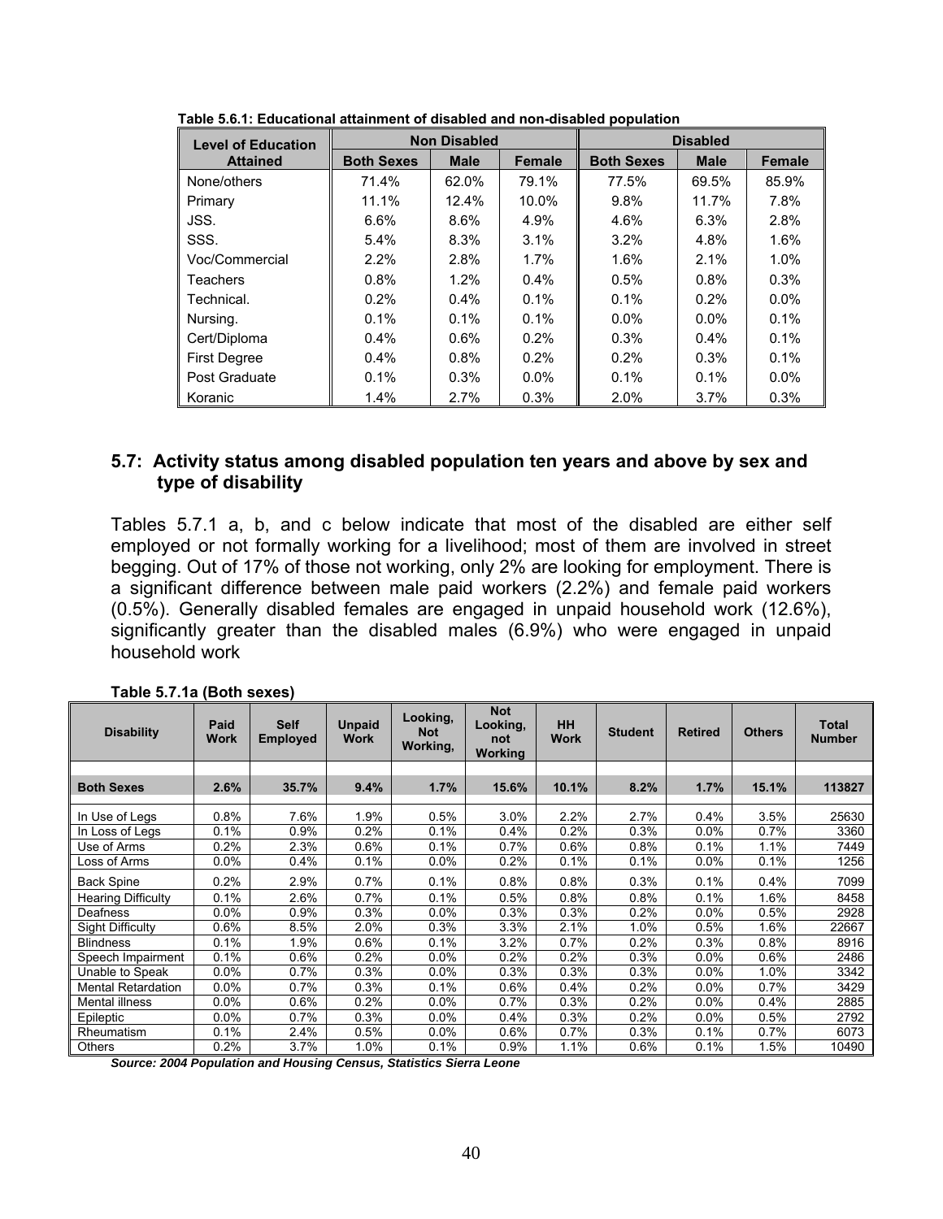**Table 5.6.1: Educational attainment of disabled and non-disabled population**

| Level of Education Attained | Non Disabled | | | Disabled | | |
|---|---|---|---|---|---|---|
| | Both Sexes | Male | Female | Both Sexes | Male | Female |
| None/others | 71.4% | 62.0% | 79.1% | 77.5% | 69.5% | 85.9% |
| Primary | 11.1% | 12.4% | 10.0% | 9.8% | 11.7% | 7.8% |
| JSS. | 6.6% | 8.6% | 4.9% | 4.6% | 6.3% | 2.8% |
| SSS. | 5.4% | 8.3% | 3.1% | 3.2% | 4.8% | 1.6% |
| Voc/Commercial | 2.2% | 2.8% | 1.7% | 1.6% | 2.1% | 1.0% |
| Teachers | 0.8% | 1.2% | 0.4% | 0.5% | 0.8% | 0.3% |
| Technical. | 0.2% | 0.4% | 0.1% | 0.1% | 0.2% | 0.0% |
| Nursing. | 0.1% | 0.1% | 0.1% | 0.0% | 0.0% | 0.1% |
| Cert/Diploma | 0.4% | 0.6% | 0.2% | 0.3% | 0.4% | 0.1% |
| First Degree | 0.4% | 0.8% | 0.2% | 0.2% | 0.3% | 0.1% |
| Post Graduate | 0.1% | 0.3% | 0.0% | 0.1% | 0.1% | 0.0% |
| Koranic | 1.4% | 2.7% | 0.3% | 2.0% | 3.7% | 0.3% |

## 5.7: Activity status among disabled population ten years and above by sex and type of disability

Tables 5.7.1 a, b, and c below indicate that most of the disabled are either self employed or not formally working for a livelihood; most of them are involved in street begging. Out of 17% of those not working, only 2% are looking for employment. There is a significant difference between male paid workers (2.2%) and female paid workers (0.5%). Generally disabled females are engaged in unpaid household work (12.6%), significantly greater than the disabled males (6.9%) who were engaged in unpaid household work

**Table 5.7.1a (Both sexes)**

| Disability | Paid Work | Self Employed | Unpaid Work | Looking, Not Working, | Not Looking, not Working | HH Work | Student | Retired | Others | Total Number |
|---|---|---|---|---|---|---|---|---|---|---|
| **Both Sexes** | **2.6%** | **35.7%** | **9.4%** | **1.7%** | **15.6%** | **10.1%** | **8.2%** | **1.7%** | **15.1%** | **113827** |
| In Use of Legs | 0.8% | 7.6% | 1.9% | 0.5% | 3.0% | 2.2% | 2.7% | 0.4% | 3.5% | 25630 |
| In Loss of Legs | 0.1% | 0.9% | 0.2% | 0.1% | 0.4% | 0.2% | 0.3% | 0.0% | 0.7% | 3360 |
| Use of Arms | 0.2% | 2.3% | 0.6% | 0.1% | 0.7% | 0.6% | 0.8% | 0.1% | 1.1% | 7449 |
| Loss of Arms | 0.0% | 0.4% | 0.1% | 0.0% | 0.2% | 0.1% | 0.1% | 0.0% | 0.1% | 1256 |
| Back Spine | 0.2% | 2.9% | 0.7% | 0.1% | 0.8% | 0.8% | 0.3% | 0.1% | 0.4% | 7099 |
| Hearing Difficulty | 0.1% | 2.6% | 0.7% | 0.1% | 0.5% | 0.8% | 0.8% | 0.1% | 1.6% | 8458 |
| Deafness | 0.0% | 0.9% | 0.3% | 0.0% | 0.3% | 0.3% | 0.2% | 0.0% | 0.5% | 2928 |
| Sight Difficulty | 0.6% | 8.5% | 2.0% | 0.3% | 3.3% | 2.1% | 1.0% | 0.5% | 1.6% | 22667 |
| Blindness | 0.1% | 1.9% | 0.6% | 0.1% | 3.2% | 0.7% | 0.2% | 0.3% | 0.8% | 8916 |
| Speech Impairment | 0.1% | 0.6% | 0.2% | 0.0% | 0.2% | 0.2% | 0.3% | 0.0% | 0.6% | 2486 |
| Unable to Speak | 0.0% | 0.7% | 0.3% | 0.0% | 0.3% | 0.3% | 0.3% | 0.0% | 1.0% | 3342 |
| Mental Retardation | 0.0% | 0.7% | 0.3% | 0.1% | 0.6% | 0.4% | 0.2% | 0.0% | 0.7% | 3429 |
| Mental illness | 0.0% | 0.6% | 0.2% | 0.0% | 0.7% | 0.3% | 0.2% | 0.0% | 0.4% | 2885 |
| Epileptic | 0.0% | 0.7% | 0.3% | 0.0% | 0.4% | 0.3% | 0.2% | 0.0% | 0.5% | 2792 |
| Rheumatism | 0.1% | 2.4% | 0.5% | 0.0% | 0.6% | 0.7% | 0.3% | 0.1% | 0.7% | 6073 |
| Others | 0.2% | 3.7% | 1.0% | 0.1% | 0.9% | 1.1% | 0.6% | 0.1% | 1.5% | 10490 |

*Source: 2004 Population and Housing Census, Statistics Sierra Leone*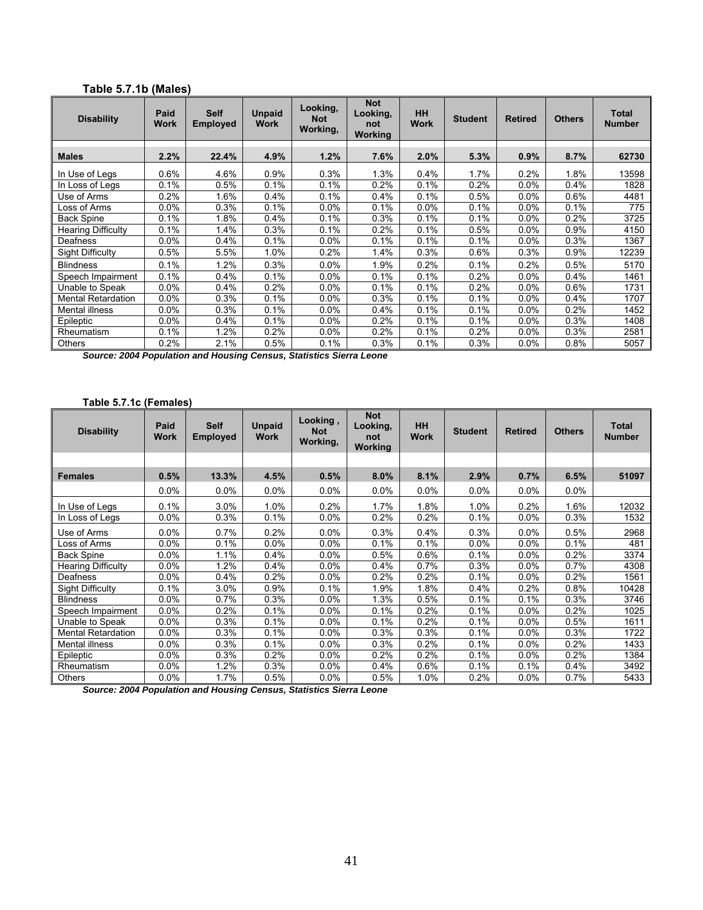**Table 5.7.1b (Males)**

| Disability | Paid Work | Self Employed | Unpaid Work | Looking, Not Working, | Not Looking, not Working | HH Work | Student | Retired | Others | Total Number |
|---|---|---|---|---|---|---|---|---|---|---|
| **Males** | **2.2%** | **22.4%** | **4.9%** | **1.2%** | **7.6%** | **2.0%** | **5.3%** | **0.9%** | **8.7%** | **62730** |
| In Use of Legs | 0.6% | 4.6% | 0.9% | 0.3% | 1.3% | 0.4% | 1.7% | 0.2% | 1.8% | 13598 |
| In Loss of Legs | 0.1% | 0.5% | 0.1% | 0.1% | 0.2% | 0.1% | 0.2% | 0.0% | 0.4% | 1828 |
| Use of Arms | 0.2% | 1.6% | 0.4% | 0.1% | 0.4% | 0.1% | 0.5% | 0.0% | 0.6% | 4481 |
| Loss of Arms | 0.0% | 0.3% | 0.1% | 0.0% | 0.1% | 0.0% | 0.1% | 0.0% | 0.1% | 775 |
| Back Spine | 0.1% | 1.8% | 0.4% | 0.1% | 0.3% | 0.1% | 0.1% | 0.0% | 0.2% | 3725 |
| Hearing Difficulty | 0.1% | 1.4% | 0.3% | 0.1% | 0.2% | 0.1% | 0.5% | 0.0% | 0.9% | 4150 |
| Deafness | 0.0% | 0.4% | 0.1% | 0.0% | 0.1% | 0.1% | 0.1% | 0.0% | 0.3% | 1367 |
| Sight Difficulty | 0.5% | 5.5% | 1.0% | 0.2% | 1.4% | 0.3% | 0.6% | 0.3% | 0.9% | 12239 |
| Blindness | 0.1% | 1.2% | 0.3% | 0.0% | 1.9% | 0.2% | 0.1% | 0.2% | 0.5% | 5170 |
| Speech Impairment | 0.1% | 0.4% | 0.1% | 0.0% | 0.1% | 0.1% | 0.2% | 0.0% | 0.4% | 1461 |
| Unable to Speak | 0.0% | 0.4% | 0.2% | 0.0% | 0.1% | 0.1% | 0.2% | 0.0% | 0.6% | 1731 |
| Mental Retardation | 0.0% | 0.3% | 0.1% | 0.0% | 0.3% | 0.1% | 0.1% | 0.0% | 0.4% | 1707 |
| Mental illness | 0.0% | 0.3% | 0.1% | 0.0% | 0.4% | 0.1% | 0.1% | 0.0% | 0.2% | 1452 |
| Epileptic | 0.0% | 0.4% | 0.1% | 0.0% | 0.2% | 0.1% | 0.1% | 0.0% | 0.3% | 1408 |
| Rheumatism | 0.1% | 1.2% | 0.2% | 0.0% | 0.2% | 0.1% | 0.2% | 0.0% | 0.3% | 2581 |
| Others | 0.2% | 2.1% | 0.5% | 0.1% | 0.3% | 0.1% | 0.3% | 0.0% | 0.8% | 5057 |

***Source: 2004 Population and Housing Census, Statistics Sierra Leone***

**Table 5.7.1c (Females)**

| Disability | Paid Work | Self Employed | Unpaid Work | Looking , Not Working, | Not Looking, not Working | HH Work | Student | Retired | Others | Total Number |
|---|---|---|---|---|---|---|---|---|---|---|
| | | | | | | | | | | |
| **Females** | **0.5%** | **13.3%** | **4.5%** | **0.5%** | **8.0%** | **8.1%** | **2.9%** | **0.7%** | **6.5%** | **51097** |
| | 0.0% | 0.0% | 0.0% | 0.0% | 0.0% | 0.0% | 0.0% | 0.0% | 0.0% | |
| In Use of Legs | 0.1% | 3.0% | 1.0% | 0.2% | 1.7% | 1.8% | 1.0% | 0.2% | 1.6% | 12032 |
| In Loss of Legs | 0.0% | 0.3% | 0.1% | 0.0% | 0.2% | 0.2% | 0.1% | 0.0% | 0.3% | 1532 |
| Use of Arms | 0.0% | 0.7% | 0.2% | 0.0% | 0.3% | 0.4% | 0.3% | 0.0% | 0.5% | 2968 |
| Loss of Arms | 0.0% | 0.1% | 0.0% | 0.0% | 0.1% | 0.1% | 0.0% | 0.0% | 0.1% | 481 |
| Back Spine | 0.0% | 1.1% | 0.4% | 0.0% | 0.5% | 0.6% | 0.1% | 0.0% | 0.2% | 3374 |
| Hearing Difficulty | 0.0% | 1.2% | 0.4% | 0.0% | 0.4% | 0.7% | 0.3% | 0.0% | 0.7% | 4308 |
| Deafness | 0.0% | 0.4% | 0.2% | 0.0% | 0.2% | 0.2% | 0.1% | 0.0% | 0.2% | 1561 |
| Sight Difficulty | 0.1% | 3.0% | 0.9% | 0.1% | 1.9% | 1.8% | 0.4% | 0.2% | 0.8% | 10428 |
| Blindness | 0.0% | 0.7% | 0.3% | 0.0% | 1.3% | 0.5% | 0.1% | 0.1% | 0.3% | 3746 |
| Speech Impairment | 0.0% | 0.2% | 0.1% | 0.0% | 0.1% | 0.2% | 0.1% | 0.0% | 0.2% | 1025 |
| Unable to Speak | 0.0% | 0.3% | 0.1% | 0.0% | 0.1% | 0.2% | 0.1% | 0.0% | 0.5% | 1611 |
| Mental Retardation | 0.0% | 0.3% | 0.1% | 0.0% | 0.3% | 0.3% | 0.1% | 0.0% | 0.3% | 1722 |
| Mental illness | 0.0% | 0.3% | 0.1% | 0.0% | 0.3% | 0.2% | 0.1% | 0.0% | 0.2% | 1433 |
| Epileptic | 0.0% | 0.3% | 0.2% | 0.0% | 0.2% | 0.2% | 0.1% | 0.0% | 0.2% | 1384 |
| Rheumatism | 0.0% | 1.2% | 0.3% | 0.0% | 0.4% | 0.6% | 0.1% | 0.1% | 0.4% | 3492 |
| Others | 0.0% | 1.7% | 0.5% | 0.0% | 0.5% | 1.0% | 0.2% | 0.0% | 0.7% | 5433 |

***Source: 2004 Population and Housing Census, Statistics Sierra Leone***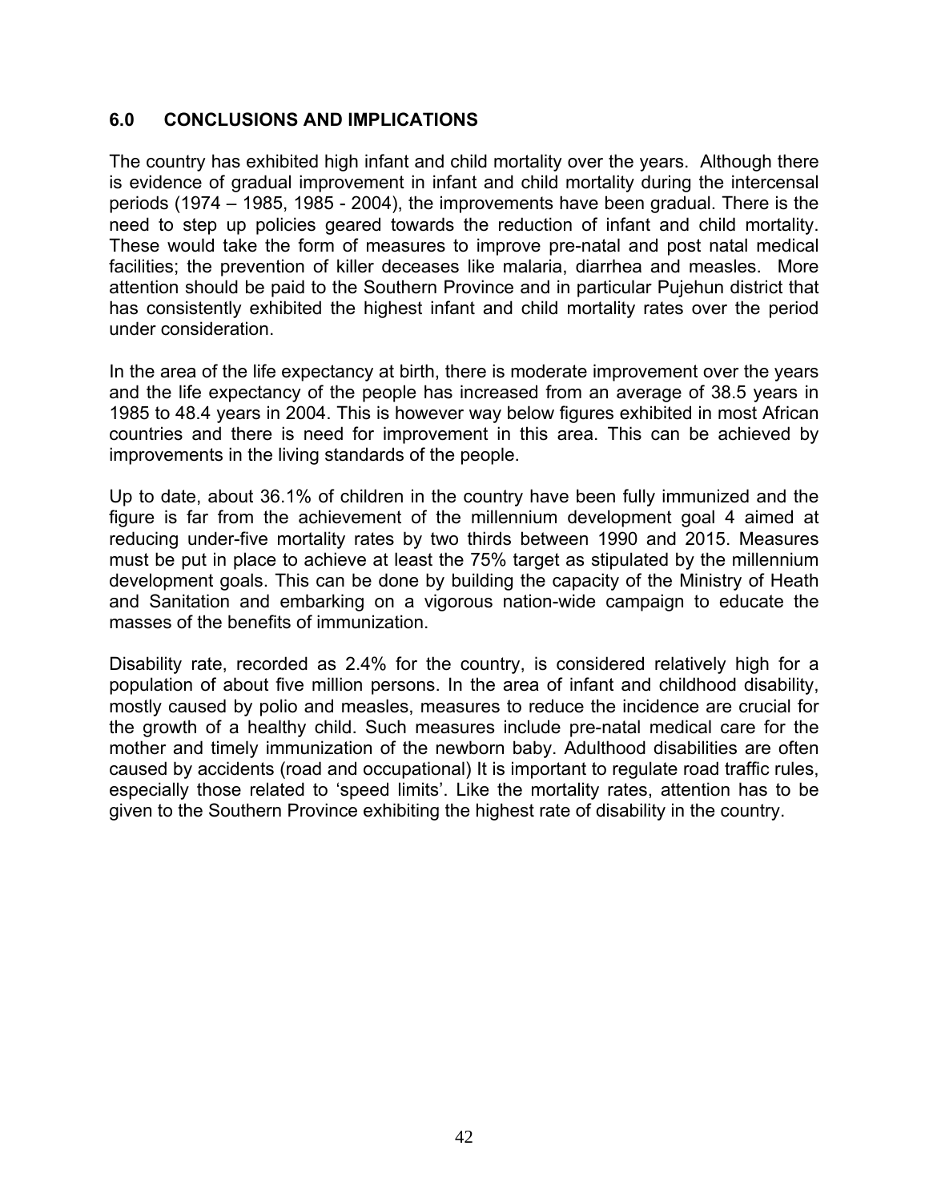## 6.0 CONCLUSIONS AND IMPLICATIONS

The country has exhibited high infant and child mortality over the years. Although there is evidence of gradual improvement in infant and child mortality during the intercensal periods (1974 – 1985, 1985 - 2004), the improvements have been gradual. There is the need to step up policies geared towards the reduction of infant and child mortality. These would take the form of measures to improve pre-natal and post natal medical facilities; the prevention of killer deceases like malaria, diarrhea and measles. More attention should be paid to the Southern Province and in particular Pujehun district that has consistently exhibited the highest infant and child mortality rates over the period under consideration.

In the area of the life expectancy at birth, there is moderate improvement over the years and the life expectancy of the people has increased from an average of 38.5 years in 1985 to 48.4 years in 2004. This is however way below figures exhibited in most African countries and there is need for improvement in this area. This can be achieved by improvements in the living standards of the people.

Up to date, about 36.1% of children in the country have been fully immunized and the figure is far from the achievement of the millennium development goal 4 aimed at reducing under-five mortality rates by two thirds between 1990 and 2015. Measures must be put in place to achieve at least the 75% target as stipulated by the millennium development goals. This can be done by building the capacity of the Ministry of Heath and Sanitation and embarking on a vigorous nation-wide campaign to educate the masses of the benefits of immunization.

Disability rate, recorded as 2.4% for the country, is considered relatively high for a population of about five million persons. In the area of infant and childhood disability, mostly caused by polio and measles, measures to reduce the incidence are crucial for the growth of a healthy child. Such measures include pre-natal medical care for the mother and timely immunization of the newborn baby. Adulthood disabilities are often caused by accidents (road and occupational) It is important to regulate road traffic rules, especially those related to 'speed limits'. Like the mortality rates, attention has to be given to the Southern Province exhibiting the highest rate of disability in the country.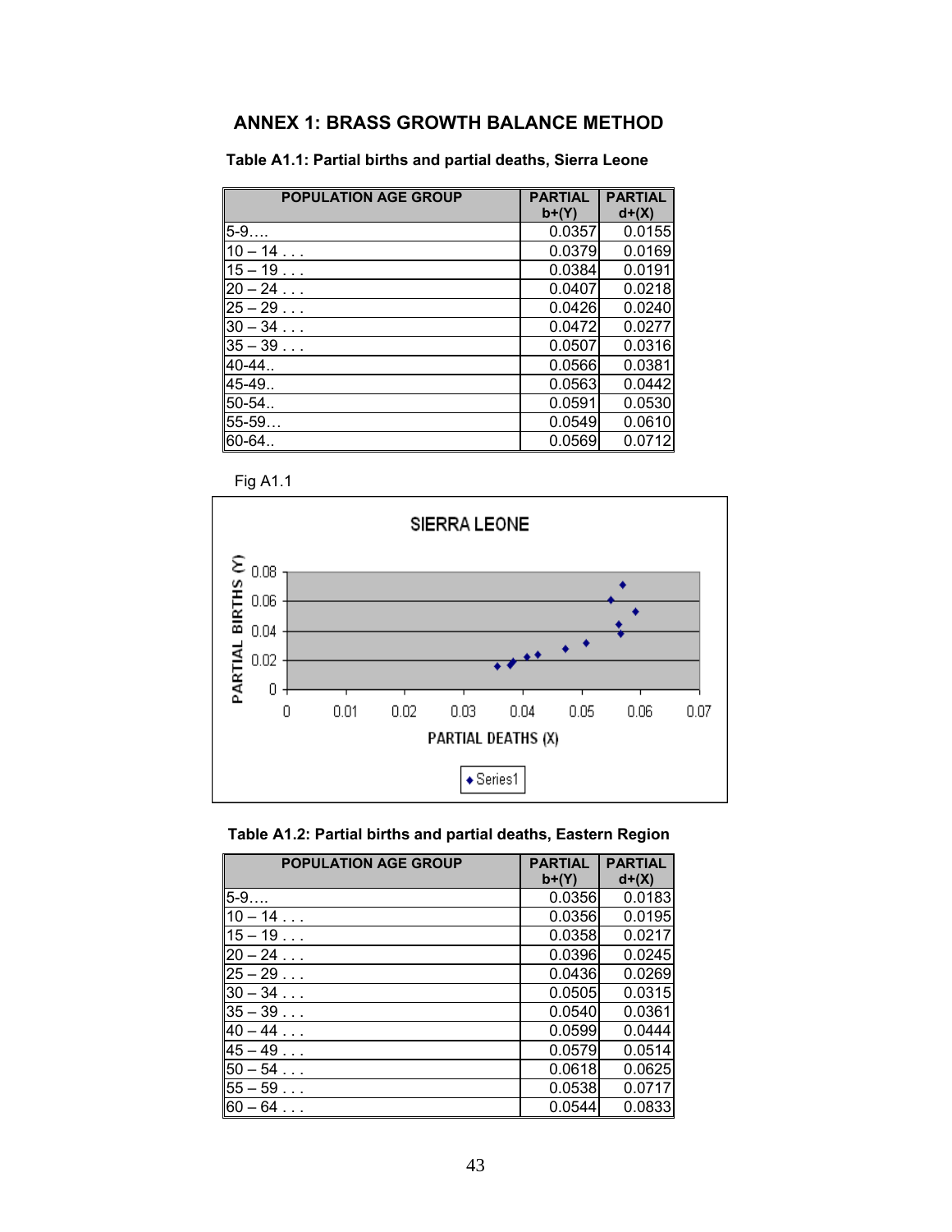## ANNEX 1: BRASS GROWTH BALANCE METHOD

**Table A1.1: Partial births and partial deaths, Sierra Leone**

| POPULATION AGE GROUP | PARTIAL b+(Y) | PARTIAL d+(X) |
|---|---|---|
| 5-9…. | 0.0357 | 0.0155 |
| 10 – 14 . . . | 0.0379 | 0.0169 |
| 15 – 19 . . . | 0.0384 | 0.0191 |
| 20 – 24 . . . | 0.0407 | 0.0218 |
| 25 – 29 . . . | 0.0426 | 0.0240 |
| 30 – 34 . . . | 0.0472 | 0.0277 |
| 35 – 39 . . . | 0.0507 | 0.0316 |
| 40-44.. | 0.0566 | 0.0381 |
| 45-49.. | 0.0563 | 0.0442 |
| 50-54.. | 0.0591 | 0.0530 |
| 55-59… | 0.0549 | 0.0610 |
| 60-64.. | 0.0569 | 0.0712 |

Fig A1.1

**Table A1.2: Partial births and partial deaths, Eastern Region**

| POPULATION AGE GROUP | PARTIAL b+(Y) | PARTIAL d+(X) |
|---|---|---|
| 5-9…. | 0.0356 | 0.0183 |
| 10 – 14 . . . | 0.0356 | 0.0195 |
| 15 – 19 . . . | 0.0358 | 0.0217 |
| 20 – 24 . . . | 0.0396 | 0.0245 |
| 25 – 29 . . . | 0.0436 | 0.0269 |
| 30 – 34 . . . | 0.0505 | 0.0315 |
| 35 – 39 . . . | 0.0540 | 0.0361 |
| 40 – 44 . . . | 0.0599 | 0.0444 |
| 45 – 49 . . . | 0.0579 | 0.0514 |
| 50 – 54 . . . | 0.0618 | 0.0625 |
| 55 – 59 . . . | 0.0538 | 0.0717 |
| 60 – 64 . . . | 0.0544 | 0.0833 |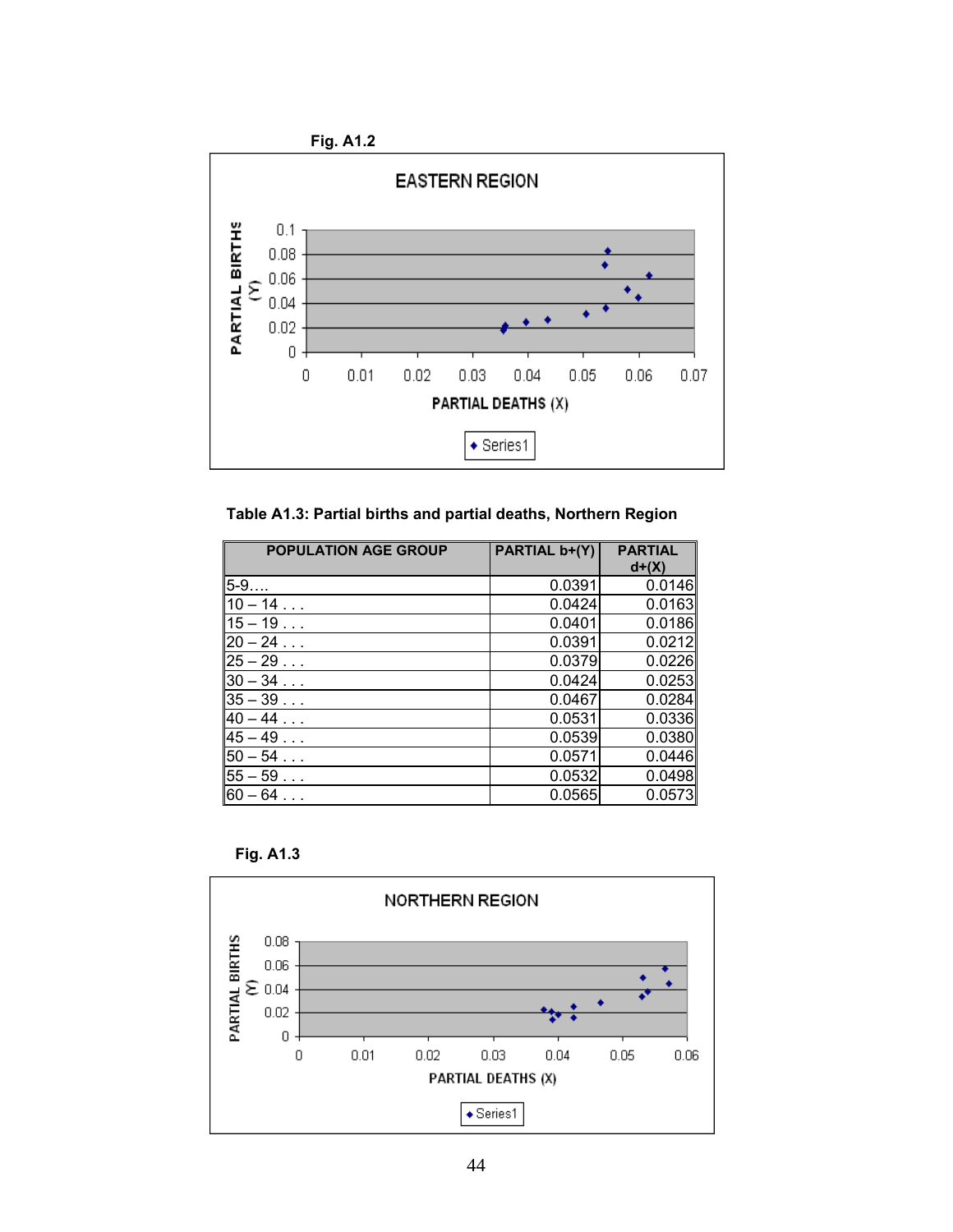**Fig. A1.2**

**Table A1.3: Partial births and partial deaths, Northern Region**

| POPULATION AGE GROUP | PARTIAL b+(Y) | PARTIAL d+(X) |
|---|---|---|
| 5-9.... | 0.0391 | 0.0146 |
| 10 – 14 . . . | 0.0424 | 0.0163 |
| 15 – 19 . . . | 0.0401 | 0.0186 |
| 20 – 24 . . . | 0.0391 | 0.0212 |
| 25 – 29 . . . | 0.0379 | 0.0226 |
| 30 – 34 . . . | 0.0424 | 0.0253 |
| 35 – 39 . . . | 0.0467 | 0.0284 |
| 40 – 44 . . . | 0.0531 | 0.0336 |
| 45 – 49 . . . | 0.0539 | 0.0380 |
| 50 – 54 . . . | 0.0571 | 0.0446 |
| 55 – 59 . . . | 0.0532 | 0.0498 |
| 60 – 64 . . . | 0.0565 | 0.0573 |

**Fig. A1.3**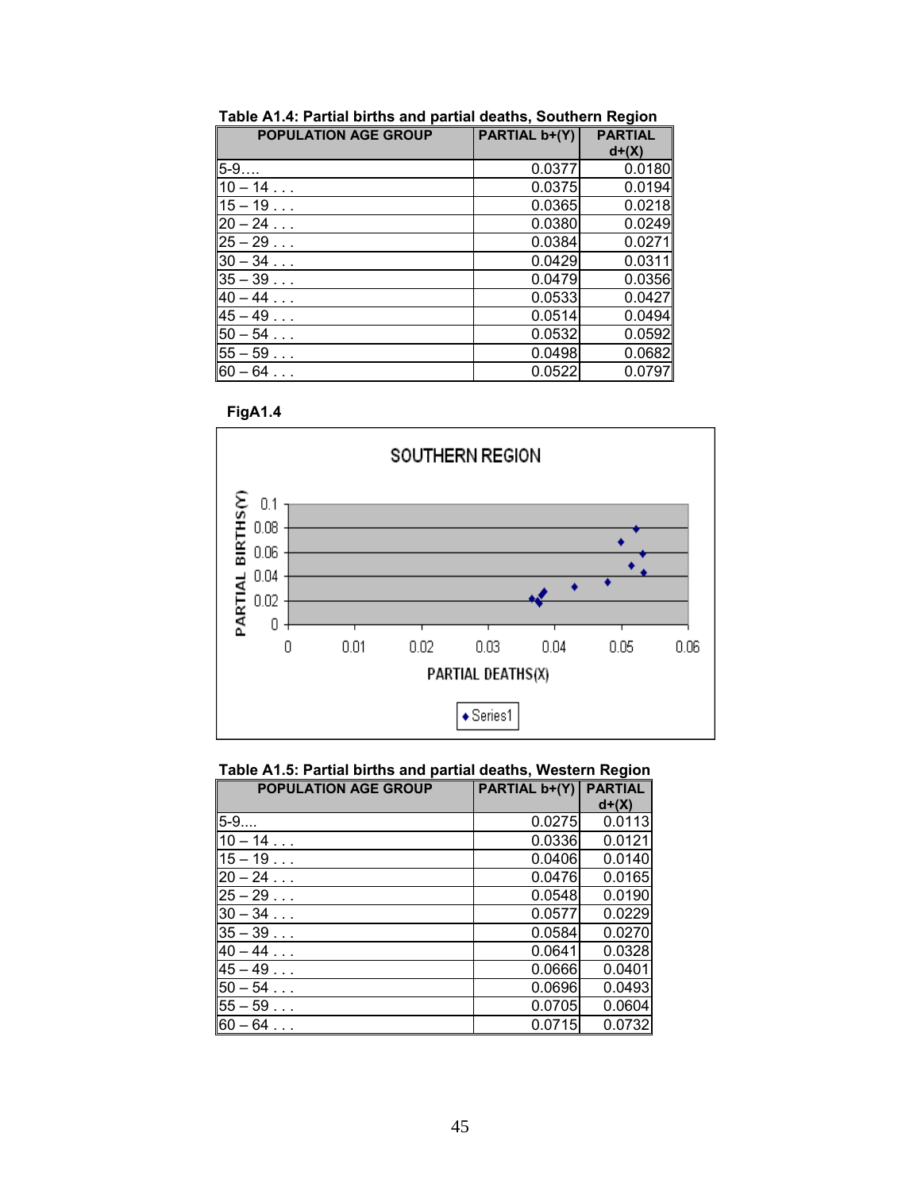**Table A1.4: Partial births and partial deaths, Southern Region**

| POPULATION AGE GROUP | PARTIAL b+(Y) | PARTIAL d+(X) |
|---|---|---|
| 5-9…. | 0.0377 | 0.0180 |
| 10 – 14 . . . | 0.0375 | 0.0194 |
| 15 – 19 . . . | 0.0365 | 0.0218 |
| 20 – 24 . . . | 0.0380 | 0.0249 |
| 25 – 29 . . . | 0.0384 | 0.0271 |
| 30 – 34 . . . | 0.0429 | 0.0311 |
| 35 – 39 . . . | 0.0479 | 0.0356 |
| 40 – 44 . . . | 0.0533 | 0.0427 |
| 45 – 49 . . . | 0.0514 | 0.0494 |
| 50 – 54 . . . | 0.0532 | 0.0592 |
| 55 – 59 . . . | 0.0498 | 0.0682 |
| 60 – 64 . . . | 0.0522 | 0.0797 |

**FigA1.4**

**Table A1.5: Partial births and partial deaths, Western Region**

| POPULATION AGE GROUP | PARTIAL b+(Y) | PARTIAL d+(X) |
|---|---|---|
| 5-9.... | 0.0275 | 0.0113 |
| 10 – 14 . . . | 0.0336 | 0.0121 |
| 15 – 19 . . . | 0.0406 | 0.0140 |
| 20 – 24 . . . | 0.0476 | 0.0165 |
| 25 – 29 . . . | 0.0548 | 0.0190 |
| 30 – 34 . . . | 0.0577 | 0.0229 |
| 35 – 39 . . . | 0.0584 | 0.0270 |
| 40 – 44 . . . | 0.0641 | 0.0328 |
| 45 – 49 . . . | 0.0666 | 0.0401 |
| 50 – 54 . . . | 0.0696 | 0.0493 |
| 55 – 59 . . . | 0.0705 | 0.0604 |
| 60 – 64 . . . | 0.0715 | 0.0732 |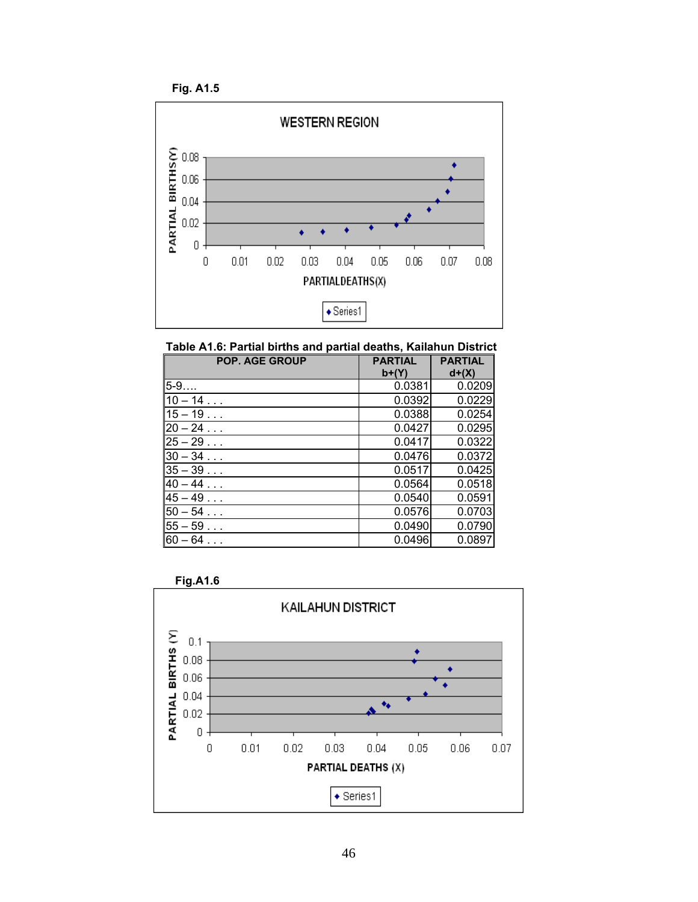Fig. A1.5

Table A1.6: Partial births and partial deaths, Kailahun District

| POP. AGE GROUP | PARTIAL b+(Y) | PARTIAL d+(X) |
|---|---|---|
| 5-9…. | 0.0381 | 0.0209 |
| 10 – 14 . . . | 0.0392 | 0.0229 |
| 15 – 19 . . . | 0.0388 | 0.0254 |
| 20 – 24 . . . | 0.0427 | 0.0295 |
| 25 – 29 . . . | 0.0417 | 0.0322 |
| 30 – 34 . . . | 0.0476 | 0.0372 |
| 35 – 39 . . . | 0.0517 | 0.0425 |
| 40 – 44 . . . | 0.0564 | 0.0518 |
| 45 – 49 . . . | 0.0540 | 0.0591 |
| 50 – 54 . . . | 0.0576 | 0.0703 |
| 55 – 59 . . . | 0.0490 | 0.0790 |
| 60 – 64 . . . | 0.0496 | 0.0897 |

Fig.A1.6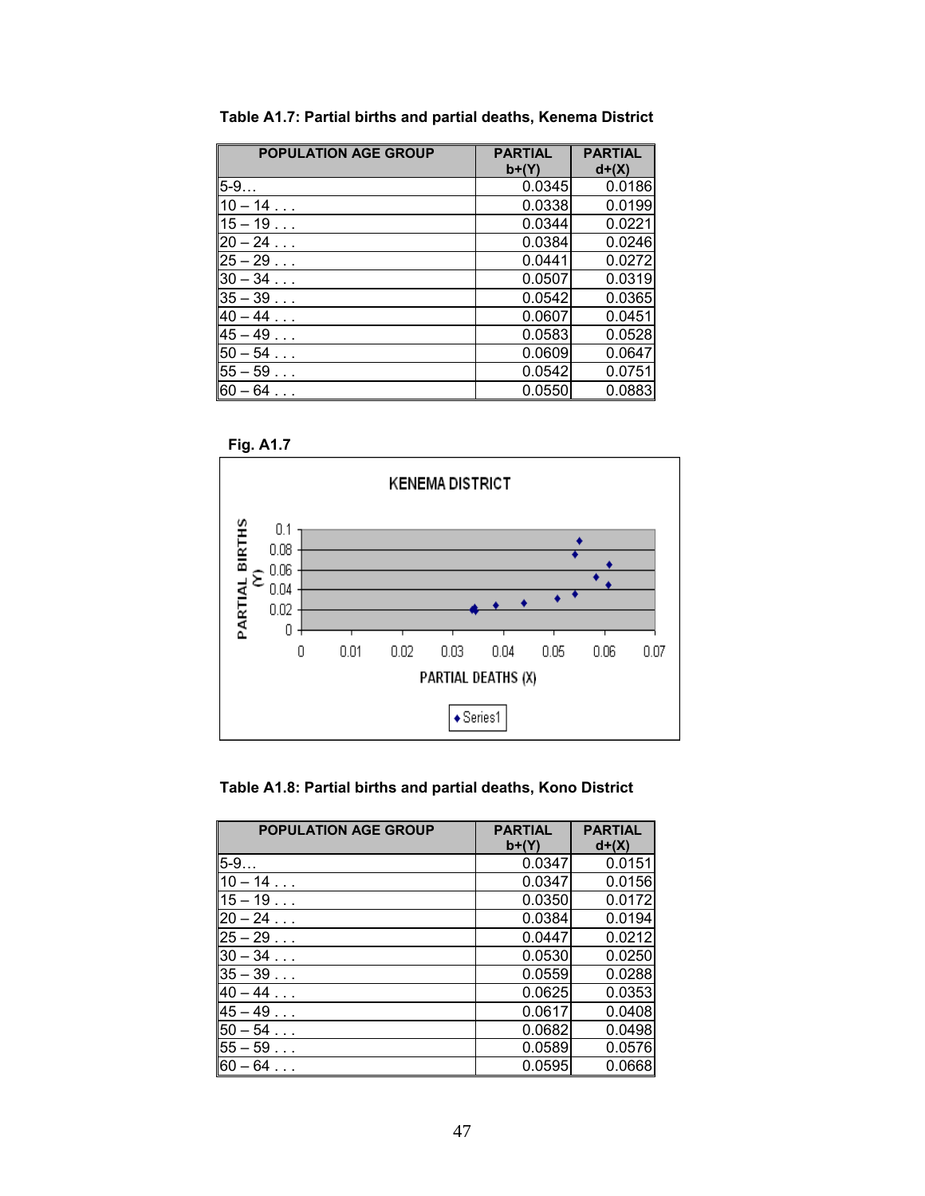**Table A1.7: Partial births and partial deaths, Kenema District**

| POPULATION AGE GROUP | PARTIAL b+(Y) | PARTIAL d+(X) |
|---|---|---|
| 5-9… | 0.0345 | 0.0186 |
| 10 – 14 . . . | 0.0338 | 0.0199 |
| 15 – 19 . . . | 0.0344 | 0.0221 |
| 20 – 24 . . . | 0.0384 | 0.0246 |
| 25 – 29 . . . | 0.0441 | 0.0272 |
| 30 – 34 . . . | 0.0507 | 0.0319 |
| 35 – 39 . . . | 0.0542 | 0.0365 |
| 40 – 44 . . . | 0.0607 | 0.0451 |
| 45 – 49 . . . | 0.0583 | 0.0528 |
| 50 – 54 . . . | 0.0609 | 0.0647 |
| 55 – 59 . . . | 0.0542 | 0.0751 |
| 60 – 64 . . . | 0.0550 | 0.0883 |

**Fig. A1.7**

KENEMA DISTRICT

PARTIAL BIRTHS (Y) vs PARTIAL DEATHS (X)

Series1

**Table A1.8: Partial births and partial deaths, Kono District**

| POPULATION AGE GROUP | PARTIAL b+(Y) | PARTIAL d+(X) |
|---|---|---|
| 5-9… | 0.0347 | 0.0151 |
| 10 – 14 . . . | 0.0347 | 0.0156 |
| 15 – 19 . . . | 0.0350 | 0.0172 |
| 20 – 24 . . . | 0.0384 | 0.0194 |
| 25 – 29 . . . | 0.0447 | 0.0212 |
| 30 – 34 . . . | 0.0530 | 0.0250 |
| 35 – 39 . . . | 0.0559 | 0.0288 |
| 40 – 44 . . . | 0.0625 | 0.0353 |
| 45 – 49 . . . | 0.0617 | 0.0408 |
| 50 – 54 . . . | 0.0682 | 0.0498 |
| 55 – 59 . . . | 0.0589 | 0.0576 |
| 60 – 64 . . . | 0.0595 | 0.0668 |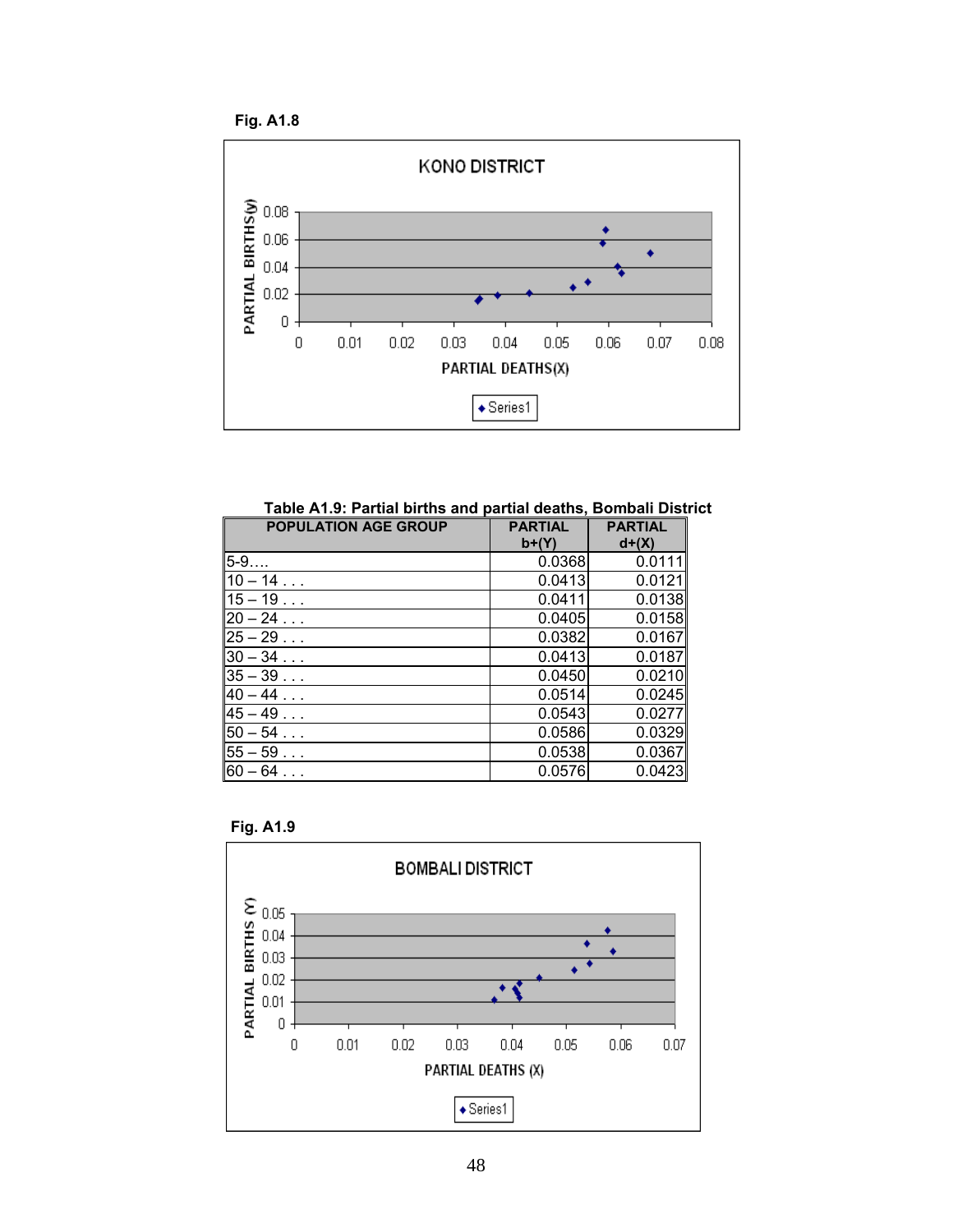**Fig. A1.8**

**Table A1.9: Partial births and partial deaths, Bombali District**

| POPULATION AGE GROUP | PARTIAL b+(Y) | PARTIAL d+(X) |
|---|---|---|
| 5-9…. | 0.0368 | 0.0111 |
| 10 – 14 . . . | 0.0413 | 0.0121 |
| 15 – 19 . . . | 0.0411 | 0.0138 |
| 20 – 24 . . . | 0.0405 | 0.0158 |
| 25 – 29 . . . | 0.0382 | 0.0167 |
| 30 – 34 . . . | 0.0413 | 0.0187 |
| 35 – 39 . . . | 0.0450 | 0.0210 |
| 40 – 44 . . . | 0.0514 | 0.0245 |
| 45 – 49 . . . | 0.0543 | 0.0277 |
| 50 – 54 . . . | 0.0586 | 0.0329 |
| 55 – 59 . . . | 0.0538 | 0.0367 |
| 60 – 64 . . . | 0.0576 | 0.0423 |

**Fig. A1.9**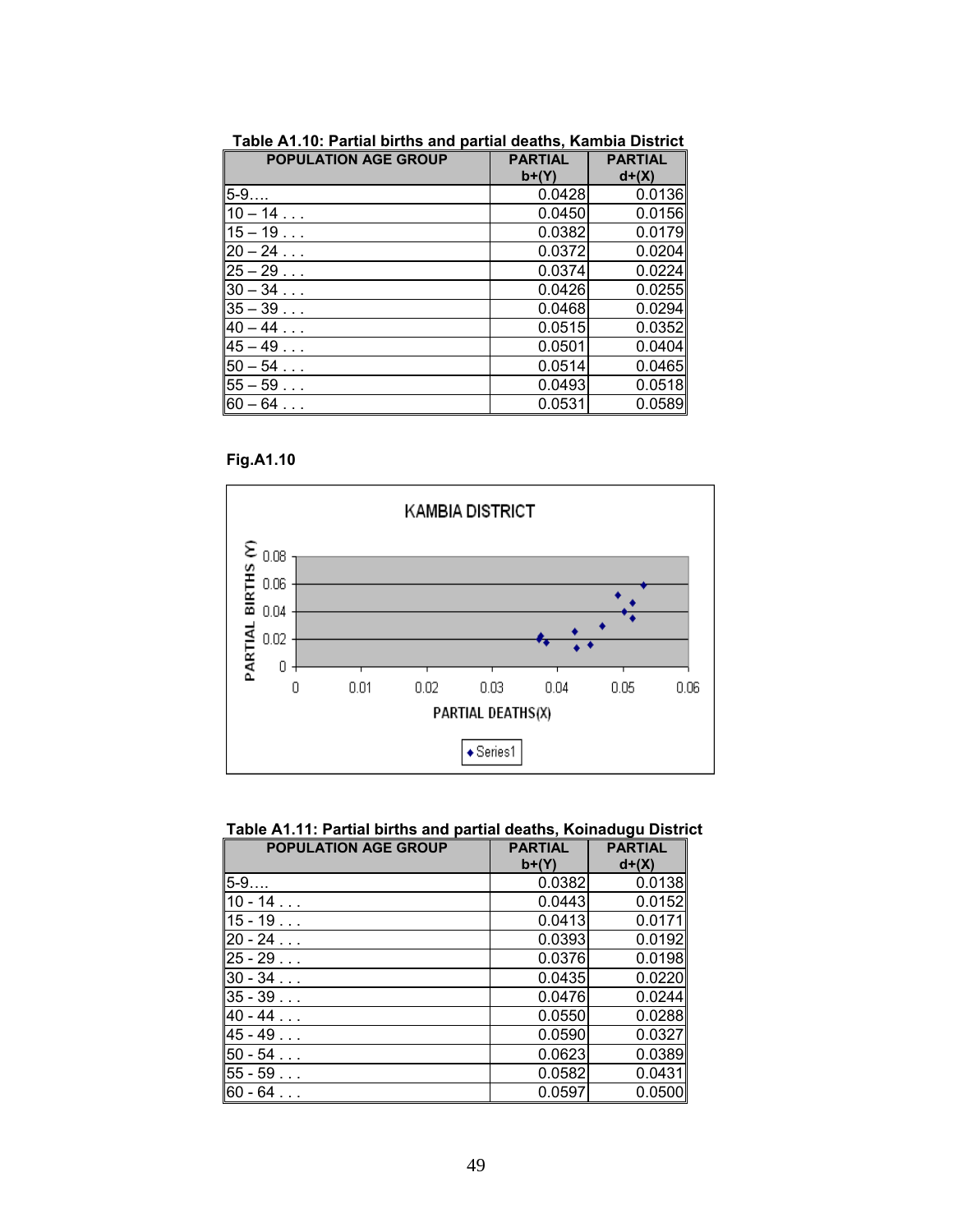**Table A1.10: Partial births and partial deaths, Kambia District**

| POPULATION AGE GROUP | PARTIAL b+(Y) | PARTIAL d+(X) |
|---|---|---|
| 5-9…. | 0.0428 | 0.0136 |
| 10 – 14 . . . | 0.0450 | 0.0156 |
| 15 – 19 . . . | 0.0382 | 0.0179 |
| 20 – 24 . . . | 0.0372 | 0.0204 |
| 25 – 29 . . . | 0.0374 | 0.0224 |
| 30 – 34 . . . | 0.0426 | 0.0255 |
| 35 – 39 . . . | 0.0468 | 0.0294 |
| 40 – 44 . . . | 0.0515 | 0.0352 |
| 45 – 49 . . . | 0.0501 | 0.0404 |
| 50 – 54 . . . | 0.0514 | 0.0465 |
| 55 – 59 . . . | 0.0493 | 0.0518 |
| 60 – 64 . . . | 0.0531 | 0.0589 |

**Fig.A1.10**

KAMBIA DISTRICT

PARTIAL BIRTHS (Y) vs PARTIAL DEATHS(X)

Series1

**Table A1.11: Partial births and partial deaths, Koinadugu District**

| POPULATION AGE GROUP | PARTIAL b+(Y) | PARTIAL d+(X) |
|---|---|---|
| 5-9…. | 0.0382 | 0.0138 |
| 10 - 14 . . . | 0.0443 | 0.0152 |
| 15 - 19 . . . | 0.0413 | 0.0171 |
| 20 - 24 . . . | 0.0393 | 0.0192 |
| 25 - 29 . . . | 0.0376 | 0.0198 |
| 30 - 34 . . . | 0.0435 | 0.0220 |
| 35 - 39 . . . | 0.0476 | 0.0244 |
| 40 - 44 . . . | 0.0550 | 0.0288 |
| 45 - 49 . . . | 0.0590 | 0.0327 |
| 50 - 54 . . . | 0.0623 | 0.0389 |
| 55 - 59 . . . | 0.0582 | 0.0431 |
| 60 - 64 . . . | 0.0597 | 0.0500 |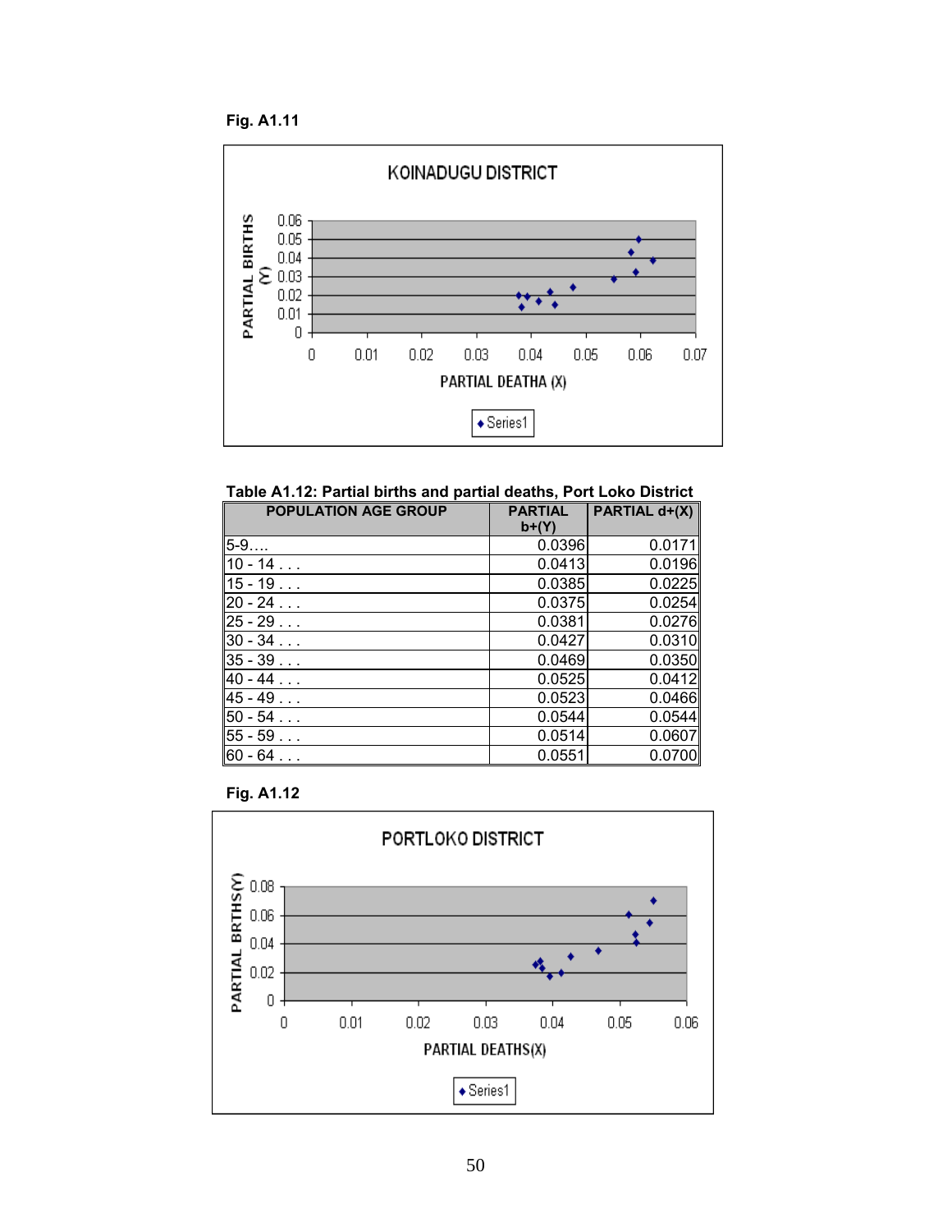**Fig. A1.11**

**Table A1.12: Partial births and partial deaths, Port Loko District**

| POPULATION AGE GROUP | PARTIAL b+(Y) | PARTIAL d+(X) |
|---|---|---|
| 5-9…. | 0.0396 | 0.0171 |
| 10 - 14 . . . | 0.0413 | 0.0196 |
| 15 - 19 . . . | 0.0385 | 0.0225 |
| 20 - 24 . . . | 0.0375 | 0.0254 |
| 25 - 29 . . . | 0.0381 | 0.0276 |
| 30 - 34 . . . | 0.0427 | 0.0310 |
| 35 - 39 . . . | 0.0469 | 0.0350 |
| 40 - 44 . . . | 0.0525 | 0.0412 |
| 45 - 49 . . . | 0.0523 | 0.0466 |
| 50 - 54 . . . | 0.0544 | 0.0544 |
| 55 - 59 . . . | 0.0514 | 0.0607 |
| 60 - 64 . . . | 0.0551 | 0.0700 |

**Fig. A1.12**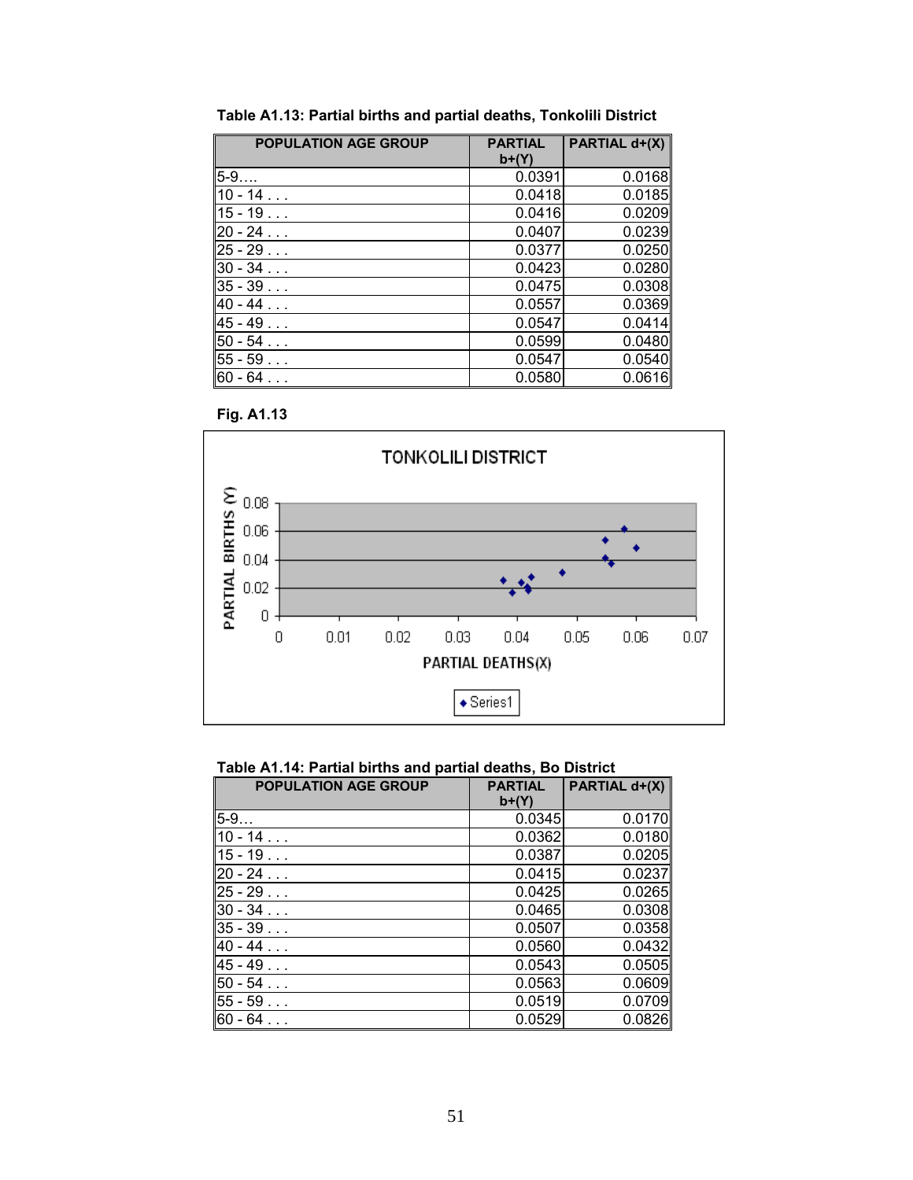**Table A1.13: Partial births and partial deaths, Tonkolili District**

| POPULATION AGE GROUP | PARTIAL b+(Y) | PARTIAL d+(X) |
|---|---|---|
| 5-9.... | 0.0391 | 0.0168 |
| 10 - 14 . . . | 0.0418 | 0.0185 |
| 15 - 19 . . . | 0.0416 | 0.0209 |
| 20 - 24 . . . | 0.0407 | 0.0239 |
| 25 - 29 . . . | 0.0377 | 0.0250 |
| 30 - 34 . . . | 0.0423 | 0.0280 |
| 35 - 39 . . . | 0.0475 | 0.0308 |
| 40 - 44 . . . | 0.0557 | 0.0369 |
| 45 - 49 . . . | 0.0547 | 0.0414 |
| 50 - 54 . . . | 0.0599 | 0.0480 |
| 55 - 59 . . . | 0.0547 | 0.0540 |
| 60 - 64 . . . | 0.0580 | 0.0616 |

**Fig. A1.13**

TONKOLILI DISTRICT

**Table A1.14: Partial births and partial deaths, Bo District**

| POPULATION AGE GROUP | PARTIAL b+(Y) | PARTIAL d+(X) |
|---|---|---|
| 5-9… | 0.0345 | 0.0170 |
| 10 - 14 . . . | 0.0362 | 0.0180 |
| 15 - 19 . . . | 0.0387 | 0.0205 |
| 20 - 24 . . . | 0.0415 | 0.0237 |
| 25 - 29 . . . | 0.0425 | 0.0265 |
| 30 - 34 . . . | 0.0465 | 0.0308 |
| 35 - 39 . . . | 0.0507 | 0.0358 |
| 40 - 44 . . . | 0.0560 | 0.0432 |
| 45 - 49 . . . | 0.0543 | 0.0505 |
| 50 - 54 . . . | 0.0563 | 0.0609 |
| 55 - 59 . . . | 0.0519 | 0.0709 |
| 60 - 64 . . . | 0.0529 | 0.0826 |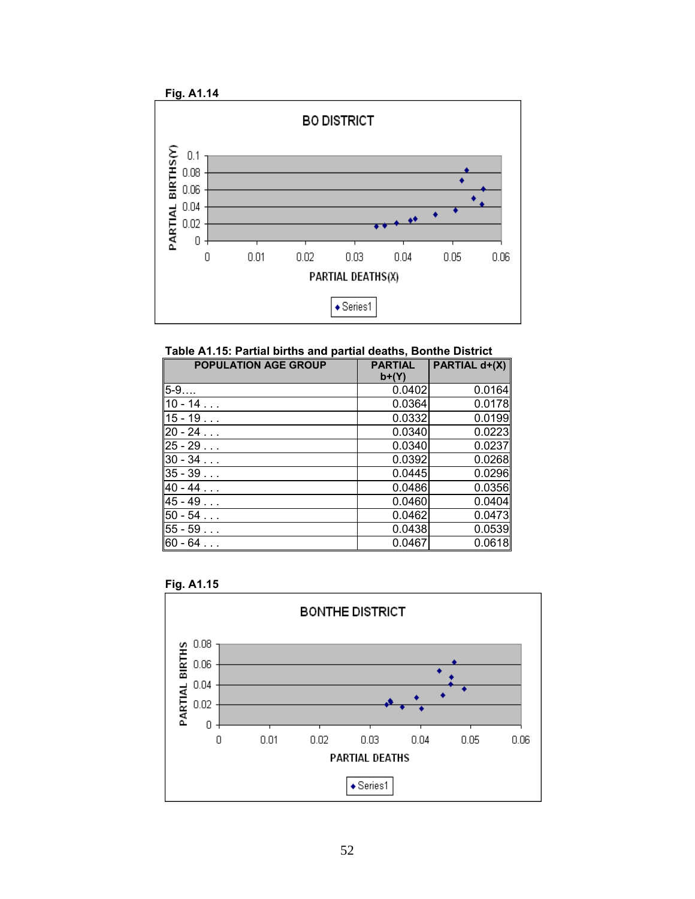**Fig. A1.14**

**Table A1.15: Partial births and partial deaths, Bonthe District**

| POPULATION AGE GROUP | PARTIAL b+(Y) | PARTIAL d+(X) |
|---|---|---|
| 5-9…. | 0.0402 | 0.0164 |
| 10 - 14 . . . | 0.0364 | 0.0178 |
| 15 - 19 . . . | 0.0332 | 0.0199 |
| 20 - 24 . . . | 0.0340 | 0.0223 |
| 25 - 29 . . . | 0.0340 | 0.0237 |
| 30 - 34 . . . | 0.0392 | 0.0268 |
| 35 - 39 . . . | 0.0445 | 0.0296 |
| 40 - 44 . . . | 0.0486 | 0.0356 |
| 45 - 49 . . . | 0.0460 | 0.0404 |
| 50 - 54 . . . | 0.0462 | 0.0473 |
| 55 - 59 . . . | 0.0438 | 0.0539 |
| 60 - 64 . . . | 0.0467 | 0.0618 |

**Fig. A1.15**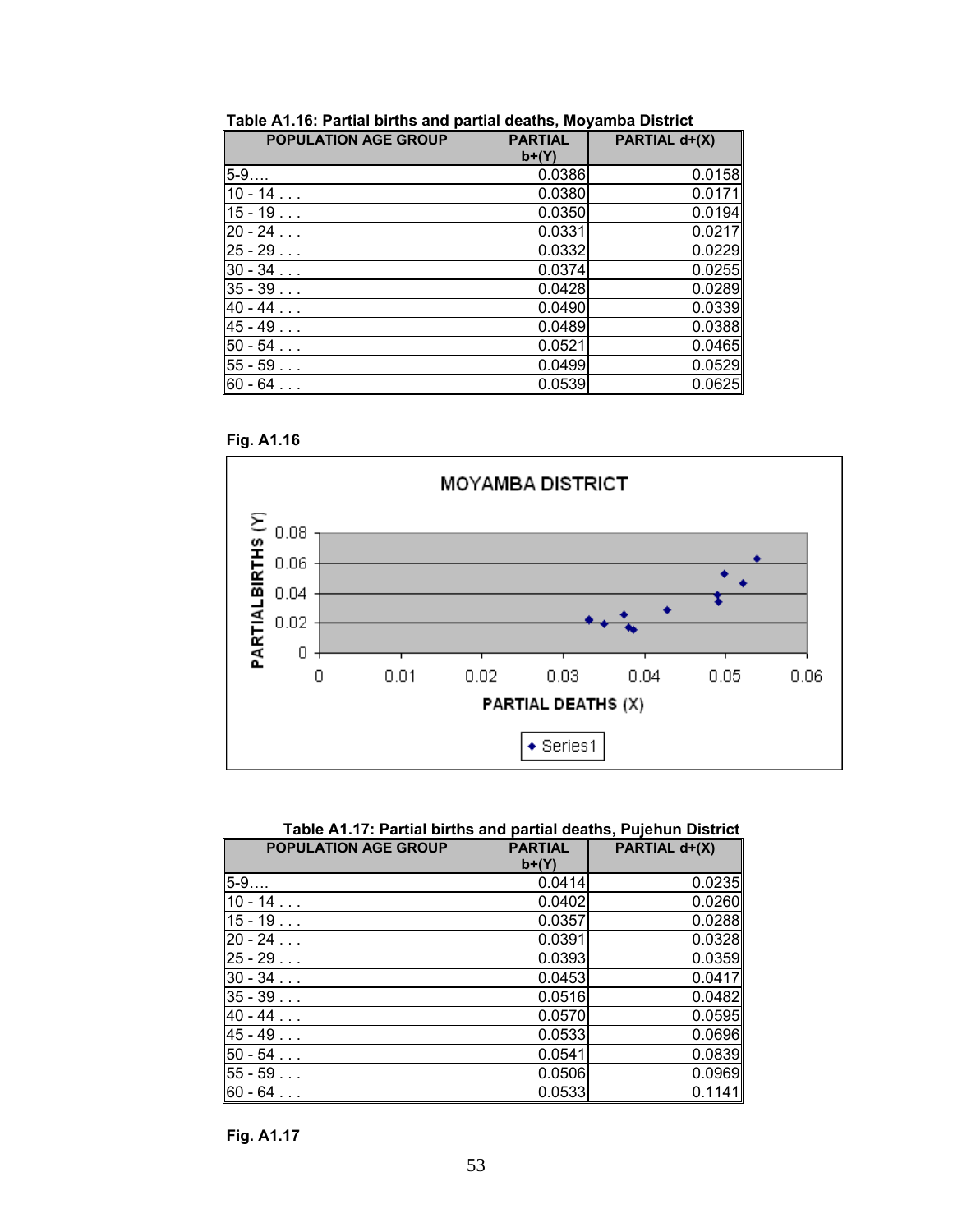**Table A1.16: Partial births and partial deaths, Moyamba District**

| POPULATION AGE GROUP | PARTIAL b+(Y) | PARTIAL d+(X) |
|---|---|---|
| 5-9…. | 0.0386 | 0.0158 |
| 10 - 14 . . . | 0.0380 | 0.0171 |
| 15 - 19 . . . | 0.0350 | 0.0194 |
| 20 - 24 . . . | 0.0331 | 0.0217 |
| 25 - 29 . . . | 0.0332 | 0.0229 |
| 30 - 34 . . . | 0.0374 | 0.0255 |
| 35 - 39 . . . | 0.0428 | 0.0289 |
| 40 - 44 . . . | 0.0490 | 0.0339 |
| 45 - 49 . . . | 0.0489 | 0.0388 |
| 50 - 54 . . . | 0.0521 | 0.0465 |
| 55 - 59 . . . | 0.0499 | 0.0529 |
| 60 - 64 . . . | 0.0539 | 0.0625 |

**Fig. A1.16**

MOYAMBA DISTRICT

PARTIALBIRTHS (Y)

PARTIAL DEATHS (X)

Series1

**Table A1.17: Partial births and partial deaths, Pujehun District**

| POPULATION AGE GROUP | PARTIAL b+(Y) | PARTIAL d+(X) |
|---|---|---|
| 5-9…. | 0.0414 | 0.0235 |
| 10 - 14 . . . | 0.0402 | 0.0260 |
| 15 - 19 . . . | 0.0357 | 0.0288 |
| 20 - 24 . . . | 0.0391 | 0.0328 |
| 25 - 29 . . . | 0.0393 | 0.0359 |
| 30 - 34 . . . | 0.0453 | 0.0417 |
| 35 - 39 . . . | 0.0516 | 0.0482 |
| 40 - 44 . . . | 0.0570 | 0.0595 |
| 45 - 49 . . . | 0.0533 | 0.0696 |
| 50 - 54 . . . | 0.0541 | 0.0839 |
| 55 - 59 . . . | 0.0506 | 0.0969 |
| 60 - 64 . . . | 0.0533 | 0.1141 |

**Fig. A1.17**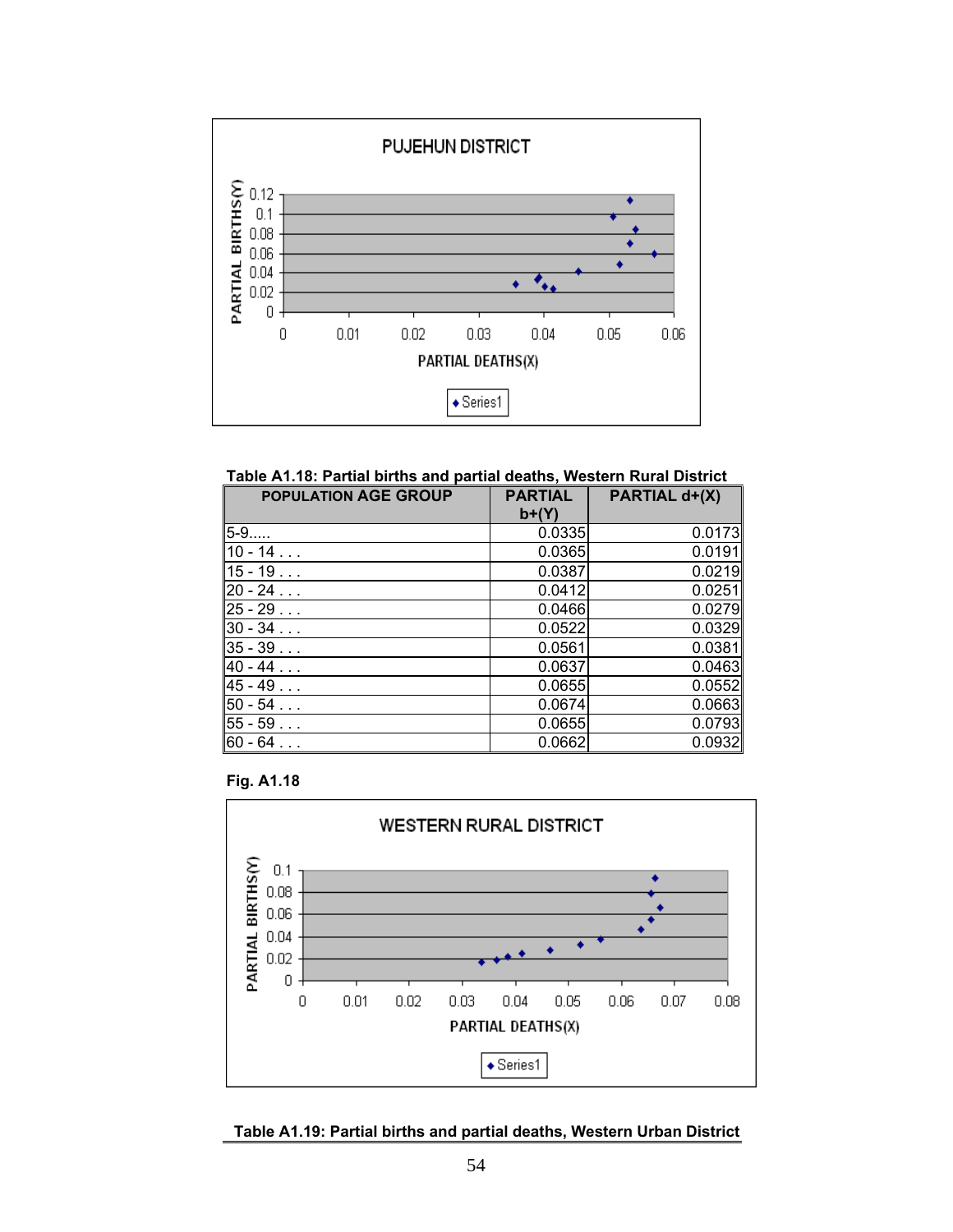**Table A1.18: Partial births and partial deaths, Western Rural District**

| POPULATION AGE GROUP | PARTIAL b+(Y) | PARTIAL d+(X) |
|---|---|---|
| 5-9..... | 0.0335 | 0.0173 |
| 10 - 14 . . . | 0.0365 | 0.0191 |
| 15 - 19 . . . | 0.0387 | 0.0219 |
| 20 - 24 . . . | 0.0412 | 0.0251 |
| 25 - 29 . . . | 0.0466 | 0.0279 |
| 30 - 34 . . . | 0.0522 | 0.0329 |
| 35 - 39 . . . | 0.0561 | 0.0381 |
| 40 - 44 . . . | 0.0637 | 0.0463 |
| 45 - 49 . . . | 0.0655 | 0.0552 |
| 50 - 54 . . . | 0.0674 | 0.0663 |
| 55 - 59 . . . | 0.0655 | 0.0793 |
| 60 - 64 . . . | 0.0662 | 0.0932 |

**Fig. A1.18**

**Table A1.19: Partial births and partial deaths, Western Urban District**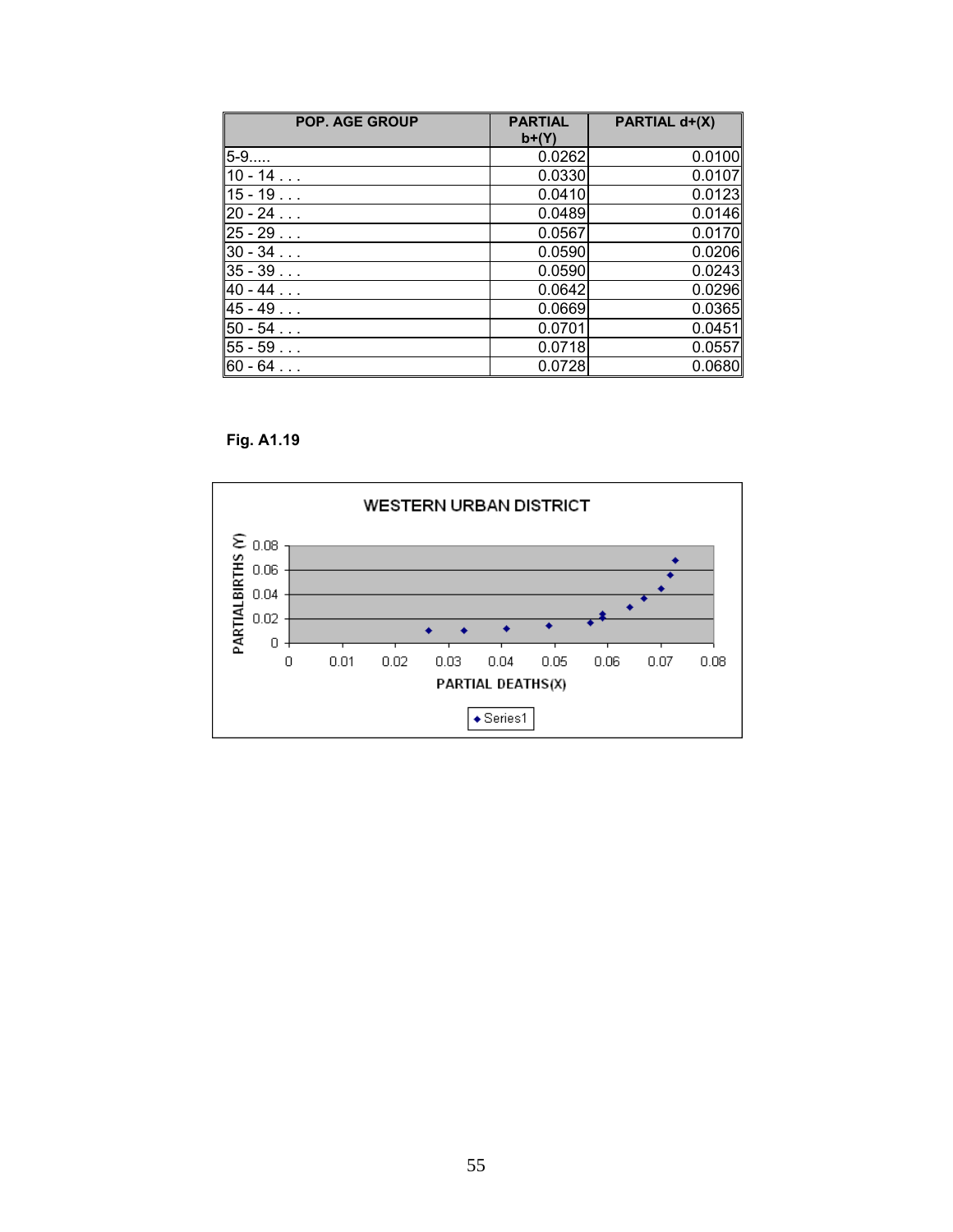| POP. AGE GROUP | PARTIAL b+(Y) | PARTIAL d+(X) |
|---|---|---|
| 5-9..... | 0.0262 | 0.0100 |
| 10 - 14 . . . | 0.0330 | 0.0107 |
| 15 - 19 . . . | 0.0410 | 0.0123 |
| 20 - 24 . . . | 0.0489 | 0.0146 |
| 25 - 29 . . . | 0.0567 | 0.0170 |
| 30 - 34 . . . | 0.0590 | 0.0206 |
| 35 - 39 . . . | 0.0590 | 0.0243 |
| 40 - 44 . . . | 0.0642 | 0.0296 |
| 45 - 49 . . . | 0.0669 | 0.0365 |
| 50 - 54 . . . | 0.0701 | 0.0451 |
| 55 - 59 . . . | 0.0718 | 0.0557 |
| 60 - 64 . . . | 0.0728 | 0.0680 |

**Fig. A1.19**

WESTERN URBAN DISTRICT

PARTIALBIRTHS (Y)

PARTIAL DEATHS(X)

Series1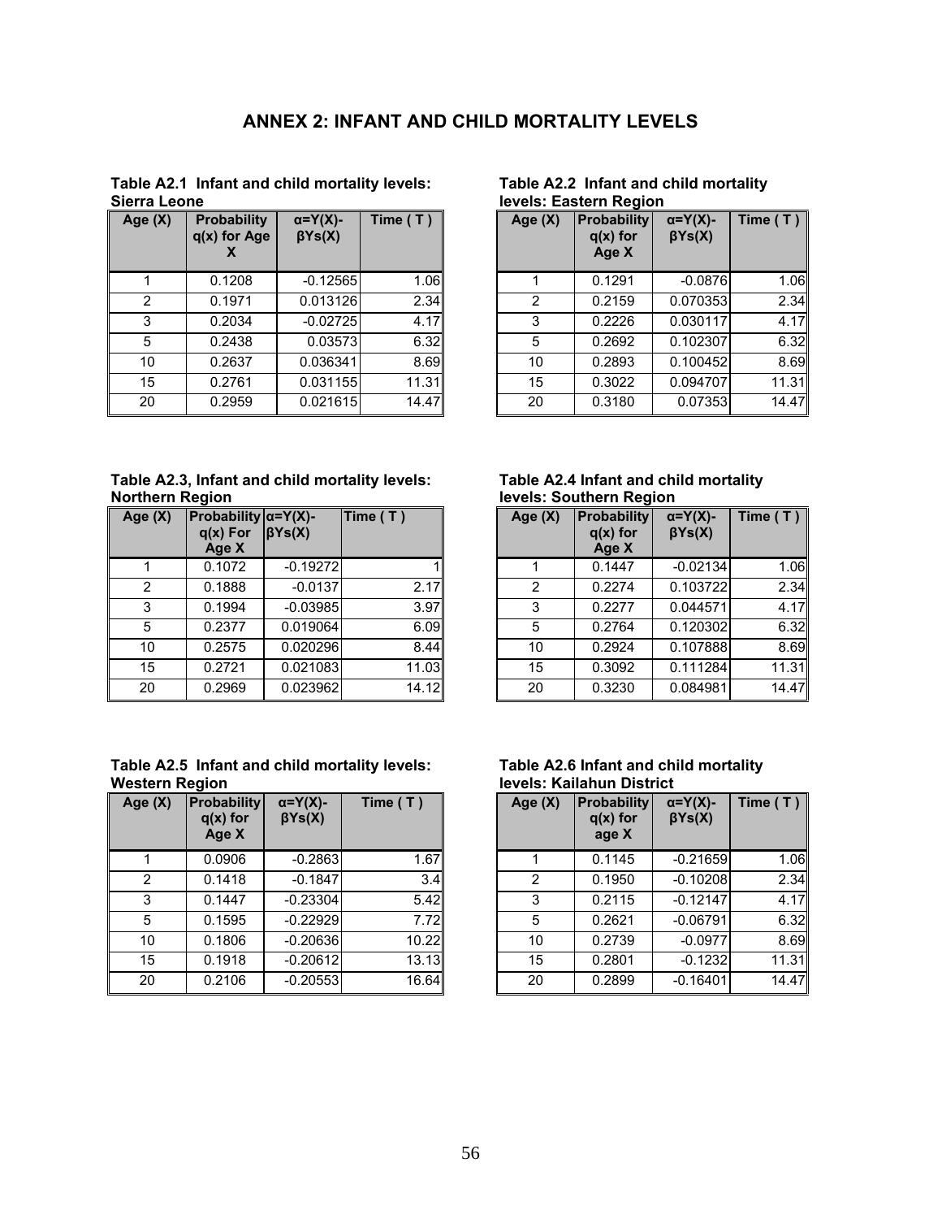# ANNEX 2: INFANT AND CHILD MORTALITY LEVELS

**Table A2.1 Infant and child mortality levels: Sierra Leone**

| Age (X) | Probability q(x) for Age X | α=Y(X)-βYs(X) | Time ( T ) |
|---|---|---|---|
| 1 | 0.1208 | -0.12565 | 1.06 |
| 2 | 0.1971 | 0.013126 | 2.34 |
| 3 | 0.2034 | -0.02725 | 4.17 |
| 5 | 0.2438 | 0.03573 | 6.32 |
| 10 | 0.2637 | 0.036341 | 8.69 |
| 15 | 0.2761 | 0.031155 | 11.31 |
| 20 | 0.2959 | 0.021615 | 14.47 |

**Table A2.2 Infant and child mortality levels: Eastern Region**

| Age (X) | Probability q(x) for Age X | α=Y(X)-βYs(X) | Time ( T ) |
|---|---|---|---|
| 1 | 0.1291 | -0.0876 | 1.06 |
| 2 | 0.2159 | 0.070353 | 2.34 |
| 3 | 0.2226 | 0.030117 | 4.17 |
| 5 | 0.2692 | 0.102307 | 6.32 |
| 10 | 0.2893 | 0.100452 | 8.69 |
| 15 | 0.3022 | 0.094707 | 11.31 |
| 20 | 0.3180 | 0.07353 | 14.47 |

**Table A2.3, Infant and child mortality levels: Northern Region**

| Age (X) | Probability q(x) For Age X | α=Y(X)-βYs(X) | Time ( T ) |
|---|---|---|---|
| 1 | 0.1072 | -0.19272 | 1 |
| 2 | 0.1888 | -0.0137 | 2.17 |
| 3 | 0.1994 | -0.03985 | 3.97 |
| 5 | 0.2377 | 0.019064 | 6.09 |
| 10 | 0.2575 | 0.020296 | 8.44 |
| 15 | 0.2721 | 0.021083 | 11.03 |
| 20 | 0.2969 | 0.023962 | 14.12 |

**Table A2.4 Infant and child mortality levels: Southern Region**

| Age (X) | Probability q(x) for Age X | α=Y(X)-βYs(X) | Time ( T ) |
|---|---|---|---|
| 1 | 0.1447 | -0.02134 | 1.06 |
| 2 | 0.2274 | 0.103722 | 2.34 |
| 3 | 0.2277 | 0.044571 | 4.17 |
| 5 | 0.2764 | 0.120302 | 6.32 |
| 10 | 0.2924 | 0.107888 | 8.69 |
| 15 | 0.3092 | 0.111284 | 11.31 |
| 20 | 0.3230 | 0.084981 | 14.47 |

**Table A2.5 Infant and child mortality levels: Western Region**

| Age (X) | Probability q(x) for Age X | α=Y(X)-βYs(X) | Time ( T ) |
|---|---|---|---|
| 1 | 0.0906 | -0.2863 | 1.67 |
| 2 | 0.1418 | -0.1847 | 3.4 |
| 3 | 0.1447 | -0.23304 | 5.42 |
| 5 | 0.1595 | -0.22929 | 7.72 |
| 10 | 0.1806 | -0.20636 | 10.22 |
| 15 | 0.1918 | -0.20612 | 13.13 |
| 20 | 0.2106 | -0.20553 | 16.64 |

**Table A2.6 Infant and child mortality levels: Kailahun District**

| Age (X) | Probability q(x) for age X | α=Y(X)-βYs(X) | Time ( T ) |
|---|---|---|---|
| 1 | 0.1145 | -0.21659 | 1.06 |
| 2 | 0.1950 | -0.10208 | 2.34 |
| 3 | 0.2115 | -0.12147 | 4.17 |
| 5 | 0.2621 | -0.06791 | 6.32 |
| 10 | 0.2739 | -0.0977 | 8.69 |
| 15 | 0.2801 | -0.1232 | 11.31 |
| 20 | 0.2899 | -0.16401 | 14.47 |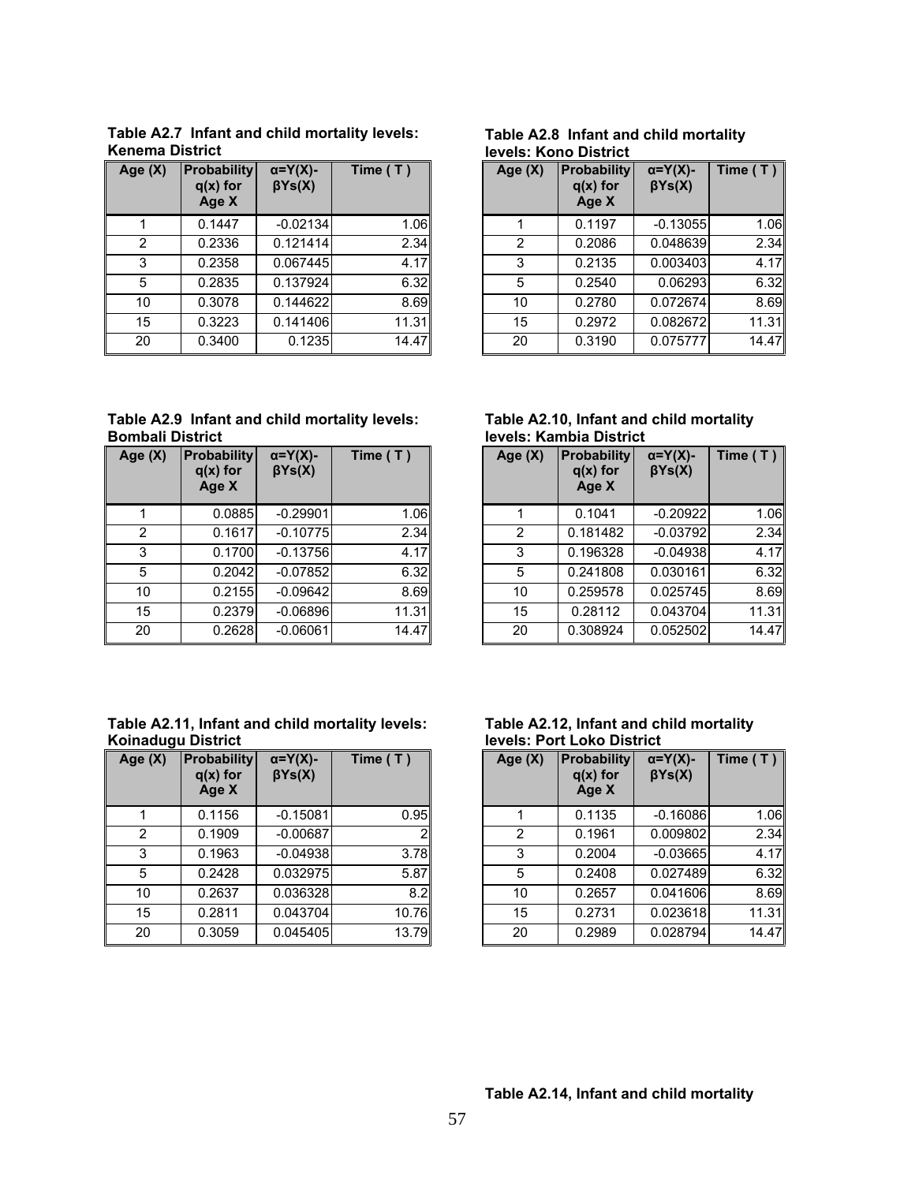**Table A2.7 Infant and child mortality levels: Kenema District**

| Age (X) | Probability q(x) for Age X | α=Y(X)-βYs(X) | Time ( T ) |
|---|---|---|---|
| 1 | 0.1447 | -0.02134 | 1.06 |
| 2 | 0.2336 | 0.121414 | 2.34 |
| 3 | 0.2358 | 0.067445 | 4.17 |
| 5 | 0.2835 | 0.137924 | 6.32 |
| 10 | 0.3078 | 0.144622 | 8.69 |
| 15 | 0.3223 | 0.141406 | 11.31 |
| 20 | 0.3400 | 0.1235 | 14.47 |

**Table A2.8 Infant and child mortality levels: Kono District**

| Age (X) | Probability q(x) for Age X | α=Y(X)-βYs(X) | Time ( T ) |
|---|---|---|---|
| 1 | 0.1197 | -0.13055 | 1.06 |
| 2 | 0.2086 | 0.048639 | 2.34 |
| 3 | 0.2135 | 0.003403 | 4.17 |
| 5 | 0.2540 | 0.06293 | 6.32 |
| 10 | 0.2780 | 0.072674 | 8.69 |
| 15 | 0.2972 | 0.082672 | 11.31 |
| 20 | 0.3190 | 0.075777 | 14.47 |

**Table A2.9 Infant and child mortality levels: Bombali District**

| Age (X) | Probability q(x) for Age X | α=Y(X)-βYs(X) | Time ( T ) |
|---|---|---|---|
| 1 | 0.0885 | -0.29901 | 1.06 |
| 2 | 0.1617 | -0.10775 | 2.34 |
| 3 | 0.1700 | -0.13756 | 4.17 |
| 5 | 0.2042 | -0.07852 | 6.32 |
| 10 | 0.2155 | -0.09642 | 8.69 |
| 15 | 0.2379 | -0.06896 | 11.31 |
| 20 | 0.2628 | -0.06061 | 14.47 |

**Table A2.10, Infant and child mortality levels: Kambia District**

| Age (X) | Probability q(x) for Age X | α=Y(X)-βYs(X) | Time ( T ) |
|---|---|---|---|
| 1 | 0.1041 | -0.20922 | 1.06 |
| 2 | 0.181482 | -0.03792 | 2.34 |
| 3 | 0.196328 | -0.04938 | 4.17 |
| 5 | 0.241808 | 0.030161 | 6.32 |
| 10 | 0.259578 | 0.025745 | 8.69 |
| 15 | 0.28112 | 0.043704 | 11.31 |
| 20 | 0.308924 | 0.052502 | 14.47 |

**Table A2.11, Infant and child mortality levels: Koinadugu District**

| Age (X) | Probability q(x) for Age X | α=Y(X)-βYs(X) | Time ( T ) |
|---|---|---|---|
| 1 | 0.1156 | -0.15081 | 0.95 |
| 2 | 0.1909 | -0.00687 | 2 |
| 3 | 0.1963 | -0.04938 | 3.78 |
| 5 | 0.2428 | 0.032975 | 5.87 |
| 10 | 0.2637 | 0.036328 | 8.2 |
| 15 | 0.2811 | 0.043704 | 10.76 |
| 20 | 0.3059 | 0.045405 | 13.79 |

**Table A2.12, Infant and child mortality levels: Port Loko District**

| Age (X) | Probability q(x) for Age X | α=Y(X)-βYs(X) | Time ( T ) |
|---|---|---|---|
| 1 | 0.1135 | -0.16086 | 1.06 |
| 2 | 0.1961 | 0.009802 | 2.34 |
| 3 | 0.2004 | -0.03665 | 4.17 |
| 5 | 0.2408 | 0.027489 | 6.32 |
| 10 | 0.2657 | 0.041606 | 8.69 |
| 15 | 0.2731 | 0.023618 | 11.31 |
| 20 | 0.2989 | 0.028794 | 14.47 |

**Table A2.14, Infant and child mortality**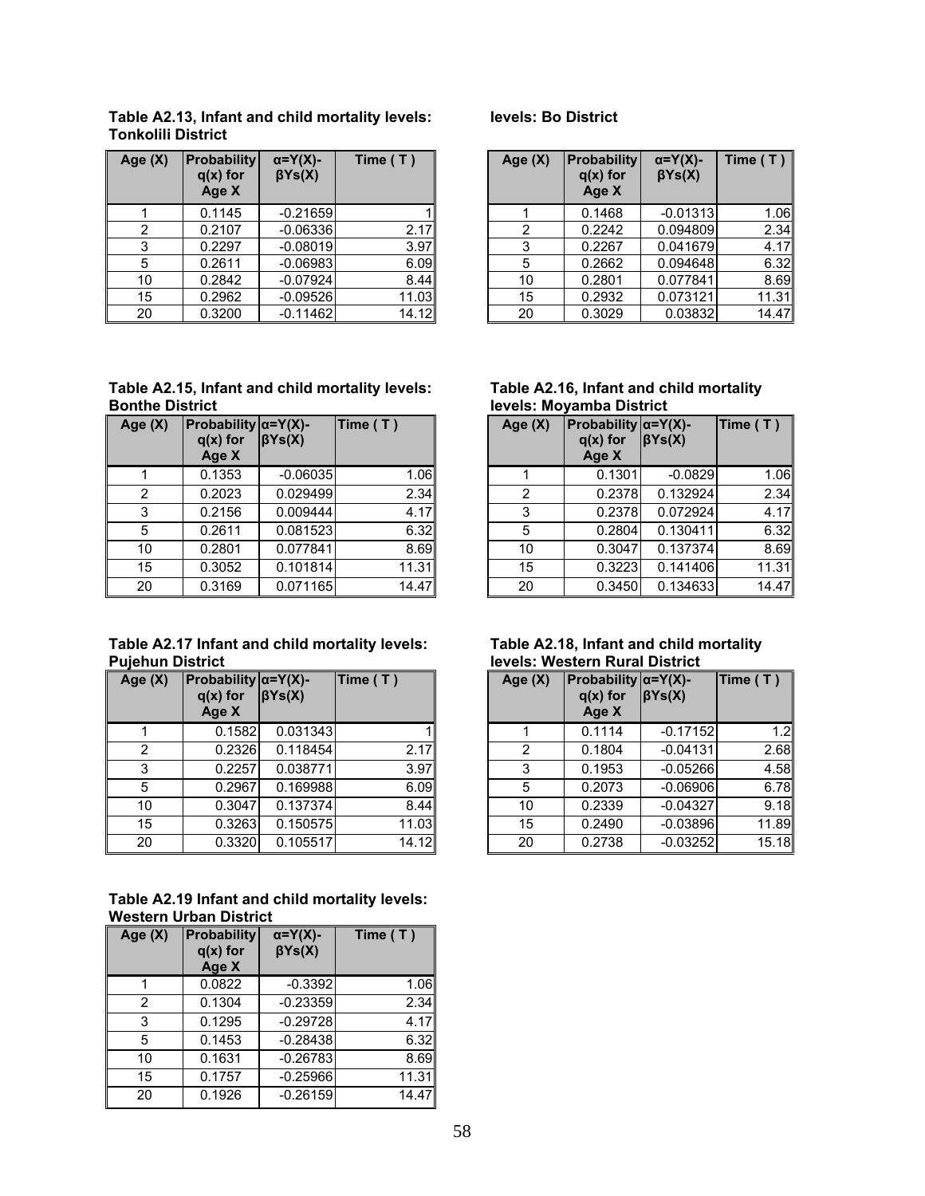**Table A2.13, Infant and child mortality levels: Tonkolili District**

| Age (X) | Probability q(x) for Age X | α=Y(X)-βYs(X) | Time ( T ) |
|---|---|---|---|
| 1 | 0.1145 | -0.21659 | 1 |
| 2 | 0.2107 | -0.06336 | 2.17 |
| 3 | 0.2297 | -0.08019 | 3.97 |
| 5 | 0.2611 | -0.06983 | 6.09 |
| 10 | 0.2842 | -0.07924 | 8.44 |
| 15 | 0.2962 | -0.09526 | 11.03 |
| 20 | 0.3200 | -0.11462 | 14.12 |

**levels: Bo District**

| Age (X) | Probability q(x) for Age X | α=Y(X)-βYs(X) | Time ( T ) |
|---|---|---|---|
| 1 | 0.1468 | -0.01313 | 1.06 |
| 2 | 0.2242 | 0.094809 | 2.34 |
| 3 | 0.2267 | 0.041679 | 4.17 |
| 5 | 0.2662 | 0.094648 | 6.32 |
| 10 | 0.2801 | 0.077841 | 8.69 |
| 15 | 0.2932 | 0.073121 | 11.31 |
| 20 | 0.3029 | 0.03832 | 14.47 |

**Table A2.15, Infant and child mortality levels: Bonthe District**

| Age (X) | Probability q(x) for Age X | α=Y(X)-βYs(X) | Time ( T ) |
|---|---|---|---|
| 1 | 0.1353 | -0.06035 | 1.06 |
| 2 | 0.2023 | 0.029499 | 2.34 |
| 3 | 0.2156 | 0.009444 | 4.17 |
| 5 | 0.2611 | 0.081523 | 6.32 |
| 10 | 0.2801 | 0.077841 | 8.69 |
| 15 | 0.3052 | 0.101814 | 11.31 |
| 20 | 0.3169 | 0.071165 | 14.47 |

**Table A2.16, Infant and child mortality levels: Moyamba District**

| Age (X) | Probability q(x) for Age X | α=Y(X)-βYs(X) | Time ( T ) |
|---|---|---|---|
| 1 | 0.1301 | -0.0829 | 1.06 |
| 2 | 0.2378 | 0.132924 | 2.34 |
| 3 | 0.2378 | 0.072924 | 4.17 |
| 5 | 0.2804 | 0.130411 | 6.32 |
| 10 | 0.3047 | 0.137374 | 8.69 |
| 15 | 0.3223 | 0.141406 | 11.31 |
| 20 | 0.3450 | 0.134633 | 14.47 |

**Table A2.17 Infant and child mortality levels: Pujehun District**

| Age (X) | Probability q(x) for Age X | α=Y(X)-βYs(X) | Time ( T ) |
|---|---|---|---|
| 1 | 0.1582 | 0.031343 | 1 |
| 2 | 0.2326 | 0.118454 | 2.17 |
| 3 | 0.2257 | 0.038771 | 3.97 |
| 5 | 0.2967 | 0.169988 | 6.09 |
| 10 | 0.3047 | 0.137374 | 8.44 |
| 15 | 0.3263 | 0.150575 | 11.03 |
| 20 | 0.3320 | 0.105517 | 14.12 |

**Table A2.18, Infant and child mortality levels: Western Rural District**

| Age (X) | Probability q(x) for Age X | α=Y(X)-βYs(X) | Time ( T ) |
|---|---|---|---|
| 1 | 0.1114 | -0.17152 | 1.2 |
| 2 | 0.1804 | -0.04131 | 2.68 |
| 3 | 0.1953 | -0.05266 | 4.58 |
| 5 | 0.2073 | -0.06906 | 6.78 |
| 10 | 0.2339 | -0.04327 | 9.18 |
| 15 | 0.2490 | -0.03896 | 11.89 |
| 20 | 0.2738 | -0.03252 | 15.18 |

**Table A2.19 Infant and child mortality levels: Western Urban District**

| Age (X) | Probability q(x) for Age X | α=Y(X)-βYs(X) | Time ( T ) |
|---|---|---|---|
| 1 | 0.0822 | -0.3392 | 1.06 |
| 2 | 0.1304 | -0.23359 | 2.34 |
| 3 | 0.1295 | -0.29728 | 4.17 |
| 5 | 0.1453 | -0.28438 | 6.32 |
| 10 | 0.1631 | -0.26783 | 8.69 |
| 15 | 0.1757 | -0.25966 | 11.31 |
| 20 | 0.1926 | -0.26159 | 14.47 |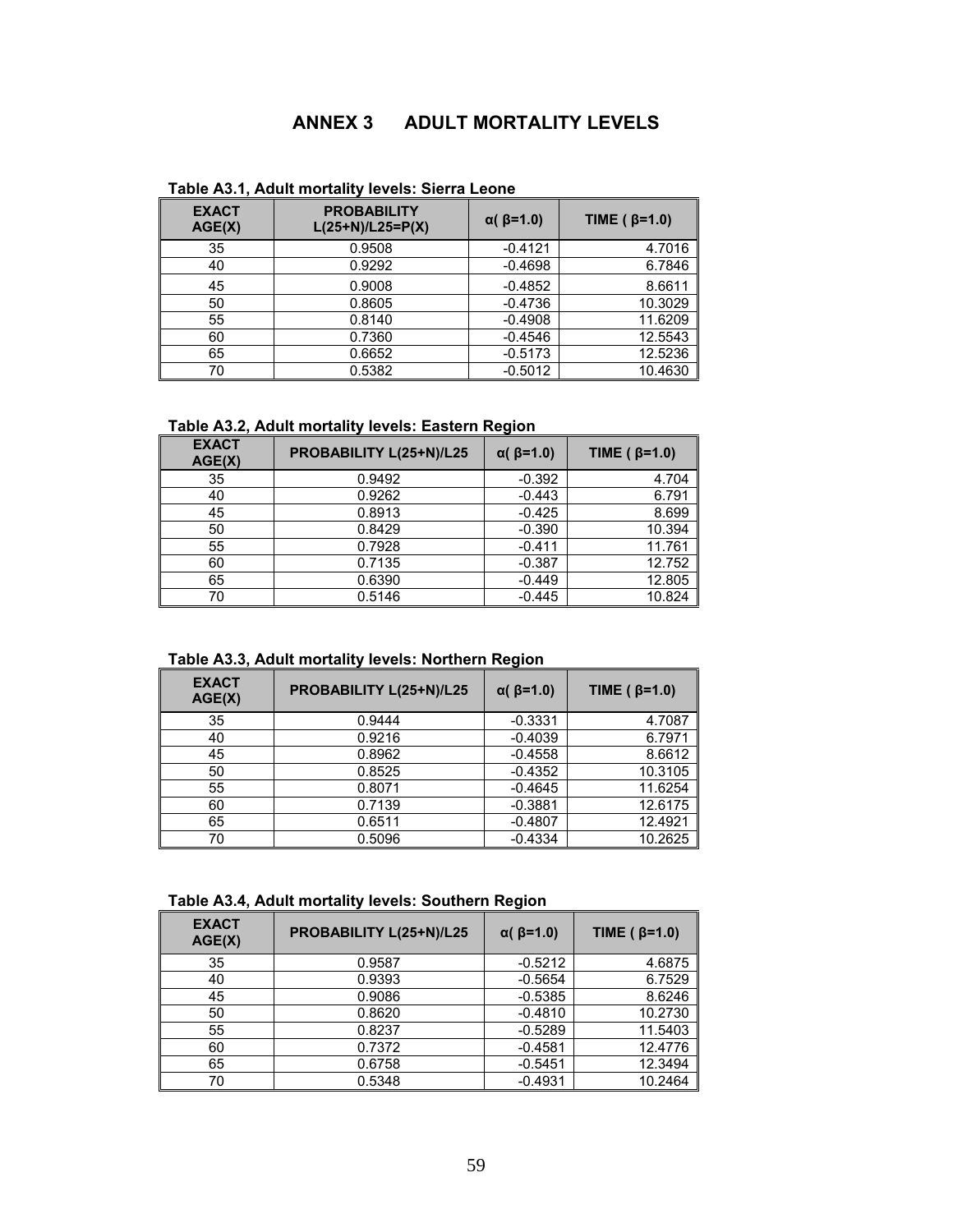# ANNEX 3 ADULT MORTALITY LEVELS

**Table A3.1, Adult mortality levels: Sierra Leone**

| EXACT AGE(X) | PROBABILITY L(25+N)/L25=P(X) | α( β=1.0) | TIME ( β=1.0) |
|---|---|---|---|
| 35 | 0.9508 | -0.4121 | 4.7016 |
| 40 | 0.9292 | -0.4698 | 6.7846 |
| 45 | 0.9008 | -0.4852 | 8.6611 |
| 50 | 0.8605 | -0.4736 | 10.3029 |
| 55 | 0.8140 | -0.4908 | 11.6209 |
| 60 | 0.7360 | -0.4546 | 12.5543 |
| 65 | 0.6652 | -0.5173 | 12.5236 |
| 70 | 0.5382 | -0.5012 | 10.4630 |

**Table A3.2, Adult mortality levels: Eastern Region**

| EXACT AGE(X) | PROBABILITY L(25+N)/L25 | α( β=1.0) | TIME ( β=1.0) |
|---|---|---|---|
| 35 | 0.9492 | -0.392 | 4.704 |
| 40 | 0.9262 | -0.443 | 6.791 |
| 45 | 0.8913 | -0.425 | 8.699 |
| 50 | 0.8429 | -0.390 | 10.394 |
| 55 | 0.7928 | -0.411 | 11.761 |
| 60 | 0.7135 | -0.387 | 12.752 |
| 65 | 0.6390 | -0.449 | 12.805 |
| 70 | 0.5146 | -0.445 | 10.824 |

**Table A3.3, Adult mortality levels: Northern Region**

| EXACT AGE(X) | PROBABILITY L(25+N)/L25 | α( β=1.0) | TIME ( β=1.0) |
|---|---|---|---|
| 35 | 0.9444 | -0.3331 | 4.7087 |
| 40 | 0.9216 | -0.4039 | 6.7971 |
| 45 | 0.8962 | -0.4558 | 8.6612 |
| 50 | 0.8525 | -0.4352 | 10.3105 |
| 55 | 0.8071 | -0.4645 | 11.6254 |
| 60 | 0.7139 | -0.3881 | 12.6175 |
| 65 | 0.6511 | -0.4807 | 12.4921 |
| 70 | 0.5096 | -0.4334 | 10.2625 |

**Table A3.4, Adult mortality levels: Southern Region**

| EXACT AGE(X) | PROBABILITY L(25+N)/L25 | α( β=1.0) | TIME ( β=1.0) |
|---|---|---|---|
| 35 | 0.9587 | -0.5212 | 4.6875 |
| 40 | 0.9393 | -0.5654 | 6.7529 |
| 45 | 0.9086 | -0.5385 | 8.6246 |
| 50 | 0.8620 | -0.4810 | 10.2730 |
| 55 | 0.8237 | -0.5289 | 11.5403 |
| 60 | 0.7372 | -0.4581 | 12.4776 |
| 65 | 0.6758 | -0.5451 | 12.3494 |
| 70 | 0.5348 | -0.4931 | 10.2464 |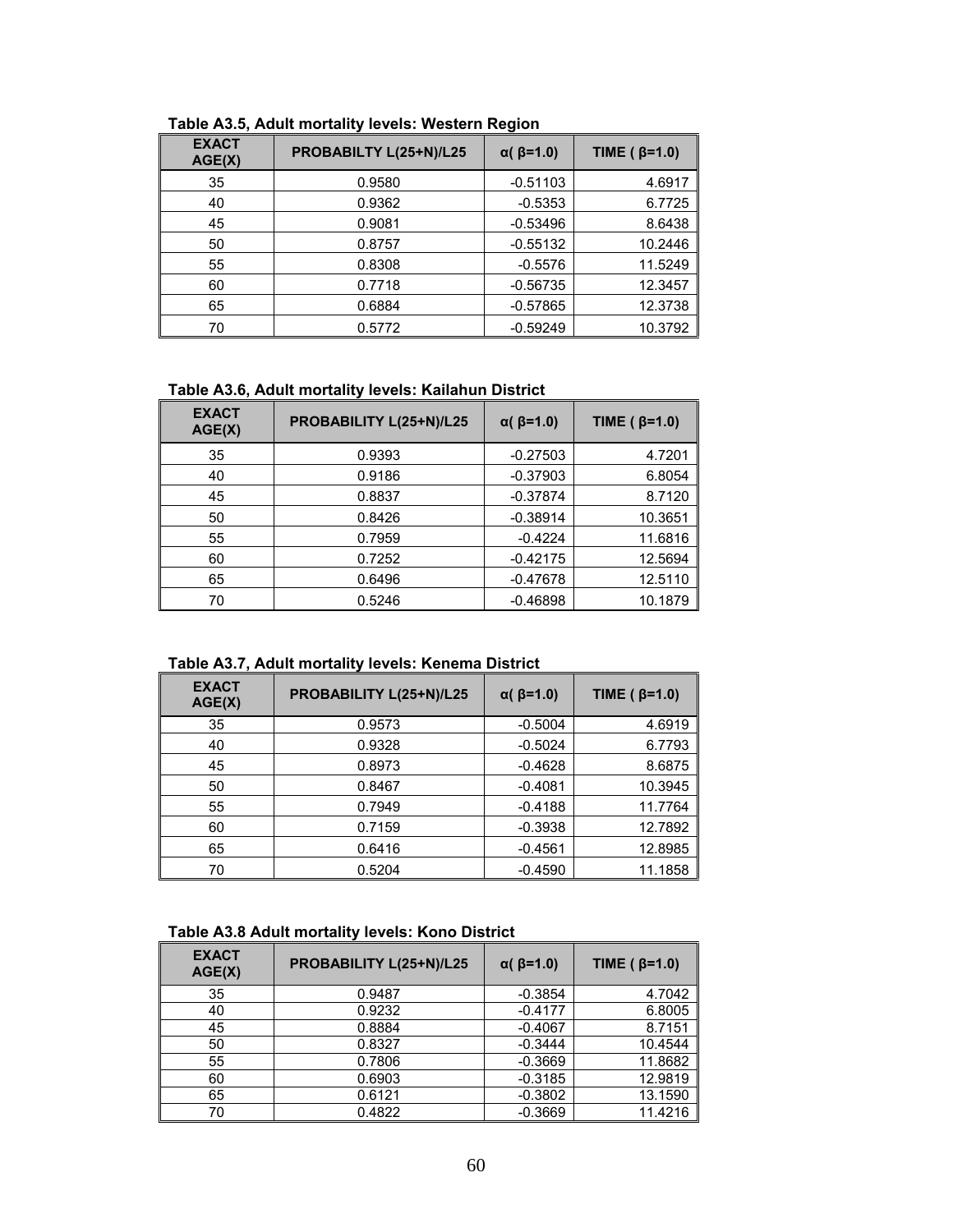**Table A3.5, Adult mortality levels: Western Region**

| EXACT AGE(X) | PROBABILTY L(25+N)/L25 | α( β=1.0) | TIME ( β=1.0) |
|---|---|---|---|
| 35 | 0.9580 | -0.51103 | 4.6917 |
| 40 | 0.9362 | -0.5353 | 6.7725 |
| 45 | 0.9081 | -0.53496 | 8.6438 |
| 50 | 0.8757 | -0.55132 | 10.2446 |
| 55 | 0.8308 | -0.5576 | 11.5249 |
| 60 | 0.7718 | -0.56735 | 12.3457 |
| 65 | 0.6884 | -0.57865 | 12.3738 |
| 70 | 0.5772 | -0.59249 | 10.3792 |

**Table A3.6, Adult mortality levels: Kailahun District**

| EXACT AGE(X) | PROBABILITY L(25+N)/L25 | α( β=1.0) | TIME ( β=1.0) |
|---|---|---|---|
| 35 | 0.9393 | -0.27503 | 4.7201 |
| 40 | 0.9186 | -0.37903 | 6.8054 |
| 45 | 0.8837 | -0.37874 | 8.7120 |
| 50 | 0.8426 | -0.38914 | 10.3651 |
| 55 | 0.7959 | -0.4224 | 11.6816 |
| 60 | 0.7252 | -0.42175 | 12.5694 |
| 65 | 0.6496 | -0.47678 | 12.5110 |
| 70 | 0.5246 | -0.46898 | 10.1879 |

**Table A3.7, Adult mortality levels: Kenema District**

| EXACT AGE(X) | PROBABILITY L(25+N)/L25 | α( β=1.0) | TIME ( β=1.0) |
|---|---|---|---|
| 35 | 0.9573 | -0.5004 | 4.6919 |
| 40 | 0.9328 | -0.5024 | 6.7793 |
| 45 | 0.8973 | -0.4628 | 8.6875 |
| 50 | 0.8467 | -0.4081 | 10.3945 |
| 55 | 0.7949 | -0.4188 | 11.7764 |
| 60 | 0.7159 | -0.3938 | 12.7892 |
| 65 | 0.6416 | -0.4561 | 12.8985 |
| 70 | 0.5204 | -0.4590 | 11.1858 |

**Table A3.8 Adult mortality levels: Kono District**

| EXACT AGE(X) | PROBABILITY L(25+N)/L25 | α( β=1.0) | TIME ( β=1.0) |
|---|---|---|---|
| 35 | 0.9487 | -0.3854 | 4.7042 |
| 40 | 0.9232 | -0.4177 | 6.8005 |
| 45 | 0.8884 | -0.4067 | 8.7151 |
| 50 | 0.8327 | -0.3444 | 10.4544 |
| 55 | 0.7806 | -0.3669 | 11.8682 |
| 60 | 0.6903 | -0.3185 | 12.9819 |
| 65 | 0.6121 | -0.3802 | 13.1590 |
| 70 | 0.4822 | -0.3669 | 11.4216 |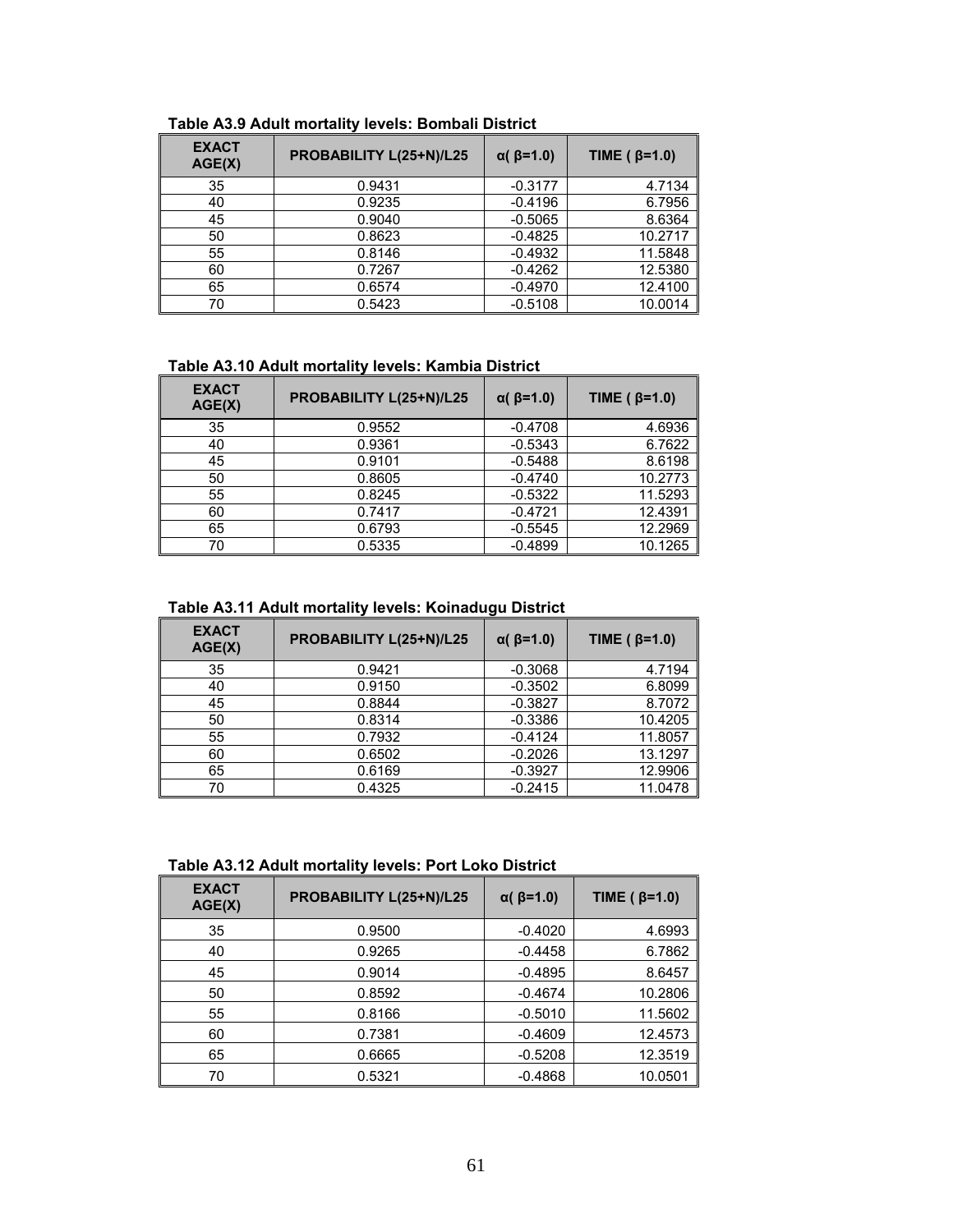**Table A3.9 Adult mortality levels: Bombali District**

| EXACT AGE(X) | PROBABILITY L(25+N)/L25 | α( β=1.0) | TIME ( β=1.0) |
|---|---|---|---|
| 35 | 0.9431 | -0.3177 | 4.7134 |
| 40 | 0.9235 | -0.4196 | 6.7956 |
| 45 | 0.9040 | -0.5065 | 8.6364 |
| 50 | 0.8623 | -0.4825 | 10.2717 |
| 55 | 0.8146 | -0.4932 | 11.5848 |
| 60 | 0.7267 | -0.4262 | 12.5380 |
| 65 | 0.6574 | -0.4970 | 12.4100 |
| 70 | 0.5423 | -0.5108 | 10.0014 |

**Table A3.10 Adult mortality levels: Kambia District**

| EXACT AGE(X) | PROBABILITY L(25+N)/L25 | α( β=1.0) | TIME ( β=1.0) |
|---|---|---|---|
| 35 | 0.9552 | -0.4708 | 4.6936 |
| 40 | 0.9361 | -0.5343 | 6.7622 |
| 45 | 0.9101 | -0.5488 | 8.6198 |
| 50 | 0.8605 | -0.4740 | 10.2773 |
| 55 | 0.8245 | -0.5322 | 11.5293 |
| 60 | 0.7417 | -0.4721 | 12.4391 |
| 65 | 0.6793 | -0.5545 | 12.2969 |
| 70 | 0.5335 | -0.4899 | 10.1265 |

**Table A3.11 Adult mortality levels: Koinadugu District**

| EXACT AGE(X) | PROBABILITY L(25+N)/L25 | α( β=1.0) | TIME ( β=1.0) |
|---|---|---|---|
| 35 | 0.9421 | -0.3068 | 4.7194 |
| 40 | 0.9150 | -0.3502 | 6.8099 |
| 45 | 0.8844 | -0.3827 | 8.7072 |
| 50 | 0.8314 | -0.3386 | 10.4205 |
| 55 | 0.7932 | -0.4124 | 11.8057 |
| 60 | 0.6502 | -0.2026 | 13.1297 |
| 65 | 0.6169 | -0.3927 | 12.9906 |
| 70 | 0.4325 | -0.2415 | 11.0478 |

**Table A3.12 Adult mortality levels: Port Loko District**

| EXACT AGE(X) | PROBABILITY L(25+N)/L25 | α( β=1.0) | TIME ( β=1.0) |
|---|---|---|---|
| 35 | 0.9500 | -0.4020 | 4.6993 |
| 40 | 0.9265 | -0.4458 | 6.7862 |
| 45 | 0.9014 | -0.4895 | 8.6457 |
| 50 | 0.8592 | -0.4674 | 10.2806 |
| 55 | 0.8166 | -0.5010 | 11.5602 |
| 60 | 0.7381 | -0.4609 | 12.4573 |
| 65 | 0.6665 | -0.5208 | 12.3519 |
| 70 | 0.5321 | -0.4868 | 10.0501 |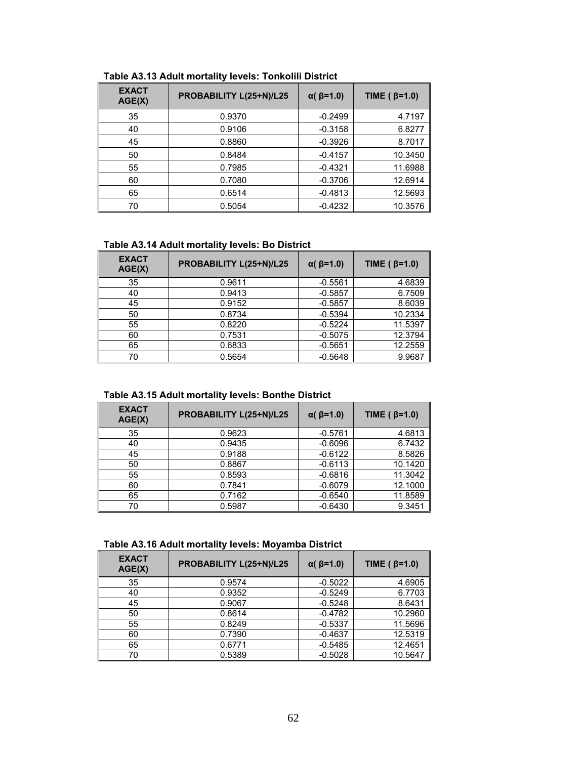**Table A3.13 Adult mortality levels: Tonkolili District**

| EXACT AGE(X) | PROBABILITY L(25+N)/L25 | α( β=1.0) | TIME ( β=1.0) |
|---|---|---|---|
| 35 | 0.9370 | -0.2499 | 4.7197 |
| 40 | 0.9106 | -0.3158 | 6.8277 |
| 45 | 0.8860 | -0.3926 | 8.7017 |
| 50 | 0.8484 | -0.4157 | 10.3450 |
| 55 | 0.7985 | -0.4321 | 11.6988 |
| 60 | 0.7080 | -0.3706 | 12.6914 |
| 65 | 0.6514 | -0.4813 | 12.5693 |
| 70 | 0.5054 | -0.4232 | 10.3576 |

**Table A3.14 Adult mortality levels: Bo District**

| EXACT AGE(X) | PROBABILITY L(25+N)/L25 | α( β=1.0) | TIME ( β=1.0) |
|---|---|---|---|
| 35 | 0.9611 | -0.5561 | 4.6839 |
| 40 | 0.9413 | -0.5857 | 6.7509 |
| 45 | 0.9152 | -0.5857 | 8.6039 |
| 50 | 0.8734 | -0.5394 | 10.2334 |
| 55 | 0.8220 | -0.5224 | 11.5397 |
| 60 | 0.7531 | -0.5075 | 12.3794 |
| 65 | 0.6833 | -0.5651 | 12.2559 |
| 70 | 0.5654 | -0.5648 | 9.9687 |

**Table A3.15 Adult mortality levels: Bonthe District**

| EXACT AGE(X) | PROBABILITY L(25+N)/L25 | α( β=1.0) | TIME ( β=1.0) |
|---|---|---|---|
| 35 | 0.9623 | -0.5761 | 4.6813 |
| 40 | 0.9435 | -0.6096 | 6.7432 |
| 45 | 0.9188 | -0.6122 | 8.5826 |
| 50 | 0.8867 | -0.6113 | 10.1420 |
| 55 | 0.8593 | -0.6816 | 11.3042 |
| 60 | 0.7841 | -0.6079 | 12.1000 |
| 65 | 0.7162 | -0.6540 | 11.8589 |
| 70 | 0.5987 | -0.6430 | 9.3451 |

**Table A3.16 Adult mortality levels: Moyamba District**

| EXACT AGE(X) | PROBABILITY L(25+N)/L25 | α( β=1.0) | TIME ( β=1.0) |
|---|---|---|---|
| 35 | 0.9574 | -0.5022 | 4.6905 |
| 40 | 0.9352 | -0.5249 | 6.7703 |
| 45 | 0.9067 | -0.5248 | 8.6431 |
| 50 | 0.8614 | -0.4782 | 10.2960 |
| 55 | 0.8249 | -0.5337 | 11.5696 |
| 60 | 0.7390 | -0.4637 | 12.5319 |
| 65 | 0.6771 | -0.5485 | 12.4651 |
| 70 | 0.5389 | -0.5028 | 10.5647 |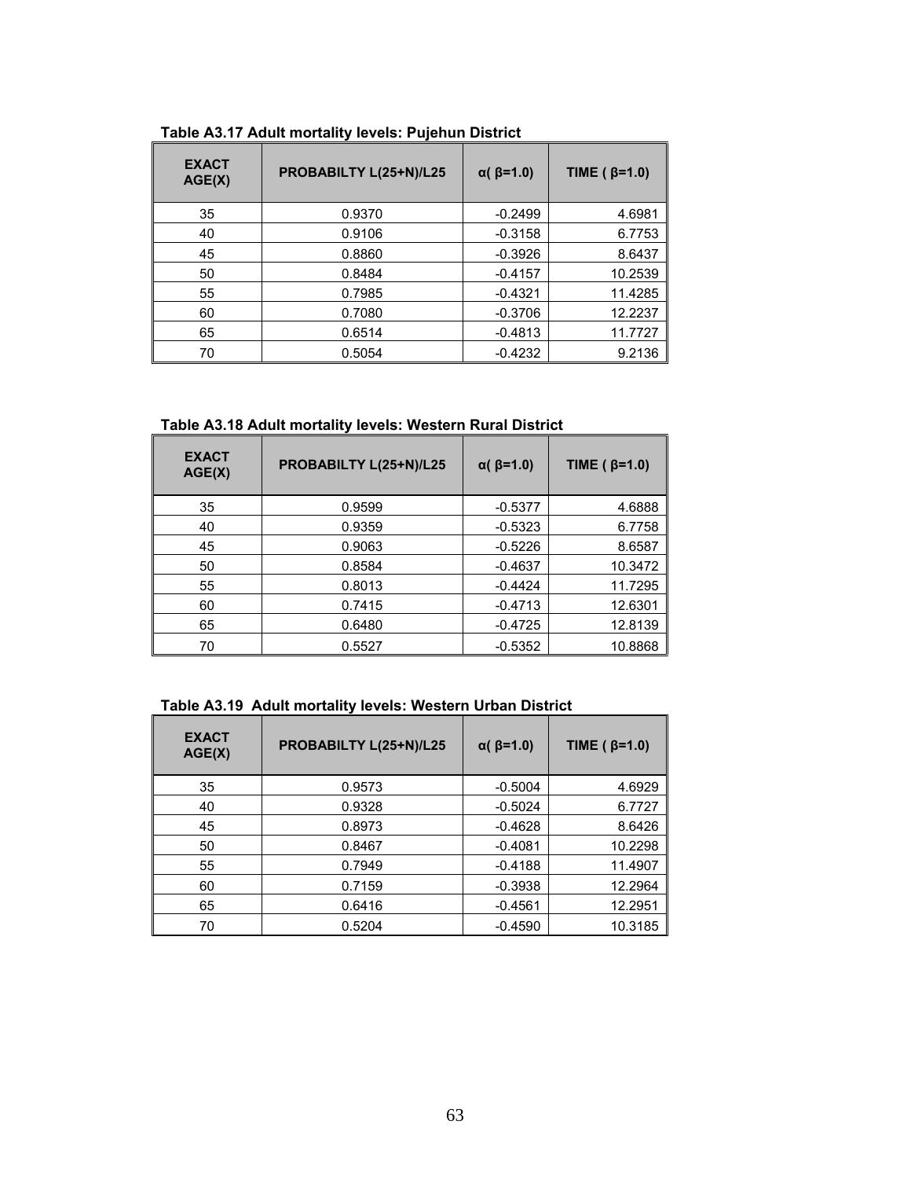**Table A3.17 Adult mortality levels: Pujehun District**

| EXACT AGE(X) | PROBABILTY L(25+N)/L25 | α( β=1.0) | TIME ( β=1.0) |
|---|---|---|---|
| 35 | 0.9370 | -0.2499 | 4.6981 |
| 40 | 0.9106 | -0.3158 | 6.7753 |
| 45 | 0.8860 | -0.3926 | 8.6437 |
| 50 | 0.8484 | -0.4157 | 10.2539 |
| 55 | 0.7985 | -0.4321 | 11.4285 |
| 60 | 0.7080 | -0.3706 | 12.2237 |
| 65 | 0.6514 | -0.4813 | 11.7727 |
| 70 | 0.5054 | -0.4232 | 9.2136 |

**Table A3.18 Adult mortality levels: Western Rural District**

| EXACT AGE(X) | PROBABILTY L(25+N)/L25 | α( β=1.0) | TIME ( β=1.0) |
|---|---|---|---|
| 35 | 0.9599 | -0.5377 | 4.6888 |
| 40 | 0.9359 | -0.5323 | 6.7758 |
| 45 | 0.9063 | -0.5226 | 8.6587 |
| 50 | 0.8584 | -0.4637 | 10.3472 |
| 55 | 0.8013 | -0.4424 | 11.7295 |
| 60 | 0.7415 | -0.4713 | 12.6301 |
| 65 | 0.6480 | -0.4725 | 12.8139 |
| 70 | 0.5527 | -0.5352 | 10.8868 |

**Table A3.19 Adult mortality levels: Western Urban District**

| EXACT AGE(X) | PROBABILTY L(25+N)/L25 | α( β=1.0) | TIME ( β=1.0) |
|---|---|---|---|
| 35 | 0.9573 | -0.5004 | 4.6929 |
| 40 | 0.9328 | -0.5024 | 6.7727 |
| 45 | 0.8973 | -0.4628 | 8.6426 |
| 50 | 0.8467 | -0.4081 | 10.2298 |
| 55 | 0.7949 | -0.4188 | 11.4907 |
| 60 | 0.7159 | -0.3938 | 12.2964 |
| 65 | 0.6416 | -0.4561 | 12.2951 |
| 70 | 0.5204 | -0.4590 | 10.3185 |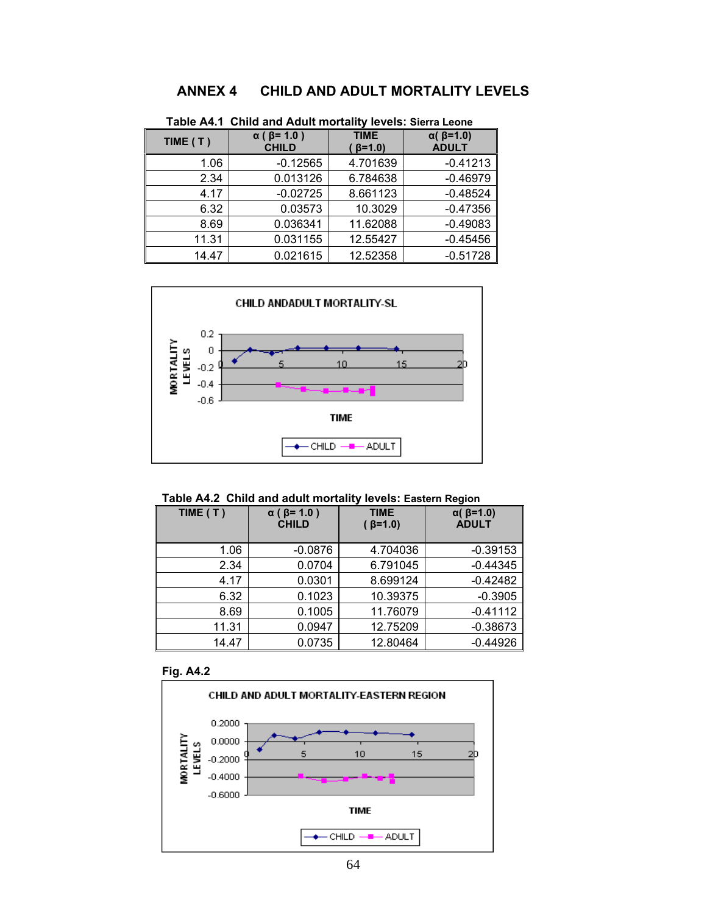# ANNEX 4 CHILD AND ADULT MORTALITY LEVELS

**Table A4.1 Child and Adult mortality levels: Sierra Leone**

| TIME ( T ) | α ( β= 1.0 ) CHILD | TIME ( β=1.0) | α( β=1.0) ADULT |
|---:|---:|---:|---:|
| 1.06 | -0.12565 | 4.701639 | -0.41213 |
| 2.34 | 0.013126 | 6.784638 | -0.46979 |
| 4.17 | -0.02725 | 8.661123 | -0.48524 |
| 6.32 | 0.03573 | 10.3029 | -0.47356 |
| 8.69 | 0.036341 | 11.62088 | -0.49083 |
| 11.31 | 0.031155 | 12.55427 | -0.45456 |
| 14.47 | 0.021615 | 12.52358 | -0.51728 |

**Table A4.2 Child and adult mortality levels: Eastern Region**

| TIME ( T ) | α ( β= 1.0 ) CHILD | TIME ( β=1.0) | α( β=1.0) ADULT |
|---:|---:|---:|---:|
| 1.06 | -0.0876 | 4.704036 | -0.39153 |
| 2.34 | 0.0704 | 6.791045 | -0.44345 |
| 4.17 | 0.0301 | 8.699124 | -0.42482 |
| 6.32 | 0.1023 | 10.39375 | -0.3905 |
| 8.69 | 0.1005 | 11.76079 | -0.41112 |
| 11.31 | 0.0947 | 12.75209 | -0.38673 |
| 14.47 | 0.0735 | 12.80464 | -0.44926 |

**Fig. A4.2**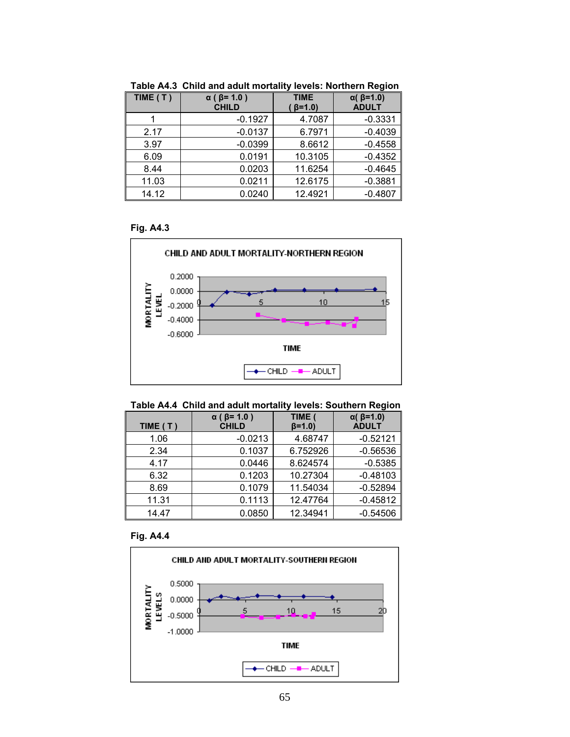**Table A4.3 Child and adult mortality levels: Northern Region**

| TIME ( T ) | α ( β= 1.0 ) CHILD | TIME ( β=1.0) | α( β=1.0) ADULT |
|---|---|---|---|
| 1 | -0.1927 | 4.7087 | -0.3331 |
| 2.17 | -0.0137 | 6.7971 | -0.4039 |
| 3.97 | -0.0399 | 8.6612 | -0.4558 |
| 6.09 | 0.0191 | 10.3105 | -0.4352 |
| 8.44 | 0.0203 | 11.6254 | -0.4645 |
| 11.03 | 0.0211 | 12.6175 | -0.3881 |
| 14.12 | 0.0240 | 12.4921 | -0.4807 |

**Fig. A4.3**

CHILD AND ADULT MORTALITY-NORTHERN REGION

**Table A4.4 Child and adult mortality levels: Southern Region**

| TIME ( T ) | α ( β= 1.0 ) CHILD | TIME ( β=1.0) | α( β=1.0) ADULT |
|---|---|---|---|
| 1.06 | -0.0213 | 4.68747 | -0.52121 |
| 2.34 | 0.1037 | 6.752926 | -0.56536 |
| 4.17 | 0.0446 | 8.624574 | -0.5385 |
| 6.32 | 0.1203 | 10.27304 | -0.48103 |
| 8.69 | 0.1079 | 11.54034 | -0.52894 |
| 11.31 | 0.1113 | 12.47764 | -0.45812 |
| 14.47 | 0.0850 | 12.34941 | -0.54506 |

**Fig. A4.4**

CHILD AND ADULT MORTALITY-SOUTHERN REGION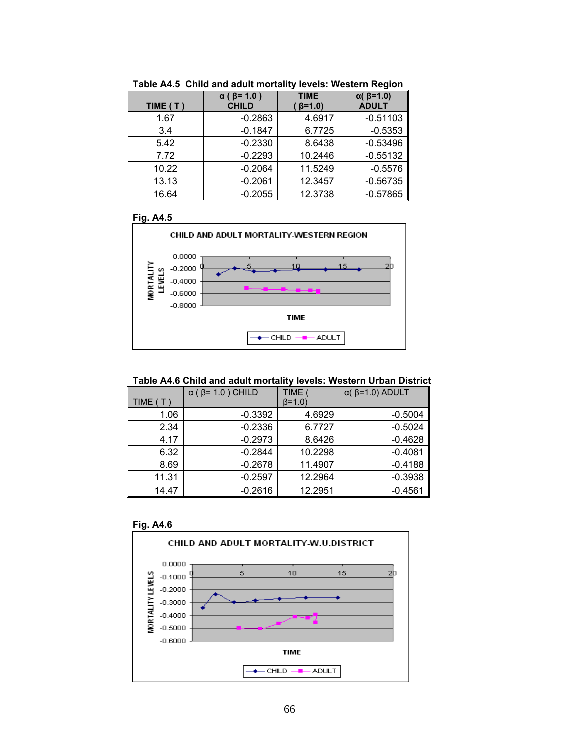**Table A4.5 Child and adult mortality levels: Western Region**

| TIME ( T ) | α ( β= 1.0 ) CHILD | TIME ( β=1.0) | α( β=1.0) ADULT |
|---|---|---|---|
| 1.67 | -0.2863 | 4.6917 | -0.51103 |
| 3.4 | -0.1847 | 6.7725 | -0.5353 |
| 5.42 | -0.2330 | 8.6438 | -0.53496 |
| 7.72 | -0.2293 | 10.2446 | -0.55132 |
| 10.22 | -0.2064 | 11.5249 | -0.5576 |
| 13.13 | -0.2061 | 12.3457 | -0.56735 |
| 16.64 | -0.2055 | 12.3738 | -0.57865 |

**Fig. A4.5**

CHILD AND ADULT MORTALITY-WESTERN REGION

**Table A4.6 Child and adult mortality levels: Western Urban District**

| TIME ( T ) | α ( β= 1.0 ) CHILD | TIME ( β=1.0) | α( β=1.0) ADULT |
|---|---|---|---|
| 1.06 | -0.3392 | 4.6929 | -0.5004 |
| 2.34 | -0.2336 | 6.7727 | -0.5024 |
| 4.17 | -0.2973 | 8.6426 | -0.4628 |
| 6.32 | -0.2844 | 10.2298 | -0.4081 |
| 8.69 | -0.2678 | 11.4907 | -0.4188 |
| 11.31 | -0.2597 | 12.2964 | -0.3938 |
| 14.47 | -0.2616 | 12.2951 | -0.4561 |

**Fig. A4.6**

CHILD AND ADULT MORTALITY-W.U.DISTRICT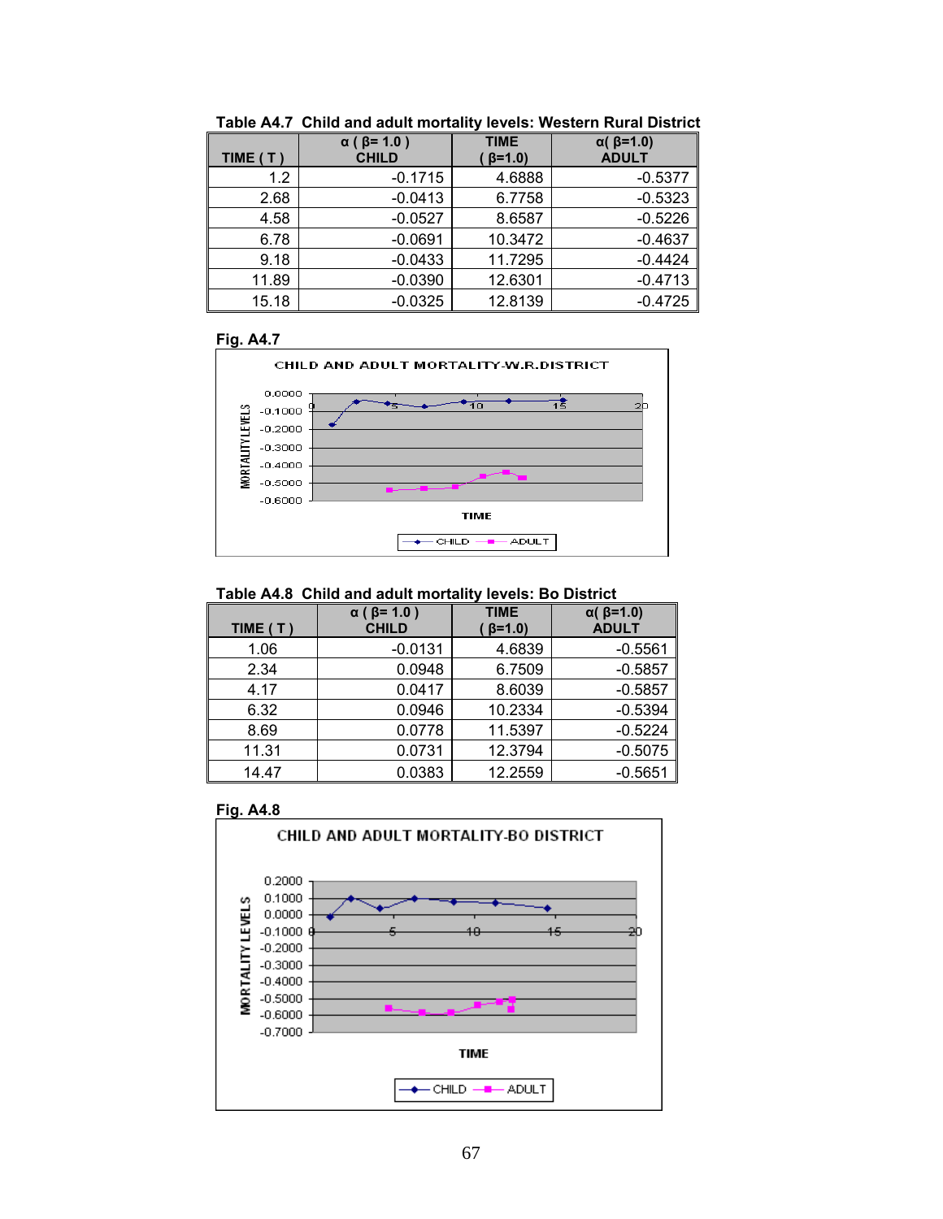**Table A4.7 Child and adult mortality levels: Western Rural District**

| TIME ( T ) | α ( β= 1.0 ) CHILD | TIME ( β=1.0) | α( β=1.0) ADULT |
|---|---|---|---|
| 1.2 | -0.1715 | 4.6888 | -0.5377 |
| 2.68 | -0.0413 | 6.7758 | -0.5323 |
| 4.58 | -0.0527 | 8.6587 | -0.5226 |
| 6.78 | -0.0691 | 10.3472 | -0.4637 |
| 9.18 | -0.0433 | 11.7295 | -0.4424 |
| 11.89 | -0.0390 | 12.6301 | -0.4713 |
| 15.18 | -0.0325 | 12.8139 | -0.4725 |

**Fig. A4.7**

CHILD AND ADULT MORTALITY-W.R.DISTRICT

**Table A4.8 Child and adult mortality levels: Bo District**

| TIME ( T ) | α ( β= 1.0 ) CHILD | TIME ( β=1.0) | α( β=1.0) ADULT |
|---|---|---|---|
| 1.06 | -0.0131 | 4.6839 | -0.5561 |
| 2.34 | 0.0948 | 6.7509 | -0.5857 |
| 4.17 | 0.0417 | 8.6039 | -0.5857 |
| 6.32 | 0.0946 | 10.2334 | -0.5394 |
| 8.69 | 0.0778 | 11.5397 | -0.5224 |
| 11.31 | 0.0731 | 12.3794 | -0.5075 |
| 14.47 | 0.0383 | 12.2559 | -0.5651 |

**Fig. A4.8**

CHILD AND ADULT MORTALITY-BO DISTRICT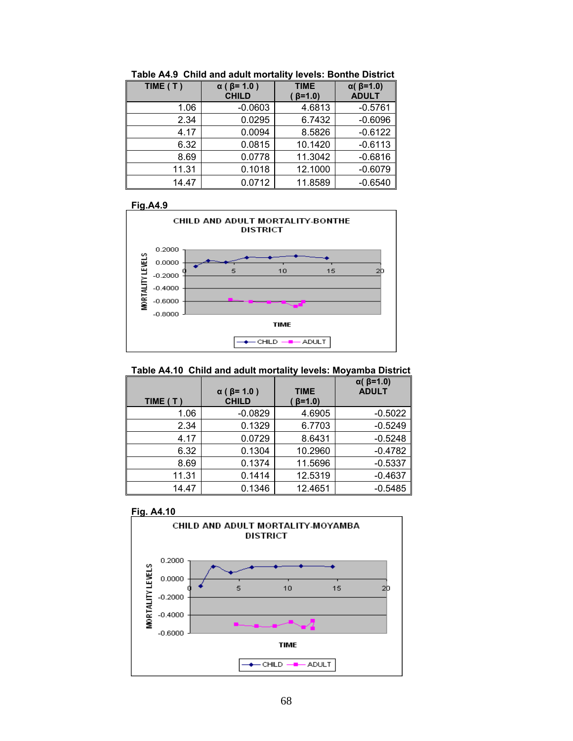**Table A4.9 Child and adult mortality levels: Bonthe District**

| TIME ( T ) | α ( β= 1.0 ) CHILD | TIME ( β=1.0) | α( β=1.0) ADULT |
|---|---|---|---|
| 1.06 | -0.0603 | 4.6813 | -0.5761 |
| 2.34 | 0.0295 | 6.7432 | -0.6096 |
| 4.17 | 0.0094 | 8.5826 | -0.6122 |
| 6.32 | 0.0815 | 10.1420 | -0.6113 |
| 8.69 | 0.0778 | 11.3042 | -0.6816 |
| 11.31 | 0.1018 | 12.1000 | -0.6079 |
| 14.47 | 0.0712 | 11.8589 | -0.6540 |

**Fig.A4.9**

CHILD AND ADULT MORTALITY-BONTHE DISTRICT

**Table A4.10 Child and adult mortality levels: Moyamba District**

| TIME ( T ) | α ( β= 1.0 ) CHILD | TIME ( β=1.0) | α( β=1.0) ADULT |
|---|---|---|---|
| 1.06 | -0.0829 | 4.6905 | -0.5022 |
| 2.34 | 0.1329 | 6.7703 | -0.5249 |
| 4.17 | 0.0729 | 8.6431 | -0.5248 |
| 6.32 | 0.1304 | 10.2960 | -0.4782 |
| 8.69 | 0.1374 | 11.5696 | -0.5337 |
| 11.31 | 0.1414 | 12.5319 | -0.4637 |
| 14.47 | 0.1346 | 12.4651 | -0.5485 |

**Fig. A4.10**

CHILD AND ADULT MORTALITY-MOYAMBA DISTRICT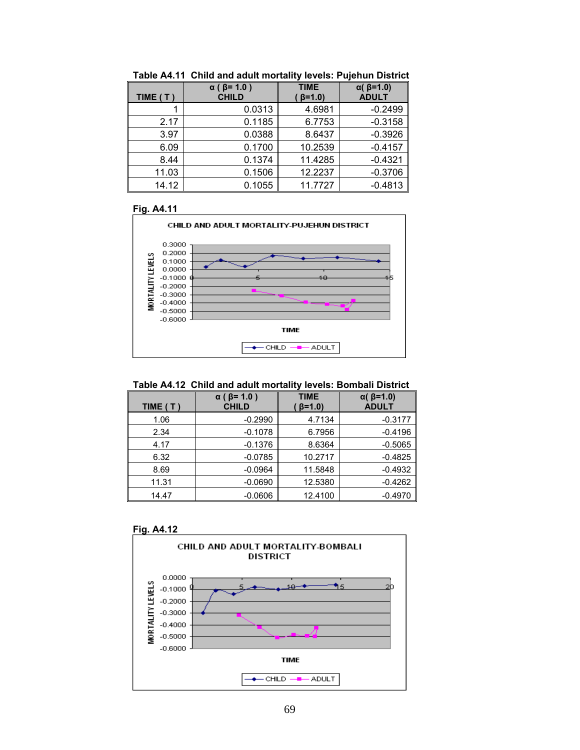**Table A4.11 Child and adult mortality levels: Pujehun District**

| TIME ( T ) | α ( β= 1.0 ) CHILD | TIME ( β=1.0) | α( β=1.0) ADULT |
|---|---|---|---|
| 1 | 0.0313 | 4.6981 | -0.2499 |
| 2.17 | 0.1185 | 6.7753 | -0.3158 |
| 3.97 | 0.0388 | 8.6437 | -0.3926 |
| 6.09 | 0.1700 | 10.2539 | -0.4157 |
| 8.44 | 0.1374 | 11.4285 | -0.4321 |
| 11.03 | 0.1506 | 12.2237 | -0.3706 |
| 14.12 | 0.1055 | 11.7727 | -0.4813 |

**Fig. A4.11**

CHILD AND ADULT MORTALITY-PUJEHUN DISTRICT

**Table A4.12 Child and adult mortality levels: Bombali District**

| TIME ( T ) | α ( β= 1.0 ) CHILD | TIME ( β=1.0) | α( β=1.0) ADULT |
|---|---|---|---|
| 1.06 | -0.2990 | 4.7134 | -0.3177 |
| 2.34 | -0.1078 | 6.7956 | -0.4196 |
| 4.17 | -0.1376 | 8.6364 | -0.5065 |
| 6.32 | -0.0785 | 10.2717 | -0.4825 |
| 8.69 | -0.0964 | 11.5848 | -0.4932 |
| 11.31 | -0.0690 | 12.5380 | -0.4262 |
| 14.47 | -0.0606 | 12.4100 | -0.4970 |

**Fig. A4.12**

CHILD AND ADULT MORTALITY-BOMBALI DISTRICT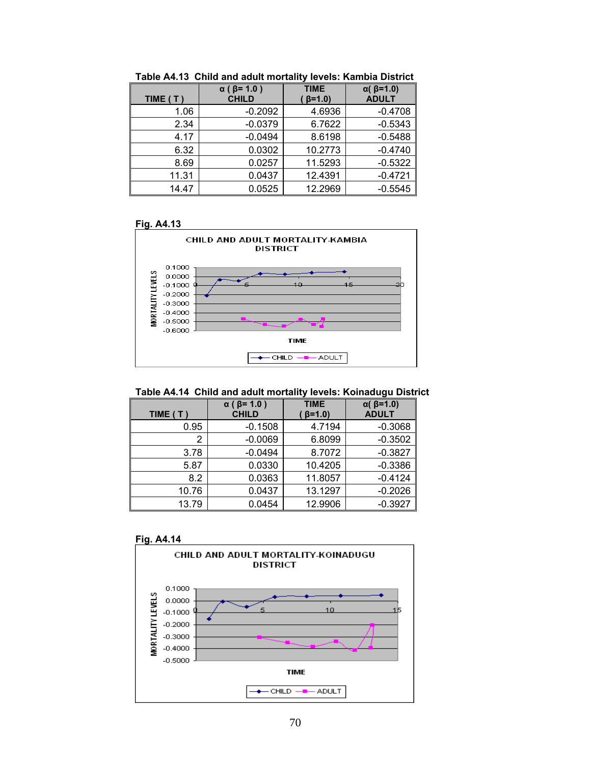**Table A4.13 Child and adult mortality levels: Kambia District**

| TIME ( T ) | α ( β= 1.0 ) CHILD | TIME ( β=1.0) | α( β=1.0) ADULT |
|---|---|---|---|
| 1.06 | -0.2092 | 4.6936 | -0.4708 |
| 2.34 | -0.0379 | 6.7622 | -0.5343 |
| 4.17 | -0.0494 | 8.6198 | -0.5488 |
| 6.32 | 0.0302 | 10.2773 | -0.4740 |
| 8.69 | 0.0257 | 11.5293 | -0.5322 |
| 11.31 | 0.0437 | 12.4391 | -0.4721 |
| 14.47 | 0.0525 | 12.2969 | -0.5545 |

**Fig. A4.13**

CHILD AND ADULT MORTALITY-KAMBIA DISTRICT

**Table A4.14 Child and adult mortality levels: Koinadugu District**

| TIME ( T ) | α ( β= 1.0 ) CHILD | TIME ( β=1.0) | α( β=1.0) ADULT |
|---|---|---|---|
| 0.95 | -0.1508 | 4.7194 | -0.3068 |
| 2 | -0.0069 | 6.8099 | -0.3502 |
| 3.78 | -0.0494 | 8.7072 | -0.3827 |
| 5.87 | 0.0330 | 10.4205 | -0.3386 |
| 8.2 | 0.0363 | 11.8057 | -0.4124 |
| 10.76 | 0.0437 | 13.1297 | -0.2026 |
| 13.79 | 0.0454 | 12.9906 | -0.3927 |

**Fig. A4.14**

CHILD AND ADULT MORTALITY-KOINADUGU DISTRICT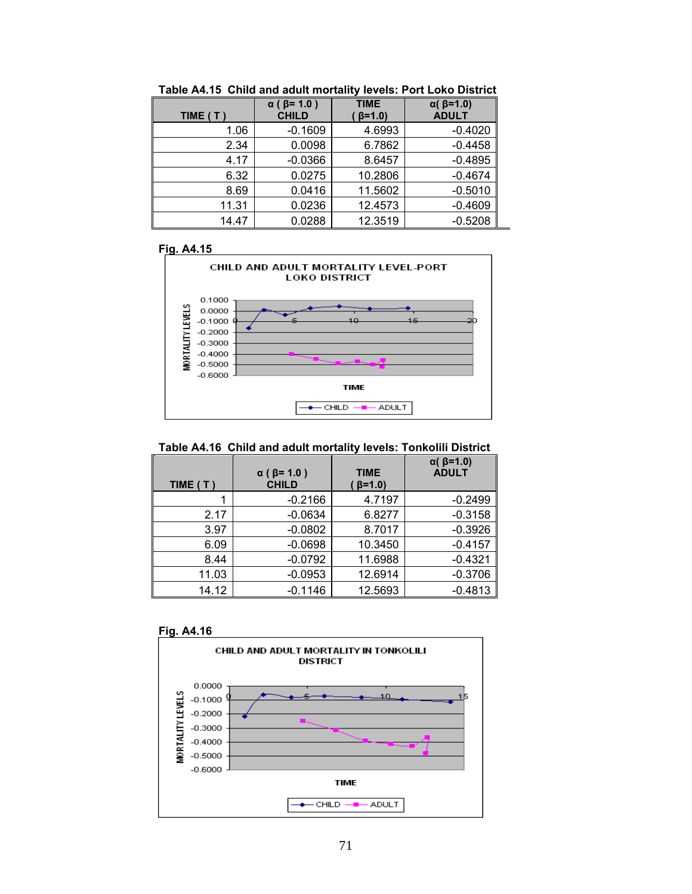**Table A4.15 Child and adult mortality levels: Port Loko District**

| TIME ( T ) | α ( β= 1.0 ) CHILD | TIME ( β=1.0) | α( β=1.0) ADULT |
|---|---|---|---|
| 1.06 | -0.1609 | 4.6993 | -0.4020 |
| 2.34 | 0.0098 | 6.7862 | -0.4458 |
| 4.17 | -0.0366 | 8.6457 | -0.4895 |
| 6.32 | 0.0275 | 10.2806 | -0.4674 |
| 8.69 | 0.0416 | 11.5602 | -0.5010 |
| 11.31 | 0.0236 | 12.4573 | -0.4609 |
| 14.47 | 0.0288 | 12.3519 | -0.5208 |

**Fig. A4.15**

CHILD AND ADULT MORTALITY LEVEL-PORT LOKO DISTRICT

**Table A4.16 Child and adult mortality levels: Tonkolili District**

| TIME ( T ) | α ( β= 1.0 ) CHILD | TIME ( β=1.0) | α( β=1.0) ADULT |
|---|---|---|---|
| 1 | -0.2166 | 4.7197 | -0.2499 |
| 2.17 | -0.0634 | 6.8277 | -0.3158 |
| 3.97 | -0.0802 | 8.7017 | -0.3926 |
| 6.09 | -0.0698 | 10.3450 | -0.4157 |
| 8.44 | -0.0792 | 11.6988 | -0.4321 |
| 11.03 | -0.0953 | 12.6914 | -0.3706 |
| 14.12 | -0.1146 | 12.5693 | -0.4813 |

**Fig. A4.16**

CHILD AND ADULT MORTALITY IN TONKOLILI DISTRICT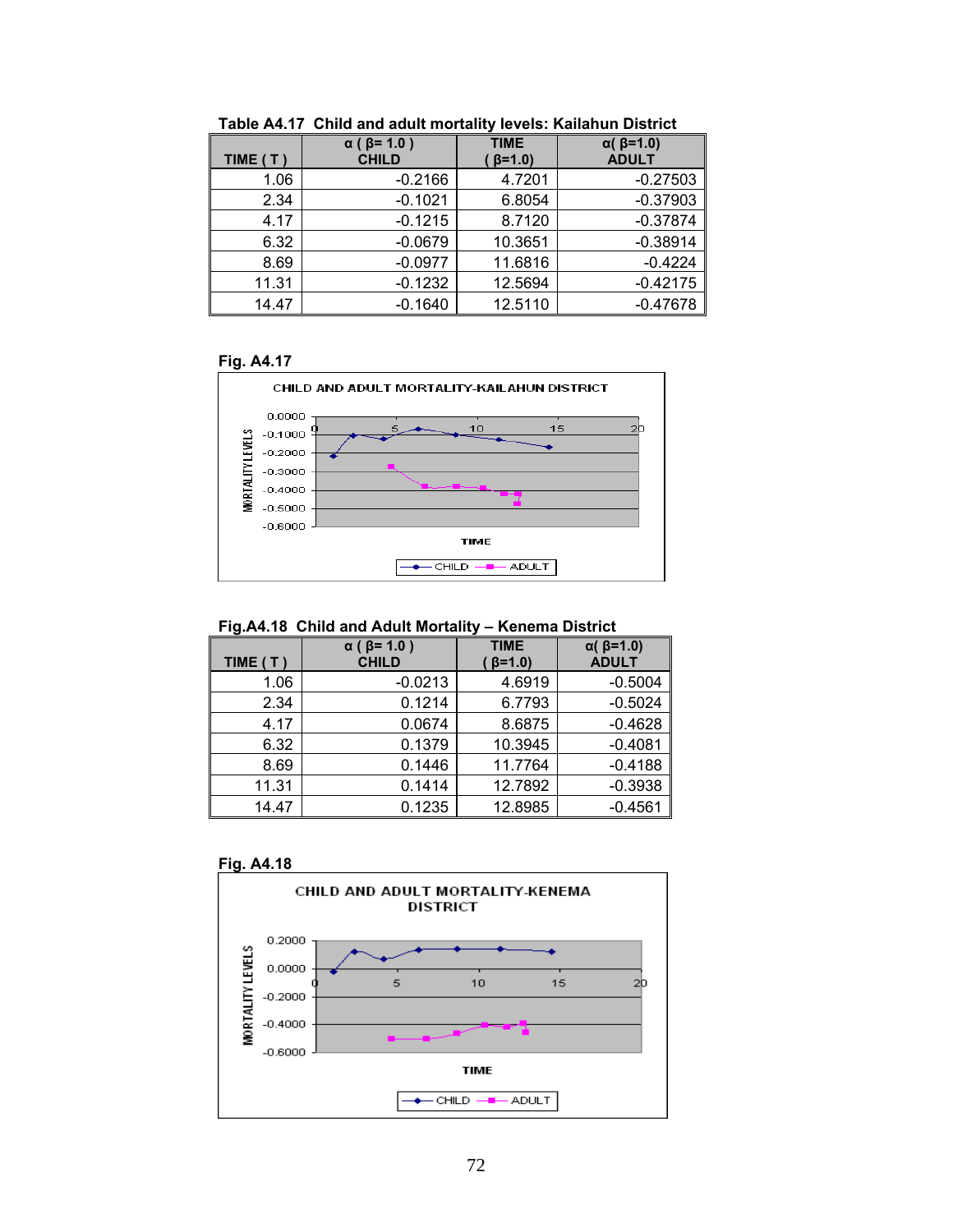**Table A4.17 Child and adult mortality levels: Kailahun District**

| TIME ( T ) | α ( β= 1.0 ) CHILD | TIME ( β=1.0) | α( β=1.0) ADULT |
|---|---|---|---|
| 1.06 | -0.2166 | 4.7201 | -0.27503 |
| 2.34 | -0.1021 | 6.8054 | -0.37903 |
| 4.17 | -0.1215 | 8.7120 | -0.37874 |
| 6.32 | -0.0679 | 10.3651 | -0.38914 |
| 8.69 | -0.0977 | 11.6816 | -0.4224 |
| 11.31 | -0.1232 | 12.5694 | -0.42175 |
| 14.47 | -0.1640 | 12.5110 | -0.47678 |

**Fig. A4.17**

CHILD AND ADULT MORTALITY-KAILAHUN DISTRICT

**Fig.A4.18 Child and Adult Mortality – Kenema District**

| TIME ( T ) | α ( β= 1.0 ) CHILD | TIME ( β=1.0) | α( β=1.0) ADULT |
|---|---|---|---|
| 1.06 | -0.0213 | 4.6919 | -0.5004 |
| 2.34 | 0.1214 | 6.7793 | -0.5024 |
| 4.17 | 0.0674 | 8.6875 | -0.4628 |
| 6.32 | 0.1379 | 10.3945 | -0.4081 |
| 8.69 | 0.1446 | 11.7764 | -0.4188 |
| 11.31 | 0.1414 | 12.7892 | -0.3938 |
| 14.47 | 0.1235 | 12.8985 | -0.4561 |

**Fig. A4.18**

CHILD AND ADULT MORTALITY-KENEMA DISTRICT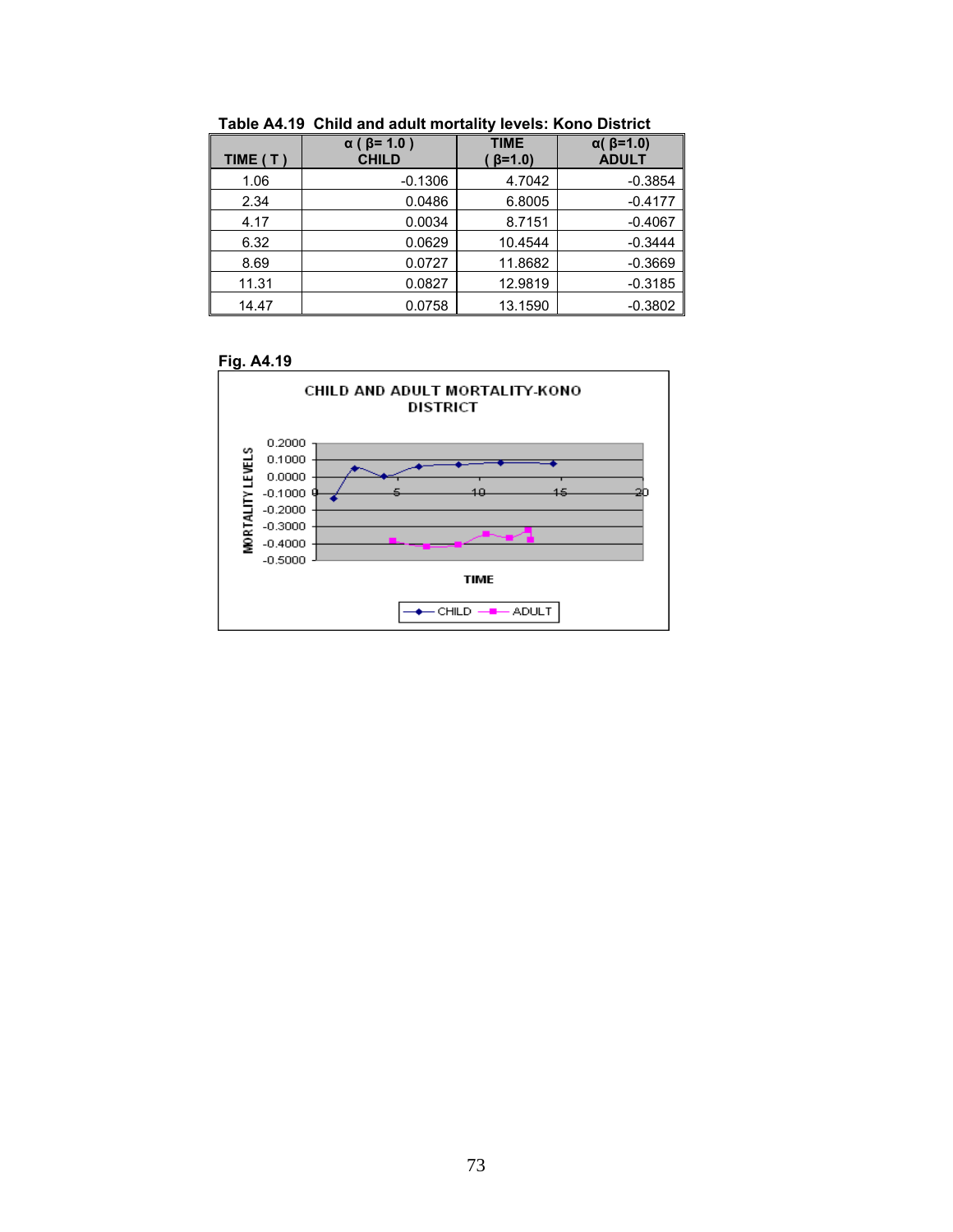**Table A4.19 Child and adult mortality levels: Kono District**

| TIME ( T ) | α ( β= 1.0 ) CHILD | TIME ( β=1.0) | α( β=1.0) ADULT |
|---|---|---|---|
| 1.06 | -0.1306 | 4.7042 | -0.3854 |
| 2.34 | 0.0486 | 6.8005 | -0.4177 |
| 4.17 | 0.0034 | 8.7151 | -0.4067 |
| 6.32 | 0.0629 | 10.4544 | -0.3444 |
| 8.69 | 0.0727 | 11.8682 | -0.3669 |
| 11.31 | 0.0827 | 12.9819 | -0.3185 |
| 14.47 | 0.0758 | 13.1590 | -0.3802 |

**Fig. A4.19**

CHILD AND ADULT MORTALITY-KONO DISTRICT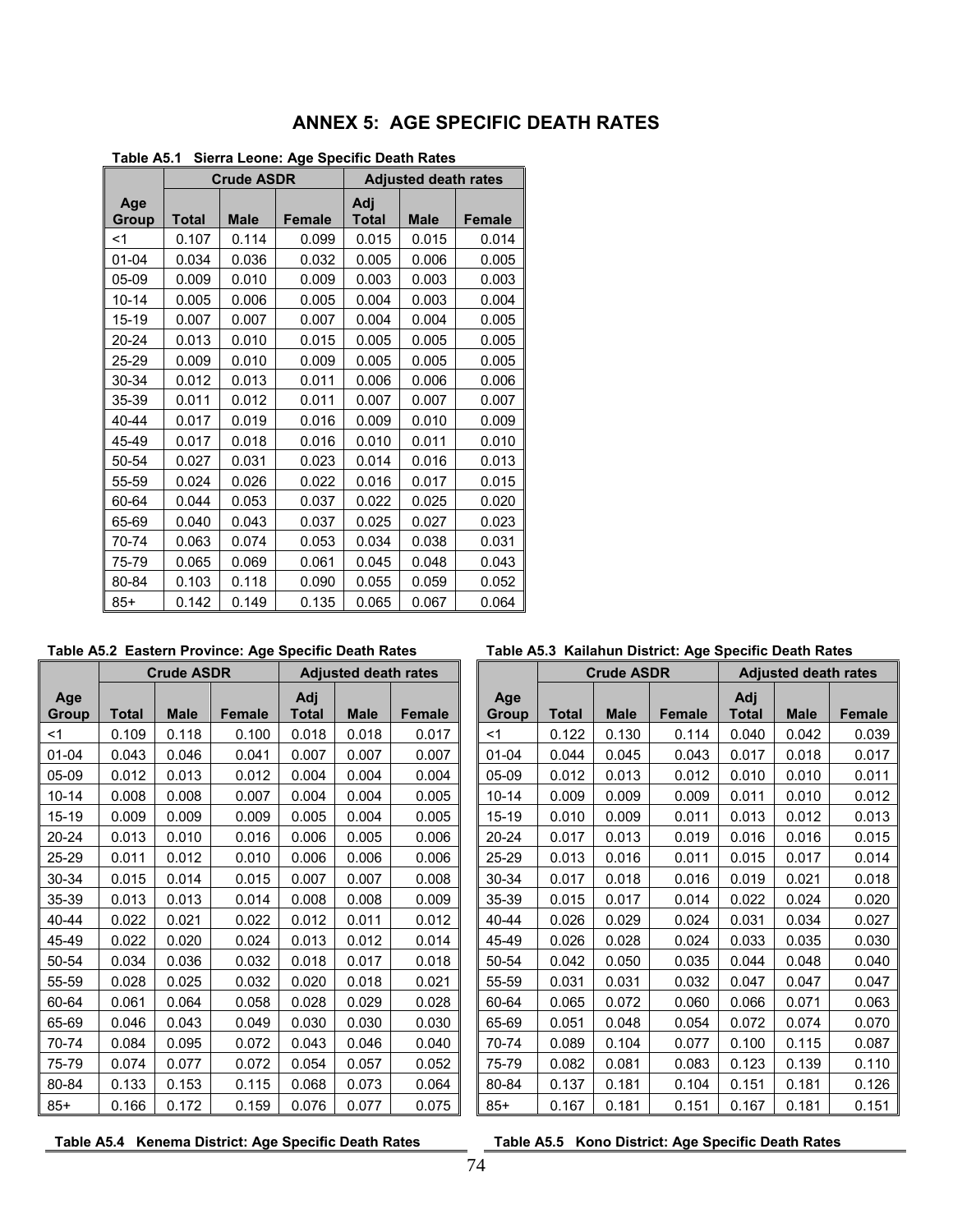# ANNEX 5: AGE SPECIFIC DEATH RATES

**Table A5.1 Sierra Leone: Age Specific Death Rates**

| | Crude ASDR | | | Adjusted death rates | | |
|---|---|---|---|---|---|---|
| Age Group | Total | Male | Female | Adj Total | Male | Female |
| <1 | 0.107 | 0.114 | 0.099 | 0.015 | 0.015 | 0.014 |
| 01-04 | 0.034 | 0.036 | 0.032 | 0.005 | 0.006 | 0.005 |
| 05-09 | 0.009 | 0.010 | 0.009 | 0.003 | 0.003 | 0.003 |
| 10-14 | 0.005 | 0.006 | 0.005 | 0.004 | 0.003 | 0.004 |
| 15-19 | 0.007 | 0.007 | 0.007 | 0.004 | 0.004 | 0.005 |
| 20-24 | 0.013 | 0.010 | 0.015 | 0.005 | 0.005 | 0.005 |
| 25-29 | 0.009 | 0.010 | 0.009 | 0.005 | 0.005 | 0.005 |
| 30-34 | 0.012 | 0.013 | 0.011 | 0.006 | 0.006 | 0.006 |
| 35-39 | 0.011 | 0.012 | 0.011 | 0.007 | 0.007 | 0.007 |
| 40-44 | 0.017 | 0.019 | 0.016 | 0.009 | 0.010 | 0.009 |
| 45-49 | 0.017 | 0.018 | 0.016 | 0.010 | 0.011 | 0.010 |
| 50-54 | 0.027 | 0.031 | 0.023 | 0.014 | 0.016 | 0.013 |
| 55-59 | 0.024 | 0.026 | 0.022 | 0.016 | 0.017 | 0.015 |
| 60-64 | 0.044 | 0.053 | 0.037 | 0.022 | 0.025 | 0.020 |
| 65-69 | 0.040 | 0.043 | 0.037 | 0.025 | 0.027 | 0.023 |
| 70-74 | 0.063 | 0.074 | 0.053 | 0.034 | 0.038 | 0.031 |
| 75-79 | 0.065 | 0.069 | 0.061 | 0.045 | 0.048 | 0.043 |
| 80-84 | 0.103 | 0.118 | 0.090 | 0.055 | 0.059 | 0.052 |
| 85+ | 0.142 | 0.149 | 0.135 | 0.065 | 0.067 | 0.064 |

**Table A5.2 Eastern Province: Age Specific Death Rates**

| | Crude ASDR | | | Adjusted death rates | | |
|---|---|---|---|---|---|---|
| Age Group | Total | Male | Female | Adj Total | Male | Female |
| <1 | 0.109 | 0.118 | 0.100 | 0.018 | 0.018 | 0.017 |
| 01-04 | 0.043 | 0.046 | 0.041 | 0.007 | 0.007 | 0.007 |
| 05-09 | 0.012 | 0.013 | 0.012 | 0.004 | 0.004 | 0.004 |
| 10-14 | 0.008 | 0.008 | 0.007 | 0.004 | 0.004 | 0.005 |
| 15-19 | 0.009 | 0.009 | 0.009 | 0.005 | 0.004 | 0.005 |
| 20-24 | 0.013 | 0.010 | 0.016 | 0.006 | 0.005 | 0.006 |
| 25-29 | 0.011 | 0.012 | 0.010 | 0.006 | 0.006 | 0.006 |
| 30-34 | 0.015 | 0.014 | 0.015 | 0.007 | 0.007 | 0.008 |
| 35-39 | 0.013 | 0.013 | 0.014 | 0.008 | 0.008 | 0.009 |
| 40-44 | 0.022 | 0.021 | 0.022 | 0.012 | 0.011 | 0.012 |
| 45-49 | 0.022 | 0.020 | 0.024 | 0.013 | 0.012 | 0.014 |
| 50-54 | 0.034 | 0.036 | 0.032 | 0.018 | 0.017 | 0.018 |
| 55-59 | 0.028 | 0.025 | 0.032 | 0.020 | 0.018 | 0.021 |
| 60-64 | 0.061 | 0.064 | 0.058 | 0.028 | 0.029 | 0.028 |
| 65-69 | 0.046 | 0.043 | 0.049 | 0.030 | 0.030 | 0.030 |
| 70-74 | 0.084 | 0.095 | 0.072 | 0.043 | 0.046 | 0.040 |
| 75-79 | 0.074 | 0.077 | 0.072 | 0.054 | 0.057 | 0.052 |
| 80-84 | 0.133 | 0.153 | 0.115 | 0.068 | 0.073 | 0.064 |
| 85+ | 0.166 | 0.172 | 0.159 | 0.076 | 0.077 | 0.075 |

**Table A5.3 Kailahun District: Age Specific Death Rates**

| | Crude ASDR | | | Adjusted death rates | | |
|---|---|---|---|---|---|---|
| Age Group | Total | Male | Female | Adj Total | Male | Female |
| <1 | 0.122 | 0.130 | 0.114 | 0.040 | 0.042 | 0.039 |
| 01-04 | 0.044 | 0.045 | 0.043 | 0.017 | 0.018 | 0.017 |
| 05-09 | 0.012 | 0.013 | 0.012 | 0.010 | 0.010 | 0.011 |
| 10-14 | 0.009 | 0.009 | 0.009 | 0.011 | 0.010 | 0.012 |
| 15-19 | 0.010 | 0.009 | 0.011 | 0.013 | 0.012 | 0.013 |
| 20-24 | 0.017 | 0.013 | 0.019 | 0.016 | 0.016 | 0.015 |
| 25-29 | 0.013 | 0.016 | 0.011 | 0.015 | 0.017 | 0.014 |
| 30-34 | 0.017 | 0.018 | 0.016 | 0.019 | 0.021 | 0.018 |
| 35-39 | 0.015 | 0.017 | 0.014 | 0.022 | 0.024 | 0.020 |
| 40-44 | 0.026 | 0.029 | 0.024 | 0.031 | 0.034 | 0.027 |
| 45-49 | 0.026 | 0.028 | 0.024 | 0.033 | 0.035 | 0.030 |
| 50-54 | 0.042 | 0.050 | 0.035 | 0.044 | 0.048 | 0.040 |
| 55-59 | 0.031 | 0.031 | 0.032 | 0.047 | 0.047 | 0.047 |
| 60-64 | 0.065 | 0.072 | 0.060 | 0.066 | 0.071 | 0.063 |
| 65-69 | 0.051 | 0.048 | 0.054 | 0.072 | 0.074 | 0.070 |
| 70-74 | 0.089 | 0.104 | 0.077 | 0.100 | 0.115 | 0.087 |
| 75-79 | 0.082 | 0.081 | 0.083 | 0.123 | 0.139 | 0.110 |
| 80-84 | 0.137 | 0.181 | 0.104 | 0.151 | 0.181 | 0.126 |
| 85+ | 0.167 | 0.181 | 0.151 | 0.167 | 0.181 | 0.151 |

**Table A5.4 Kenema District: Age Specific Death Rates**

**Table A5.5 Kono District: Age Specific Death Rates**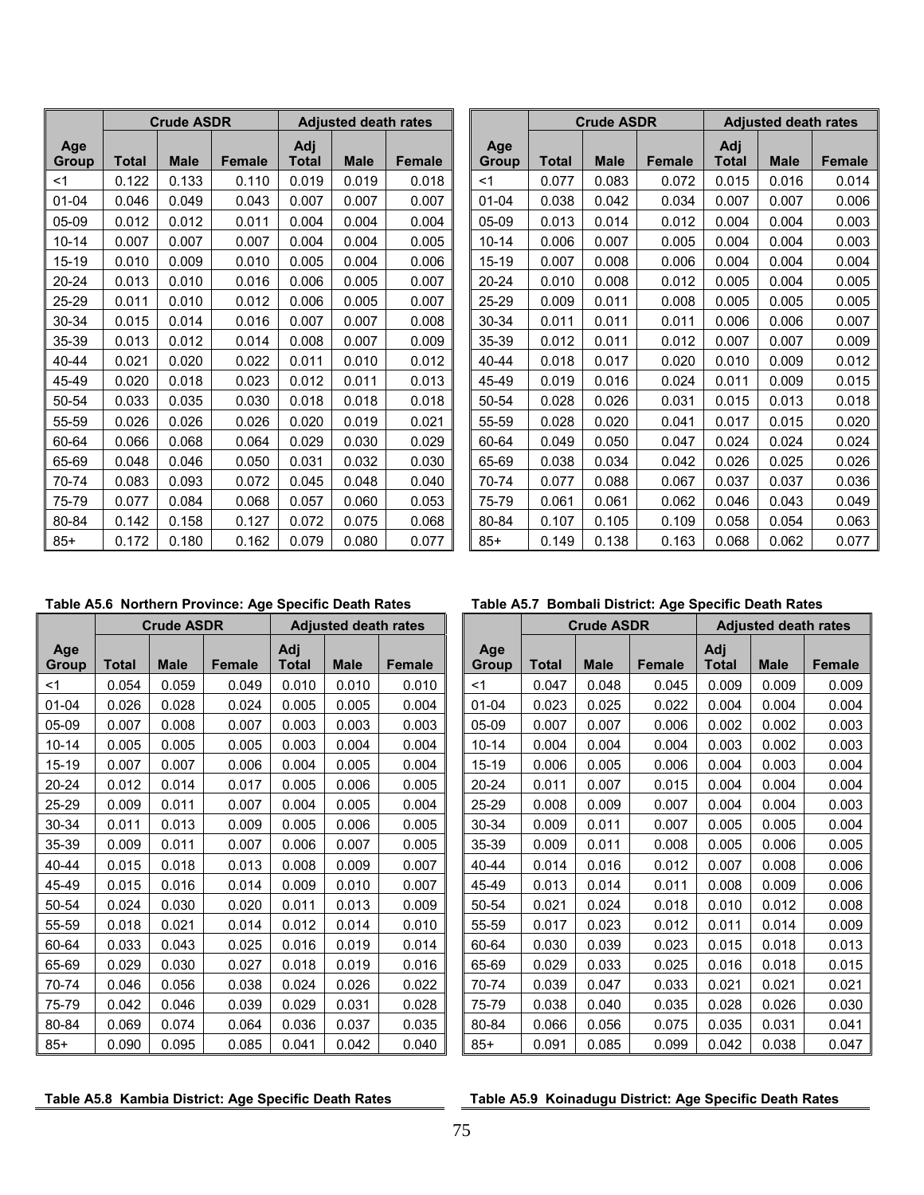| Age Group | Crude ASDR | | | Adjusted death rates | | |
|---|---|---|---|---|---|---|
| | Total | Male | Female | Adj Total | Male | Female |
| <1 | 0.122 | 0.133 | 0.110 | 0.019 | 0.019 | 0.018 |
| 01-04 | 0.046 | 0.049 | 0.043 | 0.007 | 0.007 | 0.007 |
| 05-09 | 0.012 | 0.012 | 0.011 | 0.004 | 0.004 | 0.004 |
| 10-14 | 0.007 | 0.007 | 0.007 | 0.004 | 0.004 | 0.005 |
| 15-19 | 0.010 | 0.009 | 0.010 | 0.005 | 0.004 | 0.006 |
| 20-24 | 0.013 | 0.010 | 0.016 | 0.006 | 0.005 | 0.007 |
| 25-29 | 0.011 | 0.010 | 0.012 | 0.006 | 0.005 | 0.007 |
| 30-34 | 0.015 | 0.014 | 0.016 | 0.007 | 0.007 | 0.008 |
| 35-39 | 0.013 | 0.012 | 0.014 | 0.008 | 0.007 | 0.009 |
| 40-44 | 0.021 | 0.020 | 0.022 | 0.011 | 0.010 | 0.012 |
| 45-49 | 0.020 | 0.018 | 0.023 | 0.012 | 0.011 | 0.013 |
| 50-54 | 0.033 | 0.035 | 0.030 | 0.018 | 0.018 | 0.018 |
| 55-59 | 0.026 | 0.026 | 0.026 | 0.020 | 0.019 | 0.021 |
| 60-64 | 0.066 | 0.068 | 0.064 | 0.029 | 0.030 | 0.029 |
| 65-69 | 0.048 | 0.046 | 0.050 | 0.031 | 0.032 | 0.030 |
| 70-74 | 0.083 | 0.093 | 0.072 | 0.045 | 0.048 | 0.040 |
| 75-79 | 0.077 | 0.084 | 0.068 | 0.057 | 0.060 | 0.053 |
| 80-84 | 0.142 | 0.158 | 0.127 | 0.072 | 0.075 | 0.068 |
| 85+ | 0.172 | 0.180 | 0.162 | 0.079 | 0.080 | 0.077 |

| Age Group | Crude ASDR | | | Adjusted death rates | | |
|---|---|---|---|---|---|---|
| | Total | Male | Female | Adj Total | Male | Female |
| <1 | 0.077 | 0.083 | 0.072 | 0.015 | 0.016 | 0.014 |
| 01-04 | 0.038 | 0.042 | 0.034 | 0.007 | 0.007 | 0.006 |
| 05-09 | 0.013 | 0.014 | 0.012 | 0.004 | 0.004 | 0.003 |
| 10-14 | 0.006 | 0.007 | 0.005 | 0.004 | 0.004 | 0.003 |
| 15-19 | 0.007 | 0.008 | 0.006 | 0.004 | 0.004 | 0.004 |
| 20-24 | 0.010 | 0.008 | 0.012 | 0.005 | 0.004 | 0.005 |
| 25-29 | 0.009 | 0.011 | 0.008 | 0.005 | 0.005 | 0.005 |
| 30-34 | 0.011 | 0.011 | 0.011 | 0.006 | 0.006 | 0.007 |
| 35-39 | 0.012 | 0.011 | 0.012 | 0.007 | 0.007 | 0.009 |
| 40-44 | 0.018 | 0.017 | 0.020 | 0.010 | 0.009 | 0.012 |
| 45-49 | 0.019 | 0.016 | 0.024 | 0.011 | 0.009 | 0.015 |
| 50-54 | 0.028 | 0.026 | 0.031 | 0.015 | 0.013 | 0.018 |
| 55-59 | 0.028 | 0.020 | 0.041 | 0.017 | 0.015 | 0.020 |
| 60-64 | 0.049 | 0.050 | 0.047 | 0.024 | 0.024 | 0.024 |
| 65-69 | 0.038 | 0.034 | 0.042 | 0.026 | 0.025 | 0.026 |
| 70-74 | 0.077 | 0.088 | 0.067 | 0.037 | 0.037 | 0.036 |
| 75-79 | 0.061 | 0.061 | 0.062 | 0.046 | 0.043 | 0.049 |
| 80-84 | 0.107 | 0.105 | 0.109 | 0.058 | 0.054 | 0.063 |
| 85+ | 0.149 | 0.138 | 0.163 | 0.068 | 0.062 | 0.077 |

**Table A5.6 Northern Province: Age Specific Death Rates**

| Age Group | Crude ASDR | | | Adjusted death rates | | |
|---|---|---|---|---|---|---|
| | Total | Male | Female | Adj Total | Male | Female |
| <1 | 0.054 | 0.059 | 0.049 | 0.010 | 0.010 | 0.010 |
| 01-04 | 0.026 | 0.028 | 0.024 | 0.005 | 0.005 | 0.004 |
| 05-09 | 0.007 | 0.008 | 0.007 | 0.003 | 0.003 | 0.003 |
| 10-14 | 0.005 | 0.005 | 0.005 | 0.003 | 0.004 | 0.004 |
| 15-19 | 0.007 | 0.007 | 0.006 | 0.004 | 0.005 | 0.004 |
| 20-24 | 0.012 | 0.014 | 0.017 | 0.005 | 0.006 | 0.005 |
| 25-29 | 0.009 | 0.011 | 0.007 | 0.004 | 0.005 | 0.004 |
| 30-34 | 0.011 | 0.013 | 0.009 | 0.005 | 0.006 | 0.005 |
| 35-39 | 0.009 | 0.011 | 0.007 | 0.006 | 0.007 | 0.005 |
| 40-44 | 0.015 | 0.018 | 0.013 | 0.008 | 0.009 | 0.007 |
| 45-49 | 0.015 | 0.016 | 0.014 | 0.009 | 0.010 | 0.007 |
| 50-54 | 0.024 | 0.030 | 0.020 | 0.011 | 0.013 | 0.009 |
| 55-59 | 0.018 | 0.021 | 0.014 | 0.012 | 0.014 | 0.010 |
| 60-64 | 0.033 | 0.043 | 0.025 | 0.016 | 0.019 | 0.014 |
| 65-69 | 0.029 | 0.030 | 0.027 | 0.018 | 0.019 | 0.016 |
| 70-74 | 0.046 | 0.056 | 0.038 | 0.024 | 0.026 | 0.022 |
| 75-79 | 0.042 | 0.046 | 0.039 | 0.029 | 0.031 | 0.028 |
| 80-84 | 0.069 | 0.074 | 0.064 | 0.036 | 0.037 | 0.035 |
| 85+ | 0.090 | 0.095 | 0.085 | 0.041 | 0.042 | 0.040 |

**Table A5.7 Bombali District: Age Specific Death Rates**

| Age Group | Crude ASDR | | | Adjusted death rates | | |
|---|---|---|---|---|---|---|
| | Total | Male | Female | Adj Total | Male | Female |
| <1 | 0.047 | 0.048 | 0.045 | 0.009 | 0.009 | 0.009 |
| 01-04 | 0.023 | 0.025 | 0.022 | 0.004 | 0.004 | 0.004 |
| 05-09 | 0.007 | 0.007 | 0.006 | 0.002 | 0.002 | 0.003 |
| 10-14 | 0.004 | 0.004 | 0.004 | 0.003 | 0.002 | 0.003 |
| 15-19 | 0.006 | 0.005 | 0.006 | 0.004 | 0.003 | 0.004 |
| 20-24 | 0.011 | 0.007 | 0.015 | 0.004 | 0.004 | 0.004 |
| 25-29 | 0.008 | 0.009 | 0.007 | 0.004 | 0.004 | 0.003 |
| 30-34 | 0.009 | 0.011 | 0.007 | 0.005 | 0.005 | 0.004 |
| 35-39 | 0.009 | 0.011 | 0.008 | 0.005 | 0.006 | 0.005 |
| 40-44 | 0.014 | 0.016 | 0.012 | 0.007 | 0.008 | 0.006 |
| 45-49 | 0.013 | 0.014 | 0.011 | 0.008 | 0.009 | 0.006 |
| 50-54 | 0.021 | 0.024 | 0.018 | 0.010 | 0.012 | 0.008 |
| 55-59 | 0.017 | 0.023 | 0.012 | 0.011 | 0.014 | 0.009 |
| 60-64 | 0.030 | 0.039 | 0.023 | 0.015 | 0.018 | 0.013 |
| 65-69 | 0.029 | 0.033 | 0.025 | 0.016 | 0.018 | 0.015 |
| 70-74 | 0.039 | 0.047 | 0.033 | 0.021 | 0.021 | 0.021 |
| 75-79 | 0.038 | 0.040 | 0.035 | 0.028 | 0.026 | 0.030 |
| 80-84 | 0.066 | 0.056 | 0.075 | 0.035 | 0.031 | 0.041 |
| 85+ | 0.091 | 0.085 | 0.099 | 0.042 | 0.038 | 0.047 |

**Table A5.8 Kambia District: Age Specific Death Rates**

**Table A5.9 Koinadugu District: Age Specific Death Rates**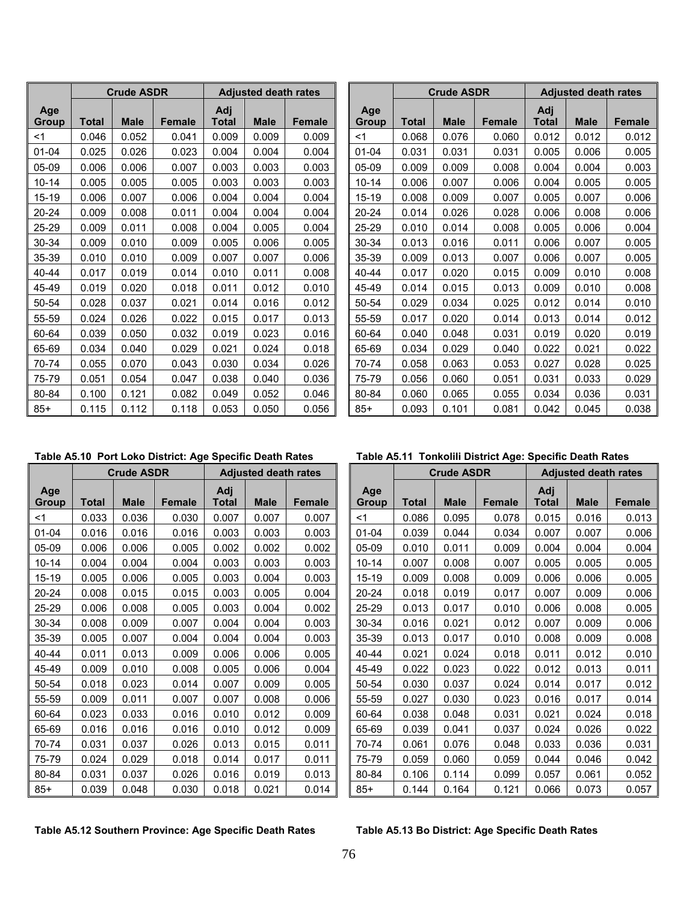| Age Group | Crude ASDR | | | Adjusted death rates | | |
|---|---|---|---|---|---|---|
| | Total | Male | Female | Adj Total | Male | Female |
| <1 | 0.046 | 0.052 | 0.041 | 0.009 | 0.009 | 0.009 |
| 01-04 | 0.025 | 0.026 | 0.023 | 0.004 | 0.004 | 0.004 |
| 05-09 | 0.006 | 0.006 | 0.007 | 0.003 | 0.003 | 0.003 |
| 10-14 | 0.005 | 0.005 | 0.005 | 0.003 | 0.003 | 0.003 |
| 15-19 | 0.006 | 0.007 | 0.006 | 0.004 | 0.004 | 0.004 |
| 20-24 | 0.009 | 0.008 | 0.011 | 0.004 | 0.004 | 0.004 |
| 25-29 | 0.009 | 0.011 | 0.008 | 0.004 | 0.005 | 0.004 |
| 30-34 | 0.009 | 0.010 | 0.009 | 0.005 | 0.006 | 0.005 |
| 35-39 | 0.010 | 0.010 | 0.009 | 0.007 | 0.007 | 0.006 |
| 40-44 | 0.017 | 0.019 | 0.014 | 0.010 | 0.011 | 0.008 |
| 45-49 | 0.019 | 0.020 | 0.018 | 0.011 | 0.012 | 0.010 |
| 50-54 | 0.028 | 0.037 | 0.021 | 0.014 | 0.016 | 0.012 |
| 55-59 | 0.024 | 0.026 | 0.022 | 0.015 | 0.017 | 0.013 |
| 60-64 | 0.039 | 0.050 | 0.032 | 0.019 | 0.023 | 0.016 |
| 65-69 | 0.034 | 0.040 | 0.029 | 0.021 | 0.024 | 0.018 |
| 70-74 | 0.055 | 0.070 | 0.043 | 0.030 | 0.034 | 0.026 |
| 75-79 | 0.051 | 0.054 | 0.047 | 0.038 | 0.040 | 0.036 |
| 80-84 | 0.100 | 0.121 | 0.082 | 0.049 | 0.052 | 0.046 |
| 85+ | 0.115 | 0.112 | 0.118 | 0.053 | 0.050 | 0.056 |

| Age Group | Crude ASDR | | | Adjusted death rates | | |
|---|---|---|---|---|---|---|
| | Total | Male | Female | Adj Total | Male | Female |
| <1 | 0.068 | 0.076 | 0.060 | 0.012 | 0.012 | 0.012 |
| 01-04 | 0.031 | 0.031 | 0.031 | 0.005 | 0.006 | 0.005 |
| 05-09 | 0.009 | 0.009 | 0.008 | 0.004 | 0.004 | 0.003 |
| 10-14 | 0.006 | 0.007 | 0.006 | 0.004 | 0.005 | 0.005 |
| 15-19 | 0.008 | 0.009 | 0.007 | 0.005 | 0.007 | 0.006 |
| 20-24 | 0.014 | 0.026 | 0.028 | 0.006 | 0.008 | 0.006 |
| 25-29 | 0.010 | 0.014 | 0.008 | 0.005 | 0.006 | 0.004 |
| 30-34 | 0.013 | 0.016 | 0.011 | 0.006 | 0.007 | 0.005 |
| 35-39 | 0.009 | 0.013 | 0.007 | 0.006 | 0.007 | 0.005 |
| 40-44 | 0.017 | 0.020 | 0.015 | 0.009 | 0.010 | 0.008 |
| 45-49 | 0.014 | 0.015 | 0.013 | 0.009 | 0.010 | 0.008 |
| 50-54 | 0.029 | 0.034 | 0.025 | 0.012 | 0.014 | 0.010 |
| 55-59 | 0.017 | 0.020 | 0.014 | 0.013 | 0.014 | 0.012 |
| 60-64 | 0.040 | 0.048 | 0.031 | 0.019 | 0.020 | 0.019 |
| 65-69 | 0.034 | 0.029 | 0.040 | 0.022 | 0.021 | 0.022 |
| 70-74 | 0.058 | 0.063 | 0.053 | 0.027 | 0.028 | 0.025 |
| 75-79 | 0.056 | 0.060 | 0.051 | 0.031 | 0.033 | 0.029 |
| 80-84 | 0.060 | 0.065 | 0.055 | 0.034 | 0.036 | 0.031 |
| 85+ | 0.093 | 0.101 | 0.081 | 0.042 | 0.045 | 0.038 |

**Table A5.10 Port Loko District: Age Specific Death Rates**

| Age Group | Crude ASDR | | | Adjusted death rates | | |
|---|---|---|---|---|---|---|
| | Total | Male | Female | Adj Total | Male | Female |
| <1 | 0.033 | 0.036 | 0.030 | 0.007 | 0.007 | 0.007 |
| 01-04 | 0.016 | 0.016 | 0.016 | 0.003 | 0.003 | 0.003 |
| 05-09 | 0.006 | 0.006 | 0.005 | 0.002 | 0.002 | 0.002 |
| 10-14 | 0.004 | 0.004 | 0.004 | 0.003 | 0.003 | 0.003 |
| 15-19 | 0.005 | 0.006 | 0.005 | 0.003 | 0.004 | 0.003 |
| 20-24 | 0.008 | 0.015 | 0.015 | 0.003 | 0.005 | 0.004 |
| 25-29 | 0.006 | 0.008 | 0.005 | 0.003 | 0.004 | 0.002 |
| 30-34 | 0.008 | 0.009 | 0.007 | 0.004 | 0.004 | 0.003 |
| 35-39 | 0.005 | 0.007 | 0.004 | 0.004 | 0.004 | 0.003 |
| 40-44 | 0.011 | 0.013 | 0.009 | 0.006 | 0.006 | 0.005 |
| 45-49 | 0.009 | 0.010 | 0.008 | 0.005 | 0.006 | 0.004 |
| 50-54 | 0.018 | 0.023 | 0.014 | 0.007 | 0.009 | 0.005 |
| 55-59 | 0.009 | 0.011 | 0.007 | 0.007 | 0.008 | 0.006 |
| 60-64 | 0.023 | 0.033 | 0.016 | 0.010 | 0.012 | 0.009 |
| 65-69 | 0.016 | 0.016 | 0.016 | 0.010 | 0.012 | 0.009 |
| 70-74 | 0.031 | 0.037 | 0.026 | 0.013 | 0.015 | 0.011 |
| 75-79 | 0.024 | 0.029 | 0.018 | 0.014 | 0.017 | 0.011 |
| 80-84 | 0.031 | 0.037 | 0.026 | 0.016 | 0.019 | 0.013 |
| 85+ | 0.039 | 0.048 | 0.030 | 0.018 | 0.021 | 0.014 |

**Table A5.11 Tonkolili District Age: Specific Death Rates**

| Age Group | Crude ASDR | | | Adjusted death rates | | |
|---|---|---|---|---|---|---|
| | Total | Male | Female | Adj Total | Male | Female |
| <1 | 0.086 | 0.095 | 0.078 | 0.015 | 0.016 | 0.013 |
| 01-04 | 0.039 | 0.044 | 0.034 | 0.007 | 0.007 | 0.006 |
| 05-09 | 0.010 | 0.011 | 0.009 | 0.004 | 0.004 | 0.004 |
| 10-14 | 0.007 | 0.008 | 0.007 | 0.005 | 0.005 | 0.005 |
| 15-19 | 0.009 | 0.008 | 0.009 | 0.006 | 0.006 | 0.005 |
| 20-24 | 0.018 | 0.019 | 0.017 | 0.007 | 0.009 | 0.006 |
| 25-29 | 0.013 | 0.017 | 0.010 | 0.006 | 0.008 | 0.005 |
| 30-34 | 0.016 | 0.021 | 0.012 | 0.007 | 0.009 | 0.006 |
| 35-39 | 0.013 | 0.017 | 0.010 | 0.008 | 0.009 | 0.008 |
| 40-44 | 0.021 | 0.024 | 0.018 | 0.011 | 0.012 | 0.010 |
| 45-49 | 0.022 | 0.023 | 0.022 | 0.012 | 0.013 | 0.011 |
| 50-54 | 0.030 | 0.037 | 0.024 | 0.014 | 0.017 | 0.012 |
| 55-59 | 0.027 | 0.030 | 0.023 | 0.016 | 0.017 | 0.014 |
| 60-64 | 0.038 | 0.048 | 0.031 | 0.021 | 0.024 | 0.018 |
| 65-69 | 0.039 | 0.041 | 0.037 | 0.024 | 0.026 | 0.022 |
| 70-74 | 0.061 | 0.076 | 0.048 | 0.033 | 0.036 | 0.031 |
| 75-79 | 0.059 | 0.060 | 0.059 | 0.044 | 0.046 | 0.042 |
| 80-84 | 0.106 | 0.114 | 0.099 | 0.057 | 0.061 | 0.052 |
| 85+ | 0.144 | 0.164 | 0.121 | 0.066 | 0.073 | 0.057 |

**Table A5.12 Southern Province: Age Specific Death Rates**

**Table A5.13 Bo District: Age Specific Death Rates**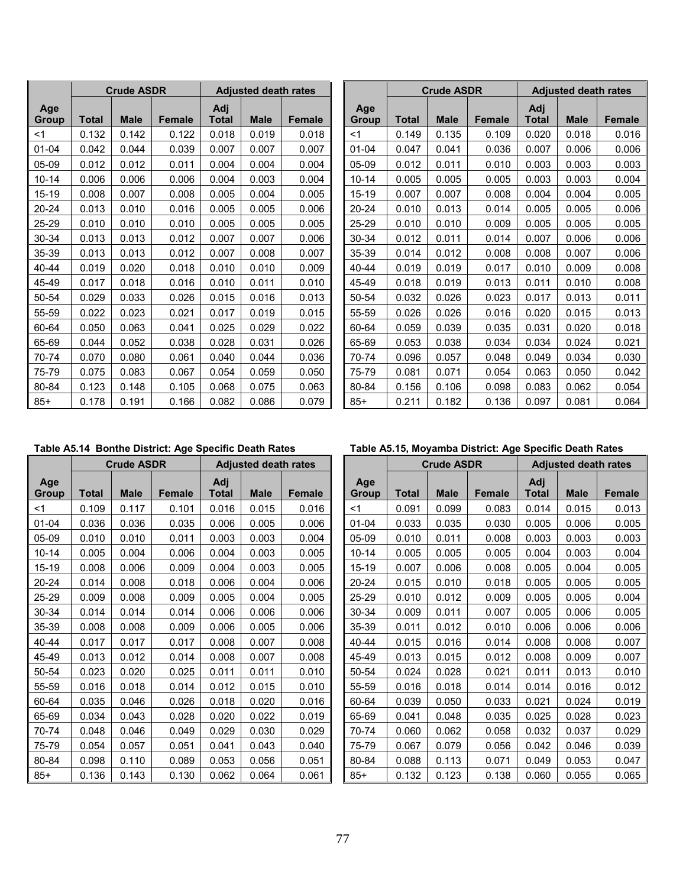| Age Group | Crude ASDR | | | Adjusted death rates | | |
|---|---|---|---|---|---|---|
| | Total | Male | Female | Adj Total | Male | Female |
| <1 | 0.132 | 0.142 | 0.122 | 0.018 | 0.019 | 0.018 |
| 01-04 | 0.042 | 0.044 | 0.039 | 0.007 | 0.007 | 0.007 |
| 05-09 | 0.012 | 0.012 | 0.011 | 0.004 | 0.004 | 0.004 |
| 10-14 | 0.006 | 0.006 | 0.006 | 0.004 | 0.003 | 0.004 |
| 15-19 | 0.008 | 0.007 | 0.008 | 0.005 | 0.004 | 0.005 |
| 20-24 | 0.013 | 0.010 | 0.016 | 0.005 | 0.005 | 0.006 |
| 25-29 | 0.010 | 0.010 | 0.010 | 0.005 | 0.005 | 0.005 |
| 30-34 | 0.013 | 0.013 | 0.012 | 0.007 | 0.007 | 0.006 |
| 35-39 | 0.013 | 0.013 | 0.012 | 0.007 | 0.008 | 0.007 |
| 40-44 | 0.019 | 0.020 | 0.018 | 0.010 | 0.010 | 0.009 |
| 45-49 | 0.017 | 0.018 | 0.016 | 0.010 | 0.011 | 0.010 |
| 50-54 | 0.029 | 0.033 | 0.026 | 0.015 | 0.016 | 0.013 |
| 55-59 | 0.022 | 0.023 | 0.021 | 0.017 | 0.019 | 0.015 |
| 60-64 | 0.050 | 0.063 | 0.041 | 0.025 | 0.029 | 0.022 |
| 65-69 | 0.044 | 0.052 | 0.038 | 0.028 | 0.031 | 0.026 |
| 70-74 | 0.070 | 0.080 | 0.061 | 0.040 | 0.044 | 0.036 |
| 75-79 | 0.075 | 0.083 | 0.067 | 0.054 | 0.059 | 0.050 |
| 80-84 | 0.123 | 0.148 | 0.105 | 0.068 | 0.075 | 0.063 |
| 85+ | 0.178 | 0.191 | 0.166 | 0.082 | 0.086 | 0.079 |

| Age Group | Crude ASDR | | | Adjusted death rates | | |
|---|---|---|---|---|---|---|
| | Total | Male | Female | Adj Total | Male | Female |
| <1 | 0.149 | 0.135 | 0.109 | 0.020 | 0.018 | 0.016 |
| 01-04 | 0.047 | 0.041 | 0.036 | 0.007 | 0.006 | 0.006 |
| 05-09 | 0.012 | 0.011 | 0.010 | 0.003 | 0.003 | 0.003 |
| 10-14 | 0.005 | 0.005 | 0.005 | 0.003 | 0.003 | 0.004 |
| 15-19 | 0.007 | 0.007 | 0.008 | 0.004 | 0.004 | 0.005 |
| 20-24 | 0.010 | 0.013 | 0.014 | 0.005 | 0.005 | 0.006 |
| 25-29 | 0.010 | 0.010 | 0.009 | 0.005 | 0.005 | 0.005 |
| 30-34 | 0.012 | 0.011 | 0.014 | 0.007 | 0.006 | 0.006 |
| 35-39 | 0.014 | 0.012 | 0.008 | 0.008 | 0.007 | 0.006 |
| 40-44 | 0.019 | 0.019 | 0.017 | 0.010 | 0.009 | 0.008 |
| 45-49 | 0.018 | 0.019 | 0.013 | 0.011 | 0.010 | 0.008 |
| 50-54 | 0.032 | 0.026 | 0.023 | 0.017 | 0.013 | 0.011 |
| 55-59 | 0.026 | 0.026 | 0.016 | 0.020 | 0.015 | 0.013 |
| 60-64 | 0.059 | 0.039 | 0.035 | 0.031 | 0.020 | 0.018 |
| 65-69 | 0.053 | 0.038 | 0.034 | 0.034 | 0.024 | 0.021 |
| 70-74 | 0.096 | 0.057 | 0.048 | 0.049 | 0.034 | 0.030 |
| 75-79 | 0.081 | 0.071 | 0.054 | 0.063 | 0.050 | 0.042 |
| 80-84 | 0.156 | 0.106 | 0.098 | 0.083 | 0.062 | 0.054 |
| 85+ | 0.211 | 0.182 | 0.136 | 0.097 | 0.081 | 0.064 |

**Table A5.14 Bonthe District: Age Specific Death Rates**

| Age Group | Crude ASDR | | | Adjusted death rates | | |
|---|---|---|---|---|---|---|
| | Total | Male | Female | Adj Total | Male | Female |
| <1 | 0.109 | 0.117 | 0.101 | 0.016 | 0.015 | 0.016 |
| 01-04 | 0.036 | 0.036 | 0.035 | 0.006 | 0.005 | 0.006 |
| 05-09 | 0.010 | 0.010 | 0.011 | 0.003 | 0.003 | 0.004 |
| 10-14 | 0.005 | 0.004 | 0.006 | 0.004 | 0.003 | 0.005 |
| 15-19 | 0.008 | 0.006 | 0.009 | 0.004 | 0.003 | 0.005 |
| 20-24 | 0.014 | 0.008 | 0.018 | 0.006 | 0.004 | 0.006 |
| 25-29 | 0.009 | 0.008 | 0.009 | 0.005 | 0.004 | 0.005 |
| 30-34 | 0.014 | 0.014 | 0.014 | 0.006 | 0.006 | 0.006 |
| 35-39 | 0.008 | 0.008 | 0.009 | 0.006 | 0.005 | 0.006 |
| 40-44 | 0.017 | 0.017 | 0.017 | 0.008 | 0.007 | 0.008 |
| 45-49 | 0.013 | 0.012 | 0.014 | 0.008 | 0.007 | 0.008 |
| 50-54 | 0.023 | 0.020 | 0.025 | 0.011 | 0.011 | 0.010 |
| 55-59 | 0.016 | 0.018 | 0.014 | 0.012 | 0.015 | 0.010 |
| 60-64 | 0.035 | 0.046 | 0.026 | 0.018 | 0.020 | 0.016 |
| 65-69 | 0.034 | 0.043 | 0.028 | 0.020 | 0.022 | 0.019 |
| 70-74 | 0.048 | 0.046 | 0.049 | 0.029 | 0.030 | 0.029 |
| 75-79 | 0.054 | 0.057 | 0.051 | 0.041 | 0.043 | 0.040 |
| 80-84 | 0.098 | 0.110 | 0.089 | 0.053 | 0.056 | 0.051 |
| 85+ | 0.136 | 0.143 | 0.130 | 0.062 | 0.064 | 0.061 |

**Table A5.15, Moyamba District: Age Specific Death Rates**

| Age Group | Crude ASDR | | | Adjusted death rates | | |
|---|---|---|---|---|---|---|
| | Total | Male | Female | Adj Total | Male | Female |
| <1 | 0.091 | 0.099 | 0.083 | 0.014 | 0.015 | 0.013 |
| 01-04 | 0.033 | 0.035 | 0.030 | 0.005 | 0.006 | 0.005 |
| 05-09 | 0.010 | 0.011 | 0.008 | 0.003 | 0.003 | 0.003 |
| 10-14 | 0.005 | 0.005 | 0.005 | 0.004 | 0.003 | 0.004 |
| 15-19 | 0.007 | 0.006 | 0.008 | 0.005 | 0.004 | 0.005 |
| 20-24 | 0.015 | 0.010 | 0.018 | 0.005 | 0.005 | 0.005 |
| 25-29 | 0.010 | 0.012 | 0.009 | 0.005 | 0.005 | 0.004 |
| 30-34 | 0.009 | 0.011 | 0.007 | 0.005 | 0.006 | 0.005 |
| 35-39 | 0.011 | 0.012 | 0.010 | 0.006 | 0.006 | 0.006 |
| 40-44 | 0.015 | 0.016 | 0.014 | 0.008 | 0.008 | 0.007 |
| 45-49 | 0.013 | 0.015 | 0.012 | 0.008 | 0.009 | 0.007 |
| 50-54 | 0.024 | 0.028 | 0.021 | 0.011 | 0.013 | 0.010 |
| 55-59 | 0.016 | 0.018 | 0.014 | 0.014 | 0.016 | 0.012 |
| 60-64 | 0.039 | 0.050 | 0.033 | 0.021 | 0.024 | 0.019 |
| 65-69 | 0.041 | 0.048 | 0.035 | 0.025 | 0.028 | 0.023 |
| 70-74 | 0.060 | 0.062 | 0.058 | 0.032 | 0.037 | 0.029 |
| 75-79 | 0.067 | 0.079 | 0.056 | 0.042 | 0.046 | 0.039 |
| 80-84 | 0.088 | 0.113 | 0.071 | 0.049 | 0.053 | 0.047 |
| 85+ | 0.132 | 0.123 | 0.138 | 0.060 | 0.055 | 0.065 |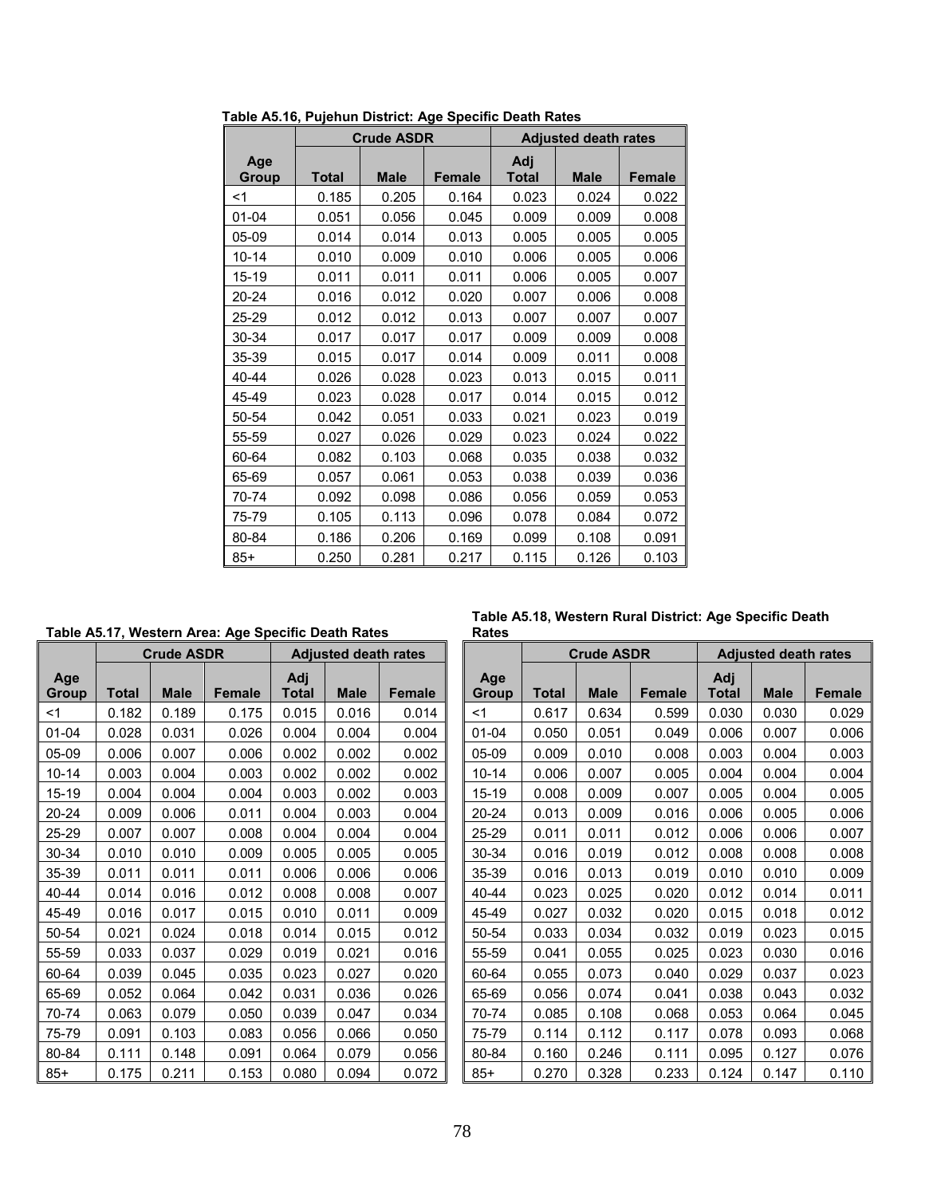**Table A5.16, Pujehun District: Age Specific Death Rates**

| Age Group | Crude ASDR | | | Adjusted death rates | | |
|---|---|---|---|---|---|---|
| | Total | Male | Female | Adj Total | Male | Female |
| <1 | 0.185 | 0.205 | 0.164 | 0.023 | 0.024 | 0.022 |
| 01-04 | 0.051 | 0.056 | 0.045 | 0.009 | 0.009 | 0.008 |
| 05-09 | 0.014 | 0.014 | 0.013 | 0.005 | 0.005 | 0.005 |
| 10-14 | 0.010 | 0.009 | 0.010 | 0.006 | 0.005 | 0.006 |
| 15-19 | 0.011 | 0.011 | 0.011 | 0.006 | 0.005 | 0.007 |
| 20-24 | 0.016 | 0.012 | 0.020 | 0.007 | 0.006 | 0.008 |
| 25-29 | 0.012 | 0.012 | 0.013 | 0.007 | 0.007 | 0.007 |
| 30-34 | 0.017 | 0.017 | 0.017 | 0.009 | 0.009 | 0.008 |
| 35-39 | 0.015 | 0.017 | 0.014 | 0.009 | 0.011 | 0.008 |
| 40-44 | 0.026 | 0.028 | 0.023 | 0.013 | 0.015 | 0.011 |
| 45-49 | 0.023 | 0.028 | 0.017 | 0.014 | 0.015 | 0.012 |
| 50-54 | 0.042 | 0.051 | 0.033 | 0.021 | 0.023 | 0.019 |
| 55-59 | 0.027 | 0.026 | 0.029 | 0.023 | 0.024 | 0.022 |
| 60-64 | 0.082 | 0.103 | 0.068 | 0.035 | 0.038 | 0.032 |
| 65-69 | 0.057 | 0.061 | 0.053 | 0.038 | 0.039 | 0.036 |
| 70-74 | 0.092 | 0.098 | 0.086 | 0.056 | 0.059 | 0.053 |
| 75-79 | 0.105 | 0.113 | 0.096 | 0.078 | 0.084 | 0.072 |
| 80-84 | 0.186 | 0.206 | 0.169 | 0.099 | 0.108 | 0.091 |
| 85+ | 0.250 | 0.281 | 0.217 | 0.115 | 0.126 | 0.103 |

**Table A5.17, Western Area: Age Specific Death Rates**

| Age Group | Crude ASDR | | | Adjusted death rates | | |
|---|---|---|---|---|---|---|
| | Total | Male | Female | Adj Total | Male | Female |
| <1 | 0.182 | 0.189 | 0.175 | 0.015 | 0.016 | 0.014 |
| 01-04 | 0.028 | 0.031 | 0.026 | 0.004 | 0.004 | 0.004 |
| 05-09 | 0.006 | 0.007 | 0.006 | 0.002 | 0.002 | 0.002 |
| 10-14 | 0.003 | 0.004 | 0.003 | 0.002 | 0.002 | 0.002 |
| 15-19 | 0.004 | 0.004 | 0.004 | 0.003 | 0.002 | 0.003 |
| 20-24 | 0.009 | 0.006 | 0.011 | 0.004 | 0.003 | 0.004 |
| 25-29 | 0.007 | 0.007 | 0.008 | 0.004 | 0.004 | 0.004 |
| 30-34 | 0.010 | 0.010 | 0.009 | 0.005 | 0.005 | 0.005 |
| 35-39 | 0.011 | 0.011 | 0.011 | 0.006 | 0.006 | 0.006 |
| 40-44 | 0.014 | 0.016 | 0.012 | 0.008 | 0.008 | 0.007 |
| 45-49 | 0.016 | 0.017 | 0.015 | 0.010 | 0.011 | 0.009 |
| 50-54 | 0.021 | 0.024 | 0.018 | 0.014 | 0.015 | 0.012 |
| 55-59 | 0.033 | 0.037 | 0.029 | 0.019 | 0.021 | 0.016 |
| 60-64 | 0.039 | 0.045 | 0.035 | 0.023 | 0.027 | 0.020 |
| 65-69 | 0.052 | 0.064 | 0.042 | 0.031 | 0.036 | 0.026 |
| 70-74 | 0.063 | 0.079 | 0.050 | 0.039 | 0.047 | 0.034 |
| 75-79 | 0.091 | 0.103 | 0.083 | 0.056 | 0.066 | 0.050 |
| 80-84 | 0.111 | 0.148 | 0.091 | 0.064 | 0.079 | 0.056 |
| 85+ | 0.175 | 0.211 | 0.153 | 0.080 | 0.094 | 0.072 |

**Table A5.18, Western Rural District: Age Specific Death Rates**

| Age Group | Crude ASDR | | | Adjusted death rates | | |
|---|---|---|---|---|---|---|
| | Total | Male | Female | Adj Total | Male | Female |
| <1 | 0.617 | 0.634 | 0.599 | 0.030 | 0.030 | 0.029 |
| 01-04 | 0.050 | 0.051 | 0.049 | 0.006 | 0.007 | 0.006 |
| 05-09 | 0.009 | 0.010 | 0.008 | 0.003 | 0.004 | 0.003 |
| 10-14 | 0.006 | 0.007 | 0.005 | 0.004 | 0.004 | 0.004 |
| 15-19 | 0.008 | 0.009 | 0.007 | 0.005 | 0.004 | 0.005 |
| 20-24 | 0.013 | 0.009 | 0.016 | 0.006 | 0.005 | 0.006 |
| 25-29 | 0.011 | 0.011 | 0.012 | 0.006 | 0.006 | 0.007 |
| 30-34 | 0.016 | 0.019 | 0.012 | 0.008 | 0.008 | 0.008 |
| 35-39 | 0.016 | 0.013 | 0.019 | 0.010 | 0.010 | 0.009 |
| 40-44 | 0.023 | 0.025 | 0.020 | 0.012 | 0.014 | 0.011 |
| 45-49 | 0.027 | 0.032 | 0.020 | 0.015 | 0.018 | 0.012 |
| 50-54 | 0.033 | 0.034 | 0.032 | 0.019 | 0.023 | 0.015 |
| 55-59 | 0.041 | 0.055 | 0.025 | 0.023 | 0.030 | 0.016 |
| 60-64 | 0.055 | 0.073 | 0.040 | 0.029 | 0.037 | 0.023 |
| 65-69 | 0.056 | 0.074 | 0.041 | 0.038 | 0.043 | 0.032 |
| 70-74 | 0.085 | 0.108 | 0.068 | 0.053 | 0.064 | 0.045 |
| 75-79 | 0.114 | 0.112 | 0.117 | 0.078 | 0.093 | 0.068 |
| 80-84 | 0.160 | 0.246 | 0.111 | 0.095 | 0.127 | 0.076 |
| 85+ | 0.270 | 0.328 | 0.233 | 0.124 | 0.147 | 0.110 |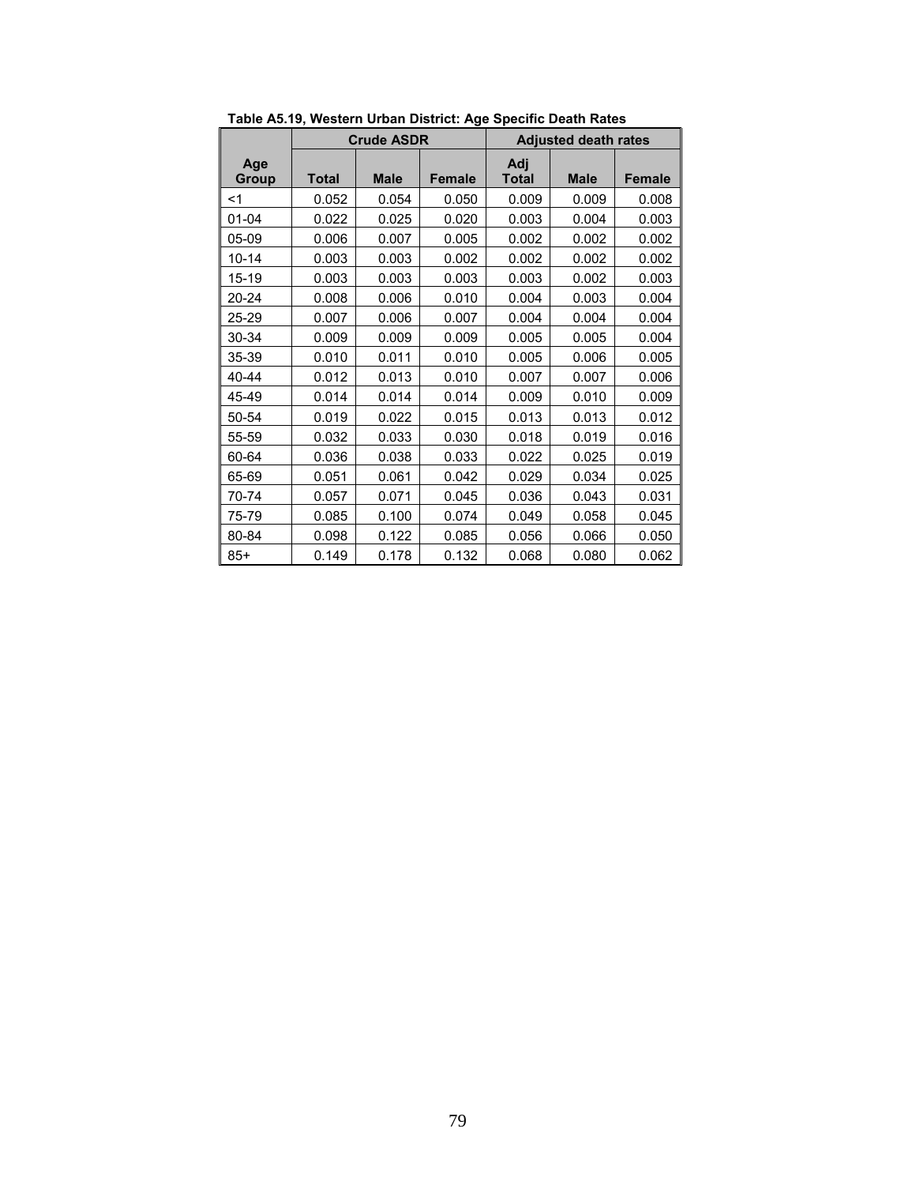**Table A5.19, Western Urban District: Age Specific Death Rates**

| Age Group | Crude ASDR | | | Adjusted death rates | | |
|---|---|---|---|---|---|---|
| | Total | Male | Female | Adj Total | Male | Female |
| <1 | 0.052 | 0.054 | 0.050 | 0.009 | 0.009 | 0.008 |
| 01-04 | 0.022 | 0.025 | 0.020 | 0.003 | 0.004 | 0.003 |
| 05-09 | 0.006 | 0.007 | 0.005 | 0.002 | 0.002 | 0.002 |
| 10-14 | 0.003 | 0.003 | 0.002 | 0.002 | 0.002 | 0.002 |
| 15-19 | 0.003 | 0.003 | 0.003 | 0.003 | 0.002 | 0.003 |
| 20-24 | 0.008 | 0.006 | 0.010 | 0.004 | 0.003 | 0.004 |
| 25-29 | 0.007 | 0.006 | 0.007 | 0.004 | 0.004 | 0.004 |
| 30-34 | 0.009 | 0.009 | 0.009 | 0.005 | 0.005 | 0.004 |
| 35-39 | 0.010 | 0.011 | 0.010 | 0.005 | 0.006 | 0.005 |
| 40-44 | 0.012 | 0.013 | 0.010 | 0.007 | 0.007 | 0.006 |
| 45-49 | 0.014 | 0.014 | 0.014 | 0.009 | 0.010 | 0.009 |
| 50-54 | 0.019 | 0.022 | 0.015 | 0.013 | 0.013 | 0.012 |
| 55-59 | 0.032 | 0.033 | 0.030 | 0.018 | 0.019 | 0.016 |
| 60-64 | 0.036 | 0.038 | 0.033 | 0.022 | 0.025 | 0.019 |
| 65-69 | 0.051 | 0.061 | 0.042 | 0.029 | 0.034 | 0.025 |
| 70-74 | 0.057 | 0.071 | 0.045 | 0.036 | 0.043 | 0.031 |
| 75-79 | 0.085 | 0.100 | 0.074 | 0.049 | 0.058 | 0.045 |
| 80-84 | 0.098 | 0.122 | 0.085 | 0.056 | 0.066 | 0.050 |
| 85+ | 0.149 | 0.178 | 0.132 | 0.068 | 0.080 | 0.062 |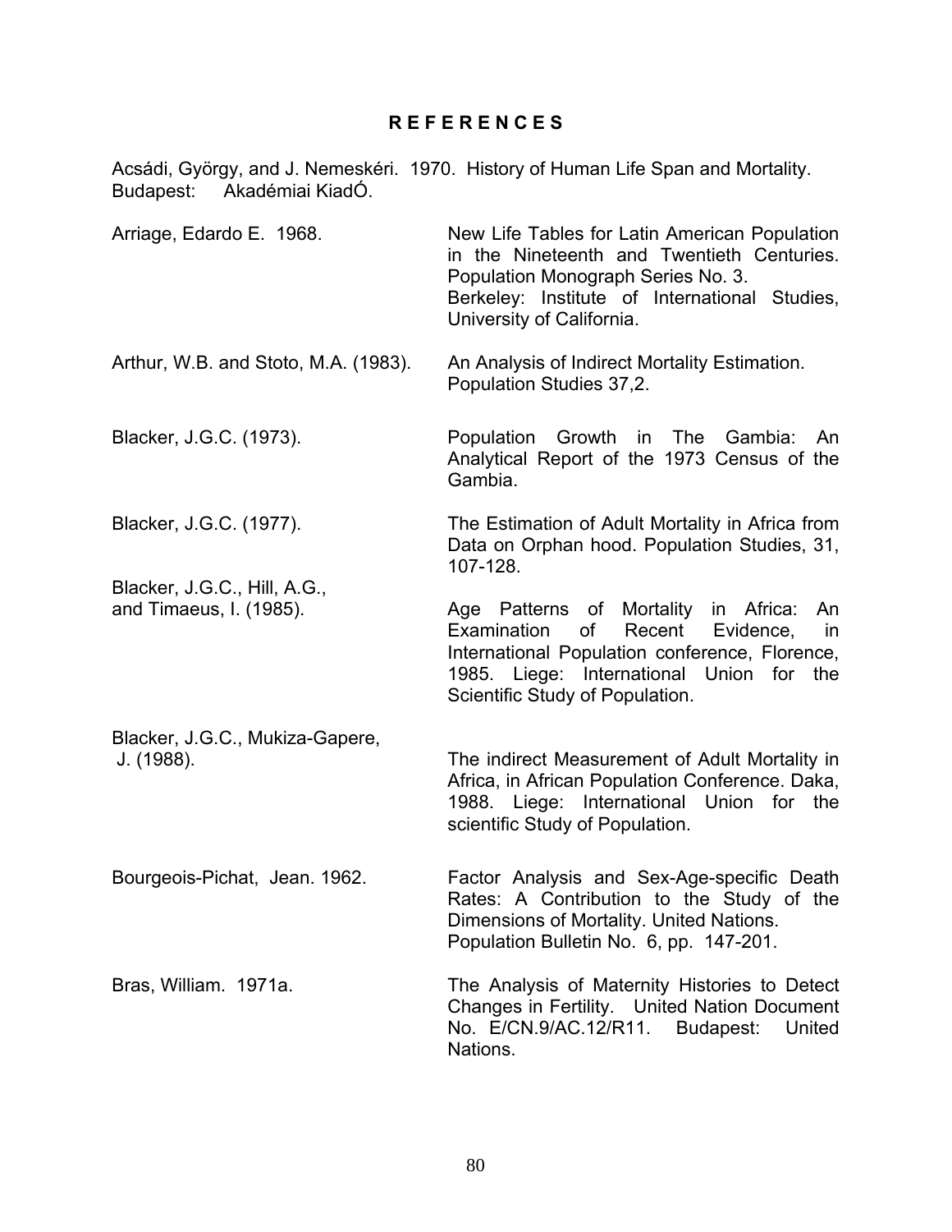# R E F E R E N C E S

Acsádi, György, and J. Nemeskéri. 1970. History of Human Life Span and Mortality. Budapest: Akadémiai KiadÓ.

Arriage, Edardo E. 1968. New Life Tables for Latin American Population in the Nineteenth and Twentieth Centuries. Population Monograph Series No. 3. Berkeley: Institute of International Studies, University of California.

Arthur, W.B. and Stoto, M.A. (1983). An Analysis of Indirect Mortality Estimation. Population Studies 37,2.

Blacker, J.G.C. (1973). Population Growth in The Gambia: An Analytical Report of the 1973 Census of the Gambia.

Blacker, J.G.C. (1977). The Estimation of Adult Mortality in Africa from Data on Orphan hood. Population Studies, 31, 107-128.

Blacker, J.G.C., Hill, A.G., and Timaeus, I. (1985). Age Patterns of Mortality in Africa: An Examination of Recent Evidence, in International Population conference, Florence, 1985. Liege: International Union for the Scientific Study of Population.

Blacker, J.G.C., Mukiza-Gapere, J. (1988). The indirect Measurement of Adult Mortality in Africa, in African Population Conference. Daka, 1988. Liege: International Union for the scientific Study of Population.

Bourgeois-Pichat, Jean. 1962. Factor Analysis and Sex-Age-specific Death Rates: A Contribution to the Study of the Dimensions of Mortality. United Nations. Population Bulletin No. 6, pp. 147-201.

Bras, William. 1971a. The Analysis of Maternity Histories to Detect Changes in Fertility. United Nation Document No. E/CN.9/AC.12/R11. Budapest: United Nations.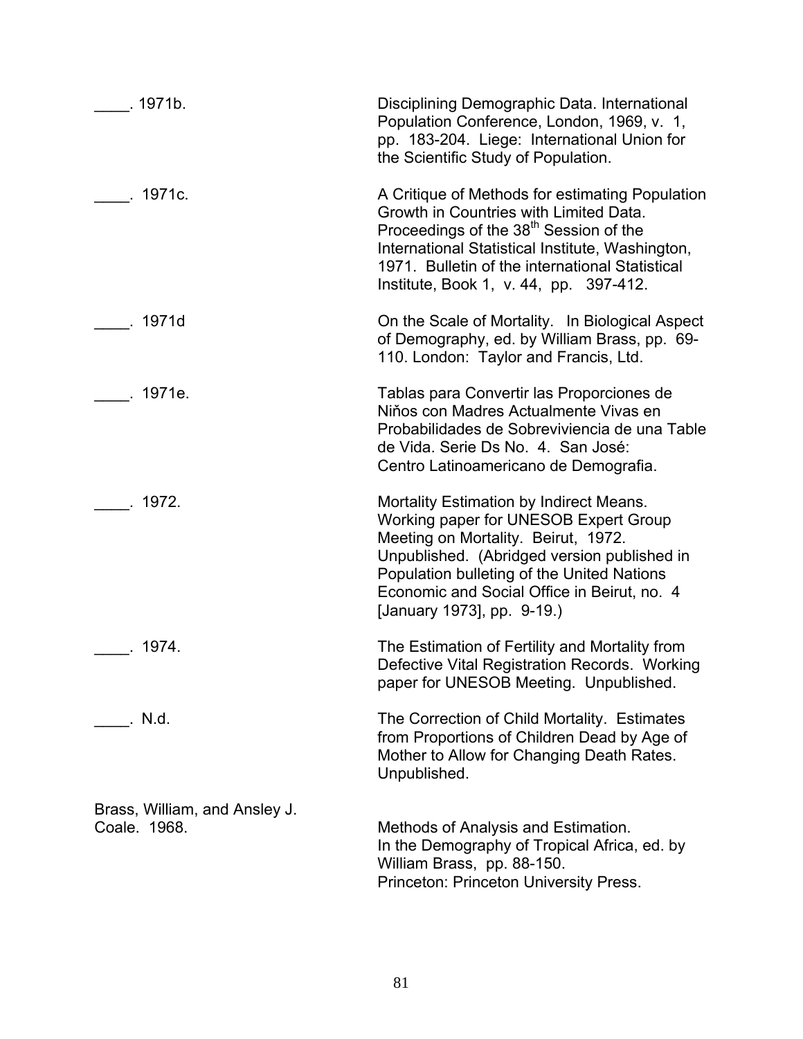____. 1971b. Disciplining Demographic Data. International Population Conference, London, 1969, v. 1, pp. 183-204. Liege: International Union for the Scientific Study of Population.

____. 1971c. A Critique of Methods for estimating Population Growth in Countries with Limited Data. Proceedings of the 38th Session of the International Statistical Institute, Washington, 1971. Bulletin of the international Statistical Institute, Book 1, v. 44, pp. 397-412.

____. 1971d On the Scale of Mortality. In Biological Aspect of Demography, ed. by William Brass, pp. 69-110. London: Taylor and Francis, Ltd.

____. 1971e. Tablas para Convertir las Proporciones de Niňos con Madres Actualmente Vivas en Probabilidades de Sobreviviencia de una Table de Vida. Serie Ds No. 4. San José: Centro Latinoamericano de Demografia.

____. 1972. Mortality Estimation by Indirect Means. Working paper for UNESOB Expert Group Meeting on Mortality. Beirut, 1972. Unpublished. (Abridged version published in Population bulleting of the United Nations Economic and Social Office in Beirut, no. 4 [January 1973], pp. 9-19.)

____. 1974. The Estimation of Fertility and Mortality from Defective Vital Registration Records. Working paper for UNESOB Meeting. Unpublished.

____. N.d. The Correction of Child Mortality. Estimates from Proportions of Children Dead by Age of Mother to Allow for Changing Death Rates. Unpublished.

Brass, William, and Ansley J. Coale. 1968. Methods of Analysis and Estimation. In the Demography of Tropical Africa, ed. by William Brass, pp. 88-150. Princeton: Princeton University Press.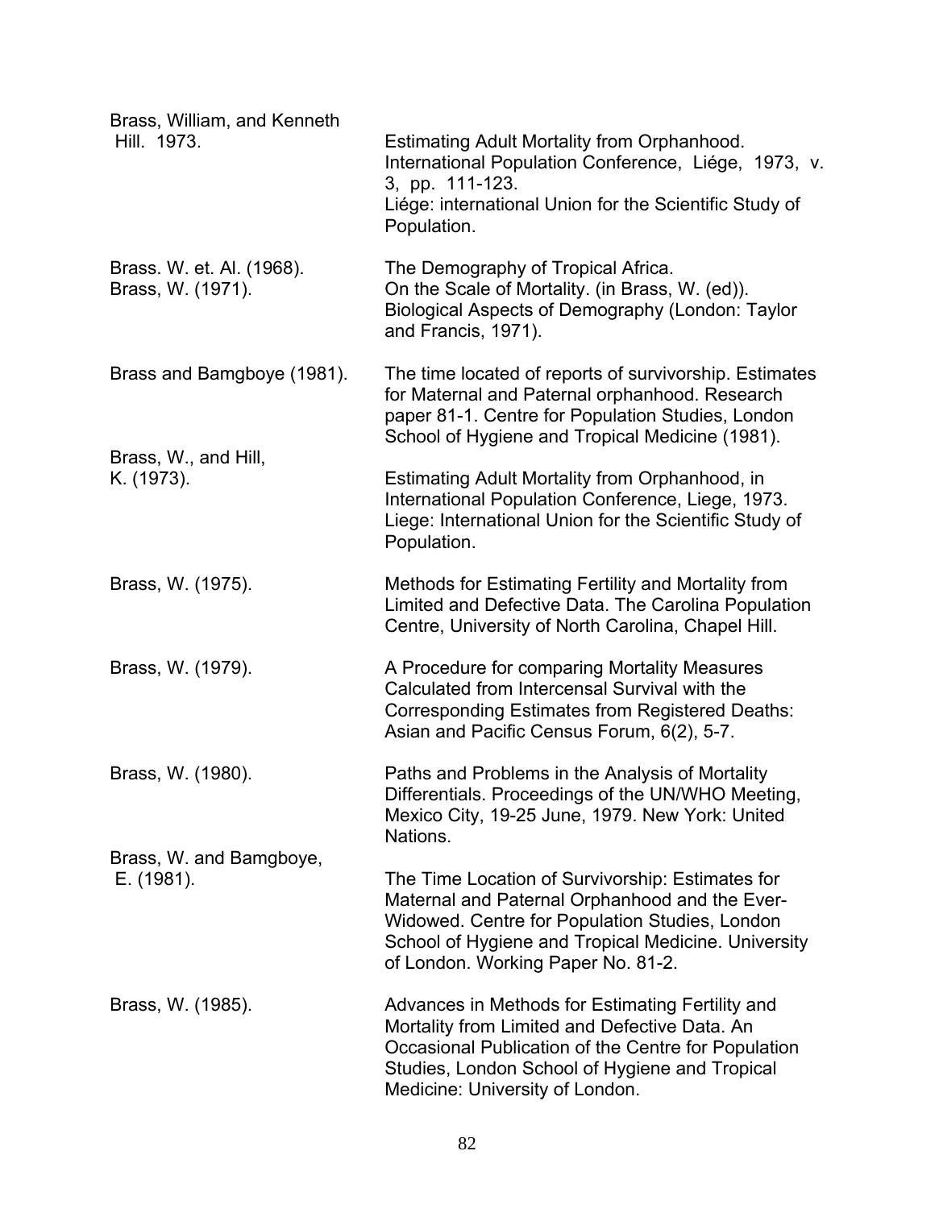Brass, William, and Kenneth Hill. 1973. Estimating Adult Mortality from Orphanhood. International Population Conference, Liége, 1973, v. 3, pp. 111-123. Liége: international Union for the Scientific Study of Population.

Brass. W. et. Al. (1968). The Demography of Tropical Africa.

Brass, W. (1971). On the Scale of Mortality. (in Brass, W. (ed)). Biological Aspects of Demography (London: Taylor and Francis, 1971).

Brass and Bamgboye (1981). The time located of reports of survivorship. Estimates for Maternal and Paternal orphanhood. Research paper 81-1. Centre for Population Studies, London School of Hygiene and Tropical Medicine (1981).

Brass, W., and Hill, K. (1973). Estimating Adult Mortality from Orphanhood, in International Population Conference, Liege, 1973. Liege: International Union for the Scientific Study of Population.

Brass, W. (1975). Methods for Estimating Fertility and Mortality from Limited and Defective Data. The Carolina Population Centre, University of North Carolina, Chapel Hill.

Brass, W. (1979). A Procedure for comparing Mortality Measures Calculated from Intercensal Survival with the Corresponding Estimates from Registered Deaths: Asian and Pacific Census Forum, 6(2), 5-7.

Brass, W. (1980). Paths and Problems in the Analysis of Mortality Differentials. Proceedings of the UN/WHO Meeting, Mexico City, 19-25 June, 1979. New York: United Nations.

Brass, W. and Bamgboye, E. (1981). The Time Location of Survivorship: Estimates for Maternal and Paternal Orphanhood and the Ever-Widowed. Centre for Population Studies, London School of Hygiene and Tropical Medicine. University of London. Working Paper No. 81-2.

Brass, W. (1985). Advances in Methods for Estimating Fertility and Mortality from Limited and Defective Data. An Occasional Publication of the Centre for Population Studies, London School of Hygiene and Tropical Medicine: University of London.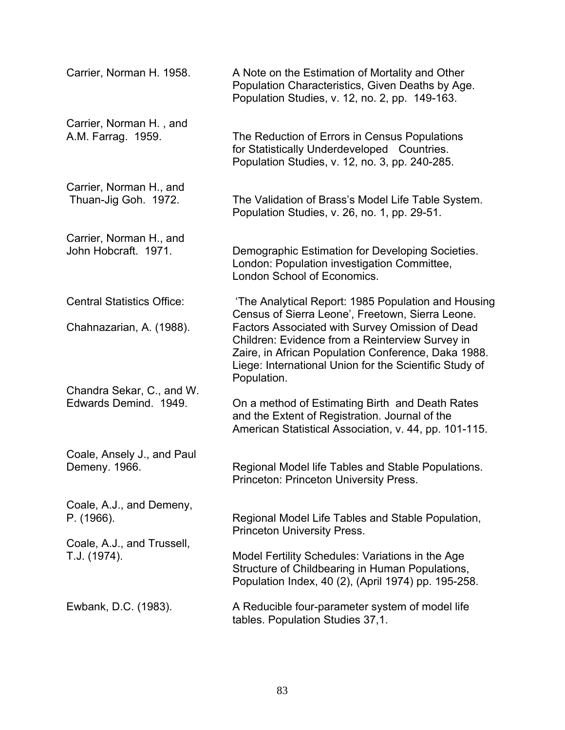Carrier, Norman H. 1958. A Note on the Estimation of Mortality and Other Population Characteristics, Given Deaths by Age. Population Studies, v. 12, no. 2, pp. 149-163.

Carrier, Norman H. , and A.M. Farrag. 1959. The Reduction of Errors in Census Populations for Statistically Underdeveloped Countries. Population Studies, v. 12, no. 3, pp. 240-285.

Carrier, Norman H., and Thuan-Jig Goh. 1972. The Validation of Brass's Model Life Table System. Population Studies, v. 26, no. 1, pp. 29-51.

Carrier, Norman H., and John Hobcraft. 1971. Demographic Estimation for Developing Societies. London: Population investigation Committee, London School of Economics.

Central Statistics Office: 'The Analytical Report: 1985 Population and Housing Census of Sierra Leone', Freetown, Sierra Leone.

Chahnazarian, A. (1988). Factors Associated with Survey Omission of Dead Children: Evidence from a Reinterview Survey in Zaire, in African Population Conference, Daka 1988. Liege: International Union for the Scientific Study of Population.

Chandra Sekar, C., and W. Edwards Demind. 1949. On a method of Estimating Birth and Death Rates and the Extent of Registration. Journal of the American Statistical Association, v. 44, pp. 101-115.

Coale, Ansely J., and Paul Demeny. 1966. Regional Model life Tables and Stable Populations. Princeton: Princeton University Press.

Coale, A.J., and Demeny, P. (1966). Regional Model Life Tables and Stable Population, Princeton University Press.

Coale, A.J., and Trussell, T.J. (1974). Model Fertility Schedules: Variations in the Age Structure of Childbearing in Human Populations, Population Index, 40 (2), (April 1974) pp. 195-258.

Ewbank, D.C. (1983). A Reducible four-parameter system of model life tables. Population Studies 37,1.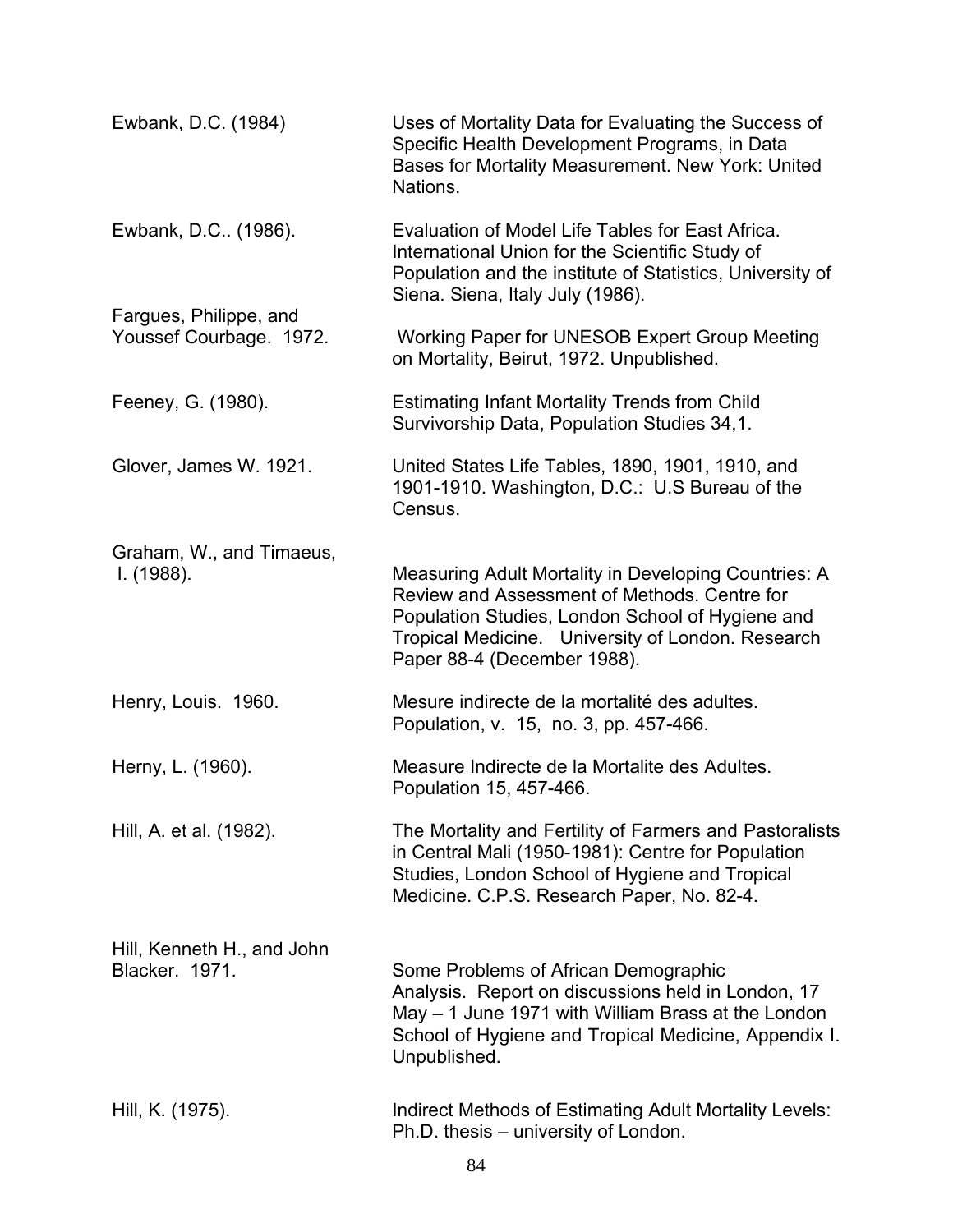Ewbank, D.C. (1984) Uses of Mortality Data for Evaluating the Success of Specific Health Development Programs, in Data Bases for Mortality Measurement. New York: United Nations.

Ewbank, D.C.. (1986). Evaluation of Model Life Tables for East Africa. International Union for the Scientific Study of Population and the institute of Statistics, University of Siena. Siena, Italy July (1986).

Fargues, Philippe, and Youssef Courbage. 1972. Working Paper for UNESOB Expert Group Meeting on Mortality, Beirut, 1972. Unpublished.

Feeney, G. (1980). Estimating Infant Mortality Trends from Child Survivorship Data, Population Studies 34,1.

Glover, James W. 1921. United States Life Tables, 1890, 1901, 1910, and 1901-1910. Washington, D.C.: U.S Bureau of the Census.

Graham, W., and Timaeus, I. (1988). Measuring Adult Mortality in Developing Countries: A Review and Assessment of Methods. Centre for Population Studies, London School of Hygiene and Tropical Medicine. University of London. Research Paper 88-4 (December 1988).

Henry, Louis. 1960. Mesure indirecte de la mortalité des adultes. Population, v. 15, no. 3, pp. 457-466.

Herny, L. (1960). Measure Indirecte de la Mortalite des Adultes. Population 15, 457-466.

Hill, A. et al. (1982). The Mortality and Fertility of Farmers and Pastoralists in Central Mali (1950-1981): Centre for Population Studies, London School of Hygiene and Tropical Medicine. C.P.S. Research Paper, No. 82-4.

Hill, Kenneth H., and John Blacker. 1971. Some Problems of African Demographic Analysis. Report on discussions held in London, 17 May – 1 June 1971 with William Brass at the London School of Hygiene and Tropical Medicine, Appendix I. Unpublished.

Hill, K. (1975). Indirect Methods of Estimating Adult Mortality Levels: Ph.D. thesis – university of London.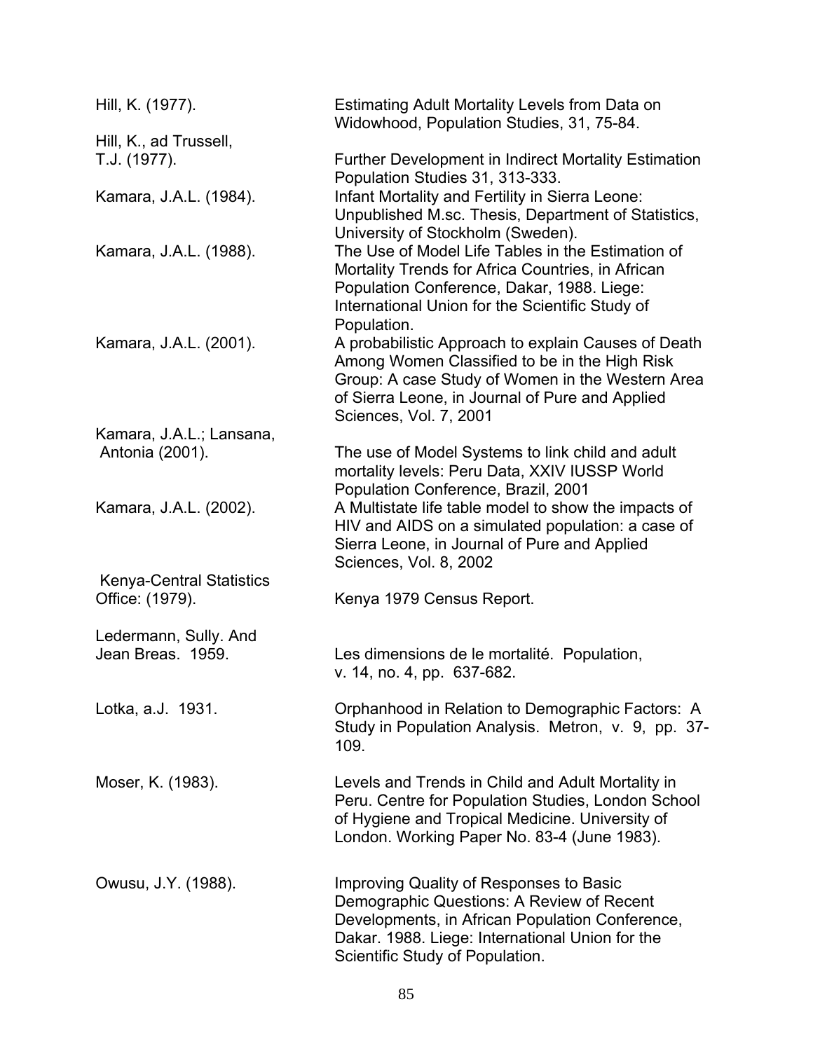Hill, K. (1977). Estimating Adult Mortality Levels from Data on Widowhood, Population Studies, 31, 75-84.

Hill, K., ad Trussell, T.J. (1977). Further Development in Indirect Mortality Estimation Population Studies 31, 313-333.

Kamara, J.A.L. (1984). Infant Mortality and Fertility in Sierra Leone: Unpublished M.sc. Thesis, Department of Statistics, University of Stockholm (Sweden).

Kamara, J.A.L. (1988). The Use of Model Life Tables in the Estimation of Mortality Trends for Africa Countries, in African Population Conference, Dakar, 1988. Liege: International Union for the Scientific Study of Population.

Kamara, J.A.L. (2001). A probabilistic Approach to explain Causes of Death Among Women Classified to be in the High Risk Group: A case Study of Women in the Western Area of Sierra Leone, in Journal of Pure and Applied Sciences, Vol. 7, 2001

Kamara, J.A.L.; Lansana, Antonia (2001). The use of Model Systems to link child and adult mortality levels: Peru Data, XXIV IUSSP World Population Conference, Brazil, 2001

Kamara, J.A.L. (2002). A Multistate life table model to show the impacts of HIV and AIDS on a simulated population: a case of Sierra Leone, in Journal of Pure and Applied Sciences, Vol. 8, 2002

Kenya-Central Statistics Office: (1979). Kenya 1979 Census Report.

Ledermann, Sully. And Jean Breas. 1959. Les dimensions de le mortalité. Population, v. 14, no. 4, pp. 637-682.

Lotka, a.J. 1931. Orphanhood in Relation to Demographic Factors: A Study in Population Analysis. Metron, v. 9, pp. 37-109.

Moser, K. (1983). Levels and Trends in Child and Adult Mortality in Peru. Centre for Population Studies, London School of Hygiene and Tropical Medicine. University of London. Working Paper No. 83-4 (June 1983).

Owusu, J.Y. (1988). Improving Quality of Responses to Basic Demographic Questions: A Review of Recent Developments, in African Population Conference, Dakar. 1988. Liege: International Union for the Scientific Study of Population.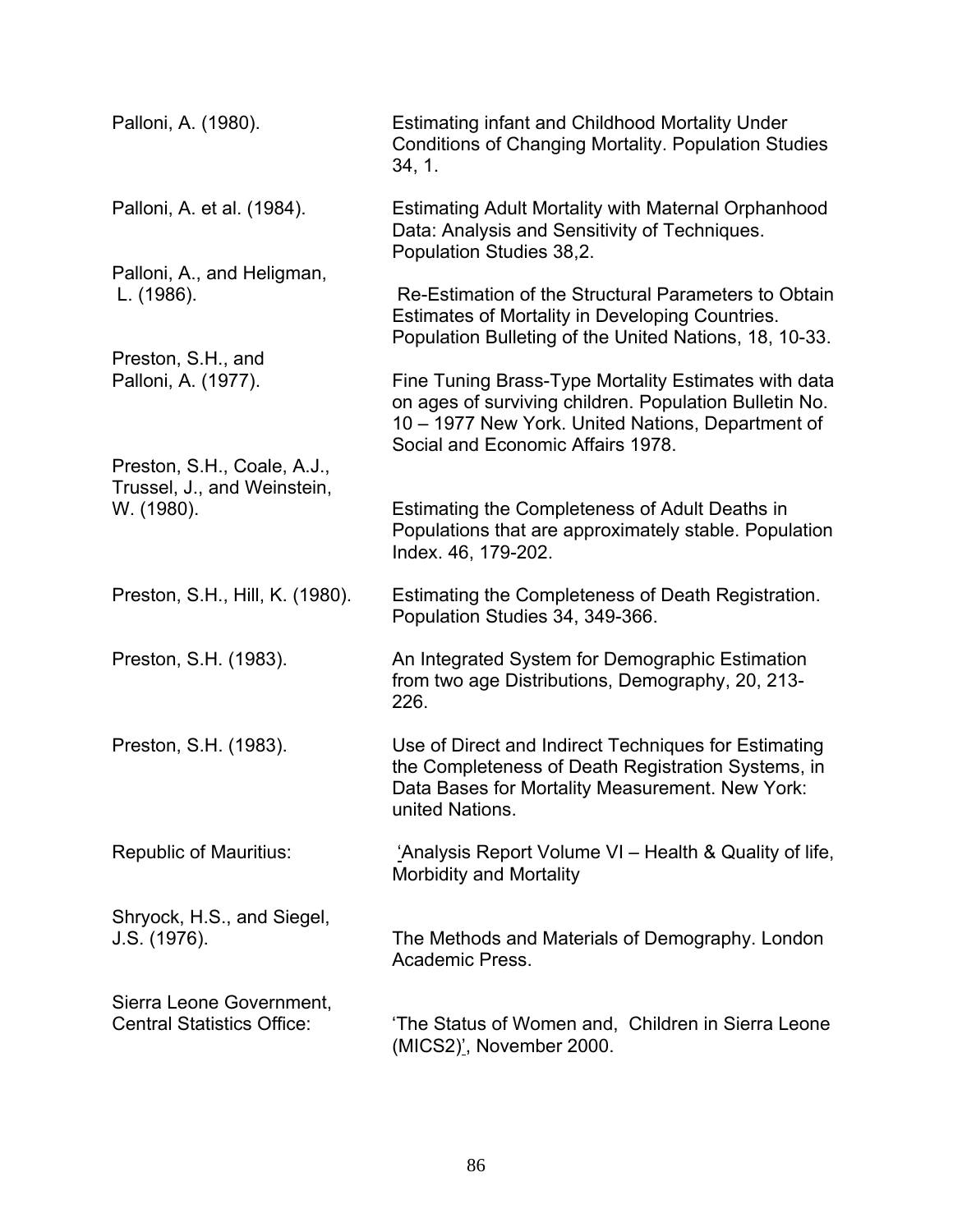Palloni, A. (1980). Estimating infant and Childhood Mortality Under Conditions of Changing Mortality. Population Studies 34, 1.

Palloni, A. et al. (1984). Estimating Adult Mortality with Maternal Orphanhood Data: Analysis and Sensitivity of Techniques. Population Studies 38,2.

Palloni, A., and Heligman, L. (1986). Re-Estimation of the Structural Parameters to Obtain Estimates of Mortality in Developing Countries. Population Bulleting of the United Nations, 18, 10-33.

Preston, S.H., and Palloni, A. (1977). Fine Tuning Brass-Type Mortality Estimates with data on ages of surviving children. Population Bulletin No. 10 – 1977 New York. United Nations, Department of Social and Economic Affairs 1978.

Preston, S.H., Coale, A.J., Trussel, J., and Weinstein, W. (1980). Estimating the Completeness of Adult Deaths in Populations that are approximately stable. Population Index. 46, 179-202.

Preston, S.H., Hill, K. (1980). Estimating the Completeness of Death Registration. Population Studies 34, 349-366.

Preston, S.H. (1983). An Integrated System for Demographic Estimation from two age Distributions, Demography, 20, 213-226.

Preston, S.H. (1983). Use of Direct and Indirect Techniques for Estimating the Completeness of Death Registration Systems, in Data Bases for Mortality Measurement. New York: united Nations.

Republic of Mauritius: 'Analysis Report Volume VI – Health & Quality of life, Morbidity and Mortality

Shryock, H.S., and Siegel, J.S. (1976). The Methods and Materials of Demography. London Academic Press.

Sierra Leone Government, Central Statistics Office: 'The Status of Women and, Children in Sierra Leone (MICS2)', November 2000.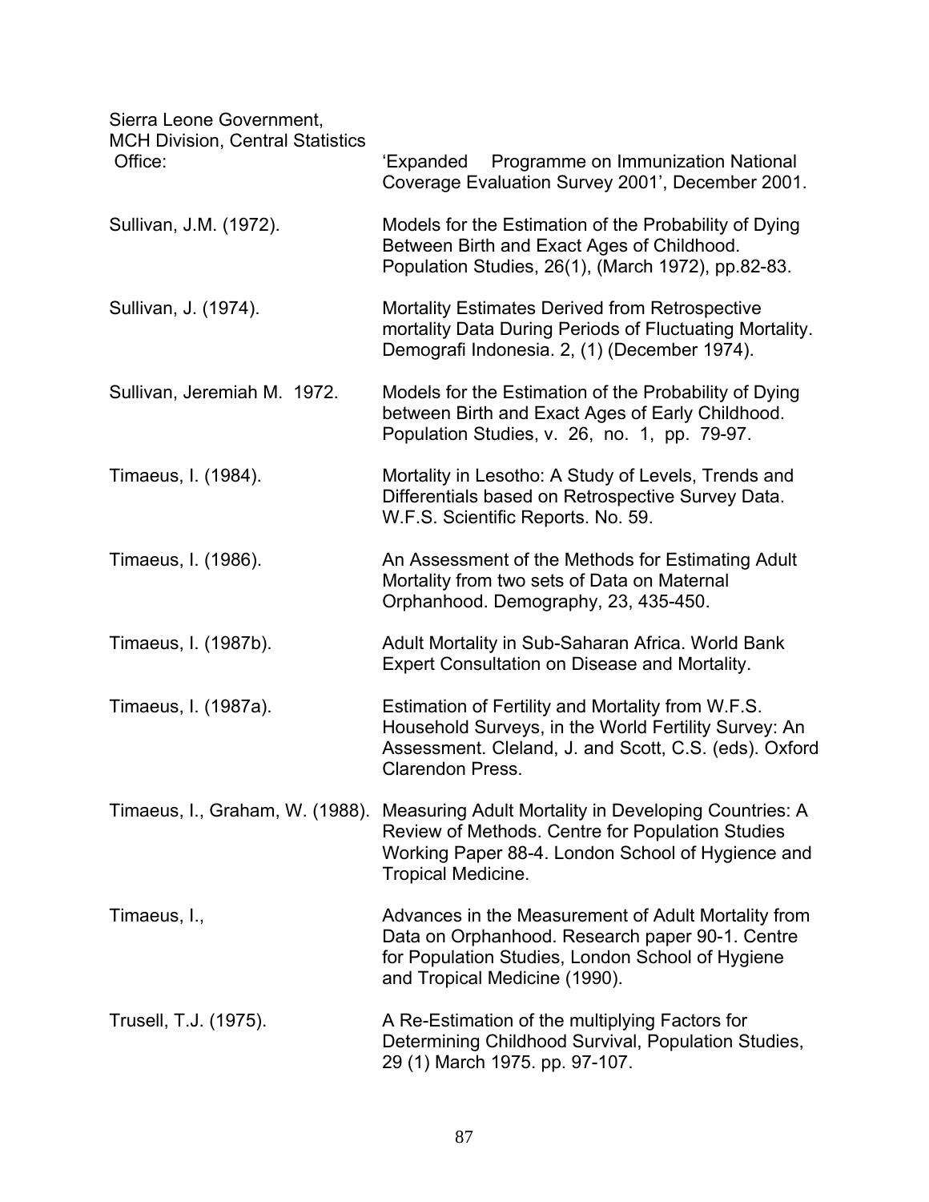Sierra Leone Government, MCH Division, Central Statistics Office: 'Expanded Programme on Immunization National Coverage Evaluation Survey 2001', December 2001.

Sullivan, J.M. (1972). Models for the Estimation of the Probability of Dying Between Birth and Exact Ages of Childhood. Population Studies, 26(1), (March 1972), pp.82-83.

Sullivan, J. (1974). Mortality Estimates Derived from Retrospective mortality Data During Periods of Fluctuating Mortality. Demografi Indonesia. 2, (1) (December 1974).

Sullivan, Jeremiah M. 1972. Models for the Estimation of the Probability of Dying between Birth and Exact Ages of Early Childhood. Population Studies, v. 26, no. 1, pp. 79-97.

Timaeus, I. (1984). Mortality in Lesotho: A Study of Levels, Trends and Differentials based on Retrospective Survey Data. W.F.S. Scientific Reports. No. 59.

Timaeus, I. (1986). An Assessment of the Methods for Estimating Adult Mortality from two sets of Data on Maternal Orphanhood. Demography, 23, 435-450.

Timaeus, I. (1987b). Adult Mortality in Sub-Saharan Africa. World Bank Expert Consultation on Disease and Mortality.

Timaeus, I. (1987a). Estimation of Fertility and Mortality from W.F.S. Household Surveys, in the World Fertility Survey: An Assessment. Cleland, J. and Scott, C.S. (eds). Oxford Clarendon Press.

Timaeus, I., Graham, W. (1988). Measuring Adult Mortality in Developing Countries: A Review of Methods. Centre for Population Studies Working Paper 88-4. London School of Hygience and Tropical Medicine.

Timaeus, I., Advances in the Measurement of Adult Mortality from Data on Orphanhood. Research paper 90-1. Centre for Population Studies, London School of Hygiene and Tropical Medicine (1990).

Trusell, T.J. (1975). A Re-Estimation of the multiplying Factors for Determining Childhood Survival, Population Studies, 29 (1) March 1975. pp. 97-107.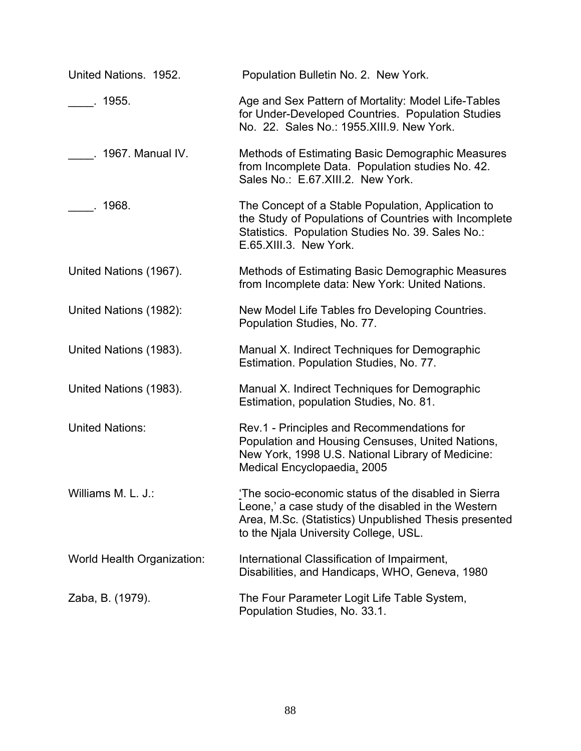United Nations. 1952. Population Bulletin No. 2. New York.

____. 1955. Age and Sex Pattern of Mortality: Model Life-Tables for Under-Developed Countries. Population Studies No. 22. Sales No.: 1955.XIII.9. New York.

____. 1967. Manual IV. Methods of Estimating Basic Demographic Measures from Incomplete Data. Population studies No. 42. Sales No.: E.67.XIII.2. New York.

____. 1968. The Concept of a Stable Population, Application to the Study of Populations of Countries with Incomplete Statistics. Population Studies No. 39. Sales No.: E.65.XIII.3. New York.

United Nations (1967). Methods of Estimating Basic Demographic Measures from Incomplete data: New York: United Nations.

United Nations (1982): New Model Life Tables fro Developing Countries. Population Studies, No. 77.

United Nations (1983). Manual X. Indirect Techniques for Demographic Estimation. Population Studies, No. 77.

United Nations (1983). Manual X. Indirect Techniques for Demographic Estimation, population Studies, No. 81.

United Nations: Rev.1 - Principles and Recommendations for Population and Housing Censuses, United Nations, New York, 1998 U.S. National Library of Medicine: Medical Encyclopaedia, 2005

Williams M. L. J.: 'The socio-economic status of the disabled in Sierra Leone,' a case study of the disabled in the Western Area, M.Sc. (Statistics) Unpublished Thesis presented to the Njala University College, USL.

World Health Organization: International Classification of Impairment, Disabilities, and Handicaps, WHO, Geneva, 1980

Zaba, B. (1979). The Four Parameter Logit Life Table System, Population Studies, No. 33.1.